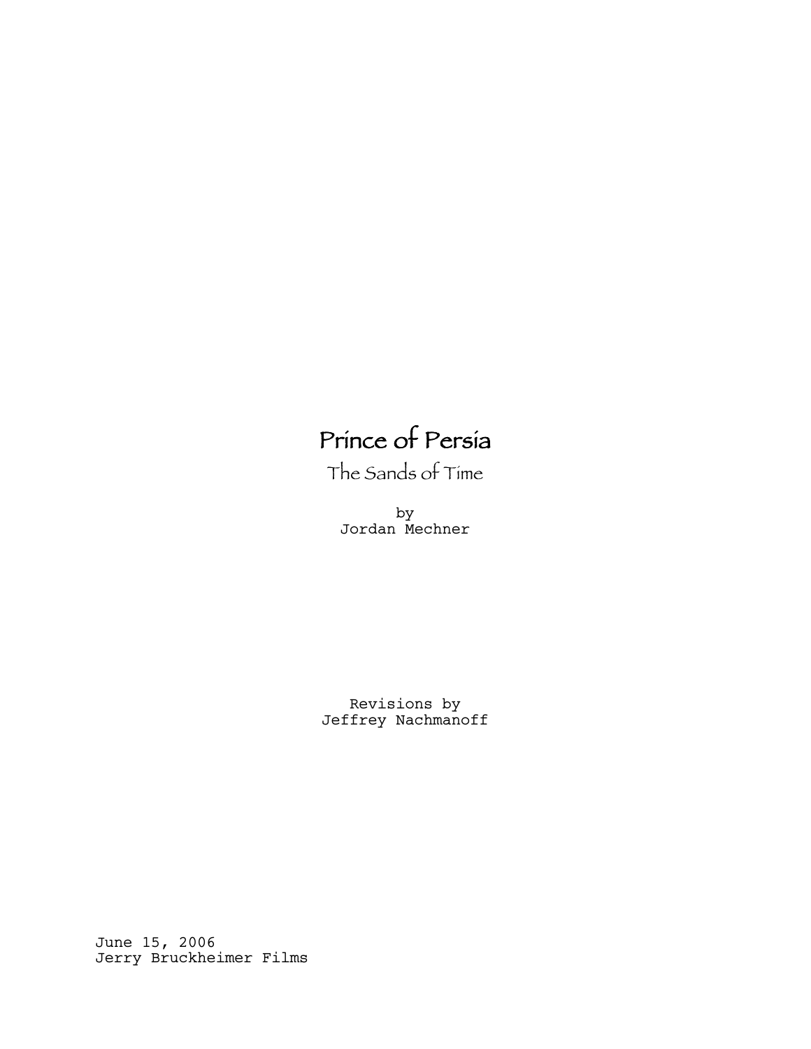# Prince of Persia

## The Sands of Time

by
Jordan Mechner

Revisions by
Jeffrey Nachmanoff

June 15, 2006
Jerry Bruckheimer Films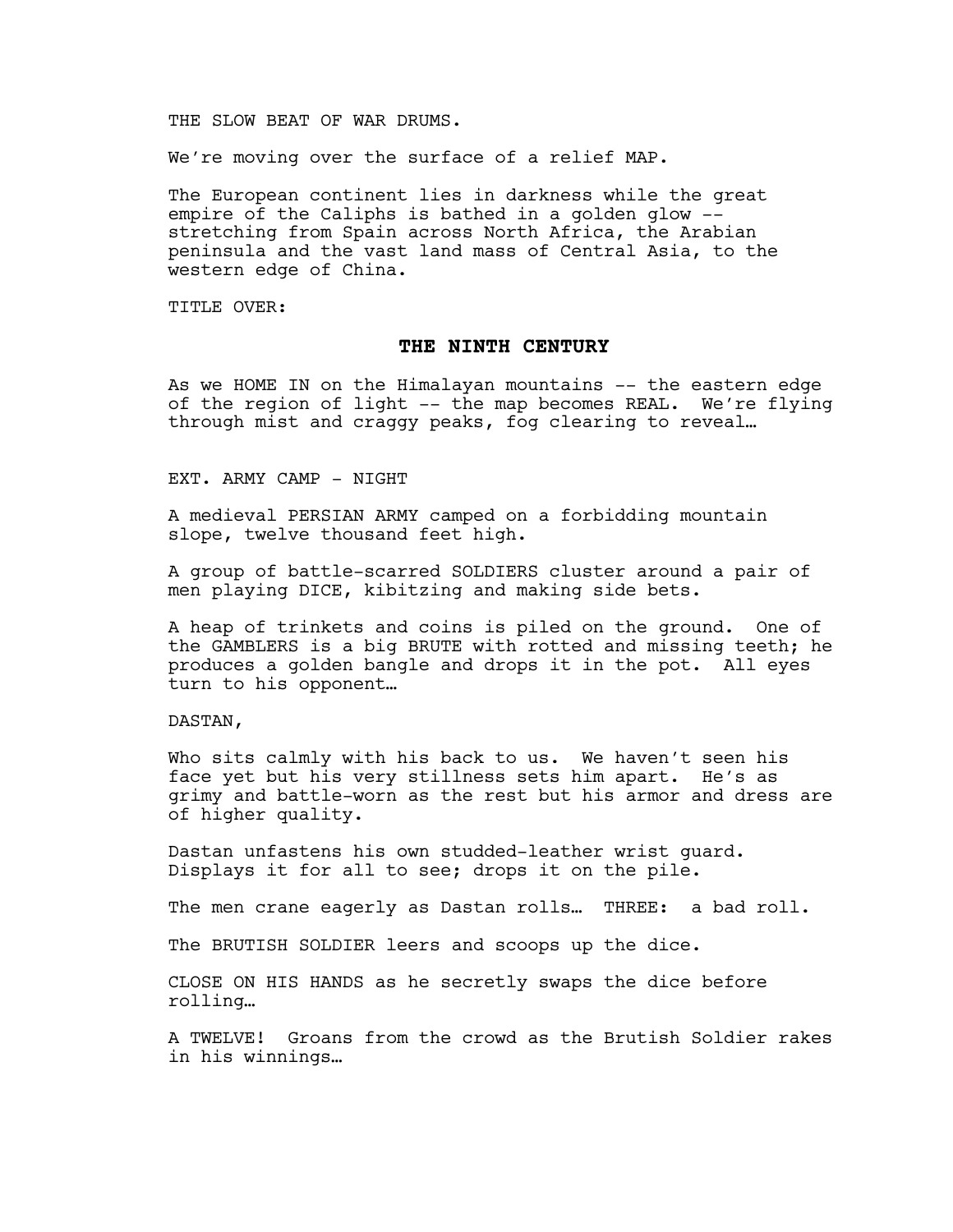THE SLOW BEAT OF WAR DRUMS.

We're moving over the surface of a relief MAP.

The European continent lies in darkness while the great empire of the Caliphs is bathed in a golden glow -- stretching from Spain across North Africa, the Arabian peninsula and the vast land mass of Central Asia, to the western edge of China.

TITLE OVER:

**THE NINTH CENTURY**

As we HOME IN on the Himalayan mountains -- the eastern edge of the region of light -- the map becomes REAL. We're flying through mist and craggy peaks, fog clearing to reveal…

EXT. ARMY CAMP - NIGHT

A medieval PERSIAN ARMY camped on a forbidding mountain slope, twelve thousand feet high.

A group of battle-scarred SOLDIERS cluster around a pair of men playing DICE, kibitzing and making side bets.

A heap of trinkets and coins is piled on the ground. One of the GAMBLERS is a big BRUTE with rotted and missing teeth; he produces a golden bangle and drops it in the pot. All eyes turn to his opponent…

DASTAN,

Who sits calmly with his back to us. We haven't seen his face yet but his very stillness sets him apart. He's as grimy and battle-worn as the rest but his armor and dress are of higher quality.

Dastan unfastens his own studded-leather wrist guard. Displays it for all to see; drops it on the pile.

The men crane eagerly as Dastan rolls… THREE: a bad roll.

The BRUTISH SOLDIER leers and scoops up the dice.

CLOSE ON HIS HANDS as he secretly swaps the dice before rolling…

A TWELVE! Groans from the crowd as the Brutish Soldier rakes in his winnings…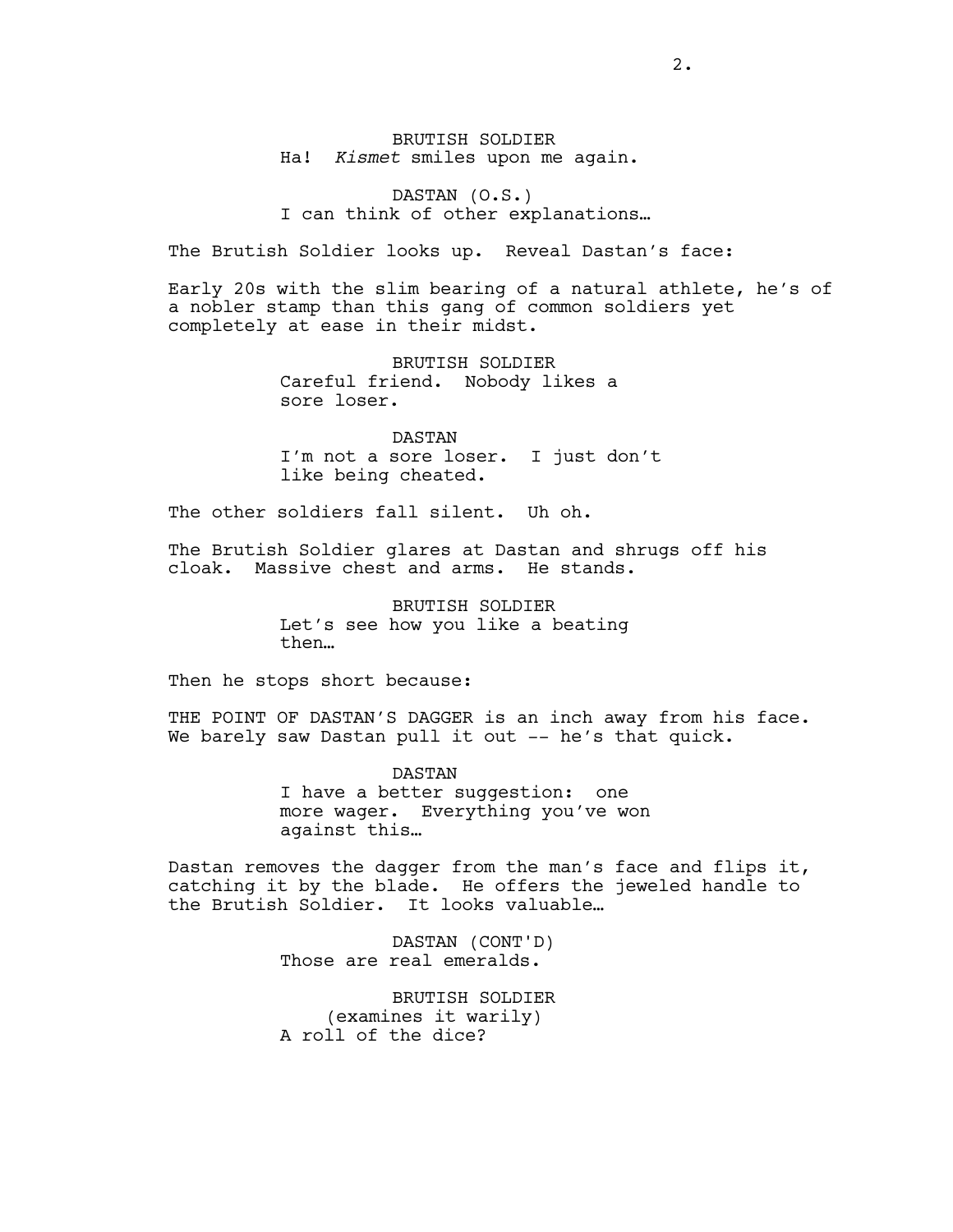BRUTISH SOLDIER
Ha! *Kismet* smiles upon me again.

DASTAN (O.S.)
I can think of other explanations…

The Brutish Soldier looks up. Reveal Dastan's face:

Early 20s with the slim bearing of a natural athlete, he's of a nobler stamp than this gang of common soldiers yet completely at ease in their midst.

BRUTISH SOLDIER
Careful friend. Nobody likes a sore loser.

DASTAN
I'm not a sore loser. I just don't like being cheated.

The other soldiers fall silent. Uh oh.

The Brutish Soldier glares at Dastan and shrugs off his cloak. Massive chest and arms. He stands.

BRUTISH SOLDIER
Let's see how you like a beating then…

Then he stops short because:

THE POINT OF DASTAN'S DAGGER is an inch away from his face. We barely saw Dastan pull it out -- he's that quick.

DASTAN
I have a better suggestion: one more wager. Everything you've won against this…

Dastan removes the dagger from the man's face and flips it, catching it by the blade. He offers the jeweled handle to the Brutish Soldier. It looks valuable…

DASTAN (CONT'D)
Those are real emeralds.

BRUTISH SOLDIER
(examines it warily)
A roll of the dice?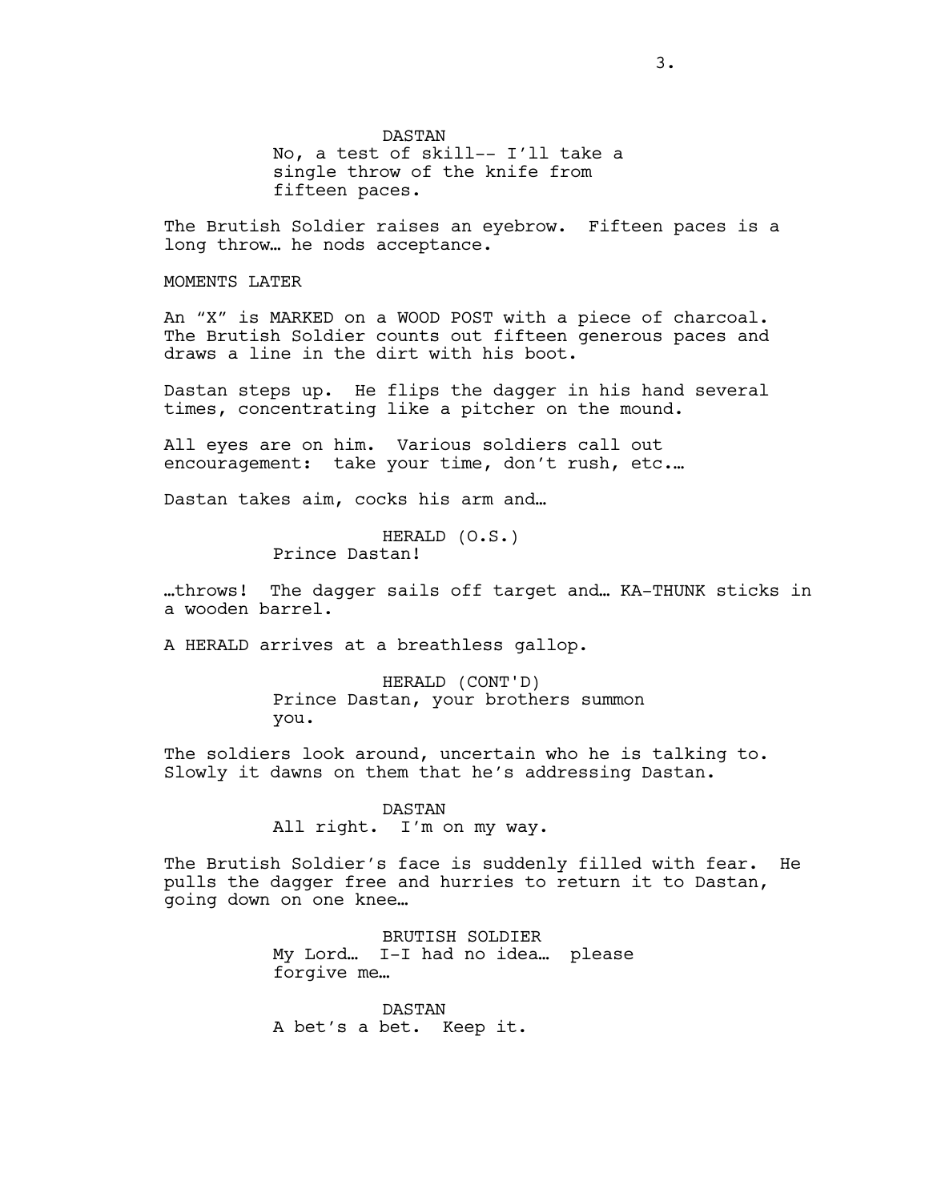DASTAN
No, a test of skill-- I'll take a single throw of the knife from fifteen paces.

The Brutish Soldier raises an eyebrow. Fifteen paces is a long throw… he nods acceptance.

MOMENTS LATER

An "X" is MARKED on a WOOD POST with a piece of charcoal. The Brutish Soldier counts out fifteen generous paces and draws a line in the dirt with his boot.

Dastan steps up. He flips the dagger in his hand several times, concentrating like a pitcher on the mound.

All eyes are on him. Various soldiers call out encouragement: take your time, don't rush, etc.…

Dastan takes aim, cocks his arm and…

HERALD (O.S.)
Prince Dastan!

…throws! The dagger sails off target and… KA-THUNK sticks in a wooden barrel.

A HERALD arrives at a breathless gallop.

HERALD (CONT'D)
Prince Dastan, your brothers summon you.

The soldiers look around, uncertain who he is talking to. Slowly it dawns on them that he's addressing Dastan.

DASTAN
All right. I'm on my way.

The Brutish Soldier's face is suddenly filled with fear. He pulls the dagger free and hurries to return it to Dastan, going down on one knee…

BRUTISH SOLDIER
My Lord… I-I had no idea… please forgive me…

DASTAN
A bet's a bet. Keep it.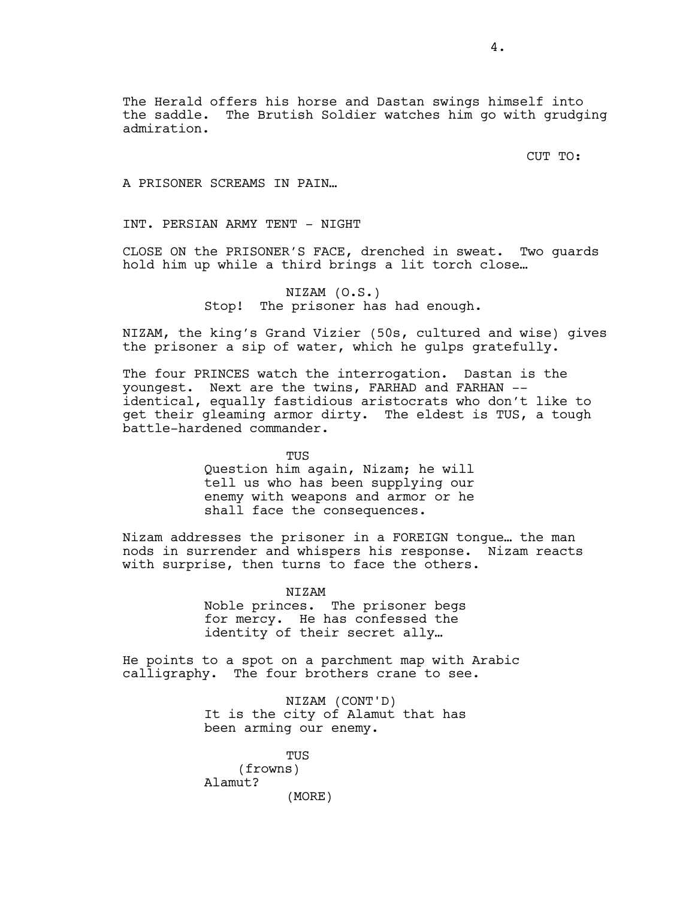The Herald offers his horse and Dastan swings himself into the saddle. The Brutish Soldier watches him go with grudging admiration.

CUT TO:

A PRISONER SCREAMS IN PAIN…

INT. PERSIAN ARMY TENT - NIGHT

CLOSE ON the PRISONER'S FACE, drenched in sweat. Two guards hold him up while a third brings a lit torch close…

NIZAM (O.S.)
Stop! The prisoner has had enough.

NIZAM, the king's Grand Vizier (50s, cultured and wise) gives the prisoner a sip of water, which he gulps gratefully.

The four PRINCES watch the interrogation. Dastan is the youngest. Next are the twins, FARHAD and FARHAN -- identical, equally fastidious aristocrats who don't like to get their gleaming armor dirty. The eldest is TUS, a tough battle-hardened commander.

TUS
Question him again, Nizam; he will tell us who has been supplying our enemy with weapons and armor or he shall face the consequences.

Nizam addresses the prisoner in a FOREIGN tongue… the man nods in surrender and whispers his response. Nizam reacts with surprise, then turns to face the others.

NIZAM
Noble princes. The prisoner begs for mercy. He has confessed the identity of their secret ally…

He points to a spot on a parchment map with Arabic calligraphy. The four brothers crane to see.

NIZAM (CONT'D)
It is the city of Alamut that has been arming our enemy.

TUS
(frowns)
Alamut?
(MORE)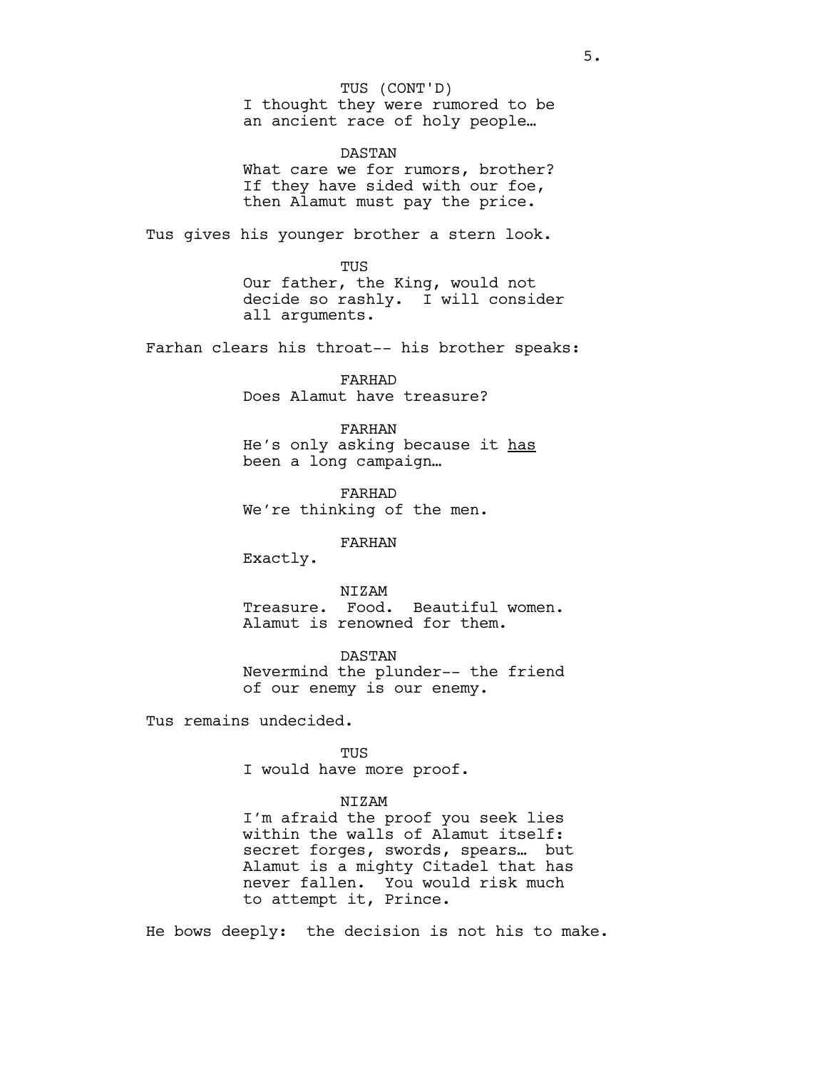TUS (CONT'D)
I thought they were rumored to be an ancient race of holy people…

DASTAN
What care we for rumors, brother? If they have sided with our foe, then Alamut must pay the price.

Tus gives his younger brother a stern look.

TUS
Our father, the King, would not decide so rashly. I will consider all arguments.

Farhan clears his throat-- his brother speaks:

FARHAD
Does Alamut have treasure?

FARHAN
He's only asking because it <u>has</u> been a long campaign…

FARHAD
We're thinking of the men.

FARHAN
Exactly.

NIZAM
Treasure. Food. Beautiful women. Alamut is renowned for them.

DASTAN
Nevermind the plunder-- the friend of our enemy is our enemy.

Tus remains undecided.

TUS
I would have more proof.

NIZAM
I'm afraid the proof you seek lies within the walls of Alamut itself: secret forges, swords, spears… but Alamut is a mighty Citadel that has never fallen. You would risk much to attempt it, Prince.

He bows deeply: the decision is not his to make.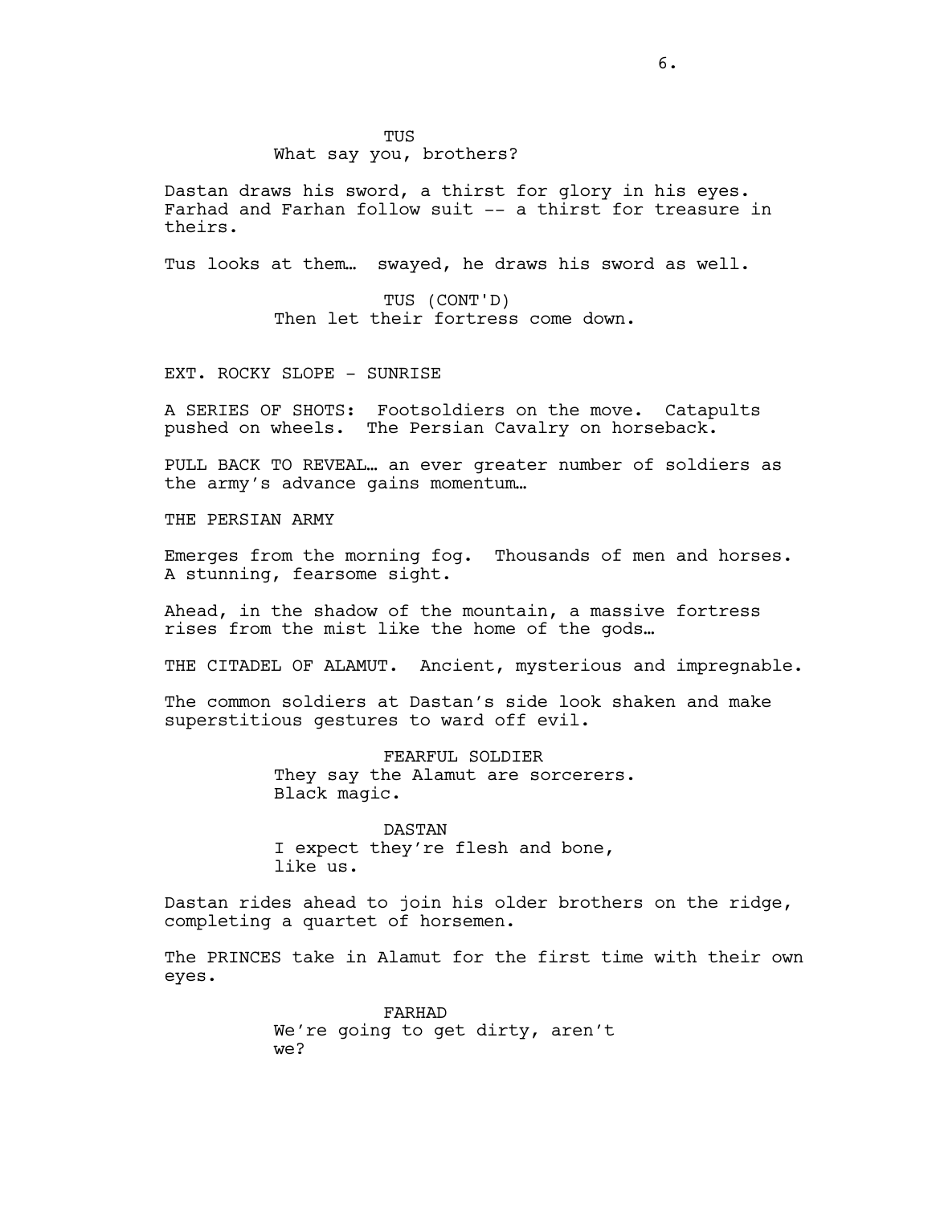TUS
What say you, brothers?

Dastan draws his sword, a thirst for glory in his eyes. Farhad and Farhan follow suit -- a thirst for treasure in theirs.

Tus looks at them… swayed, he draws his sword as well.

TUS (CONT'D)
Then let their fortress come down.

EXT. ROCKY SLOPE - SUNRISE

A SERIES OF SHOTS: Footsoldiers on the move. Catapults pushed on wheels. The Persian Cavalry on horseback.

PULL BACK TO REVEAL… an ever greater number of soldiers as the army's advance gains momentum…

THE PERSIAN ARMY

Emerges from the morning fog. Thousands of men and horses. A stunning, fearsome sight.

Ahead, in the shadow of the mountain, a massive fortress rises from the mist like the home of the gods…

THE CITADEL OF ALAMUT. Ancient, mysterious and impregnable.

The common soldiers at Dastan's side look shaken and make superstitious gestures to ward off evil.

FEARFUL SOLDIER
They say the Alamut are sorcerers. Black magic.

DASTAN
I expect they're flesh and bone, like us.

Dastan rides ahead to join his older brothers on the ridge, completing a quartet of horsemen.

The PRINCES take in Alamut for the first time with their own eyes.

FARHAD
We're going to get dirty, aren't we?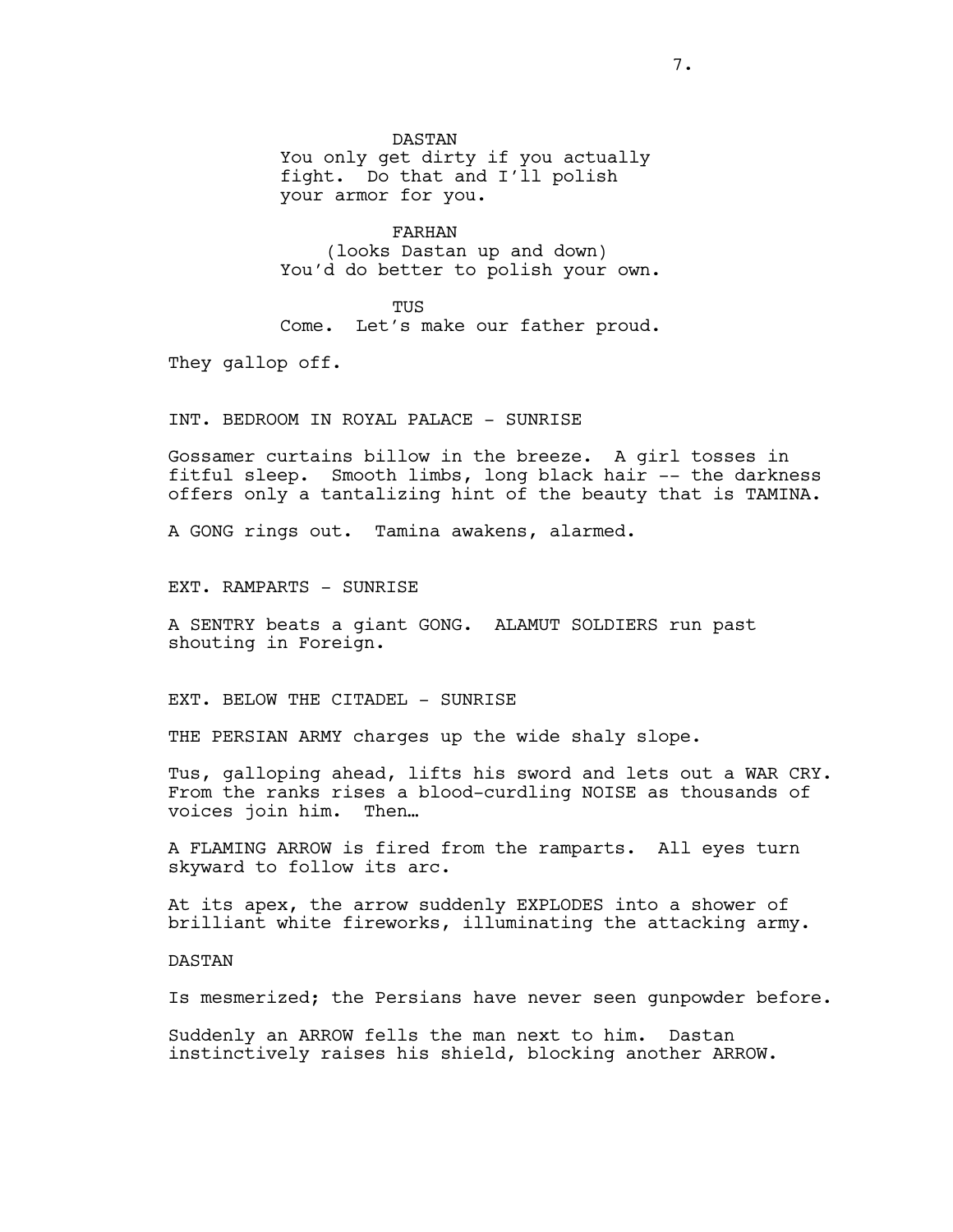DASTAN
You only get dirty if you actually fight. Do that and I'll polish your armor for you.

FARHAN
(looks Dastan up and down)
You'd do better to polish your own.

TUS
Come. Let's make our father proud.

They gallop off.

INT. BEDROOM IN ROYAL PALACE - SUNRISE

Gossamer curtains billow in the breeze. A girl tosses in fitful sleep. Smooth limbs, long black hair -- the darkness offers only a tantalizing hint of the beauty that is TAMINA.

A GONG rings out. Tamina awakens, alarmed.

EXT. RAMPARTS - SUNRISE

A SENTRY beats a giant GONG. ALAMUT SOLDIERS run past shouting in Foreign.

EXT. BELOW THE CITADEL - SUNRISE

THE PERSIAN ARMY charges up the wide shaly slope.

Tus, galloping ahead, lifts his sword and lets out a WAR CRY. From the ranks rises a blood-curdling NOISE as thousands of voices join him. Then…

A FLAMING ARROW is fired from the ramparts. All eyes turn skyward to follow its arc.

At its apex, the arrow suddenly EXPLODES into a shower of brilliant white fireworks, illuminating the attacking army.

DASTAN

Is mesmerized; the Persians have never seen gunpowder before.

Suddenly an ARROW fells the man next to him. Dastan instinctively raises his shield, blocking another ARROW.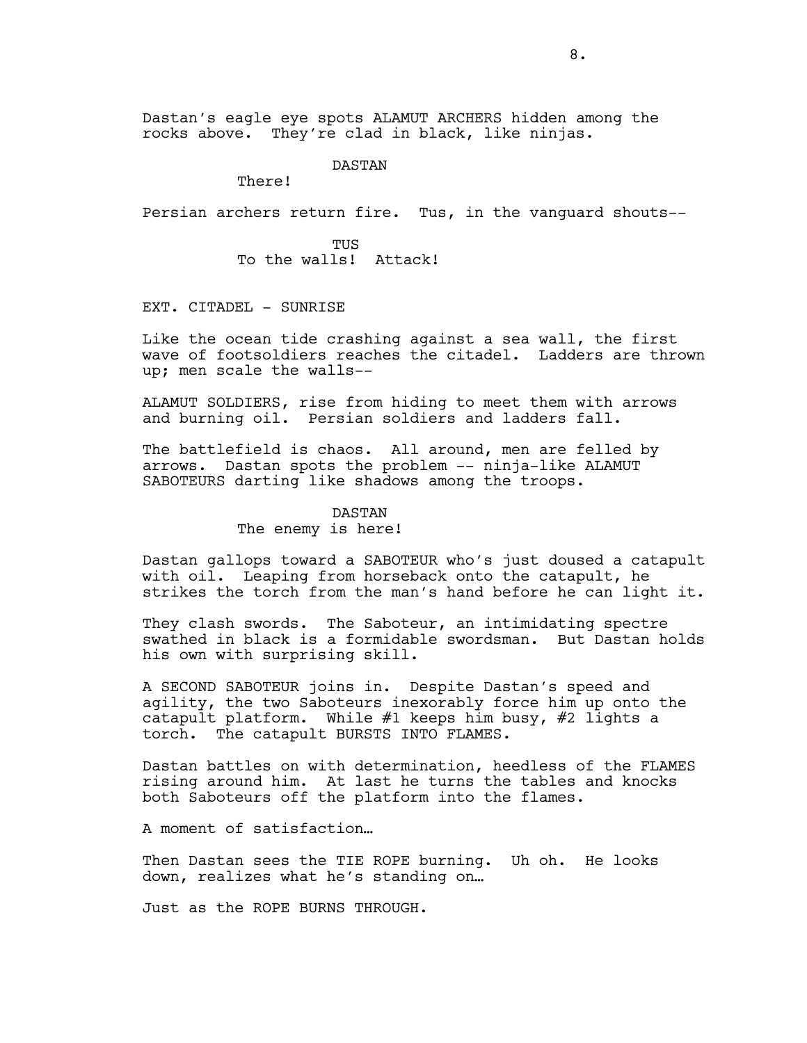Dastan's eagle eye spots ALAMUT ARCHERS hidden among the rocks above. They're clad in black, like ninjas.

DASTAN
There!

Persian archers return fire. Tus, in the vanguard shouts--

TUS
To the walls! Attack!

EXT. CITADEL - SUNRISE

Like the ocean tide crashing against a sea wall, the first wave of footsoldiers reaches the citadel. Ladders are thrown up; men scale the walls--

ALAMUT SOLDIERS, rise from hiding to meet them with arrows and burning oil. Persian soldiers and ladders fall.

The battlefield is chaos. All around, men are felled by arrows. Dastan spots the problem -- ninja-like ALAMUT SABOTEURS darting like shadows among the troops.

DASTAN
The enemy is here!

Dastan gallops toward a SABOTEUR who's just doused a catapult with oil. Leaping from horseback onto the catapult, he strikes the torch from the man's hand before he can light it.

They clash swords. The Saboteur, an intimidating spectre swathed in black is a formidable swordsman. But Dastan holds his own with surprising skill.

A SECOND SABOTEUR joins in. Despite Dastan's speed and agility, the two Saboteurs inexorably force him up onto the catapult platform. While #1 keeps him busy, #2 lights a torch. The catapult BURSTS INTO FLAMES.

Dastan battles on with determination, heedless of the FLAMES rising around him. At last he turns the tables and knocks both Saboteurs off the platform into the flames.

A moment of satisfaction…

Then Dastan sees the TIE ROPE burning. Uh oh. He looks down, realizes what he's standing on…

Just as the ROPE BURNS THROUGH.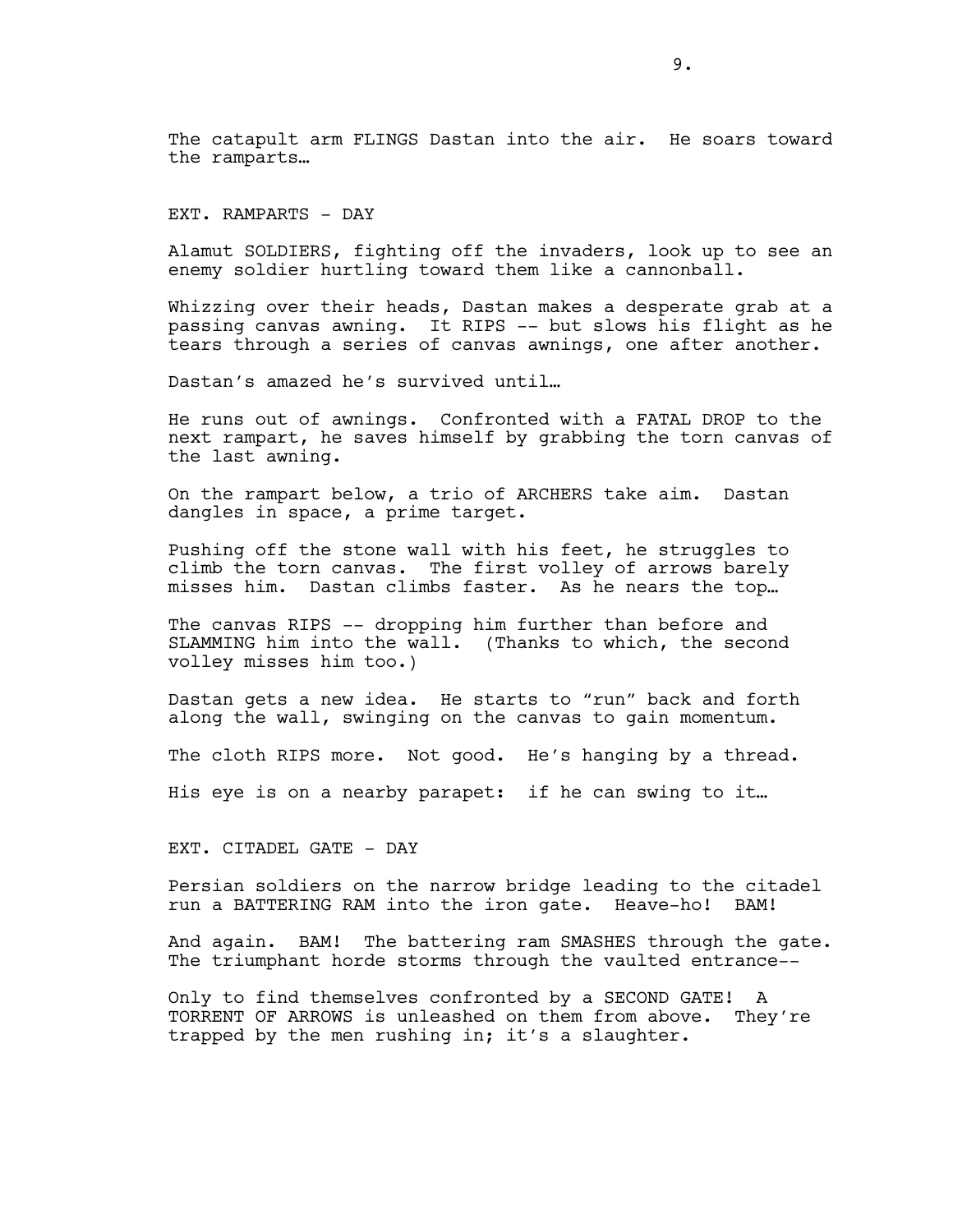The catapult arm FLINGS Dastan into the air. He soars toward the ramparts…

EXT. RAMPARTS - DAY

Alamut SOLDIERS, fighting off the invaders, look up to see an enemy soldier hurtling toward them like a cannonball.

Whizzing over their heads, Dastan makes a desperate grab at a passing canvas awning. It RIPS -- but slows his flight as he tears through a series of canvas awnings, one after another.

Dastan's amazed he's survived until…

He runs out of awnings. Confronted with a FATAL DROP to the next rampart, he saves himself by grabbing the torn canvas of the last awning.

On the rampart below, a trio of ARCHERS take aim. Dastan dangles in space, a prime target.

Pushing off the stone wall with his feet, he struggles to climb the torn canvas. The first volley of arrows barely misses him. Dastan climbs faster. As he nears the top…

The canvas RIPS -- dropping him further than before and SLAMMING him into the wall. (Thanks to which, the second volley misses him too.)

Dastan gets a new idea. He starts to "run" back and forth along the wall, swinging on the canvas to gain momentum.

The cloth RIPS more. Not good. He's hanging by a thread.

His eye is on a nearby parapet: if he can swing to it…

EXT. CITADEL GATE - DAY

Persian soldiers on the narrow bridge leading to the citadel run a BATTERING RAM into the iron gate. Heave-ho! BAM!

And again. BAM! The battering ram SMASHES through the gate. The triumphant horde storms through the vaulted entrance--

Only to find themselves confronted by a SECOND GATE! A TORRENT OF ARROWS is unleashed on them from above. They're trapped by the men rushing in; it's a slaughter.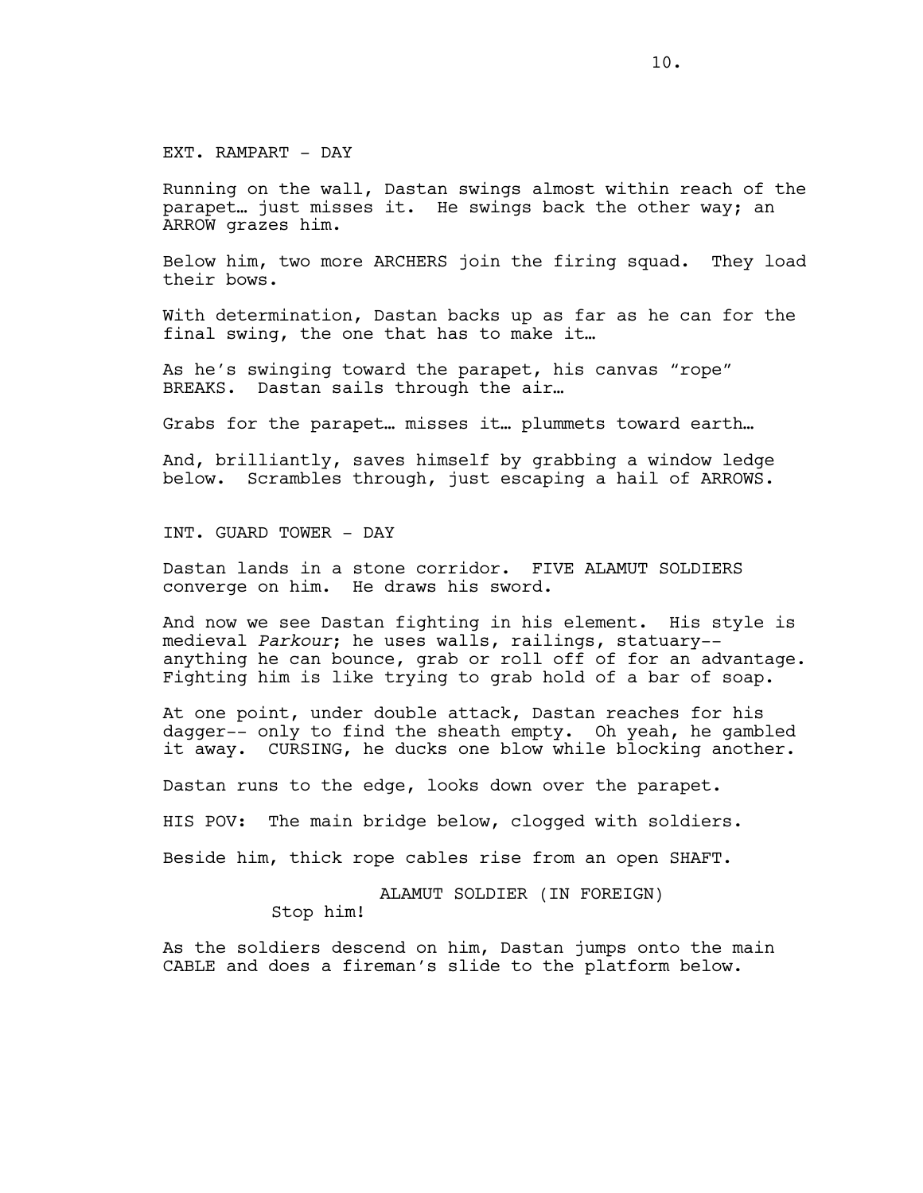EXT. RAMPART - DAY

Running on the wall, Dastan swings almost within reach of the parapet… just misses it. He swings back the other way; an ARROW grazes him.

Below him, two more ARCHERS join the firing squad. They load their bows.

With determination, Dastan backs up as far as he can for the final swing, the one that has to make it…

As he's swinging toward the parapet, his canvas "rope" BREAKS. Dastan sails through the air…

Grabs for the parapet… misses it… plummets toward earth…

And, brilliantly, saves himself by grabbing a window ledge below. Scrambles through, just escaping a hail of ARROWS.

INT. GUARD TOWER - DAY

Dastan lands in a stone corridor. FIVE ALAMUT SOLDIERS converge on him. He draws his sword.

And now we see Dastan fighting in his element. His style is medieval *Parkour*; he uses walls, railings, statuary-- anything he can bounce, grab or roll off of for an advantage. Fighting him is like trying to grab hold of a bar of soap.

At one point, under double attack, Dastan reaches for his dagger-- only to find the sheath empty. Oh yeah, he gambled it away. CURSING, he ducks one blow while blocking another.

Dastan runs to the edge, looks down over the parapet.

HIS POV: The main bridge below, clogged with soldiers.

Beside him, thick rope cables rise from an open SHAFT.

ALAMUT SOLDIER (IN FOREIGN)
Stop him!

As the soldiers descend on him, Dastan jumps onto the main CABLE and does a fireman's slide to the platform below.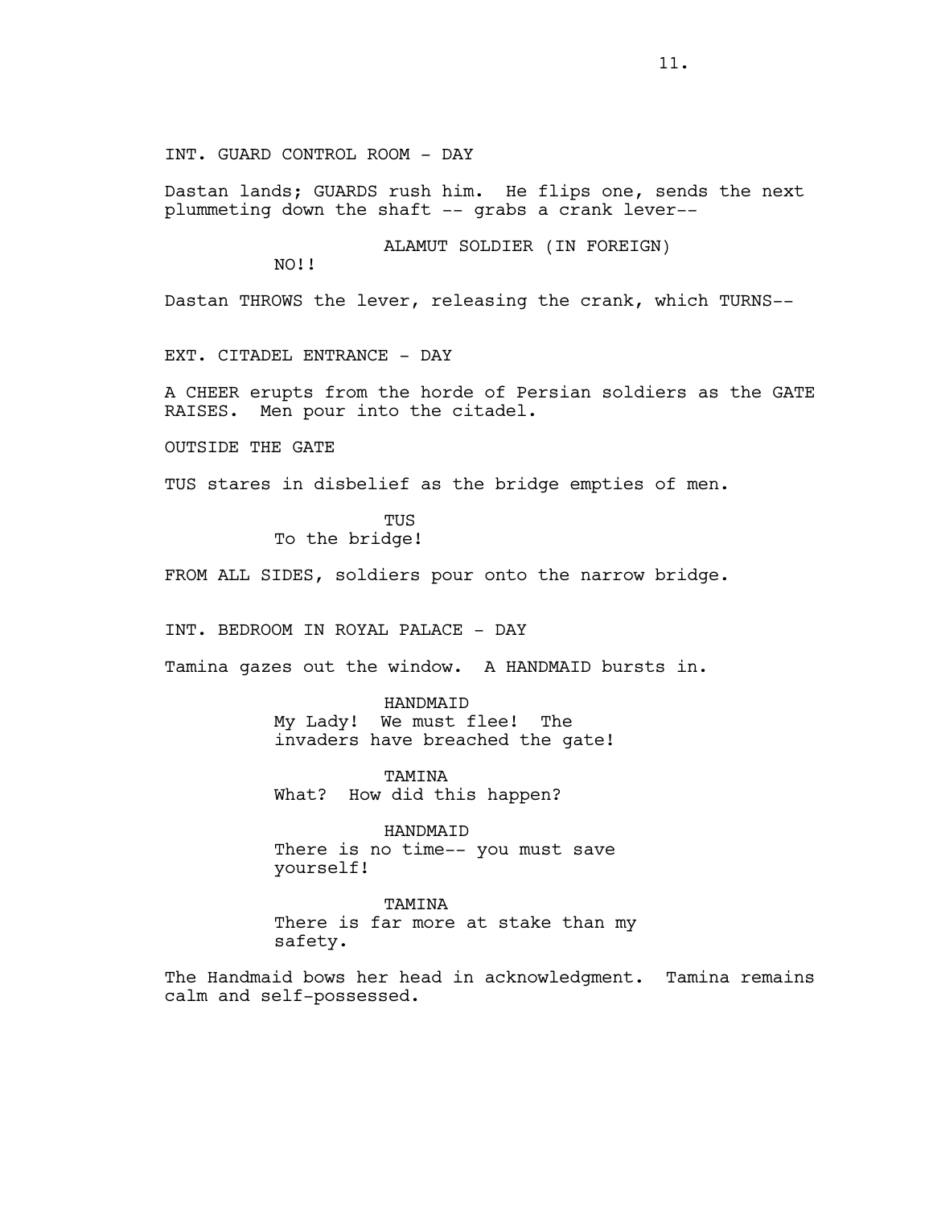INT. GUARD CONTROL ROOM - DAY

Dastan lands; GUARDS rush him. He flips one, sends the next plummeting down the shaft -- grabs a crank lever--

ALAMUT SOLDIER (IN FOREIGN)
NO!!

Dastan THROWS the lever, releasing the crank, which TURNS--

EXT. CITADEL ENTRANCE - DAY

A CHEER erupts from the horde of Persian soldiers as the GATE RAISES. Men pour into the citadel.

OUTSIDE THE GATE

TUS stares in disbelief as the bridge empties of men.

TUS
To the bridge!

FROM ALL SIDES, soldiers pour onto the narrow bridge.

INT. BEDROOM IN ROYAL PALACE - DAY

Tamina gazes out the window. A HANDMAID bursts in.

HANDMAID
My Lady! We must flee! The invaders have breached the gate!

TAMINA
What? How did this happen?

HANDMAID
There is no time-- you must save yourself!

TAMINA
There is far more at stake than my safety.

The Handmaid bows her head in acknowledgment. Tamina remains calm and self-possessed.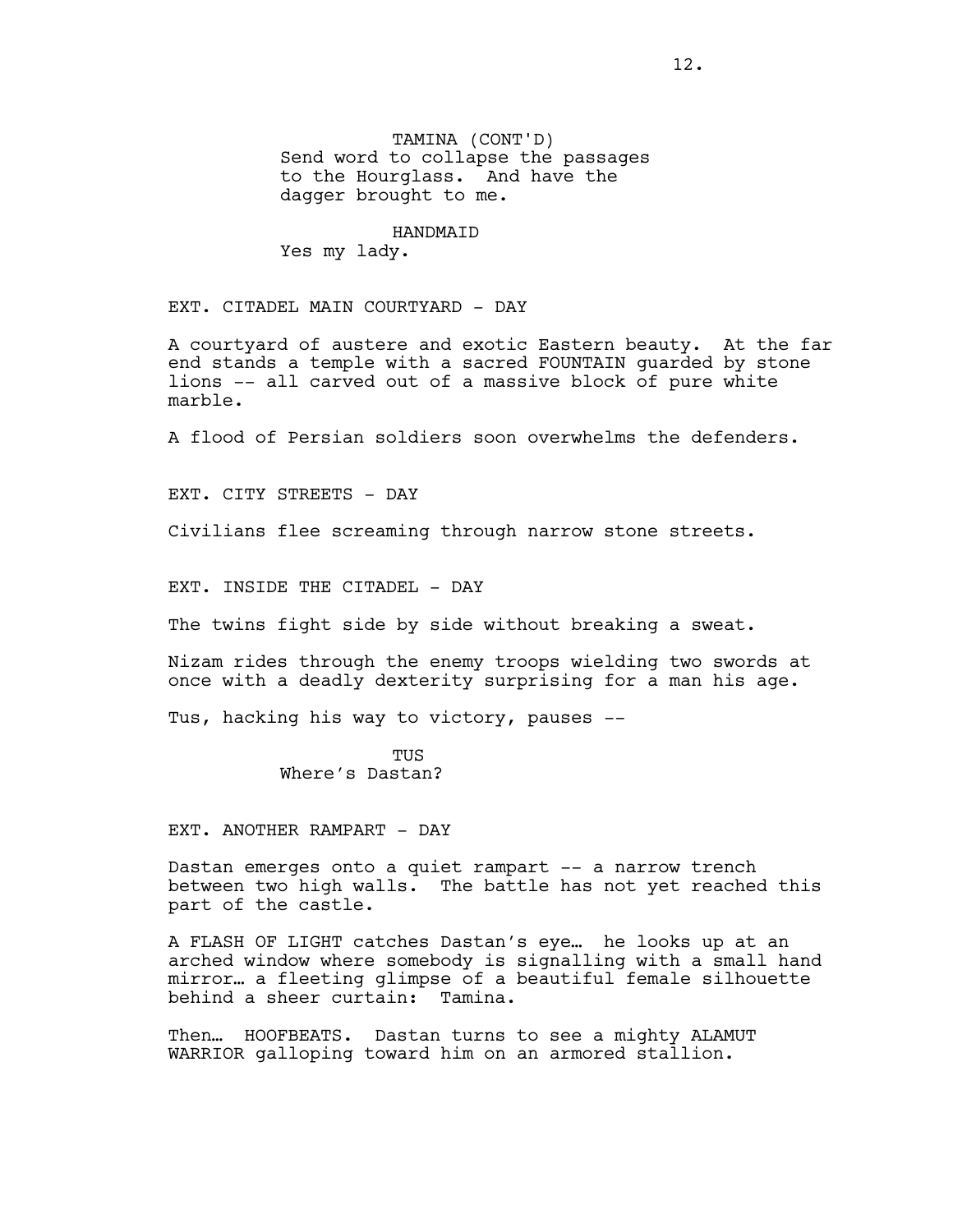TAMINA (CONT'D)
Send word to collapse the passages to the Hourglass. And have the dagger brought to me.

HANDMAID
Yes my lady.

EXT. CITADEL MAIN COURTYARD - DAY

A courtyard of austere and exotic Eastern beauty. At the far end stands a temple with a sacred FOUNTAIN guarded by stone lions -- all carved out of a massive block of pure white marble.

A flood of Persian soldiers soon overwhelms the defenders.

EXT. CITY STREETS - DAY

Civilians flee screaming through narrow stone streets.

EXT. INSIDE THE CITADEL - DAY

The twins fight side by side without breaking a sweat.

Nizam rides through the enemy troops wielding two swords at once with a deadly dexterity surprising for a man his age.

Tus, hacking his way to victory, pauses --

TUS
Where's Dastan?

EXT. ANOTHER RAMPART - DAY

Dastan emerges onto a quiet rampart -- a narrow trench between two high walls. The battle has not yet reached this part of the castle.

A FLASH OF LIGHT catches Dastan's eye… he looks up at an arched window where somebody is signalling with a small hand mirror… a fleeting glimpse of a beautiful female silhouette behind a sheer curtain: Tamina.

Then… HOOFBEATS. Dastan turns to see a mighty ALAMUT WARRIOR galloping toward him on an armored stallion.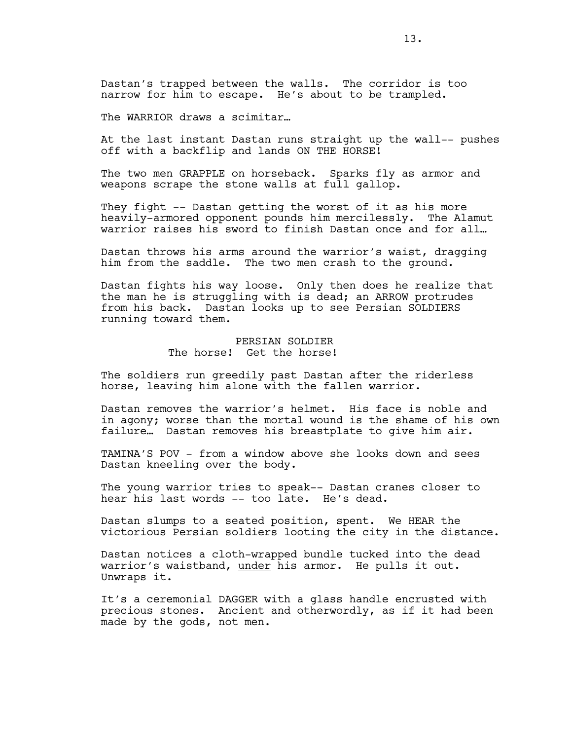Dastan's trapped between the walls. The corridor is too narrow for him to escape. He's about to be trampled.

The WARRIOR draws a scimitar…

At the last instant Dastan runs straight up the wall-- pushes off with a backflip and lands ON THE HORSE!

The two men GRAPPLE on horseback. Sparks fly as armor and weapons scrape the stone walls at full gallop.

They fight -- Dastan getting the worst of it as his more heavily-armored opponent pounds him mercilessly. The Alamut warrior raises his sword to finish Dastan once and for all…

Dastan throws his arms around the warrior's waist, dragging him from the saddle. The two men crash to the ground.

Dastan fights his way loose. Only then does he realize that the man he is struggling with is dead; an ARROW protrudes from his back. Dastan looks up to see Persian SOLDIERS running toward them.

PERSIAN SOLDIER
The horse! Get the horse!

The soldiers run greedily past Dastan after the riderless horse, leaving him alone with the fallen warrior.

Dastan removes the warrior's helmet. His face is noble and in agony; worse than the mortal wound is the shame of his own failure… Dastan removes his breastplate to give him air.

TAMINA'S POV - from a window above she looks down and sees Dastan kneeling over the body.

The young warrior tries to speak-- Dastan cranes closer to hear his last words -- too late. He's dead.

Dastan slumps to a seated position, spent. We HEAR the victorious Persian soldiers looting the city in the distance.

Dastan notices a cloth-wrapped bundle tucked into the dead warrior's waistband, <u>under</u> his armor. He pulls it out. Unwraps it.

It's a ceremonial DAGGER with a glass handle encrusted with precious stones. Ancient and otherwordly, as if it had been made by the gods, not men.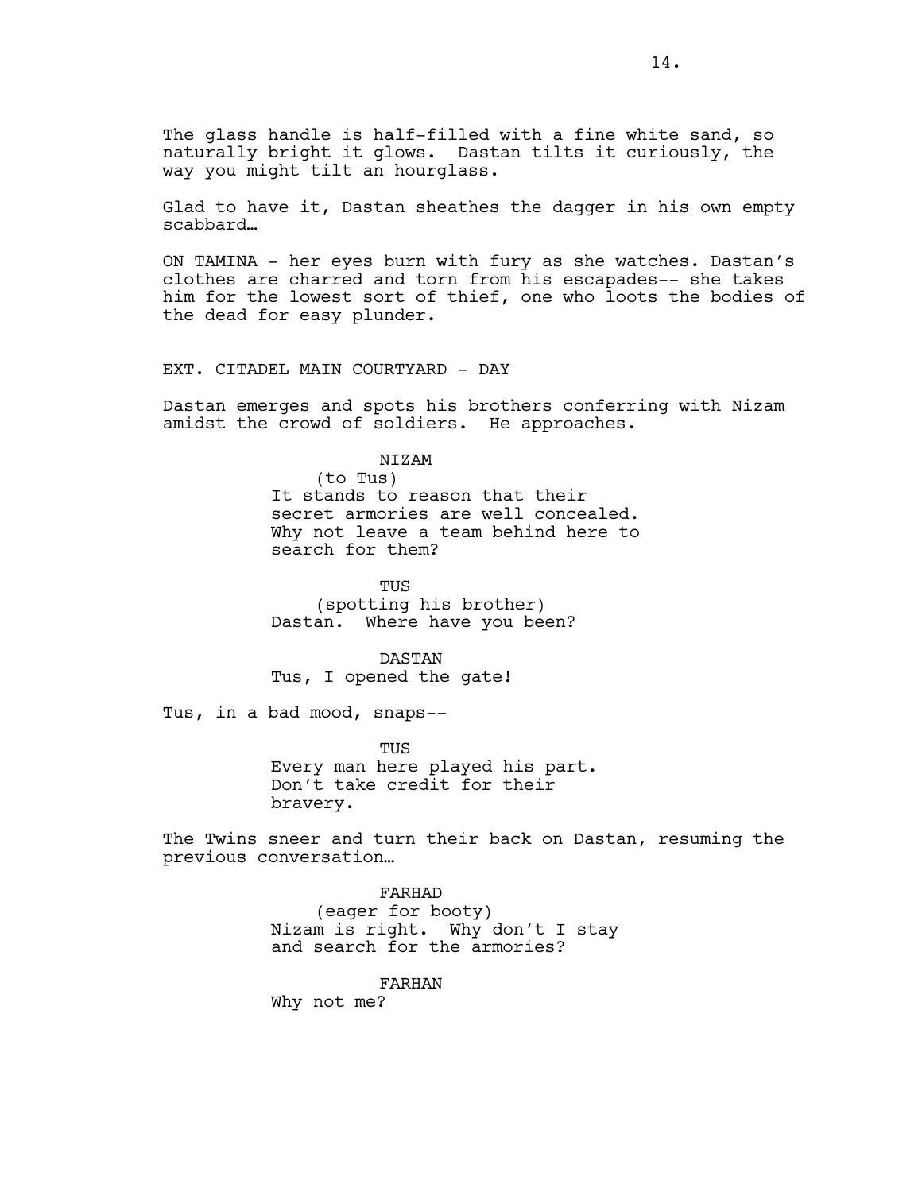The glass handle is half-filled with a fine white sand, so naturally bright it glows. Dastan tilts it curiously, the way you might tilt an hourglass.

Glad to have it, Dastan sheathes the dagger in his own empty scabbard…

ON TAMINA - her eyes burn with fury as she watches. Dastan's clothes are charred and torn from his escapades-- she takes him for the lowest sort of thief, one who loots the bodies of the dead for easy plunder.

EXT. CITADEL MAIN COURTYARD - DAY

Dastan emerges and spots his brothers conferring with Nizam amidst the crowd of soldiers. He approaches.

NIZAM
(to Tus)
It stands to reason that their secret armories are well concealed. Why not leave a team behind here to search for them?

TUS
(spotting his brother)
Dastan. Where have you been?

DASTAN
Tus, I opened the gate!

Tus, in a bad mood, snaps--

TUS
Every man here played his part. Don't take credit for their bravery.

The Twins sneer and turn their back on Dastan, resuming the previous conversation…

FARHAD
(eager for booty)
Nizam is right. Why don't I stay and search for the armories?

FARHAN
Why not me?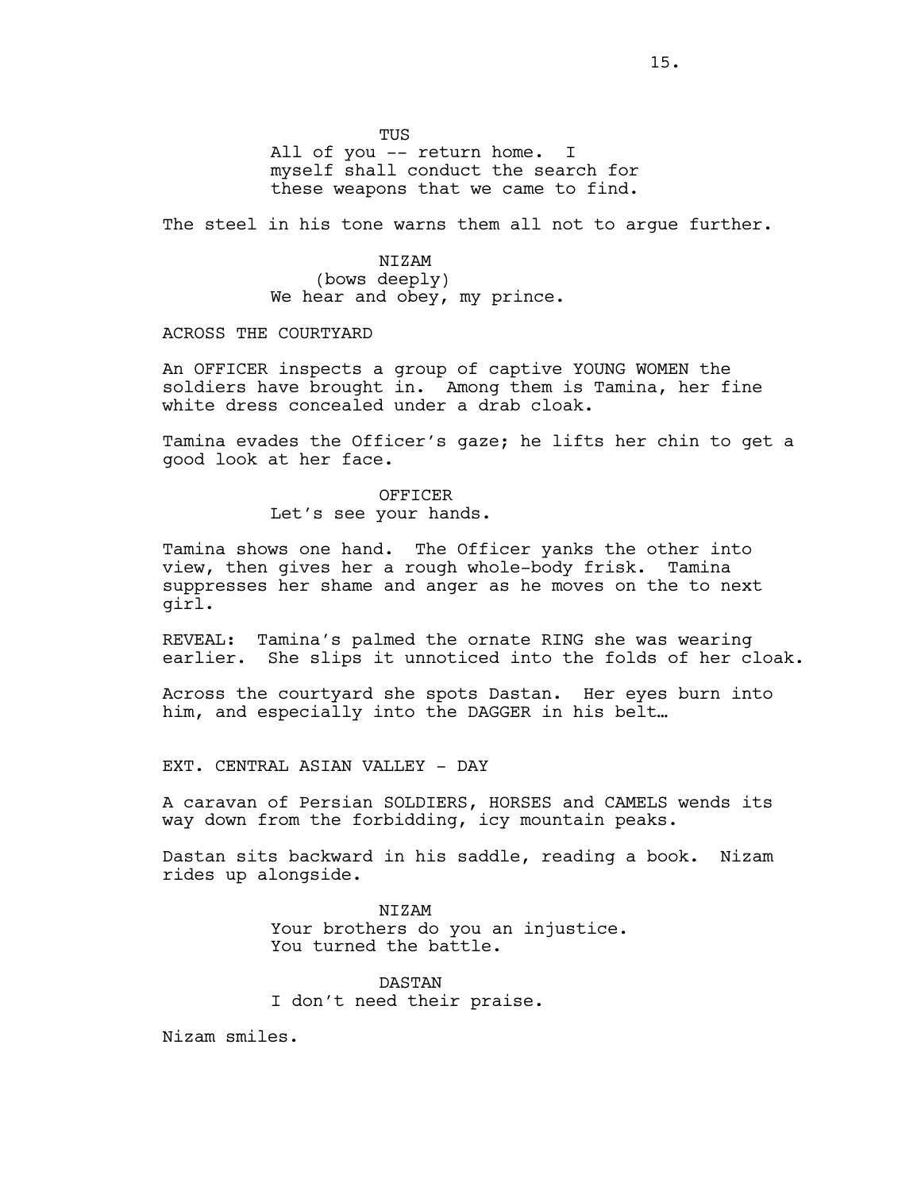TUS
All of you -- return home. I myself shall conduct the search for these weapons that we came to find.

The steel in his tone warns them all not to argue further.

NIZAM
(bows deeply)
We hear and obey, my prince.

ACROSS THE COURTYARD

An OFFICER inspects a group of captive YOUNG WOMEN the soldiers have brought in. Among them is Tamina, her fine white dress concealed under a drab cloak.

Tamina evades the Officer's gaze; he lifts her chin to get a good look at her face.

OFFICER
Let's see your hands.

Tamina shows one hand. The Officer yanks the other into view, then gives her a rough whole-body frisk. Tamina suppresses her shame and anger as he moves on the to next girl.

REVEAL: Tamina's palmed the ornate RING she was wearing earlier. She slips it unnoticed into the folds of her cloak.

Across the courtyard she spots Dastan. Her eyes burn into him, and especially into the DAGGER in his belt…

EXT. CENTRAL ASIAN VALLEY - DAY

A caravan of Persian SOLDIERS, HORSES and CAMELS wends its way down from the forbidding, icy mountain peaks.

Dastan sits backward in his saddle, reading a book. Nizam rides up alongside.

NIZAM
Your brothers do you an injustice. You turned the battle.

DASTAN
I don't need their praise.

Nizam smiles.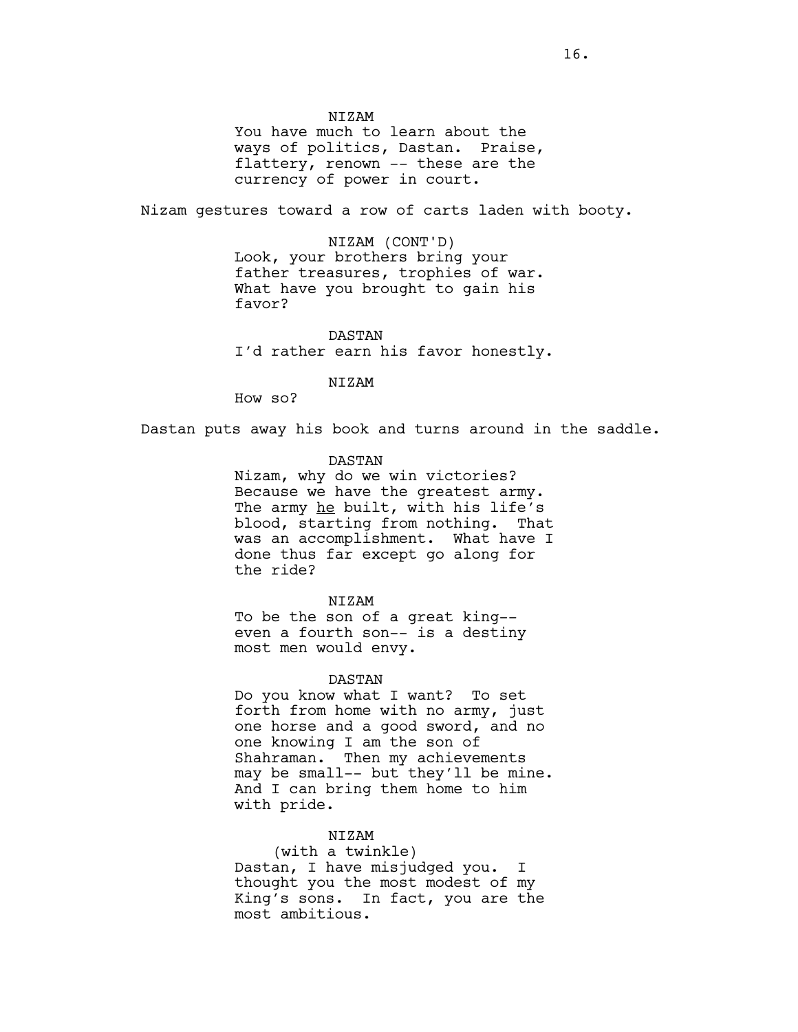NIZAM

You have much to learn about the ways of politics, Dastan. Praise, flattery, renown -- these are the currency of power in court.

Nizam gestures toward a row of carts laden with booty.

NIZAM (CONT'D)

Look, your brothers bring your father treasures, trophies of war. What have you brought to gain his favor?

DASTAN

I'd rather earn his favor honestly.

NIZAM

How so?

Dastan puts away his book and turns around in the saddle.

DASTAN

Nizam, why do we win victories? Because we have the greatest army. The army he built, with his life's blood, starting from nothing. That was an accomplishment. What have I done thus far except go along for the ride?

NIZAM

To be the son of a great king-- even a fourth son-- is a destiny most men would envy.

DASTAN

Do you know what I want? To set forth from home with no army, just one horse and a good sword, and no one knowing I am the son of Shahraman. Then my achievements may be small-- but they'll be mine. And I can bring them home to him with pride.

NIZAM

(with a twinkle)

Dastan, I have misjudged you. I thought you the most modest of my King's sons. In fact, you are the most ambitious.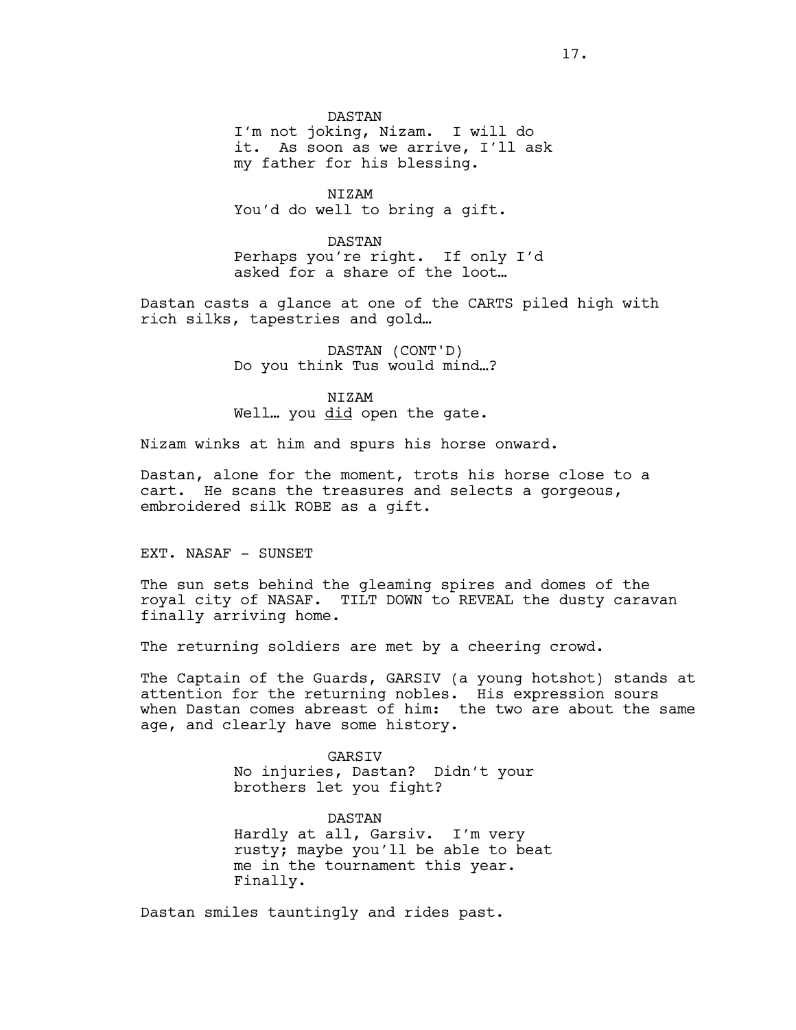DASTAN
I'm not joking, Nizam. I will do it. As soon as we arrive, I'll ask my father for his blessing.

NIZAM
You'd do well to bring a gift.

DASTAN
Perhaps you're right. If only I'd asked for a share of the loot…

Dastan casts a glance at one of the CARTS piled high with rich silks, tapestries and gold…

DASTAN (CONT'D)
Do you think Tus would mind…?

NIZAM
Well… you <u>did</u> open the gate.

Nizam winks at him and spurs his horse onward.

Dastan, alone for the moment, trots his horse close to a cart. He scans the treasures and selects a gorgeous, embroidered silk ROBE as a gift.

EXT. NASAF - SUNSET

The sun sets behind the gleaming spires and domes of the royal city of NASAF. TILT DOWN to REVEAL the dusty caravan finally arriving home.

The returning soldiers are met by a cheering crowd.

The Captain of the Guards, GARSIV (a young hotshot) stands at attention for the returning nobles. His expression sours when Dastan comes abreast of him: the two are about the same age, and clearly have some history.

GARSIV
No injuries, Dastan? Didn't your brothers let you fight?

DASTAN
Hardly at all, Garsiv. I'm very rusty; maybe you'll be able to beat me in the tournament this year. Finally.

Dastan smiles tauntingly and rides past.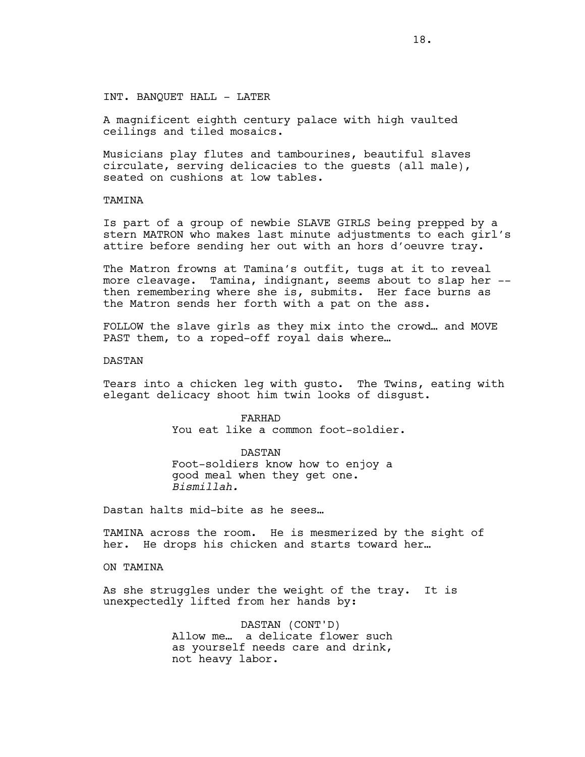INT. BANQUET HALL - LATER

A magnificent eighth century palace with high vaulted ceilings and tiled mosaics.

Musicians play flutes and tambourines, beautiful slaves circulate, serving delicacies to the guests (all male), seated on cushions at low tables.

TAMINA

Is part of a group of newbie SLAVE GIRLS being prepped by a stern MATRON who makes last minute adjustments to each girl's attire before sending her out with an hors d'oeuvre tray.

The Matron frowns at Tamina's outfit, tugs at it to reveal more cleavage. Tamina, indignant, seems about to slap her -- then remembering where she is, submits. Her face burns as the Matron sends her forth with a pat on the ass.

FOLLOW the slave girls as they mix into the crowd… and MOVE PAST them, to a roped-off royal dais where…

DASTAN

Tears into a chicken leg with gusto. The Twins, eating with elegant delicacy shoot him twin looks of disgust.

FARHAD
You eat like a common foot-soldier.

DASTAN
Foot-soldiers know how to enjoy a good meal when they get one.
*Bismillah.*

Dastan halts mid-bite as he sees…

TAMINA across the room. He is mesmerized by the sight of her. He drops his chicken and starts toward her…

ON TAMINA

As she struggles under the weight of the tray. It is unexpectedly lifted from her hands by:

DASTAN (CONT'D)
Allow me… a delicate flower such as yourself needs care and drink, not heavy labor.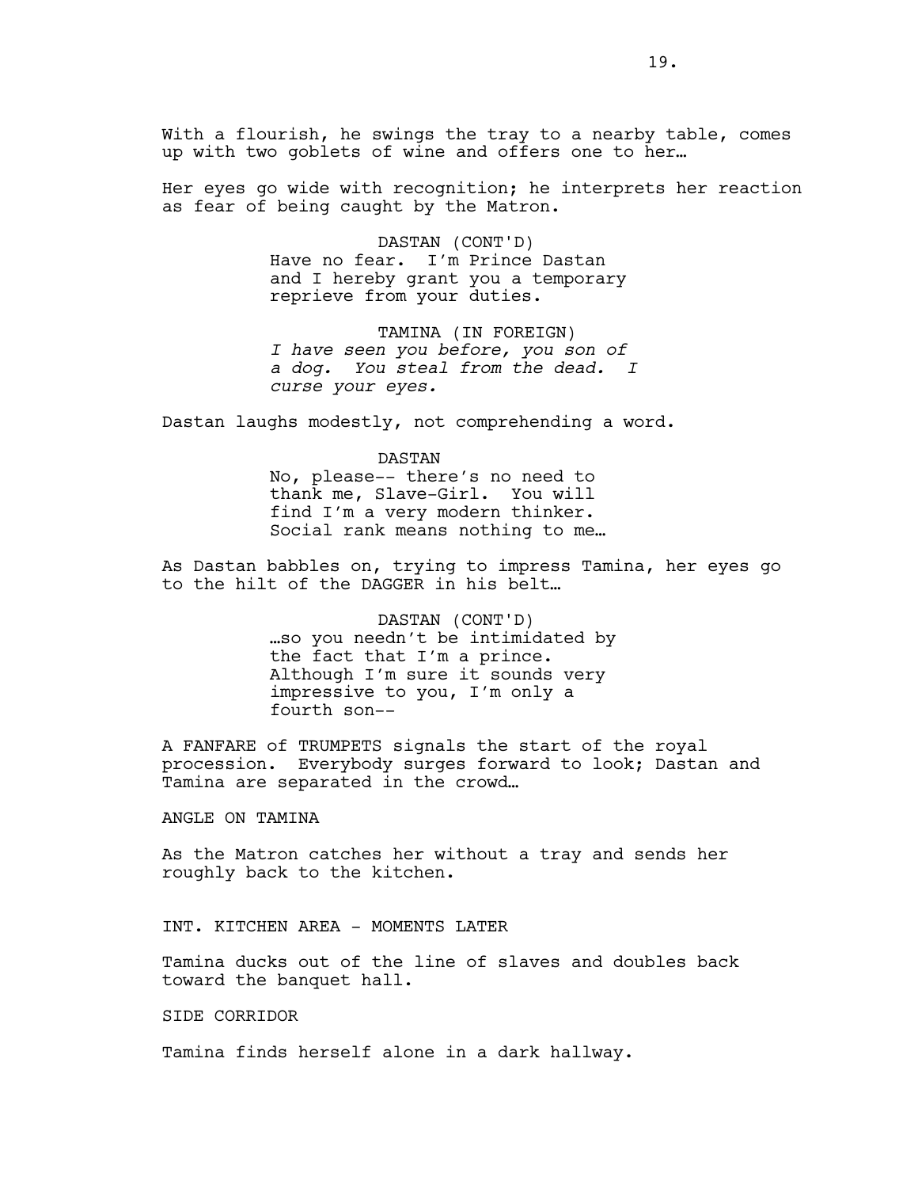With a flourish, he swings the tray to a nearby table, comes up with two goblets of wine and offers one to her…

Her eyes go wide with recognition; he interprets her reaction as fear of being caught by the Matron.

DASTAN (CONT'D)
Have no fear. I'm Prince Dastan and I hereby grant you a temporary reprieve from your duties.

TAMINA (IN FOREIGN)
*I have seen you before, you son of a dog. You steal from the dead. I curse your eyes.*

Dastan laughs modestly, not comprehending a word.

DASTAN
No, please-- there's no need to thank me, Slave-Girl. You will find I'm a very modern thinker. Social rank means nothing to me…

As Dastan babbles on, trying to impress Tamina, her eyes go to the hilt of the DAGGER in his belt…

DASTAN (CONT'D)
…so you needn't be intimidated by the fact that I'm a prince. Although I'm sure it sounds very impressive to you, I'm only a fourth son--

A FANFARE of TRUMPETS signals the start of the royal procession. Everybody surges forward to look; Dastan and Tamina are separated in the crowd…

ANGLE ON TAMINA

As the Matron catches her without a tray and sends her roughly back to the kitchen.

INT. KITCHEN AREA - MOMENTS LATER

Tamina ducks out of the line of slaves and doubles back toward the banquet hall.

SIDE CORRIDOR

Tamina finds herself alone in a dark hallway.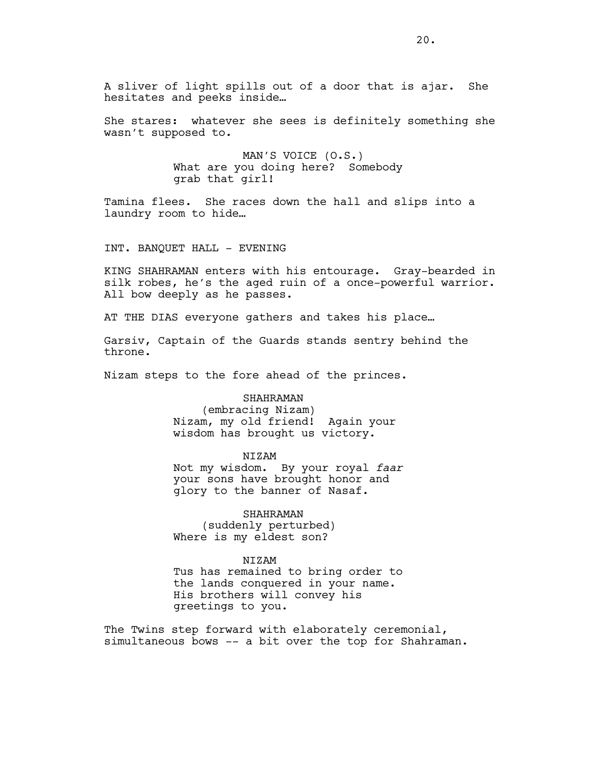A sliver of light spills out of a door that is ajar. She hesitates and peeks inside…

She stares: whatever she sees is definitely something she wasn't supposed to.

MAN'S VOICE (O.S.)
What are you doing here? Somebody grab that girl!

Tamina flees. She races down the hall and slips into a laundry room to hide…

INT. BANQUET HALL - EVENING

KING SHAHRAMAN enters with his entourage. Gray-bearded in silk robes, he's the aged ruin of a once-powerful warrior. All bow deeply as he passes.

AT THE DIAS everyone gathers and takes his place…

Garsiv, Captain of the Guards stands sentry behind the throne.

Nizam steps to the fore ahead of the princes.

SHAHRAMAN
(embracing Nizam)
Nizam, my old friend! Again your wisdom has brought us victory.

NIZAM
Not my wisdom. By your royal *faar* your sons have brought honor and glory to the banner of Nasaf.

SHAHRAMAN
(suddenly perturbed)
Where is my eldest son?

NIZAM
Tus has remained to bring order to the lands conquered in your name. His brothers will convey his greetings to you.

The Twins step forward with elaborately ceremonial, simultaneous bows -- a bit over the top for Shahraman.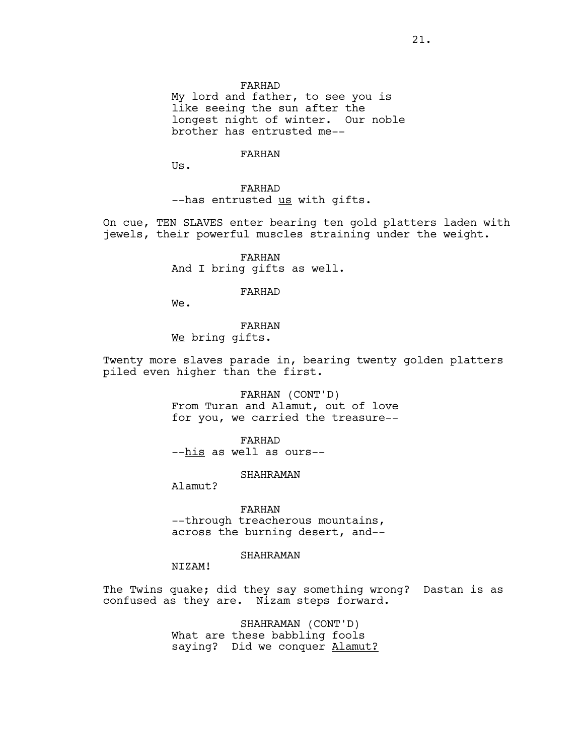FARHAD

My lord and father, to see you is like seeing the sun after the longest night of winter. Our noble brother has entrusted me--

FARHAN

Us.

FARHAD

--has entrusted _us_ with gifts.

On cue, TEN SLAVES enter bearing ten gold platters laden with jewels, their powerful muscles straining under the weight.

FARHAN

And I bring gifts as well.

FARHAD

We.

FARHAN

_We_ bring gifts.

Twenty more slaves parade in, bearing twenty golden platters piled even higher than the first.

FARHAN (CONT'D)

From Turan and Alamut, out of love for you, we carried the treasure--

FARHAD

--_his_ as well as ours--

SHAHRAMAN

Alamut?

FARHAN

--through treacherous mountains, across the burning desert, and--

SHAHRAMAN

NIZAM!

The Twins quake; did they say something wrong? Dastan is as confused as they are. Nizam steps forward.

SHAHRAMAN (CONT'D)

What are these babbling fools saying? Did we conquer _Alamut?_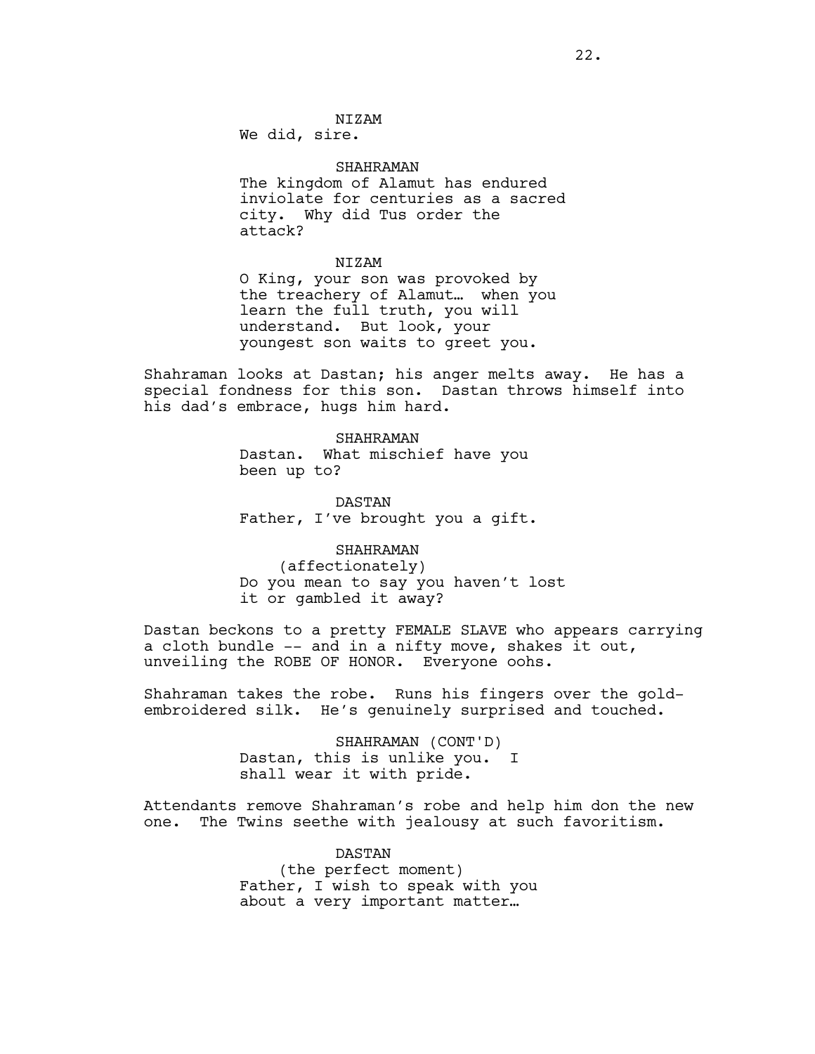NIZAM
We did, sire.

SHAHRAMAN
The kingdom of Alamut has endured inviolate for centuries as a sacred city. Why did Tus order the attack?

NIZAM
O King, your son was provoked by the treachery of Alamut… when you learn the full truth, you will understand. But look, your youngest son waits to greet you.

Shahraman looks at Dastan; his anger melts away. He has a special fondness for this son. Dastan throws himself into his dad's embrace, hugs him hard.

SHAHRAMAN
Dastan. What mischief have you been up to?

DASTAN
Father, I've brought you a gift.

SHAHRAMAN
(affectionately)
Do you mean to say you haven't lost it or gambled it away?

Dastan beckons to a pretty FEMALE SLAVE who appears carrying a cloth bundle -- and in a nifty move, shakes it out, unveiling the ROBE OF HONOR. Everyone oohs.

Shahraman takes the robe. Runs his fingers over the gold-embroidered silk. He's genuinely surprised and touched.

SHAHRAMAN (CONT'D)
Dastan, this is unlike you. I shall wear it with pride.

Attendants remove Shahraman's robe and help him don the new one. The Twins seethe with jealousy at such favoritism.

DASTAN
(the perfect moment)
Father, I wish to speak with you about a very important matter…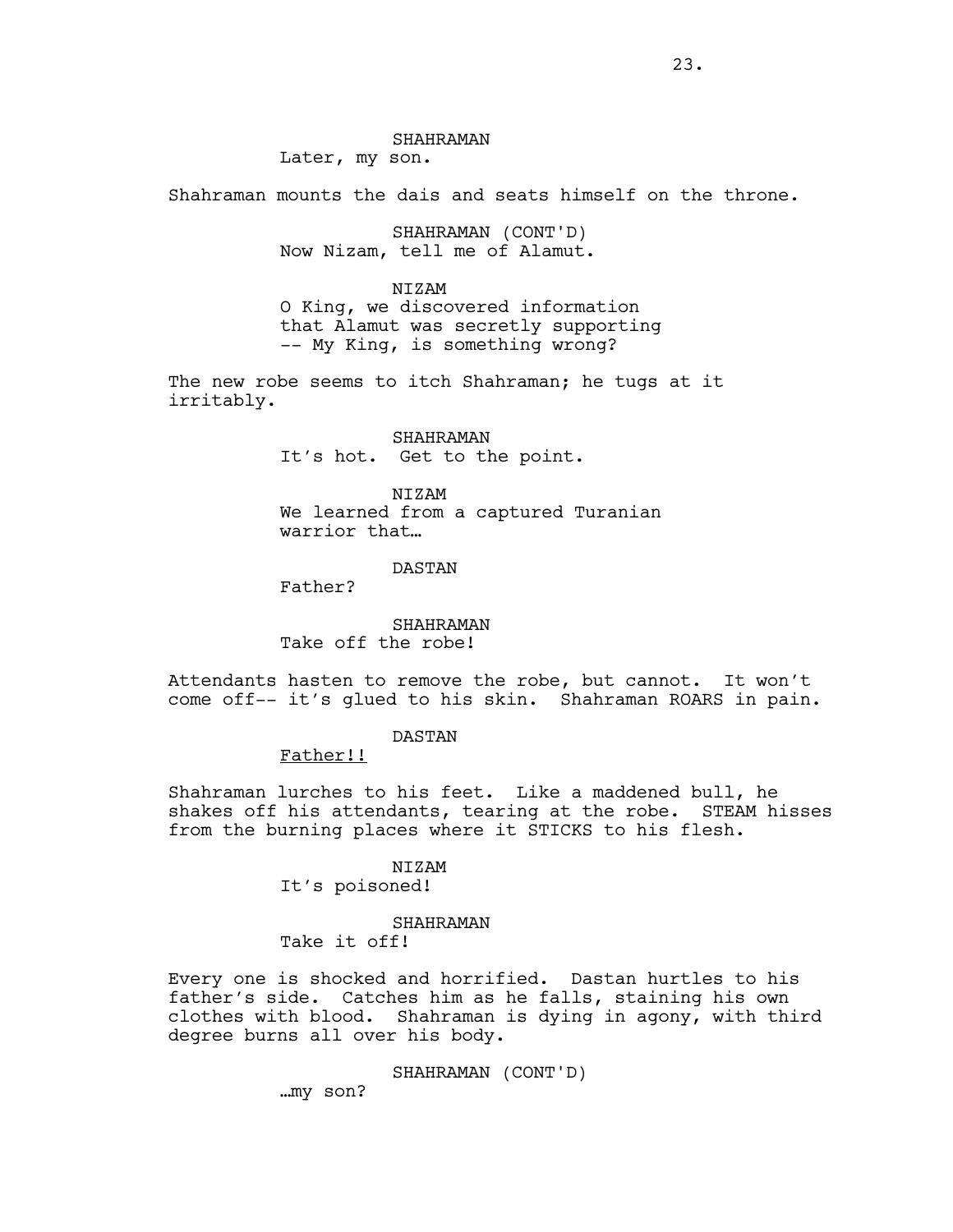SHAHRAMAN
Later, my son.

Shahraman mounts the dais and seats himself on the throne.

SHAHRAMAN (CONT'D)
Now Nizam, tell me of Alamut.

NIZAM
O King, we discovered information that Alamut was secretly supporting -- My King, is something wrong?

The new robe seems to itch Shahraman; he tugs at it irritably.

SHAHRAMAN
It's hot. Get to the point.

NIZAM
We learned from a captured Turanian warrior that…

DASTAN
Father?

SHAHRAMAN
Take off the robe!

Attendants hasten to remove the robe, but cannot. It won't come off-- it's glued to his skin. Shahraman ROARS in pain.

DASTAN
<u>Father!!</u>

Shahraman lurches to his feet. Like a maddened bull, he shakes off his attendants, tearing at the robe. STEAM hisses from the burning places where it STICKS to his flesh.

NIZAM
It's poisoned!

SHAHRAMAN
Take it off!

Every one is shocked and horrified. Dastan hurtles to his father's side. Catches him as he falls, staining his own clothes with blood. Shahraman is dying in agony, with third degree burns all over his body.

SHAHRAMAN (CONT'D)
…my son?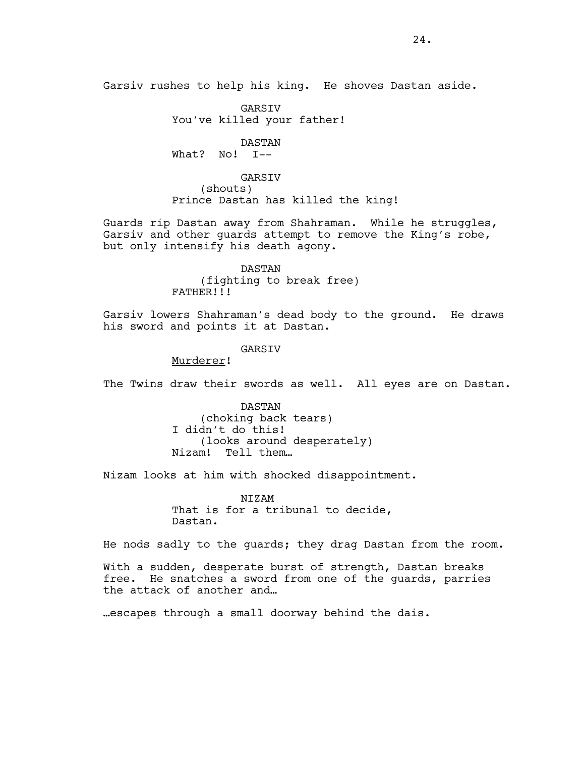Garsiv rushes to help his king. He shoves Dastan aside.

GARSIV
You've killed your father!

DASTAN
What? No! I--

GARSIV
(shouts)
Prince Dastan has killed the king!

Guards rip Dastan away from Shahraman. While he struggles, Garsiv and other guards attempt to remove the King's robe, but only intensify his death agony.

DASTAN
(fighting to break free)
FATHER!!!

Garsiv lowers Shahraman's dead body to the ground. He draws his sword and points it at Dastan.

GARSIV
<u>Murderer</u>!

The Twins draw their swords as well. All eyes are on Dastan.

DASTAN
(choking back tears)
I didn't do this!
(looks around desperately)
Nizam! Tell them…

Nizam looks at him with shocked disappointment.

NIZAM
That is for a tribunal to decide, Dastan.

He nods sadly to the guards; they drag Dastan from the room.

With a sudden, desperate burst of strength, Dastan breaks free. He snatches a sword from one of the guards, parries the attack of another and…

…escapes through a small doorway behind the dais.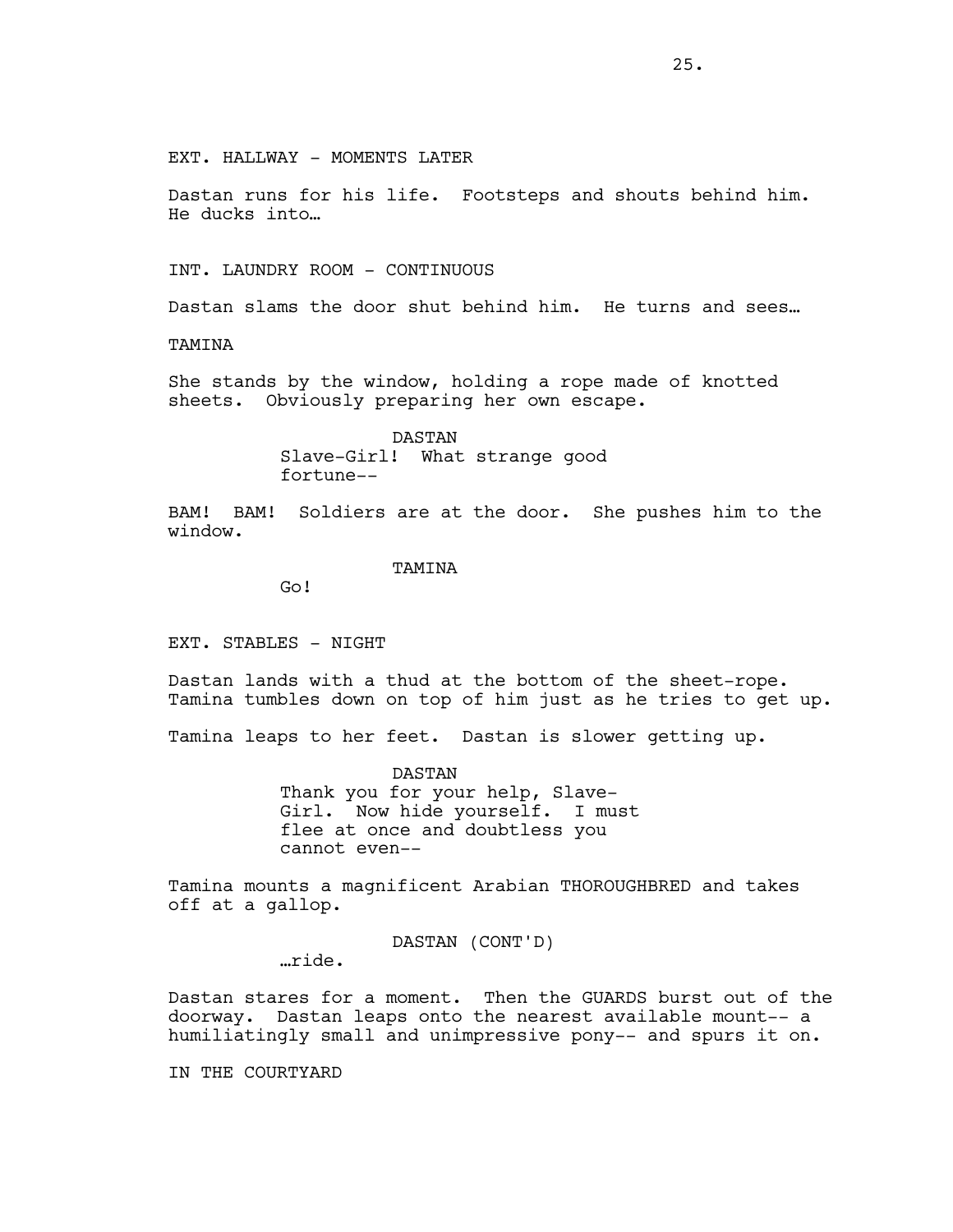EXT. HALLWAY - MOMENTS LATER

Dastan runs for his life. Footsteps and shouts behind him. He ducks into…

INT. LAUNDRY ROOM - CONTINUOUS

Dastan slams the door shut behind him. He turns and sees…

TAMINA

She stands by the window, holding a rope made of knotted sheets. Obviously preparing her own escape.

DASTAN
Slave-Girl! What strange good fortune--

BAM! BAM! Soldiers are at the door. She pushes him to the window.

TAMINA
Go!

EXT. STABLES - NIGHT

Dastan lands with a thud at the bottom of the sheet-rope. Tamina tumbles down on top of him just as he tries to get up.

Tamina leaps to her feet. Dastan is slower getting up.

DASTAN
Thank you for your help, Slave-Girl. Now hide yourself. I must flee at once and doubtless you cannot even--

Tamina mounts a magnificent Arabian THOROUGHBRED and takes off at a gallop.

DASTAN (CONT'D)
…ride.

Dastan stares for a moment. Then the GUARDS burst out of the doorway. Dastan leaps onto the nearest available mount-- a humiliatingly small and unimpressive pony-- and spurs it on.

IN THE COURTYARD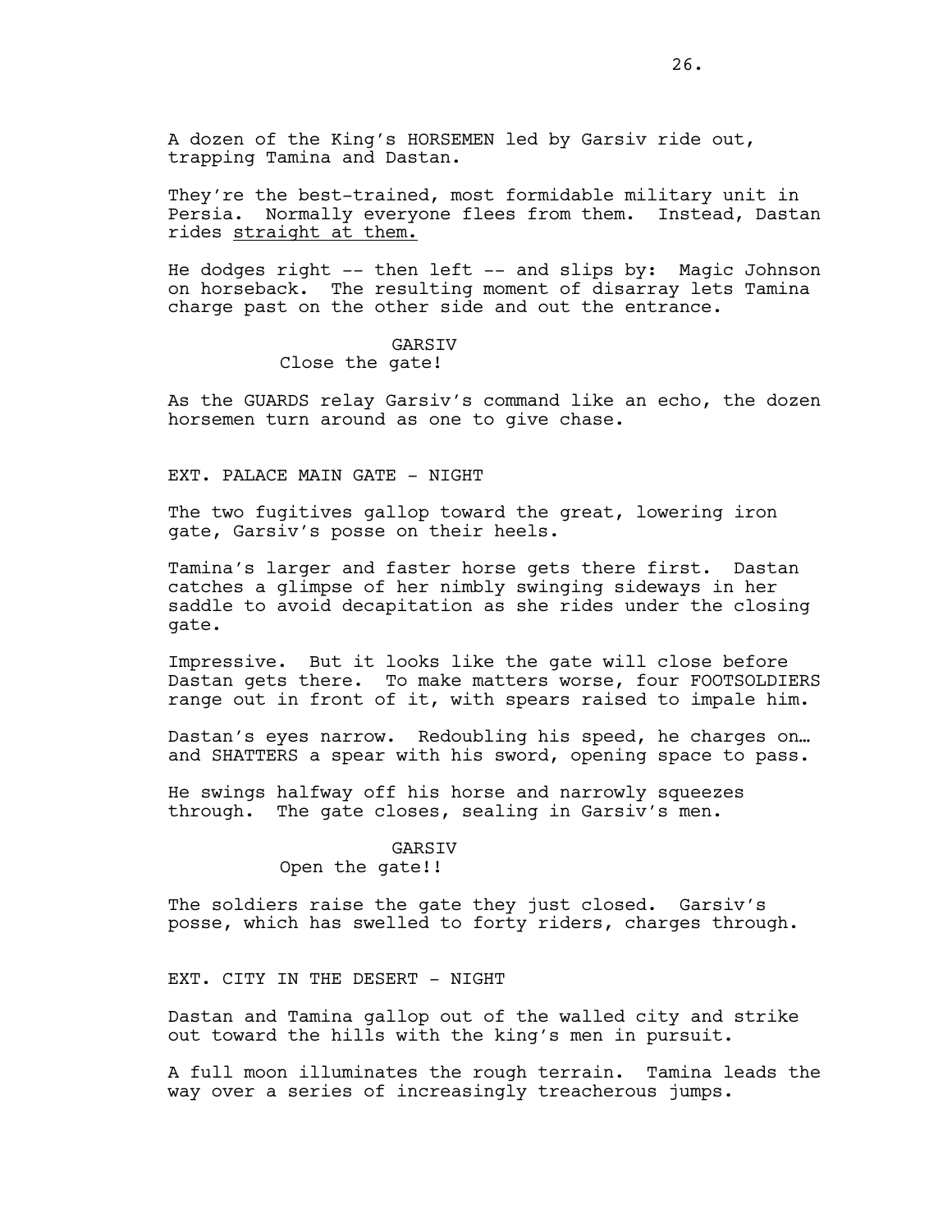A dozen of the King's HORSEMEN led by Garsiv ride out, trapping Tamina and Dastan.

They're the best-trained, most formidable military unit in Persia. Normally everyone flees from them. Instead, Dastan rides <u>straight at them.</u>

He dodges right -- then left -- and slips by: Magic Johnson on horseback. The resulting moment of disarray lets Tamina charge past on the other side and out the entrance.

GARSIV
Close the gate!

As the GUARDS relay Garsiv's command like an echo, the dozen horsemen turn around as one to give chase.

EXT. PALACE MAIN GATE - NIGHT

The two fugitives gallop toward the great, lowering iron gate, Garsiv's posse on their heels.

Tamina's larger and faster horse gets there first. Dastan catches a glimpse of her nimbly swinging sideways in her saddle to avoid decapitation as she rides under the closing gate.

Impressive. But it looks like the gate will close before Dastan gets there. To make matters worse, four FOOTSOLDIERS range out in front of it, with spears raised to impale him.

Dastan's eyes narrow. Redoubling his speed, he charges on… and SHATTERS a spear with his sword, opening space to pass.

He swings halfway off his horse and narrowly squeezes through. The gate closes, sealing in Garsiv's men.

GARSIV
Open the gate!!

The soldiers raise the gate they just closed. Garsiv's posse, which has swelled to forty riders, charges through.

EXT. CITY IN THE DESERT - NIGHT

Dastan and Tamina gallop out of the walled city and strike out toward the hills with the king's men in pursuit.

A full moon illuminates the rough terrain. Tamina leads the way over a series of increasingly treacherous jumps.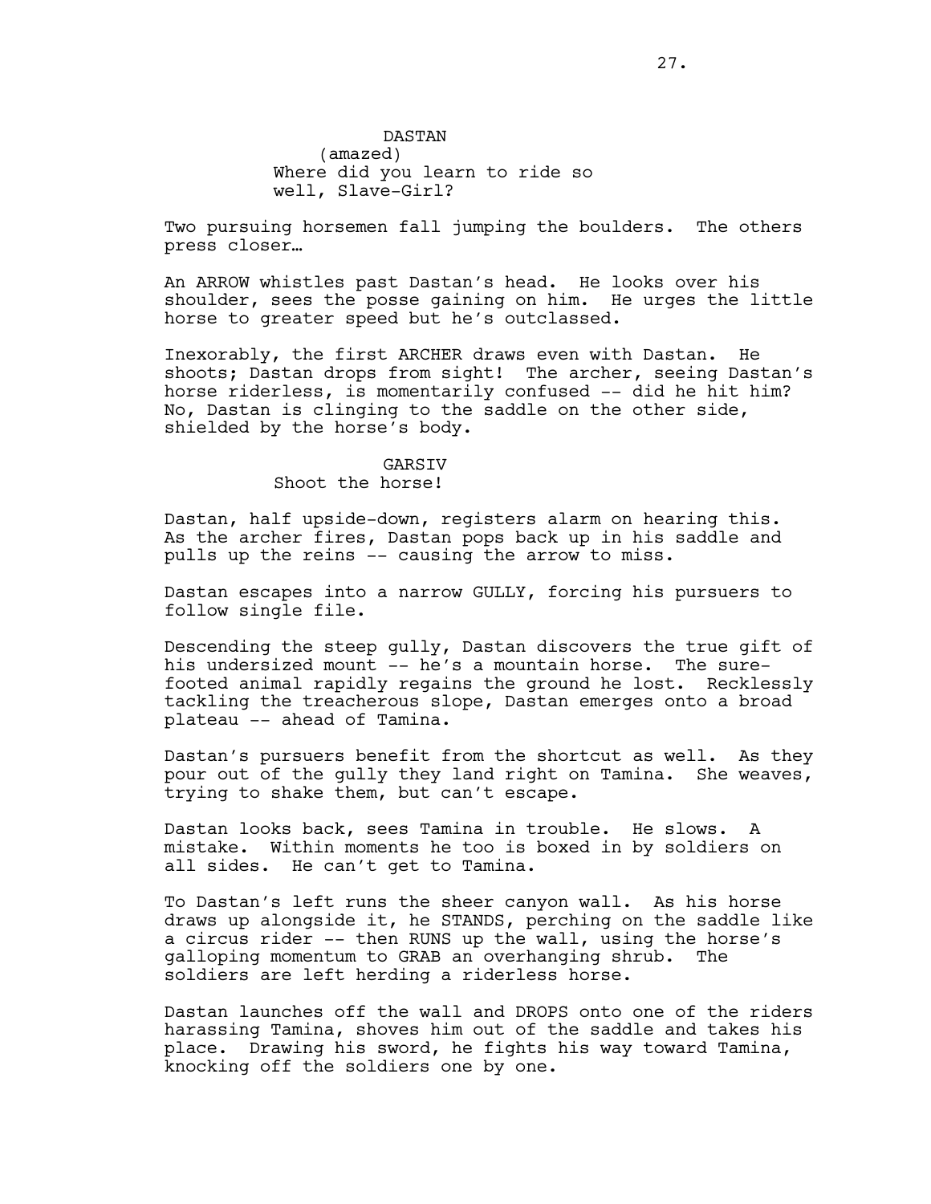DASTAN
(amazed)
Where did you learn to ride so well, Slave-Girl?

Two pursuing horsemen fall jumping the boulders. The others press closer…

An ARROW whistles past Dastan's head. He looks over his shoulder, sees the posse gaining on him. He urges the little horse to greater speed but he's outclassed.

Inexorably, the first ARCHER draws even with Dastan. He shoots; Dastan drops from sight! The archer, seeing Dastan's horse riderless, is momentarily confused -- did he hit him? No, Dastan is clinging to the saddle on the other side, shielded by the horse's body.

GARSIV
Shoot the horse!

Dastan, half upside-down, registers alarm on hearing this. As the archer fires, Dastan pops back up in his saddle and pulls up the reins -- causing the arrow to miss.

Dastan escapes into a narrow GULLY, forcing his pursuers to follow single file.

Descending the steep gully, Dastan discovers the true gift of his undersized mount -- he's a mountain horse. The sure-footed animal rapidly regains the ground he lost. Recklessly tackling the treacherous slope, Dastan emerges onto a broad plateau -- ahead of Tamina.

Dastan's pursuers benefit from the shortcut as well. As they pour out of the gully they land right on Tamina. She weaves, trying to shake them, but can't escape.

Dastan looks back, sees Tamina in trouble. He slows. A mistake. Within moments he too is boxed in by soldiers on all sides. He can't get to Tamina.

To Dastan's left runs the sheer canyon wall. As his horse draws up alongside it, he STANDS, perching on the saddle like a circus rider -- then RUNS up the wall, using the horse's galloping momentum to GRAB an overhanging shrub. The soldiers are left herding a riderless horse.

Dastan launches off the wall and DROPS onto one of the riders harassing Tamina, shoves him out of the saddle and takes his place. Drawing his sword, he fights his way toward Tamina, knocking off the soldiers one by one.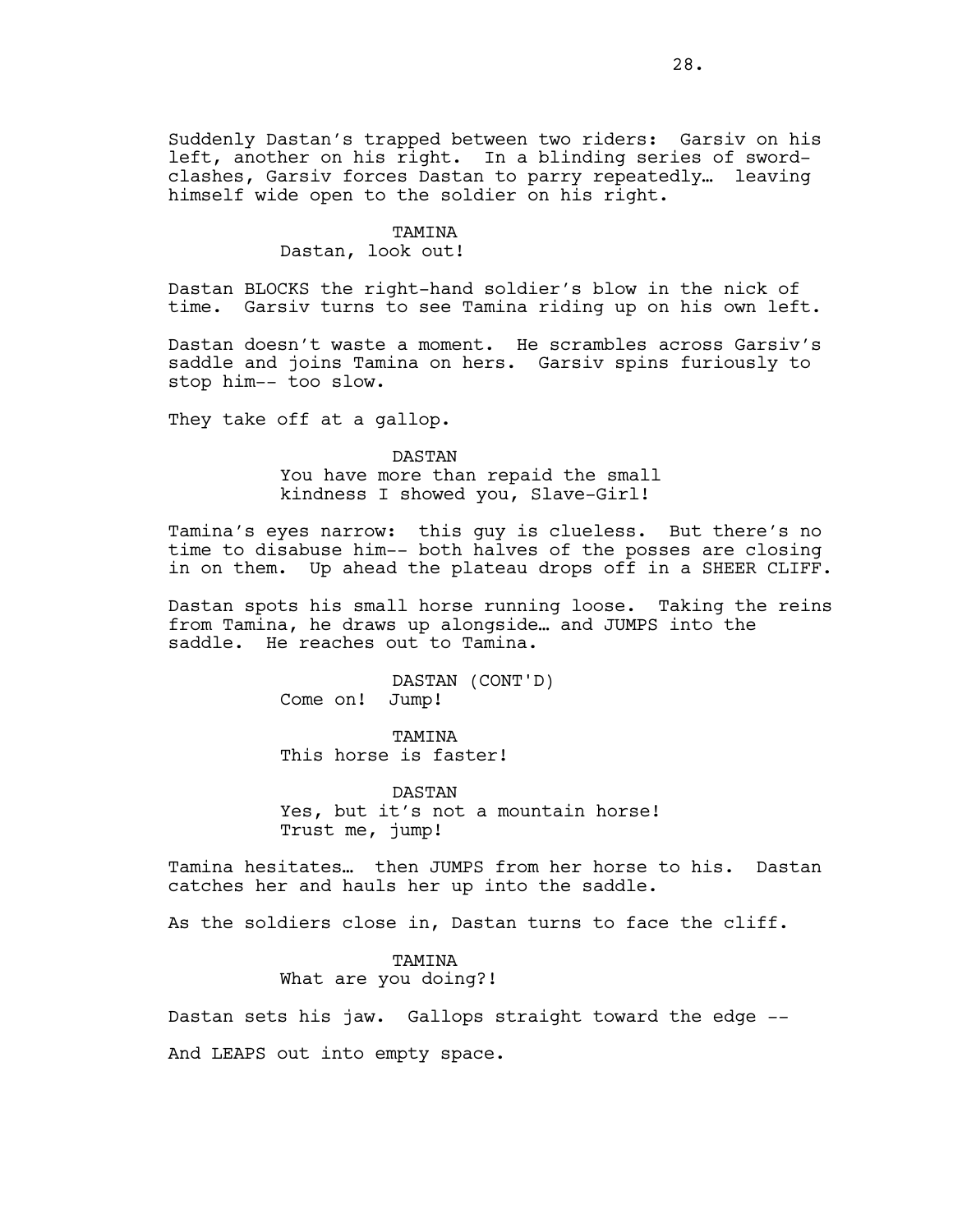Suddenly Dastan's trapped between two riders: Garsiv on his left, another on his right. In a blinding series of sword-clashes, Garsiv forces Dastan to parry repeatedly… leaving himself wide open to the soldier on his right.

TAMINA
Dastan, look out!

Dastan BLOCKS the right-hand soldier's blow in the nick of time. Garsiv turns to see Tamina riding up on his own left.

Dastan doesn't waste a moment. He scrambles across Garsiv's saddle and joins Tamina on hers. Garsiv spins furiously to stop him-- too slow.

They take off at a gallop.

DASTAN
You have more than repaid the small kindness I showed you, Slave-Girl!

Tamina's eyes narrow: this guy is clueless. But there's no time to disabuse him-- both halves of the posses are closing in on them. Up ahead the plateau drops off in a SHEER CLIFF.

Dastan spots his small horse running loose. Taking the reins from Tamina, he draws up alongside… and JUMPS into the saddle. He reaches out to Tamina.

DASTAN (CONT'D)
Come on! Jump!

TAMINA
This horse is faster!

DASTAN
Yes, but it's not a mountain horse! Trust me, jump!

Tamina hesitates… then JUMPS from her horse to his. Dastan catches her and hauls her up into the saddle.

As the soldiers close in, Dastan turns to face the cliff.

TAMINA
What are you doing?!

Dastan sets his jaw. Gallops straight toward the edge --

And LEAPS out into empty space.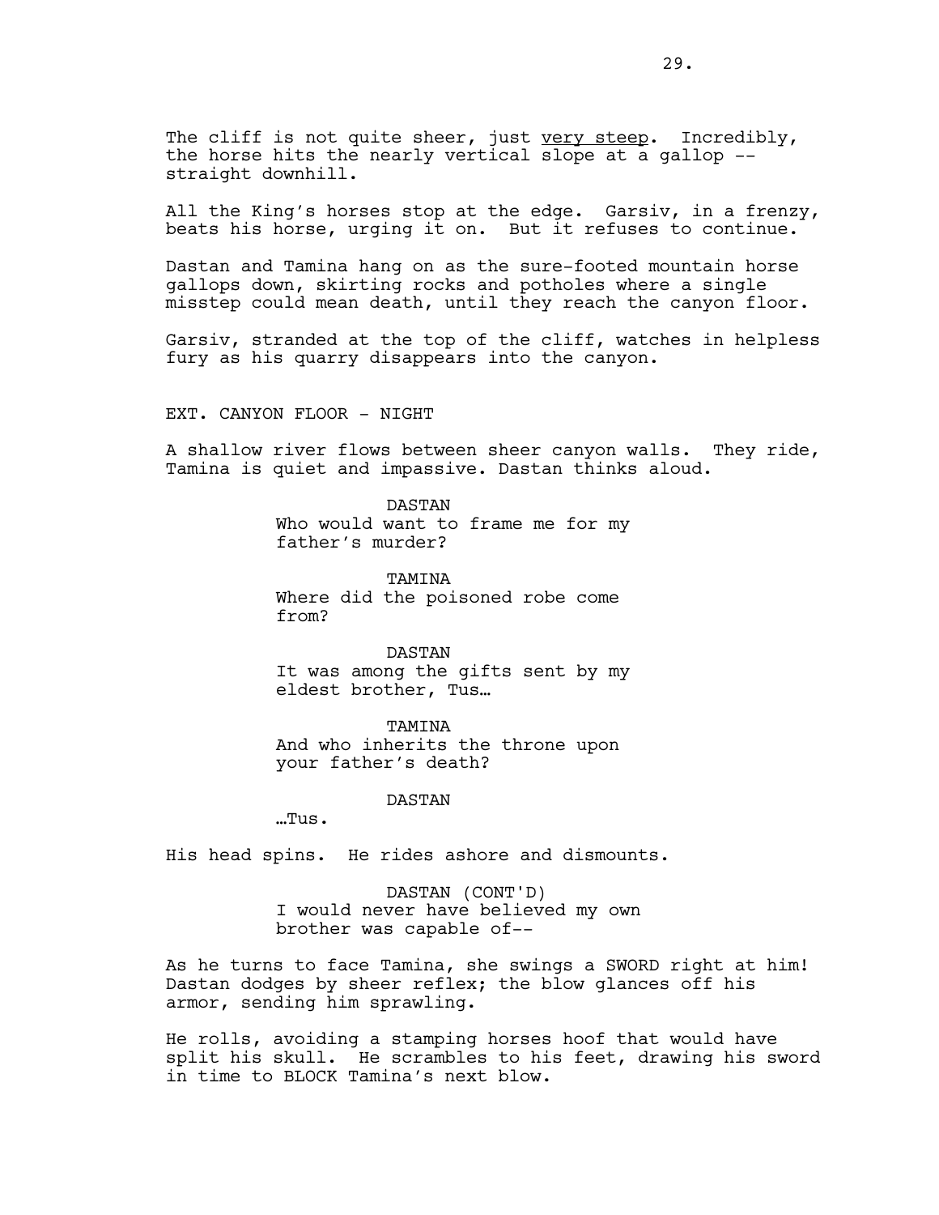The cliff is not quite sheer, just <u>very steep</u>. Incredibly, the horse hits the nearly vertical slope at a gallop -- straight downhill.

All the King's horses stop at the edge. Garsiv, in a frenzy, beats his horse, urging it on. But it refuses to continue.

Dastan and Tamina hang on as the sure-footed mountain horse gallops down, skirting rocks and potholes where a single misstep could mean death, until they reach the canyon floor.

Garsiv, stranded at the top of the cliff, watches in helpless fury as his quarry disappears into the canyon.

EXT. CANYON FLOOR - NIGHT

A shallow river flows between sheer canyon walls. They ride, Tamina is quiet and impassive. Dastan thinks aloud.

DASTAN
Who would want to frame me for my father's murder?

TAMINA
Where did the poisoned robe come from?

DASTAN
It was among the gifts sent by my eldest brother, Tus…

TAMINA
And who inherits the throne upon your father's death?

DASTAN
…Tus.

His head spins. He rides ashore and dismounts.

DASTAN (CONT'D)
I would never have believed my own brother was capable of--

As he turns to face Tamina, she swings a SWORD right at him! Dastan dodges by sheer reflex; the blow glances off his armor, sending him sprawling.

He rolls, avoiding a stamping horses hoof that would have split his skull. He scrambles to his feet, drawing his sword in time to BLOCK Tamina's next blow.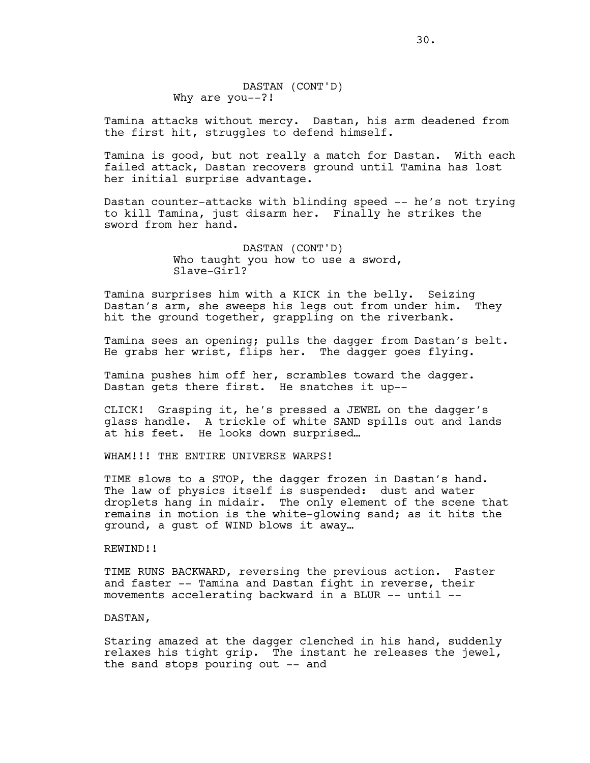DASTAN (CONT'D)
Why are you--?!

Tamina attacks without mercy. Dastan, his arm deadened from the first hit, struggles to defend himself.

Tamina is good, but not really a match for Dastan. With each failed attack, Dastan recovers ground until Tamina has lost her initial surprise advantage.

Dastan counter-attacks with blinding speed -- he's not trying to kill Tamina, just disarm her. Finally he strikes the sword from her hand.

DASTAN (CONT'D)
Who taught you how to use a sword, Slave-Girl?

Tamina surprises him with a KICK in the belly. Seizing Dastan's arm, she sweeps his legs out from under him. They hit the ground together, grappling on the riverbank.

Tamina sees an opening; pulls the dagger from Dastan's belt. He grabs her wrist, flips her. The dagger goes flying.

Tamina pushes him off her, scrambles toward the dagger. Dastan gets there first. He snatches it up--

CLICK! Grasping it, he's pressed a JEWEL on the dagger's glass handle. A trickle of white SAND spills out and lands at his feet. He looks down surprised…

WHAM!!! THE ENTIRE UNIVERSE WARPS!

<u>TIME slows to a STOP,</u> the dagger frozen in Dastan's hand. The law of physics itself is suspended: dust and water droplets hang in midair. The only element of the scene that remains in motion is the white-glowing sand; as it hits the ground, a gust of WIND blows it away…

REWIND!!

TIME RUNS BACKWARD, reversing the previous action. Faster and faster -- Tamina and Dastan fight in reverse, their movements accelerating backward in a BLUR -- until --

DASTAN,

Staring amazed at the dagger clenched in his hand, suddenly relaxes his tight grip. The instant he releases the jewel, the sand stops pouring out -- and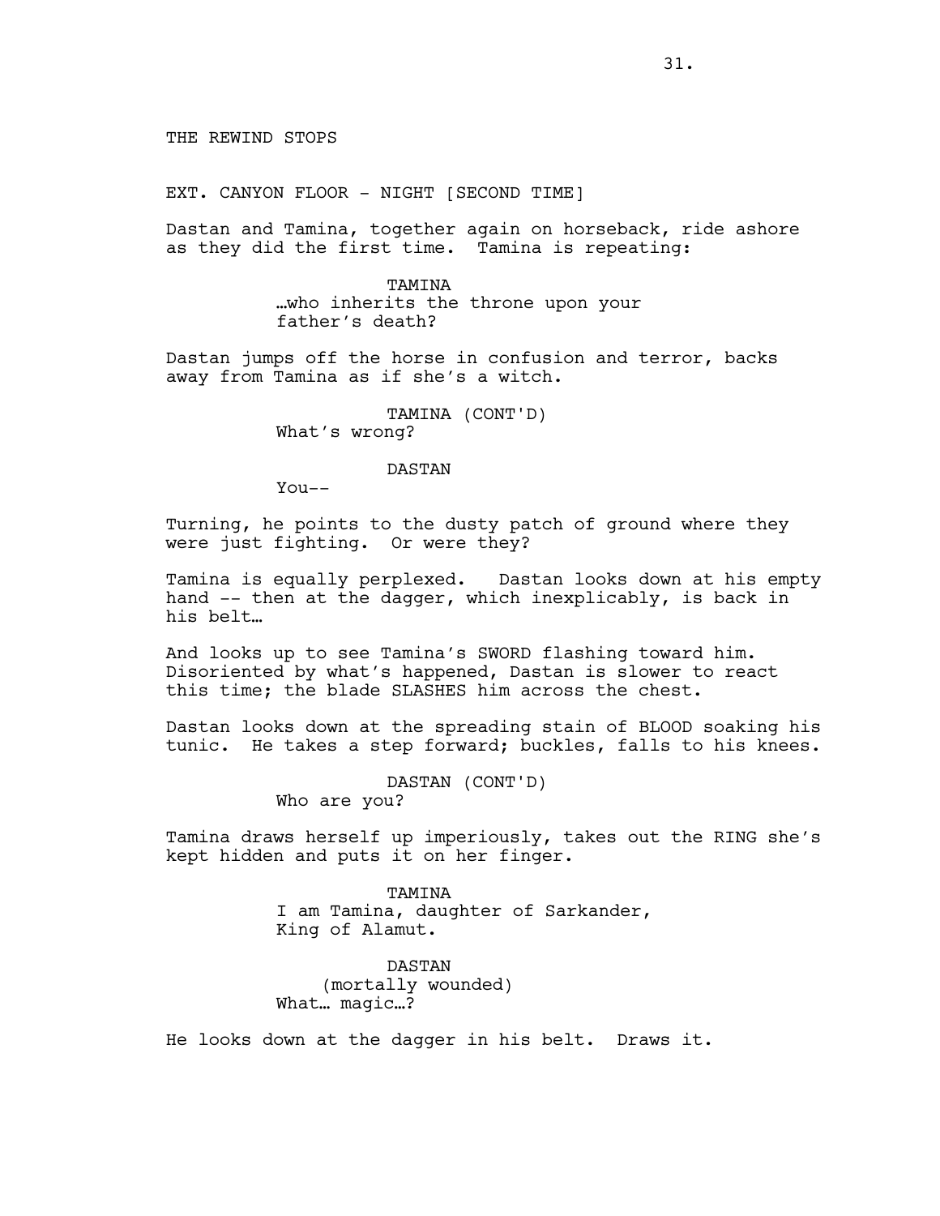THE REWIND STOPS

EXT. CANYON FLOOR - NIGHT [SECOND TIME]

Dastan and Tamina, together again on horseback, ride ashore as they did the first time. Tamina is repeating:

TAMINA
…who inherits the throne upon your father's death?

Dastan jumps off the horse in confusion and terror, backs away from Tamina as if she's a witch.

TAMINA (CONT'D)
What's wrong?

DASTAN
You--

Turning, he points to the dusty patch of ground where they were just fighting. Or were they?

Tamina is equally perplexed. Dastan looks down at his empty hand -- then at the dagger, which inexplicably, is back in his belt…

And looks up to see Tamina's SWORD flashing toward him. Disoriented by what's happened, Dastan is slower to react this time; the blade SLASHES him across the chest.

Dastan looks down at the spreading stain of BLOOD soaking his tunic. He takes a step forward; buckles, falls to his knees.

DASTAN (CONT'D)
Who are you?

Tamina draws herself up imperiously, takes out the RING she's kept hidden and puts it on her finger.

TAMINA
I am Tamina, daughter of Sarkander, King of Alamut.

DASTAN
(mortally wounded)
What… magic…?

He looks down at the dagger in his belt. Draws it.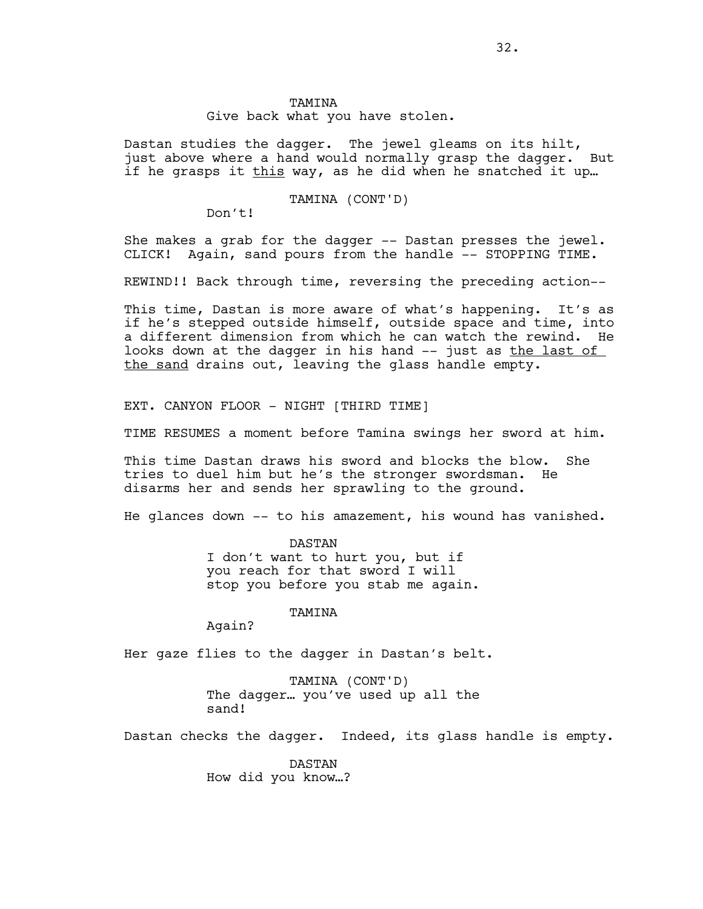TAMINA
Give back what you have stolen.

Dastan studies the dagger. The jewel gleams on its hilt, just above where a hand would normally grasp the dagger. But if he grasps it <u>this</u> way, as he did when he snatched it up…

TAMINA (CONT'D)
Don't!

She makes a grab for the dagger -- Dastan presses the jewel. CLICK! Again, sand pours from the handle -- STOPPING TIME.

REWIND!! Back through time, reversing the preceding action--

This time, Dastan is more aware of what's happening. It's as if he's stepped outside himself, outside space and time, into a different dimension from which he can watch the rewind. He looks down at the dagger in his hand -- just as <u>the last of the sand</u> drains out, leaving the glass handle empty.

EXT. CANYON FLOOR - NIGHT [THIRD TIME]

TIME RESUMES a moment before Tamina swings her sword at him.

This time Dastan draws his sword and blocks the blow. She tries to duel him but he's the stronger swordsman. He disarms her and sends her sprawling to the ground.

He glances down -- to his amazement, his wound has vanished.

DASTAN
I don't want to hurt you, but if you reach for that sword I will stop you before you stab me again.

TAMINA
Again?

Her gaze flies to the dagger in Dastan's belt.

TAMINA (CONT'D)
The dagger… you've used up all the sand!

Dastan checks the dagger. Indeed, its glass handle is empty.

DASTAN
How did you know…?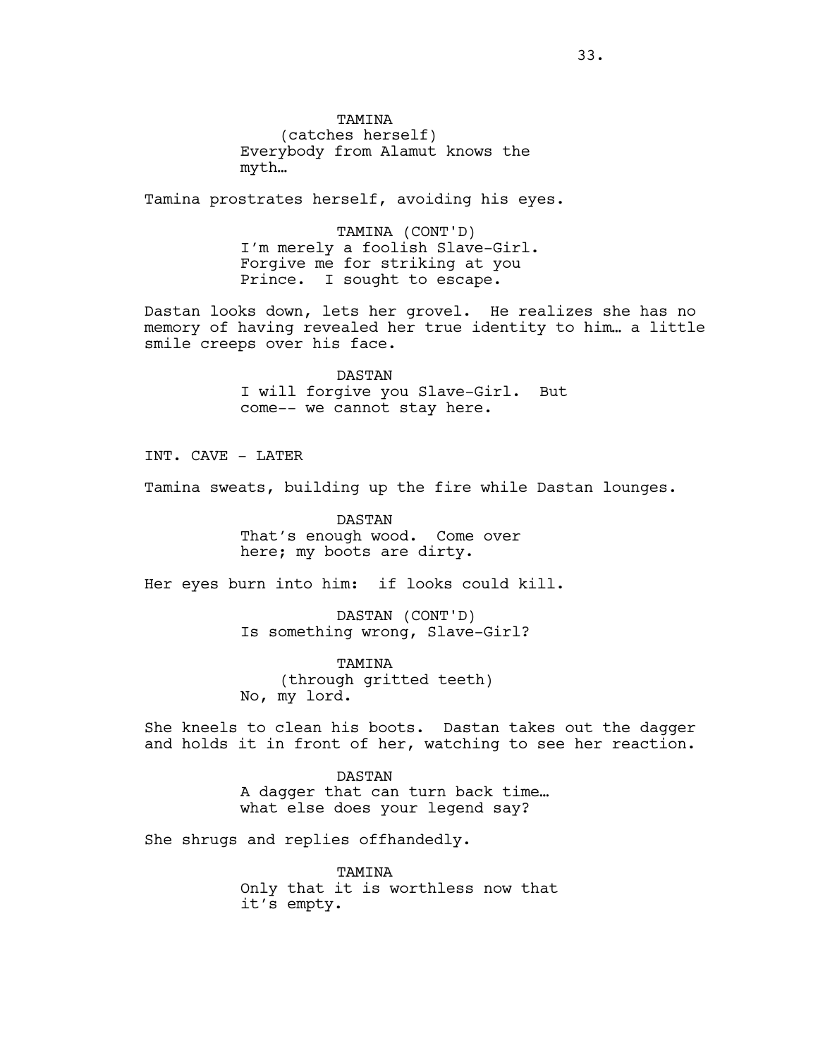TAMINA
(catches herself)
Everybody from Alamut knows the myth…

Tamina prostrates herself, avoiding his eyes.

TAMINA (CONT'D)
I'm merely a foolish Slave-Girl. Forgive me for striking at you Prince. I sought to escape.

Dastan looks down, lets her grovel. He realizes she has no memory of having revealed her true identity to him… a little smile creeps over his face.

DASTAN
I will forgive you Slave-Girl. But come-- we cannot stay here.

INT. CAVE - LATER

Tamina sweats, building up the fire while Dastan lounges.

DASTAN
That's enough wood. Come over here; my boots are dirty.

Her eyes burn into him: if looks could kill.

DASTAN (CONT'D)
Is something wrong, Slave-Girl?

TAMINA
(through gritted teeth)
No, my lord.

She kneels to clean his boots. Dastan takes out the dagger and holds it in front of her, watching to see her reaction.

DASTAN
A dagger that can turn back time… what else does your legend say?

She shrugs and replies offhandedly.

TAMINA
Only that it is worthless now that it's empty.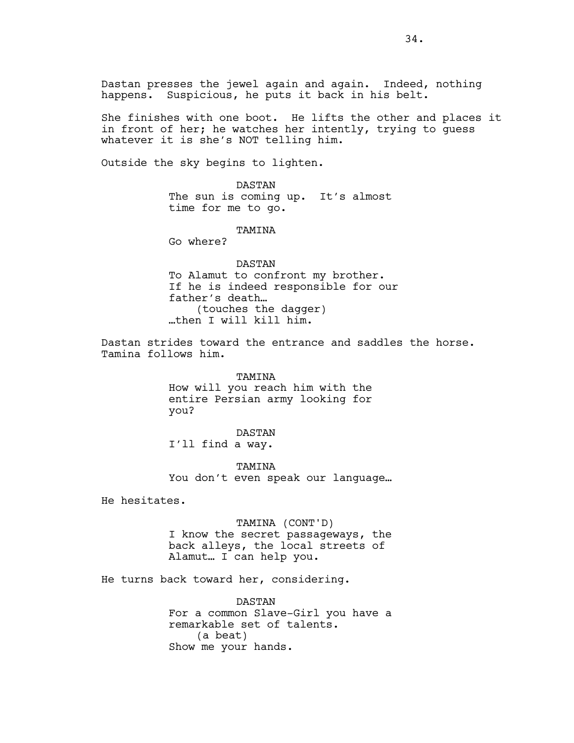Dastan presses the jewel again and again. Indeed, nothing happens. Suspicious, he puts it back in his belt.

She finishes with one boot. He lifts the other and places it in front of her; he watches her intently, trying to guess whatever it is she's NOT telling him.

Outside the sky begins to lighten.

DASTAN
The sun is coming up. It's almost time for me to go.

TAMINA
Go where?

DASTAN
To Alamut to confront my brother. If he is indeed responsible for our father's death…
(touches the dagger)
…then I will kill him.

Dastan strides toward the entrance and saddles the horse. Tamina follows him.

TAMINA
How will you reach him with the entire Persian army looking for you?

DASTAN
I'll find a way.

TAMINA
You don't even speak our language…

He hesitates.

TAMINA (CONT'D)
I know the secret passageways, the back alleys, the local streets of Alamut… I can help you.

He turns back toward her, considering.

DASTAN
For a common Slave-Girl you have a remarkable set of talents.
(a beat)
Show me your hands.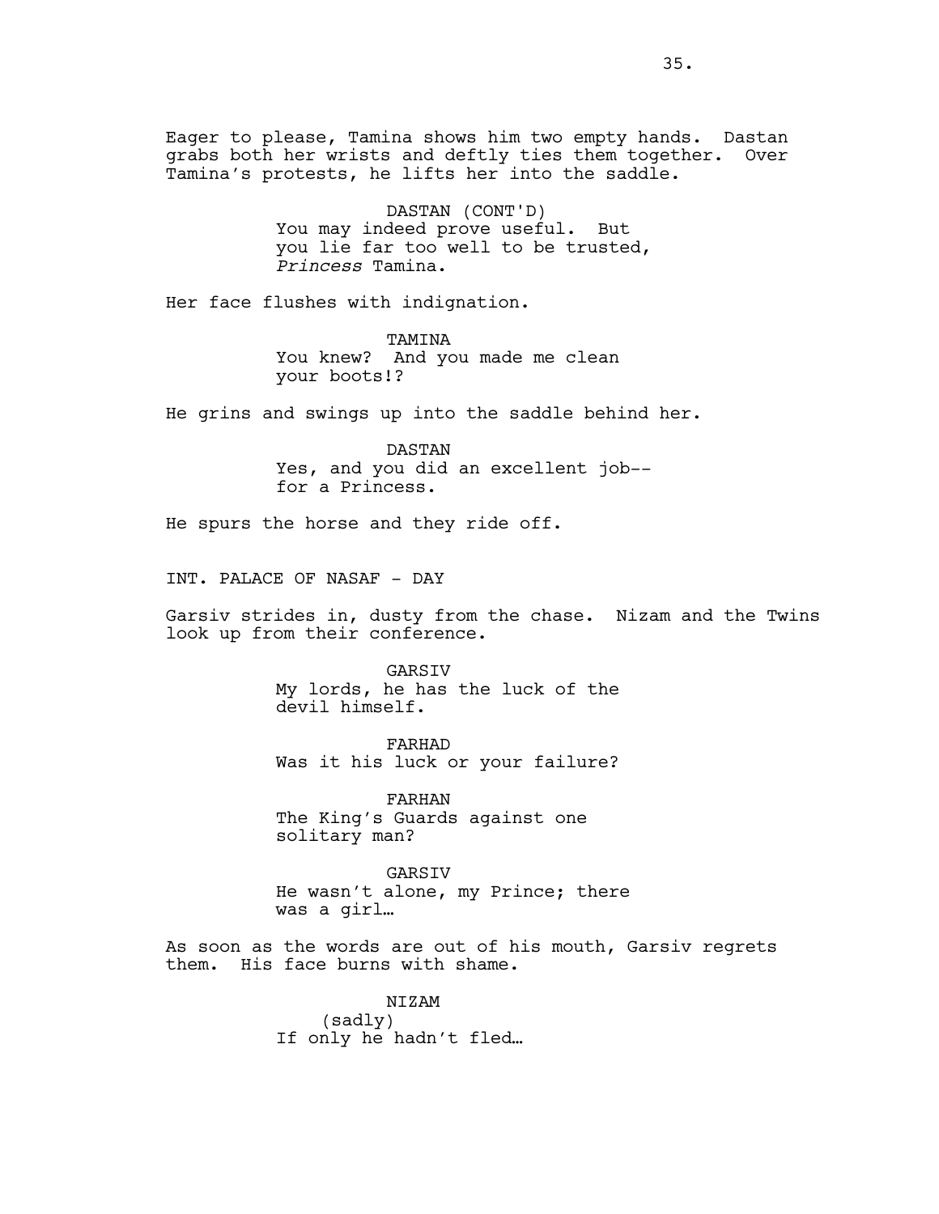Eager to please, Tamina shows him two empty hands. Dastan grabs both her wrists and deftly ties them together. Over Tamina's protests, he lifts her into the saddle.

DASTAN (CONT'D)
You may indeed prove useful. But you lie far too well to be trusted, *Princess* Tamina.

Her face flushes with indignation.

TAMINA
You knew? And you made me clean your boots!?

He grins and swings up into the saddle behind her.

DASTAN
Yes, and you did an excellent job-- for a Princess.

He spurs the horse and they ride off.

INT. PALACE OF NASAF - DAY

Garsiv strides in, dusty from the chase. Nizam and the Twins look up from their conference.

GARSIV
My lords, he has the luck of the devil himself.

FARHAD
Was it his luck or your failure?

FARHAN
The King's Guards against one solitary man?

GARSIV
He wasn't alone, my Prince; there was a girl…

As soon as the words are out of his mouth, Garsiv regrets them. His face burns with shame.

NIZAM
(sadly)
If only he hadn't fled…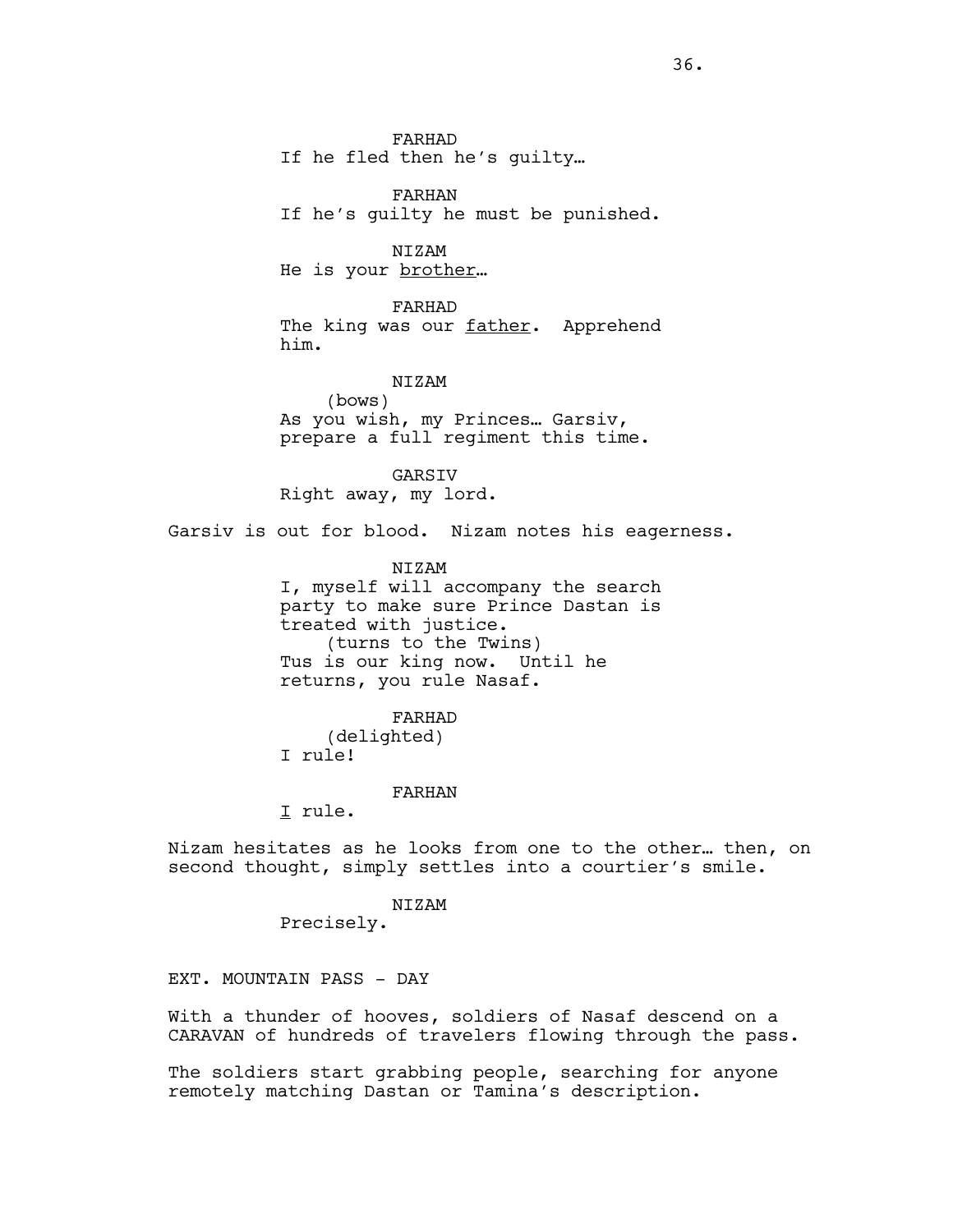FARHAD
If he fled then he's guilty…

FARHAN
If he's guilty he must be punished.

NIZAM
He is your <u>brother</u>…

FARHAD
The king was our <u>father</u>. Apprehend him.

NIZAM
(bows)
As you wish, my Princes… Garsiv, prepare a full regiment this time.

GARSIV
Right away, my lord.

Garsiv is out for blood. Nizam notes his eagerness.

NIZAM
I, myself will accompany the search party to make sure Prince Dastan is treated with justice.
(turns to the Twins)
Tus is our king now. Until he returns, you rule Nasaf.

FARHAD
(delighted)
I rule!

FARHAN
<u>I</u> rule.

Nizam hesitates as he looks from one to the other… then, on second thought, simply settles into a courtier's smile.

NIZAM
Precisely.

EXT. MOUNTAIN PASS - DAY

With a thunder of hooves, soldiers of Nasaf descend on a CARAVAN of hundreds of travelers flowing through the pass.

The soldiers start grabbing people, searching for anyone remotely matching Dastan or Tamina's description.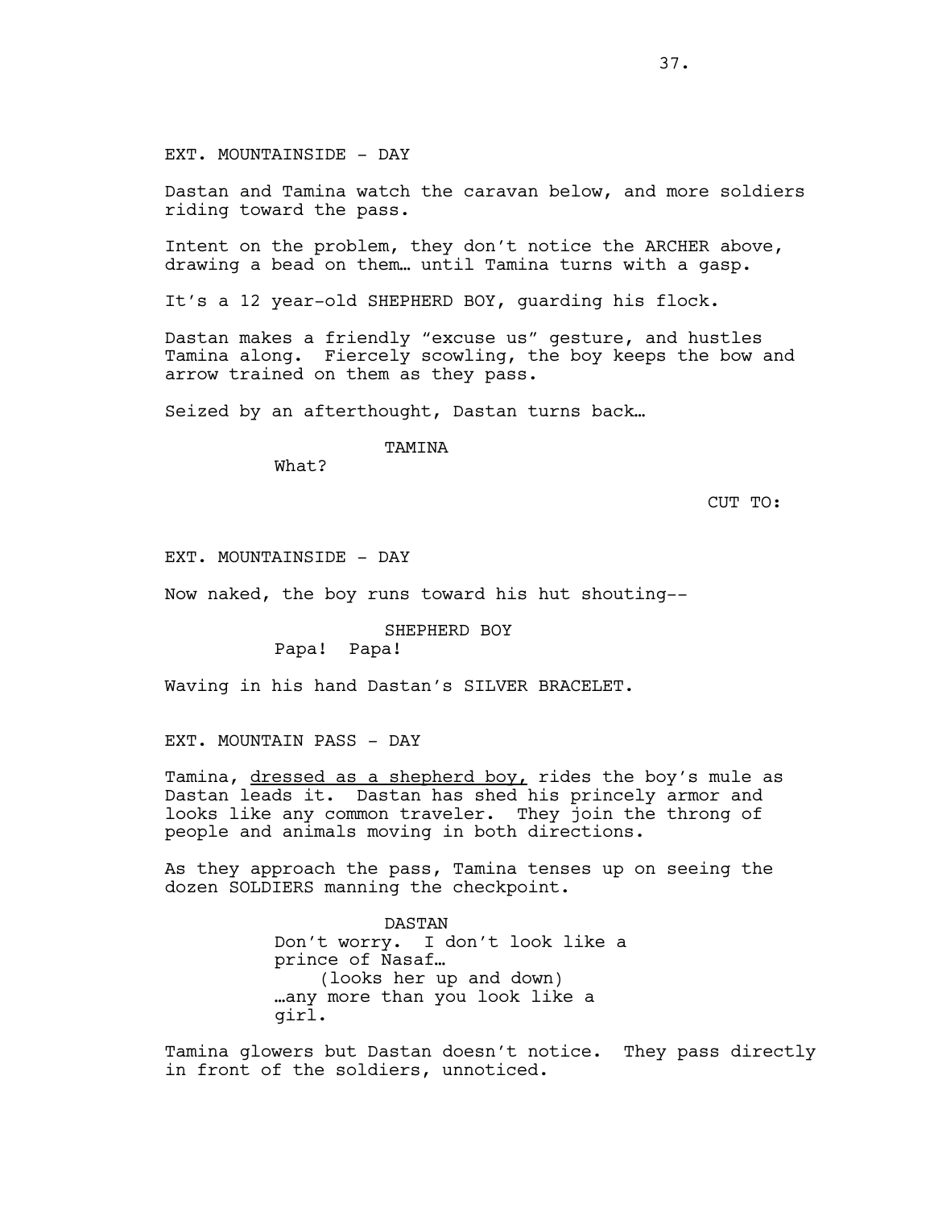EXT. MOUNTAINSIDE - DAY

Dastan and Tamina watch the caravan below, and more soldiers riding toward the pass.

Intent on the problem, they don't notice the ARCHER above, drawing a bead on them… until Tamina turns with a gasp.

It's a 12 year-old SHEPHERD BOY, guarding his flock.

Dastan makes a friendly "excuse us" gesture, and hustles Tamina along. Fiercely scowling, the boy keeps the bow and arrow trained on them as they pass.

Seized by an afterthought, Dastan turns back…

TAMINA
What?

CUT TO:

EXT. MOUNTAINSIDE - DAY

Now naked, the boy runs toward his hut shouting--

SHEPHERD BOY
Papa! Papa!

Waving in his hand Dastan's SILVER BRACELET.

EXT. MOUNTAIN PASS - DAY

Tamina, <u>dressed as a shepherd boy,</u> rides the boy's mule as Dastan leads it. Dastan has shed his princely armor and looks like any common traveler. They join the throng of people and animals moving in both directions.

As they approach the pass, Tamina tenses up on seeing the dozen SOLDIERS manning the checkpoint.

DASTAN
Don't worry. I don't look like a prince of Nasaf…
(looks her up and down)
…any more than you look like a girl.

Tamina glowers but Dastan doesn't notice. They pass directly in front of the soldiers, unnoticed.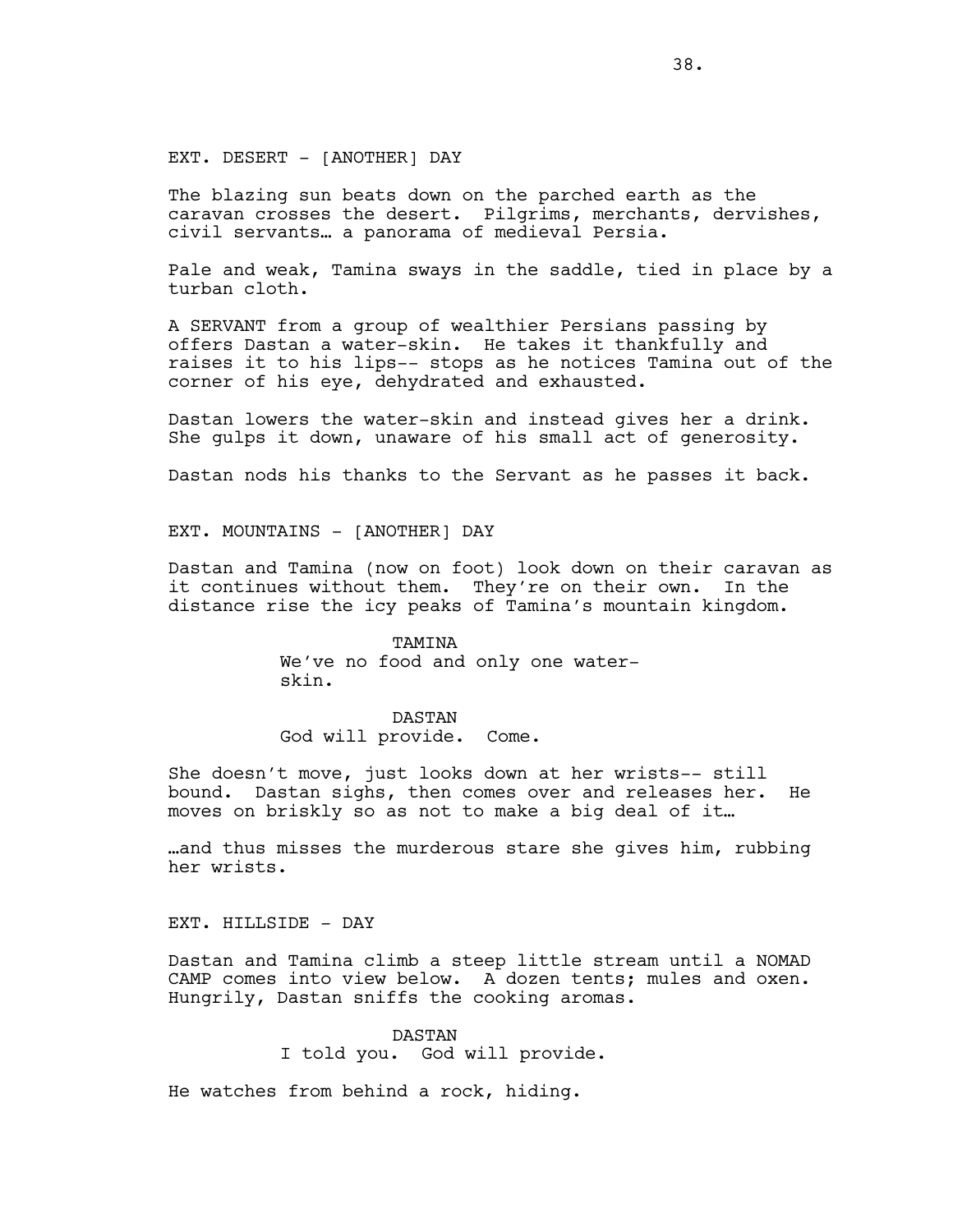EXT. DESERT - [ANOTHER] DAY

The blazing sun beats down on the parched earth as the caravan crosses the desert. Pilgrims, merchants, dervishes, civil servants… a panorama of medieval Persia.

Pale and weak, Tamina sways in the saddle, tied in place by a turban cloth.

A SERVANT from a group of wealthier Persians passing by offers Dastan a water-skin. He takes it thankfully and raises it to his lips-- stops as he notices Tamina out of the corner of his eye, dehydrated and exhausted.

Dastan lowers the water-skin and instead gives her a drink. She gulps it down, unaware of his small act of generosity.

Dastan nods his thanks to the Servant as he passes it back.

EXT. MOUNTAINS - [ANOTHER] DAY

Dastan and Tamina (now on foot) look down on their caravan as it continues without them. They're on their own. In the distance rise the icy peaks of Tamina's mountain kingdom.

TAMINA
We've no food and only one water-skin.

DASTAN
God will provide. Come.

She doesn't move, just looks down at her wrists-- still bound. Dastan sighs, then comes over and releases her. He moves on briskly so as not to make a big deal of it…

…and thus misses the murderous stare she gives him, rubbing her wrists.

EXT. HILLSIDE - DAY

Dastan and Tamina climb a steep little stream until a NOMAD CAMP comes into view below. A dozen tents; mules and oxen. Hungrily, Dastan sniffs the cooking aromas.

DASTAN
I told you. God will provide.

He watches from behind a rock, hiding.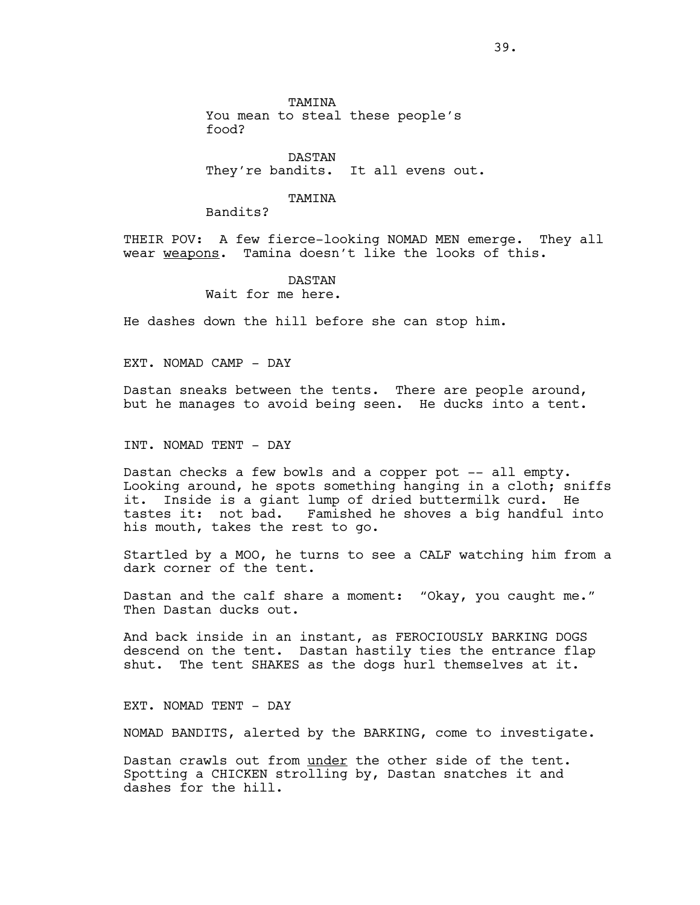TAMINA
You mean to steal these people's food?

DASTAN
They're bandits. It all evens out.

TAMINA
Bandits?

THEIR POV: A few fierce-looking NOMAD MEN emerge. They all wear <u>weapons</u>. Tamina doesn't like the looks of this.

DASTAN
Wait for me here.

He dashes down the hill before she can stop him.

EXT. NOMAD CAMP - DAY

Dastan sneaks between the tents. There are people around, but he manages to avoid being seen. He ducks into a tent.

INT. NOMAD TENT - DAY

Dastan checks a few bowls and a copper pot -- all empty. Looking around, he spots something hanging in a cloth; sniffs it. Inside is a giant lump of dried buttermilk curd. He tastes it: not bad. Famished he shoves a big handful into his mouth, takes the rest to go.

Startled by a MOO, he turns to see a CALF watching him from a dark corner of the tent.

Dastan and the calf share a moment: "Okay, you caught me." Then Dastan ducks out.

And back inside in an instant, as FEROCIOUSLY BARKING DOGS descend on the tent. Dastan hastily ties the entrance flap shut. The tent SHAKES as the dogs hurl themselves at it.

EXT. NOMAD TENT - DAY

NOMAD BANDITS, alerted by the BARKING, come to investigate.

Dastan crawls out from <u>under</u> the other side of the tent. Spotting a CHICKEN strolling by, Dastan snatches it and dashes for the hill.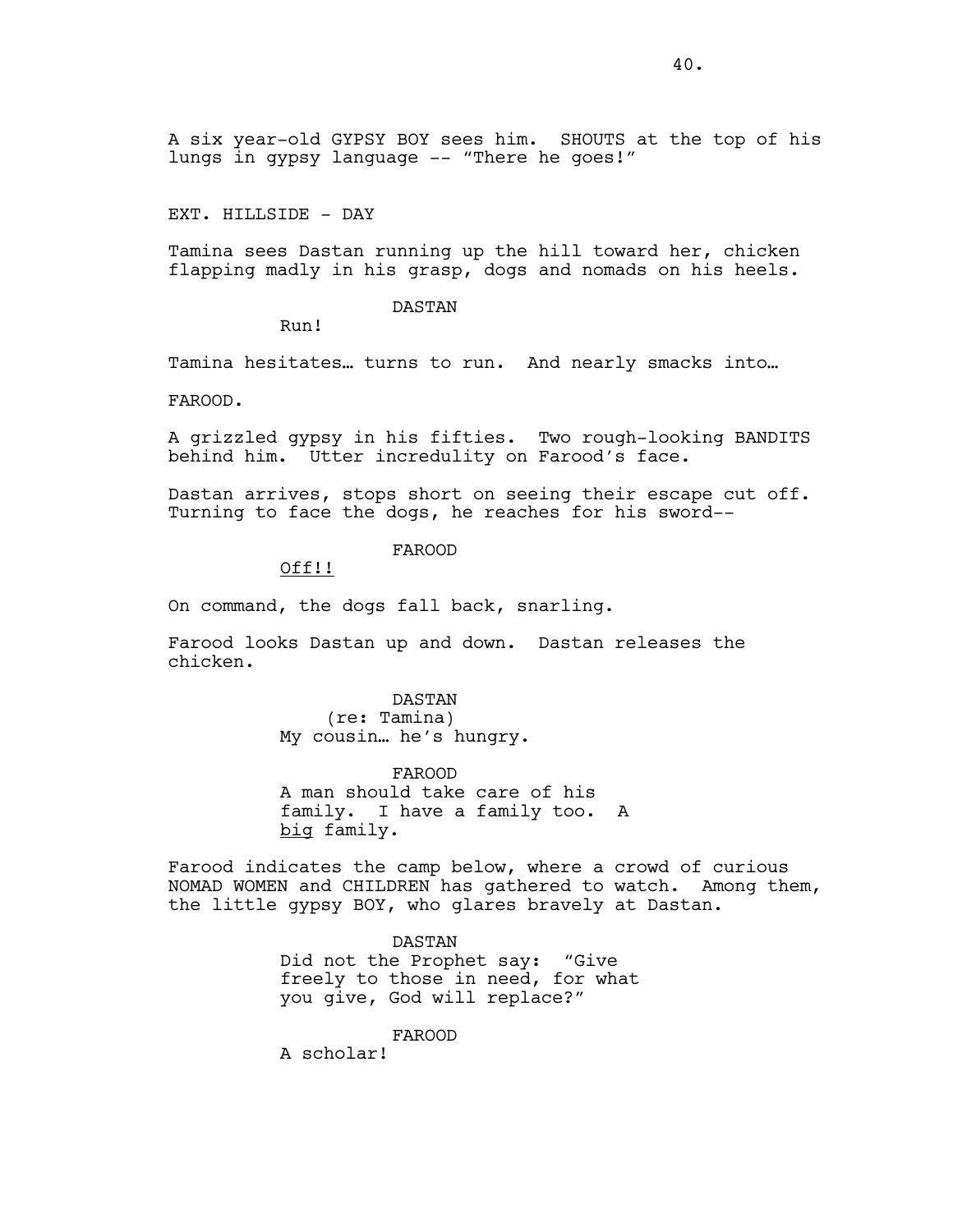A six year-old GYPSY BOY sees him. SHOUTS at the top of his lungs in gypsy language -- "There he goes!"

EXT. HILLSIDE - DAY

Tamina sees Dastan running up the hill toward her, chicken flapping madly in his grasp, dogs and nomads on his heels.

DASTAN

Run!

Tamina hesitates… turns to run. And nearly smacks into…

FAROOD.

A grizzled gypsy in his fifties. Two rough-looking BANDITS behind him. Utter incredulity on Farood's face.

Dastan arrives, stops short on seeing their escape cut off. Turning to face the dogs, he reaches for his sword--

FAROOD

<u>Off!!</u>

On command, the dogs fall back, snarling.

Farood looks Dastan up and down. Dastan releases the chicken.

DASTAN

(re: Tamina)

My cousin… he's hungry.

FAROOD

A man should take care of his family. I have a family too. A <u>big</u> family.

Farood indicates the camp below, where a crowd of curious NOMAD WOMEN and CHILDREN has gathered to watch. Among them, the little gypsy BOY, who glares bravely at Dastan.

DASTAN

Did not the Prophet say: "Give freely to those in need, for what you give, God will replace?"

FAROOD

A scholar!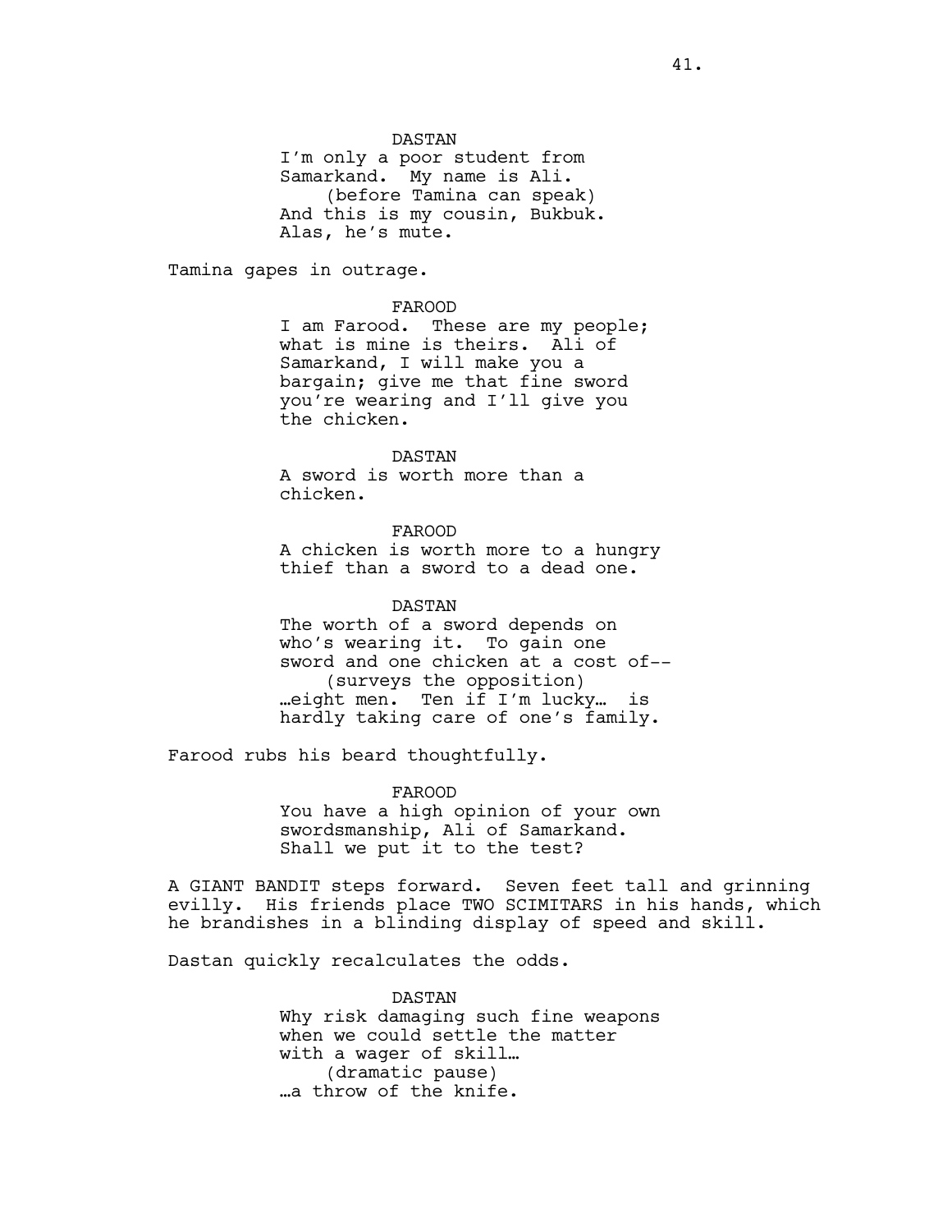DASTAN
I'm only a poor student from Samarkand. My name is Ali.
(before Tamina can speak)
And this is my cousin, Bukbuk. Alas, he's mute.

Tamina gapes in outrage.

FAROOD
I am Farood. These are my people; what is mine is theirs. Ali of Samarkand, I will make you a bargain; give me that fine sword you're wearing and I'll give you the chicken.

DASTAN
A sword is worth more than a chicken.

FAROOD
A chicken is worth more to a hungry thief than a sword to a dead one.

DASTAN
The worth of a sword depends on who's wearing it. To gain one sword and one chicken at a cost of--
(surveys the opposition)
…eight men. Ten if I'm lucky… is hardly taking care of one's family.

Farood rubs his beard thoughtfully.

FAROOD
You have a high opinion of your own swordsmanship, Ali of Samarkand. Shall we put it to the test?

A GIANT BANDIT steps forward. Seven feet tall and grinning evilly. His friends place TWO SCIMITARS in his hands, which he brandishes in a blinding display of speed and skill.

Dastan quickly recalculates the odds.

DASTAN
Why risk damaging such fine weapons when we could settle the matter with a wager of skill…
(dramatic pause)
…a throw of the knife.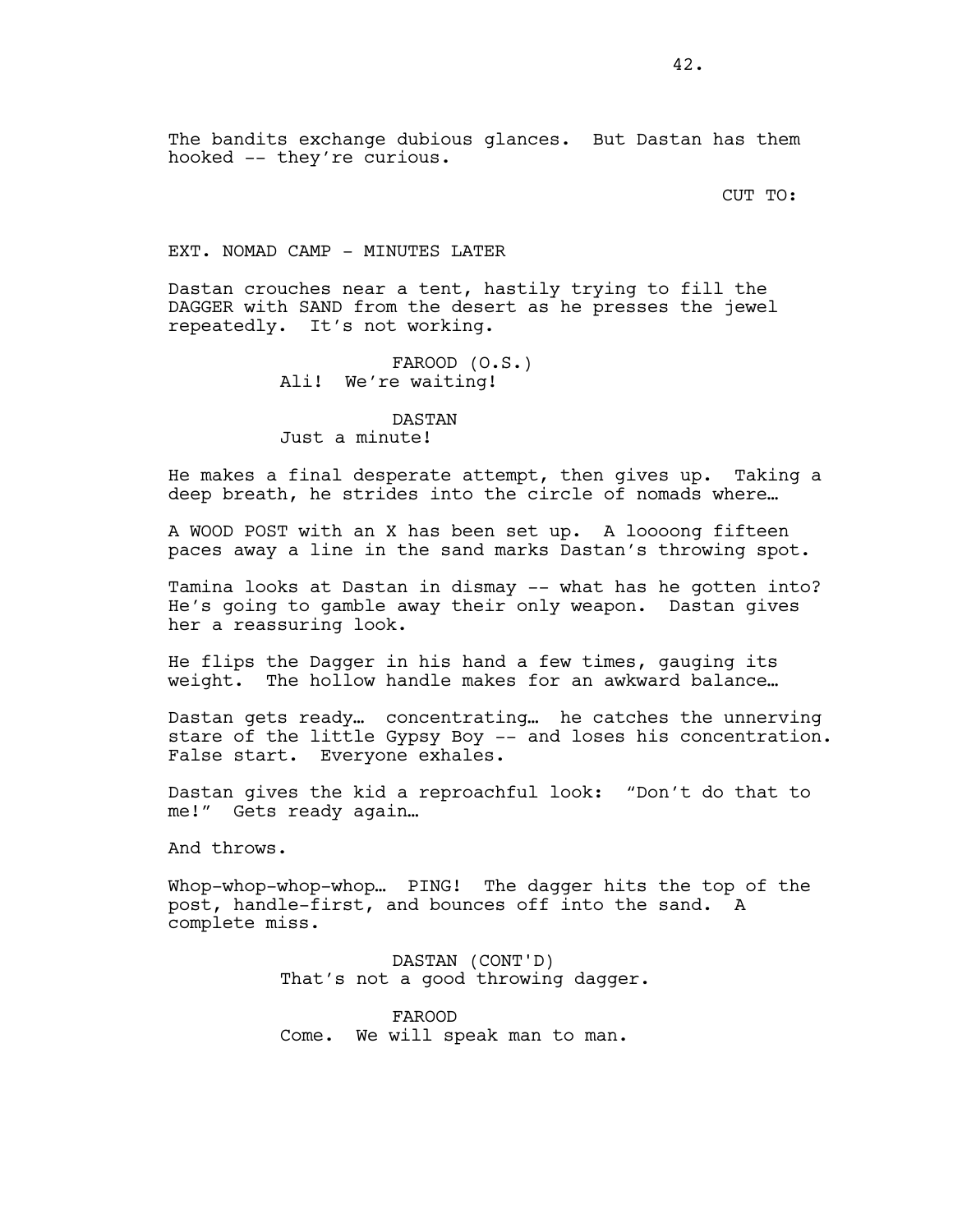The bandits exchange dubious glances. But Dastan has them hooked -- they're curious.

CUT TO:

EXT. NOMAD CAMP - MINUTES LATER

Dastan crouches near a tent, hastily trying to fill the DAGGER with SAND from the desert as he presses the jewel repeatedly. It's not working.

FAROOD (O.S.)
Ali! We're waiting!

DASTAN
Just a minute!

He makes a final desperate attempt, then gives up. Taking a deep breath, he strides into the circle of nomads where…

A WOOD POST with an X has been set up. A loooong fifteen paces away a line in the sand marks Dastan's throwing spot.

Tamina looks at Dastan in dismay -- what has he gotten into? He's going to gamble away their only weapon. Dastan gives her a reassuring look.

He flips the Dagger in his hand a few times, gauging its weight. The hollow handle makes for an awkward balance…

Dastan gets ready… concentrating… he catches the unnerving stare of the little Gypsy Boy -- and loses his concentration. False start. Everyone exhales.

Dastan gives the kid a reproachful look: "Don't do that to me!" Gets ready again…

And throws.

Whop-whop-whop-whop… PING! The dagger hits the top of the post, handle-first, and bounces off into the sand. A complete miss.

DASTAN (CONT'D)
That's not a good throwing dagger.

FAROOD
Come. We will speak man to man.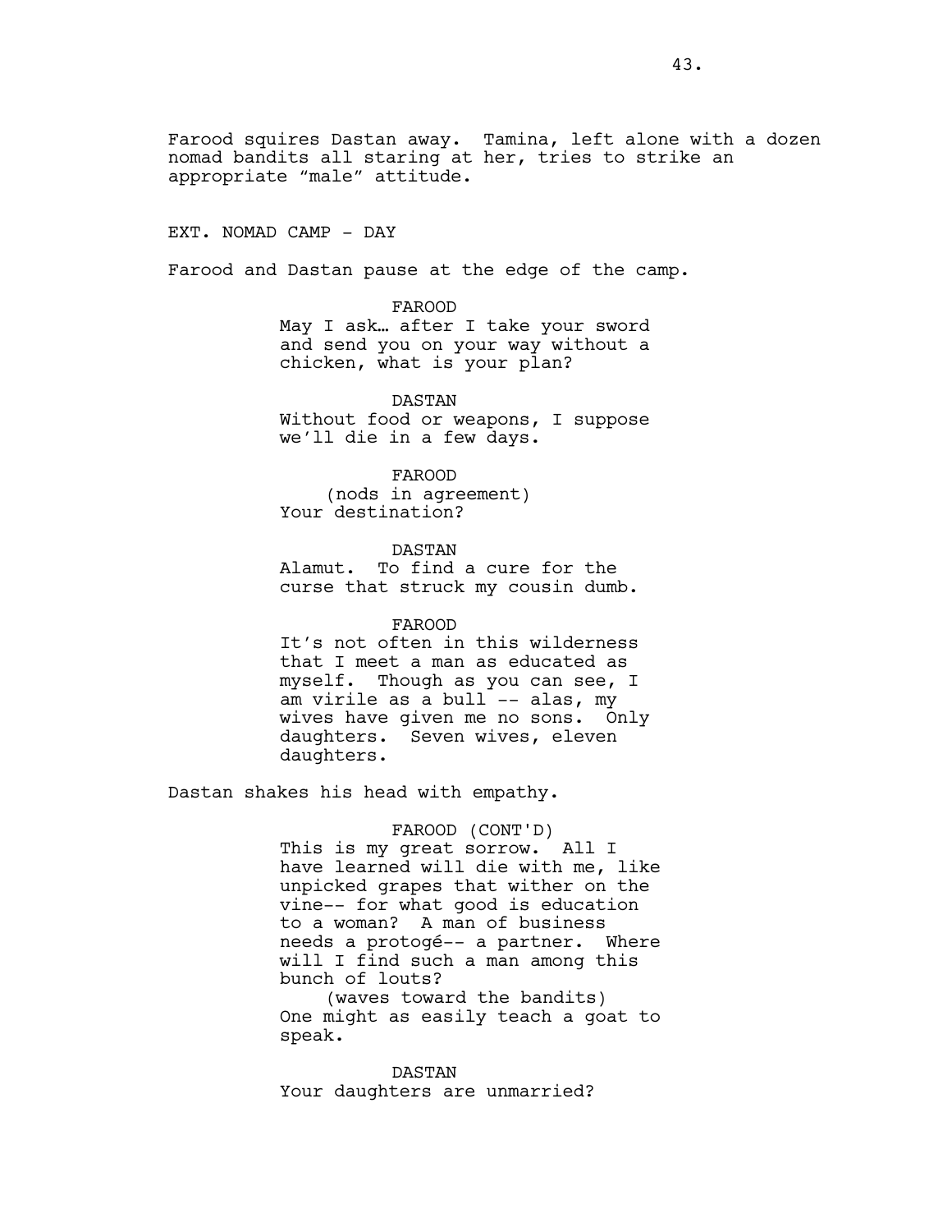Farood squires Dastan away. Tamina, left alone with a dozen nomad bandits all staring at her, tries to strike an appropriate "male" attitude.

EXT. NOMAD CAMP - DAY

Farood and Dastan pause at the edge of the camp.

FAROOD
May I ask… after I take your sword and send you on your way without a chicken, what is your plan?

DASTAN
Without food or weapons, I suppose we'll die in a few days.

FAROOD
(nods in agreement)
Your destination?

DASTAN
Alamut. To find a cure for the curse that struck my cousin dumb.

FAROOD
It's not often in this wilderness that I meet a man as educated as myself. Though as you can see, I am virile as a bull -- alas, my wives have given me no sons. Only daughters. Seven wives, eleven daughters.

Dastan shakes his head with empathy.

FAROOD (CONT'D)
This is my great sorrow. All I have learned will die with me, like unpicked grapes that wither on the vine-- for what good is education to a woman? A man of business needs a protogé-- a partner. Where will I find such a man among this bunch of louts?
(waves toward the bandits)
One might as easily teach a goat to speak.

DASTAN
Your daughters are unmarried?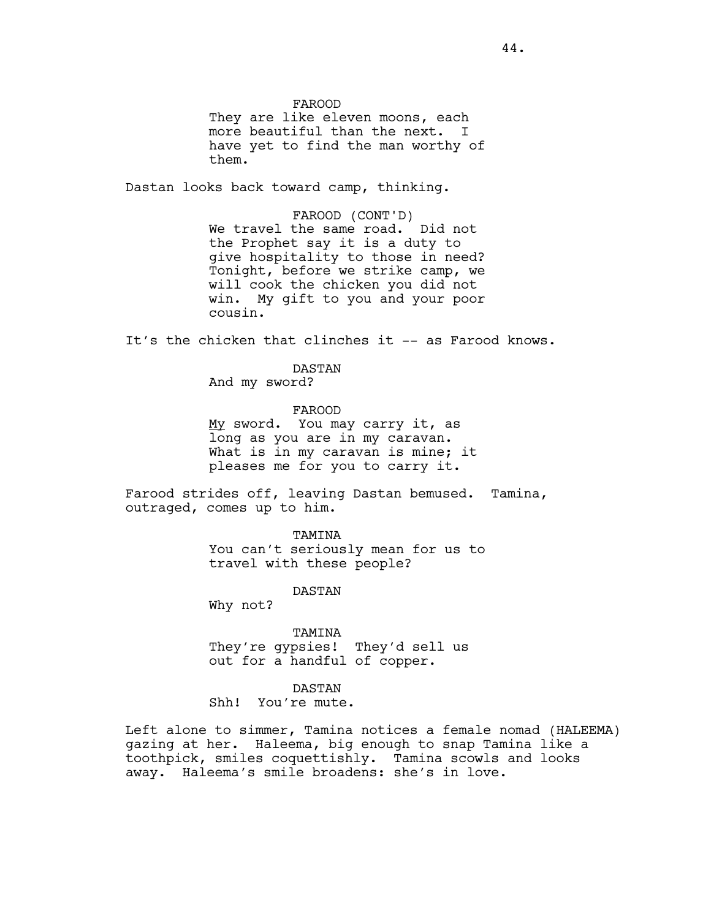FAROOD
They are like eleven moons, each more beautiful than the next. I have yet to find the man worthy of them.

Dastan looks back toward camp, thinking.

FAROOD (CONT'D)
We travel the same road. Did not the Prophet say it is a duty to give hospitality to those in need? Tonight, before we strike camp, we will cook the chicken you did not win. My gift to you and your poor cousin.

It's the chicken that clinches it -- as Farood knows.

DASTAN
And my sword?

FAROOD
<u>My</u> sword. You may carry it, as long as you are in my caravan. What is in my caravan is mine; it pleases me for you to carry it.

Farood strides off, leaving Dastan bemused. Tamina, outraged, comes up to him.

TAMINA
You can't seriously mean for us to travel with these people?

DASTAN
Why not?

TAMINA
They're gypsies! They'd sell us out for a handful of copper.

DASTAN
Shh! You're mute.

Left alone to simmer, Tamina notices a female nomad (HALEEMA) gazing at her. Haleema, big enough to snap Tamina like a toothpick, smiles coquettishly. Tamina scowls and looks away. Haleema's smile broadens: she's in love.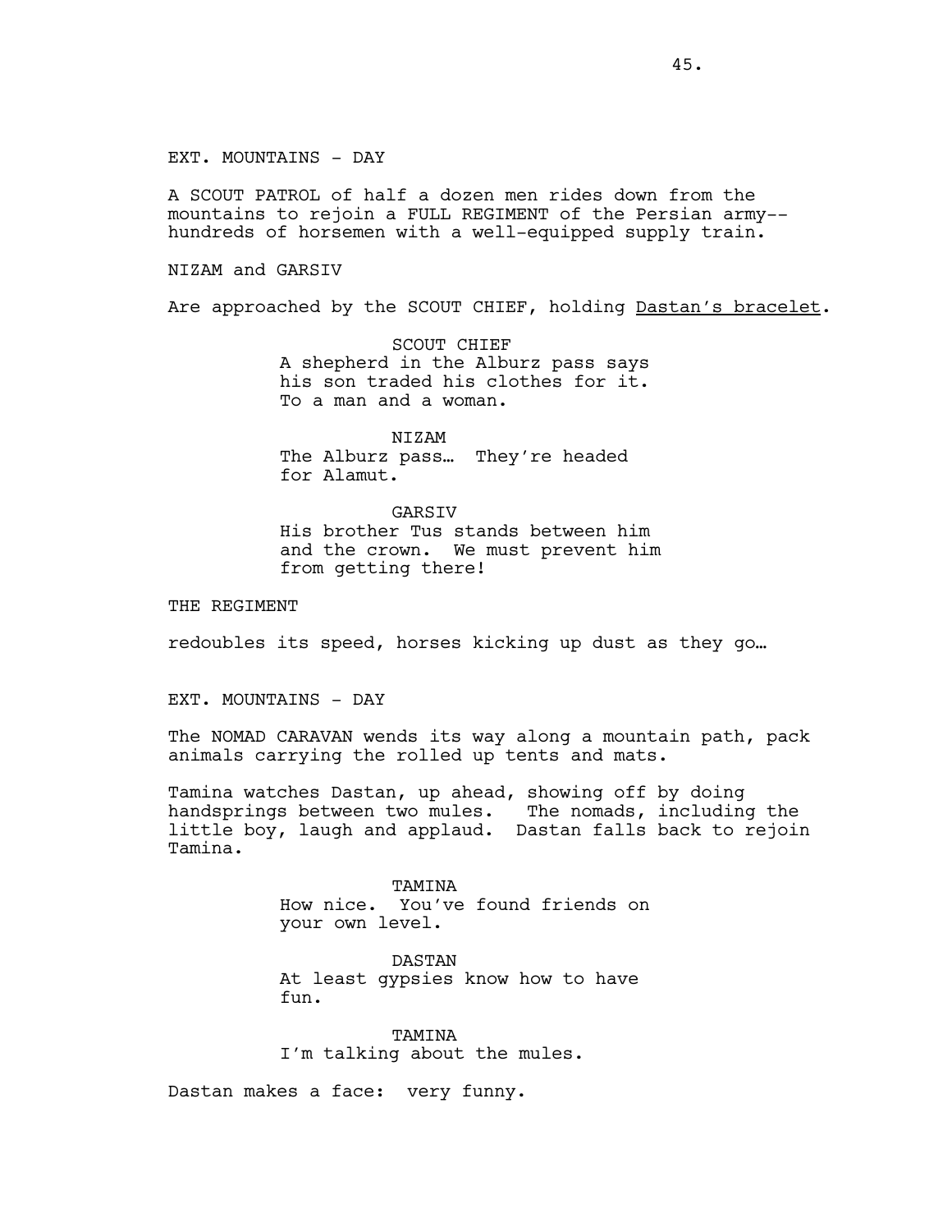EXT. MOUNTAINS - DAY

A SCOUT PATROL of half a dozen men rides down from the mountains to rejoin a FULL REGIMENT of the Persian army-- hundreds of horsemen with a well-equipped supply train.

NIZAM and GARSIV

Are approached by the SCOUT CHIEF, holding <u>Dastan's bracelet</u>.

SCOUT CHIEF
A shepherd in the Alburz pass says his son traded his clothes for it. To a man and a woman.

NIZAM
The Alburz pass… They're headed for Alamut.

GARSIV
His brother Tus stands between him and the crown. We must prevent him from getting there!

THE REGIMENT

redoubles its speed, horses kicking up dust as they go…

EXT. MOUNTAINS - DAY

The NOMAD CARAVAN wends its way along a mountain path, pack animals carrying the rolled up tents and mats.

Tamina watches Dastan, up ahead, showing off by doing handsprings between two mules. The nomads, including the little boy, laugh and applaud. Dastan falls back to rejoin Tamina.

TAMINA
How nice. You've found friends on your own level.

DASTAN
At least gypsies know how to have fun.

TAMINA
I'm talking about the mules.

Dastan makes a face: very funny.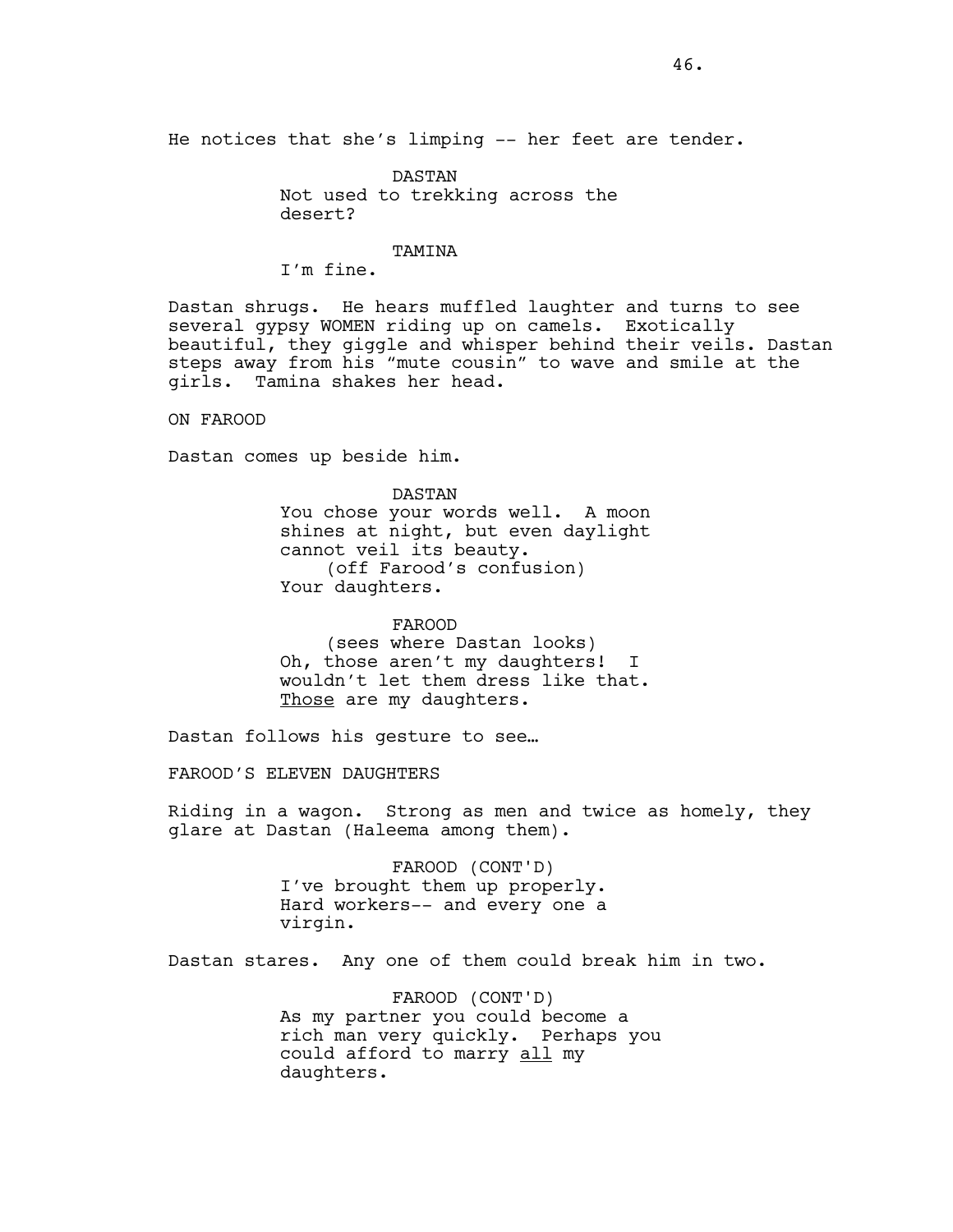He notices that she's limping -- her feet are tender.

DASTAN
Not used to trekking across the desert?

TAMINA
I'm fine.

Dastan shrugs. He hears muffled laughter and turns to see several gypsy WOMEN riding up on camels. Exotically beautiful, they giggle and whisper behind their veils. Dastan steps away from his "mute cousin" to wave and smile at the girls. Tamina shakes her head.

ON FAROOD

Dastan comes up beside him.

DASTAN
You chose your words well. A moon shines at night, but even daylight cannot veil its beauty.
(off Farood's confusion)
Your daughters.

FAROOD
(sees where Dastan looks)
Oh, those aren't my daughters! I wouldn't let them dress like that. Those are my daughters.

Dastan follows his gesture to see…

FAROOD'S ELEVEN DAUGHTERS

Riding in a wagon. Strong as men and twice as homely, they glare at Dastan (Haleema among them).

FAROOD (CONT'D)
I've brought them up properly. Hard workers-- and every one a virgin.

Dastan stares. Any one of them could break him in two.

FAROOD (CONT'D)
As my partner you could become a rich man very quickly. Perhaps you could afford to marry all my daughters.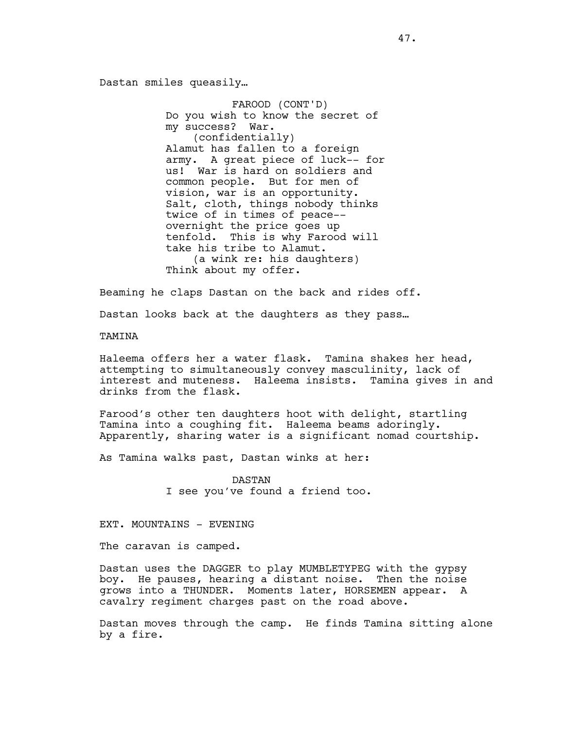Dastan smiles queasily…

FAROOD (CONT'D)
Do you wish to know the secret of my success? War.
(confidentially)
Alamut has fallen to a foreign army. A great piece of luck-- for us! War is hard on soldiers and common people. But for men of vision, war is an opportunity. Salt, cloth, things nobody thinks twice of in times of peace-- overnight the price goes up tenfold. This is why Farood will take his tribe to Alamut.
(a wink re: his daughters)
Think about my offer.

Beaming he claps Dastan on the back and rides off.

Dastan looks back at the daughters as they pass…

TAMINA

Haleema offers her a water flask. Tamina shakes her head, attempting to simultaneously convey masculinity, lack of interest and muteness. Haleema insists. Tamina gives in and drinks from the flask.

Farood's other ten daughters hoot with delight, startling Tamina into a coughing fit. Haleema beams adoringly. Apparently, sharing water is a significant nomad courtship.

As Tamina walks past, Dastan winks at her:

DASTAN
I see you've found a friend too.

EXT. MOUNTAINS - EVENING

The caravan is camped.

Dastan uses the DAGGER to play MUMBLETYPEG with the gypsy boy. He pauses, hearing a distant noise. Then the noise grows into a THUNDER. Moments later, HORSEMEN appear. A cavalry regiment charges past on the road above.

Dastan moves through the camp. He finds Tamina sitting alone by a fire.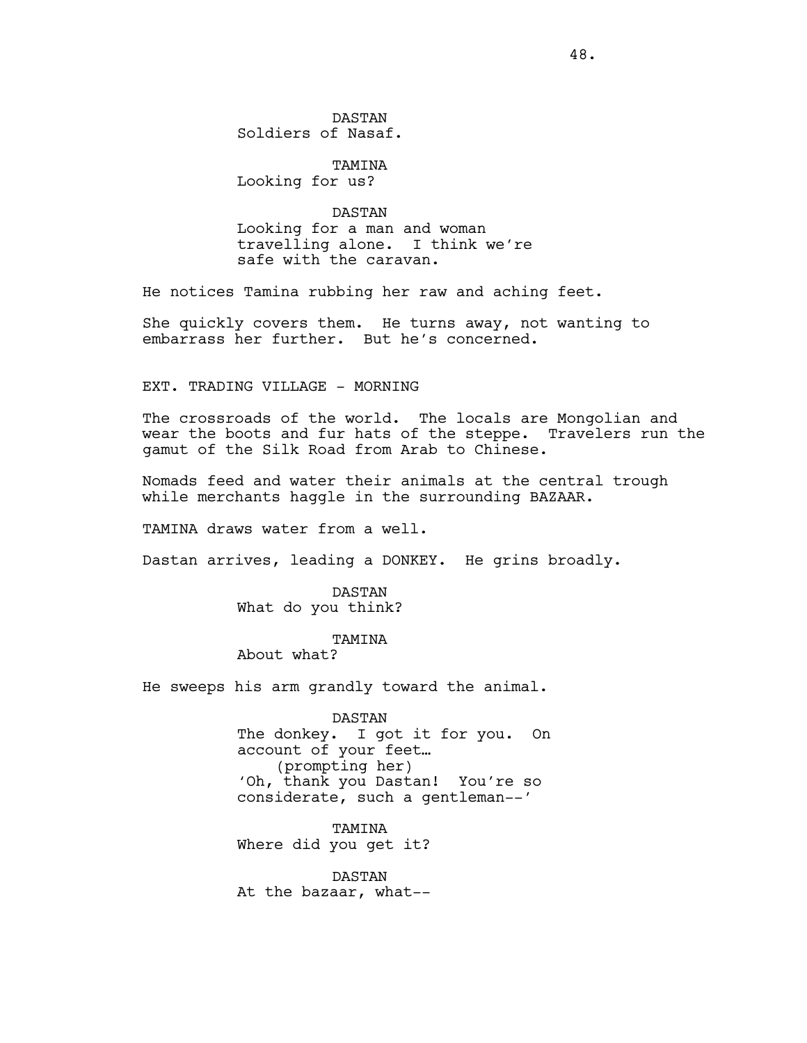DASTAN
Soldiers of Nasaf.

TAMINA
Looking for us?

DASTAN
Looking for a man and woman travelling alone. I think we're safe with the caravan.

He notices Tamina rubbing her raw and aching feet.

She quickly covers them. He turns away, not wanting to embarrass her further. But he's concerned.

EXT. TRADING VILLAGE - MORNING

The crossroads of the world. The locals are Mongolian and wear the boots and fur hats of the steppe. Travelers run the gamut of the Silk Road from Arab to Chinese.

Nomads feed and water their animals at the central trough while merchants haggle in the surrounding BAZAAR.

TAMINA draws water from a well.

Dastan arrives, leading a DONKEY. He grins broadly.

DASTAN
What do you think?

TAMINA
About what?

He sweeps his arm grandly toward the animal.

DASTAN
The donkey. I got it for you. On account of your feet…
(prompting her)
'Oh, thank you Dastan! You're so considerate, such a gentleman--'

TAMINA
Where did you get it?

DASTAN
At the bazaar, what--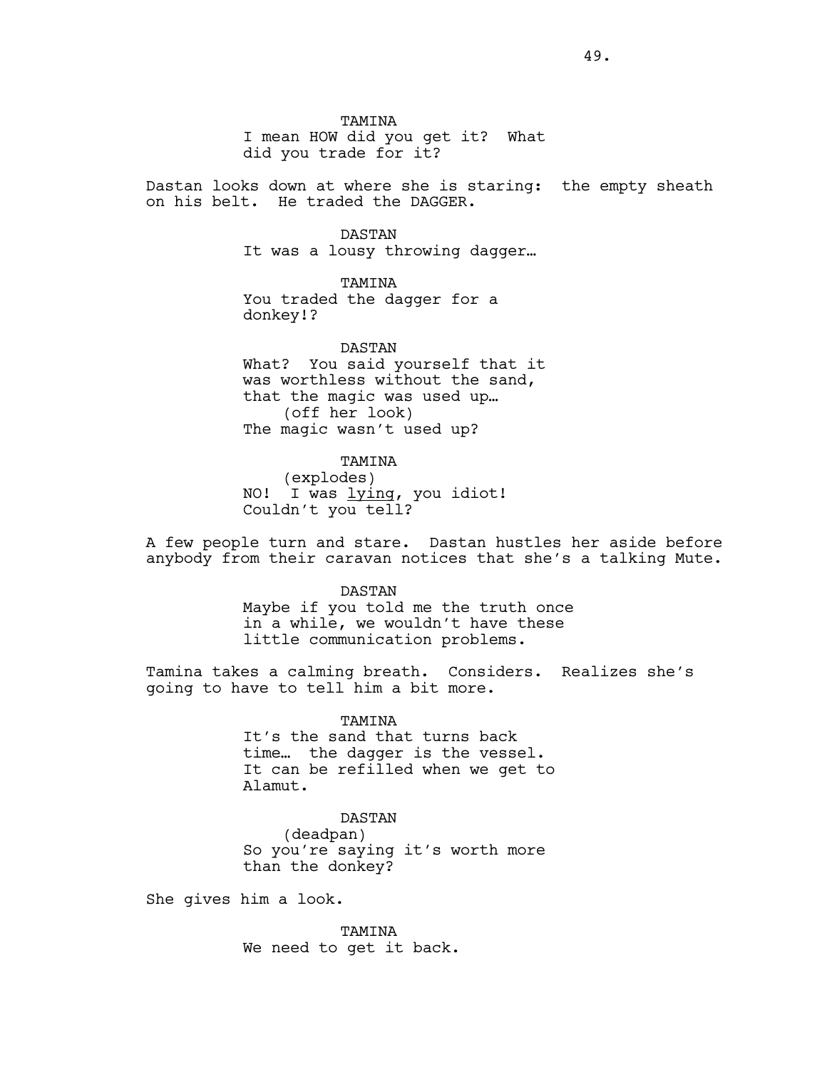TAMINA

I mean HOW did you get it? What did you trade for it?

Dastan looks down at where she is staring: the empty sheath on his belt. He traded the DAGGER.

DASTAN

It was a lousy throwing dagger…

TAMINA

You traded the dagger for a donkey!?

DASTAN

What? You said yourself that it was worthless without the sand, that the magic was used up…

(off her look)

The magic wasn't used up?

TAMINA

(explodes)

NO! I was <u>lying</u>, you idiot! Couldn't you tell?

A few people turn and stare. Dastan hustles her aside before anybody from their caravan notices that she's a talking Mute.

DASTAN

Maybe if you told me the truth once in a while, we wouldn't have these little communication problems.

Tamina takes a calming breath. Considers. Realizes she's going to have to tell him a bit more.

TAMINA

It's the sand that turns back time… the dagger is the vessel. It can be refilled when we get to Alamut.

DASTAN

(deadpan)

So you're saying it's worth more than the donkey?

She gives him a look.

TAMINA

We need to get it back.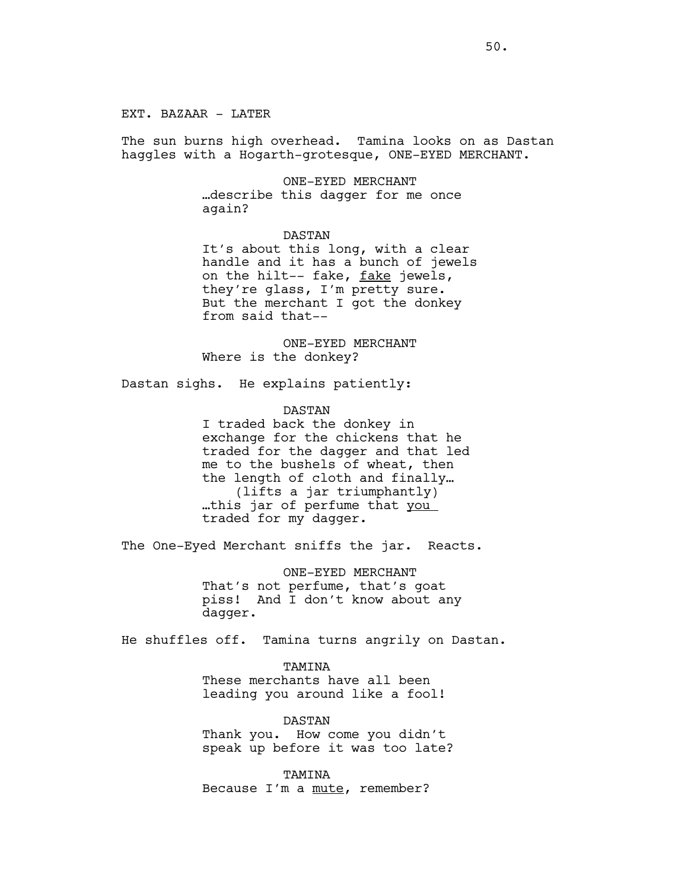EXT. BAZAAR - LATER

The sun burns high overhead. Tamina looks on as Dastan haggles with a Hogarth-grotesque, ONE-EYED MERCHANT.

ONE-EYED MERCHANT
…describe this dagger for me once again?

DASTAN
It's about this long, with a clear handle and it has a bunch of jewels on the hilt-- fake, _fake_ jewels, they're glass, I'm pretty sure. But the merchant I got the donkey from said that--

ONE-EYED MERCHANT
Where is the donkey?

Dastan sighs. He explains patiently:

DASTAN
I traded back the donkey in exchange for the chickens that he traded for the dagger and that led me to the bushels of wheat, then the length of cloth and finally…
(lifts a jar triumphantly)
…this jar of perfume that _you_ traded for my dagger.

The One-Eyed Merchant sniffs the jar. Reacts.

ONE-EYED MERCHANT
That's not perfume, that's goat piss! And I don't know about any dagger.

He shuffles off. Tamina turns angrily on Dastan.

TAMINA
These merchants have all been leading you around like a fool!

DASTAN
Thank you. How come you didn't speak up before it was too late?

TAMINA
Because I'm a _mute_, remember?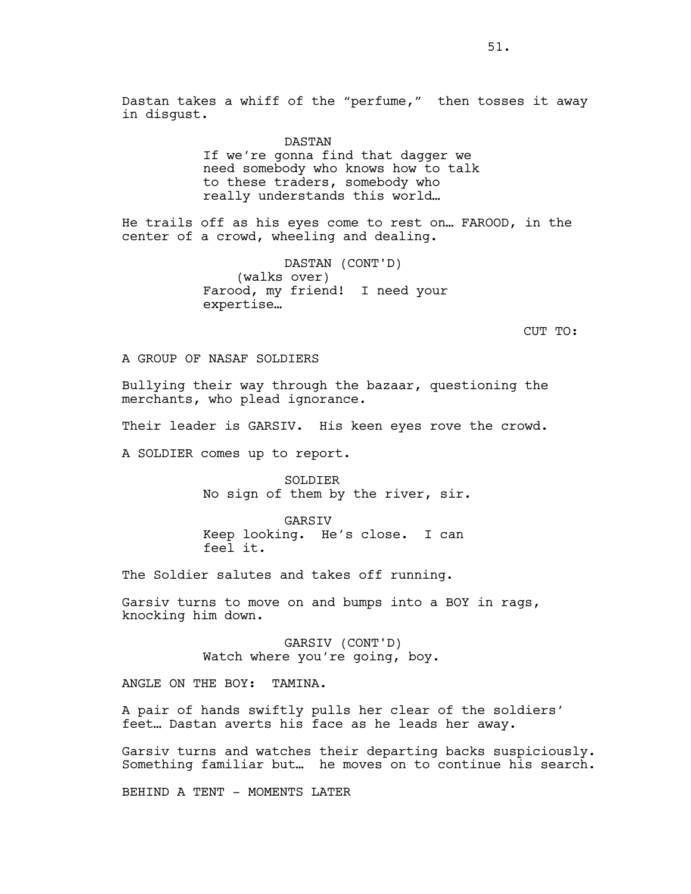Dastan takes a whiff of the “perfume,” then tosses it away in disgust.

DASTAN
If we’re gonna find that dagger we need somebody who knows how to talk to these traders, somebody who really understands this world…

He trails off as his eyes come to rest on… FAROOD, in the center of a crowd, wheeling and dealing.

DASTAN (CONT'D)
(walks over)
Farood, my friend! I need your expertise…

CUT TO:

A GROUP OF NASAF SOLDIERS

Bullying their way through the bazaar, questioning the merchants, who plead ignorance.

Their leader is GARSIV. His keen eyes rove the crowd.

A SOLDIER comes up to report.

SOLDIER
No sign of them by the river, sir.

GARSIV
Keep looking. He’s close. I can feel it.

The Soldier salutes and takes off running.

Garsiv turns to move on and bumps into a BOY in rags, knocking him down.

GARSIV (CONT'D)
Watch where you’re going, boy.

ANGLE ON THE BOY: TAMINA.

A pair of hands swiftly pulls her clear of the soldiers’ feet… Dastan averts his face as he leads her away.

Garsiv turns and watches their departing backs suspiciously. Something familiar but… he moves on to continue his search.

BEHIND A TENT - MOMENTS LATER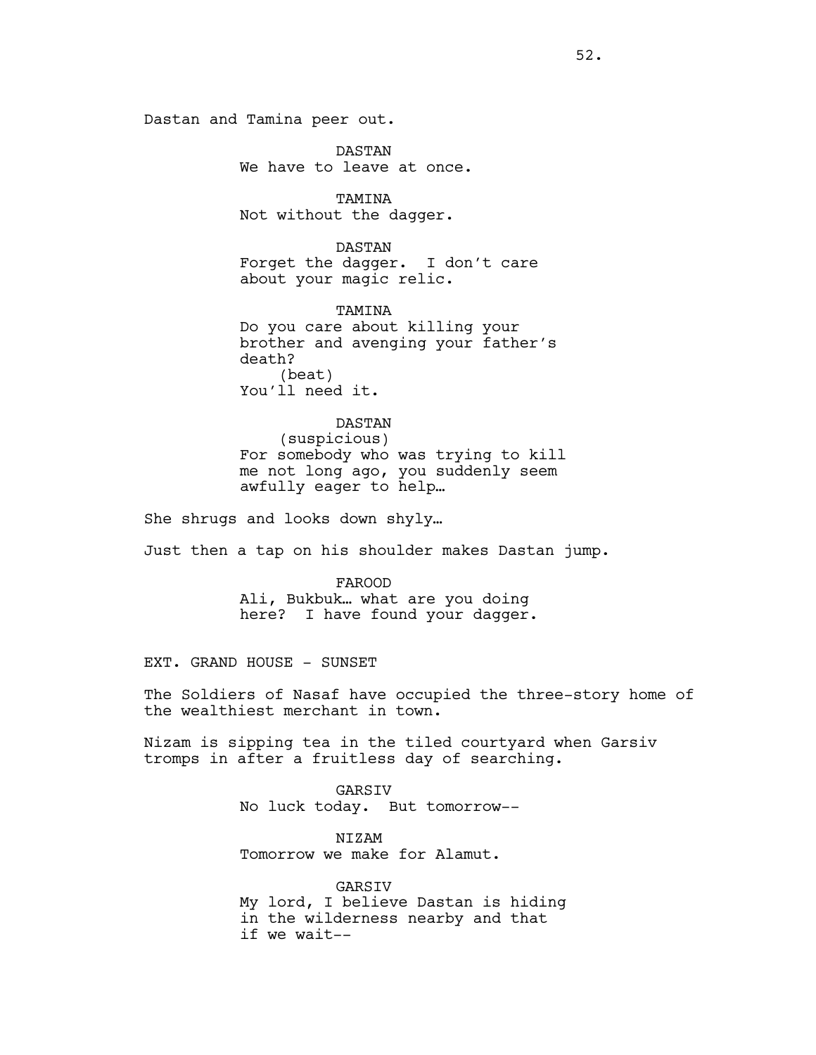Dastan and Tamina peer out.

DASTAN
We have to leave at once.

TAMINA
Not without the dagger.

DASTAN
Forget the dagger. I don't care about your magic relic.

TAMINA
Do you care about killing your brother and avenging your father's death?
(beat)
You'll need it.

DASTAN
(suspicious)
For somebody who was trying to kill me not long ago, you suddenly seem awfully eager to help…

She shrugs and looks down shyly…

Just then a tap on his shoulder makes Dastan jump.

FAROOD
Ali, Bukbuk… what are you doing here? I have found your dagger.

EXT. GRAND HOUSE - SUNSET

The Soldiers of Nasaf have occupied the three-story home of the wealthiest merchant in town.

Nizam is sipping tea in the tiled courtyard when Garsiv tromps in after a fruitless day of searching.

GARSIV
No luck today. But tomorrow--

NIZAM
Tomorrow we make for Alamut.

GARSIV
My lord, I believe Dastan is hiding in the wilderness nearby and that if we wait--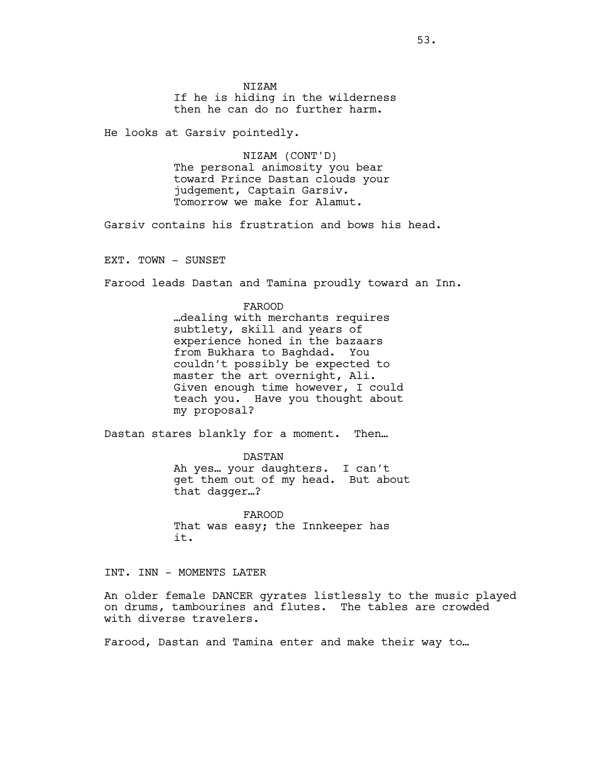NIZAM
If he is hiding in the wilderness then he can do no further harm.

He looks at Garsiv pointedly.

NIZAM (CONT'D)
The personal animosity you bear toward Prince Dastan clouds your judgement, Captain Garsiv. Tomorrow we make for Alamut.

Garsiv contains his frustration and bows his head.

EXT. TOWN - SUNSET

Farood leads Dastan and Tamina proudly toward an Inn.

FAROOD
…dealing with merchants requires subtlety, skill and years of experience honed in the bazaars from Bukhara to Baghdad. You couldn't possibly be expected to master the art overnight, Ali. Given enough time however, I could teach you. Have you thought about my proposal?

Dastan stares blankly for a moment. Then…

DASTAN
Ah yes… your daughters. I can't get them out of my head. But about that dagger…?

FAROOD
That was easy; the Innkeeper has it.

INT. INN - MOMENTS LATER

An older female DANCER gyrates listlessly to the music played on drums, tambourines and flutes. The tables are crowded with diverse travelers.

Farood, Dastan and Tamina enter and make their way to…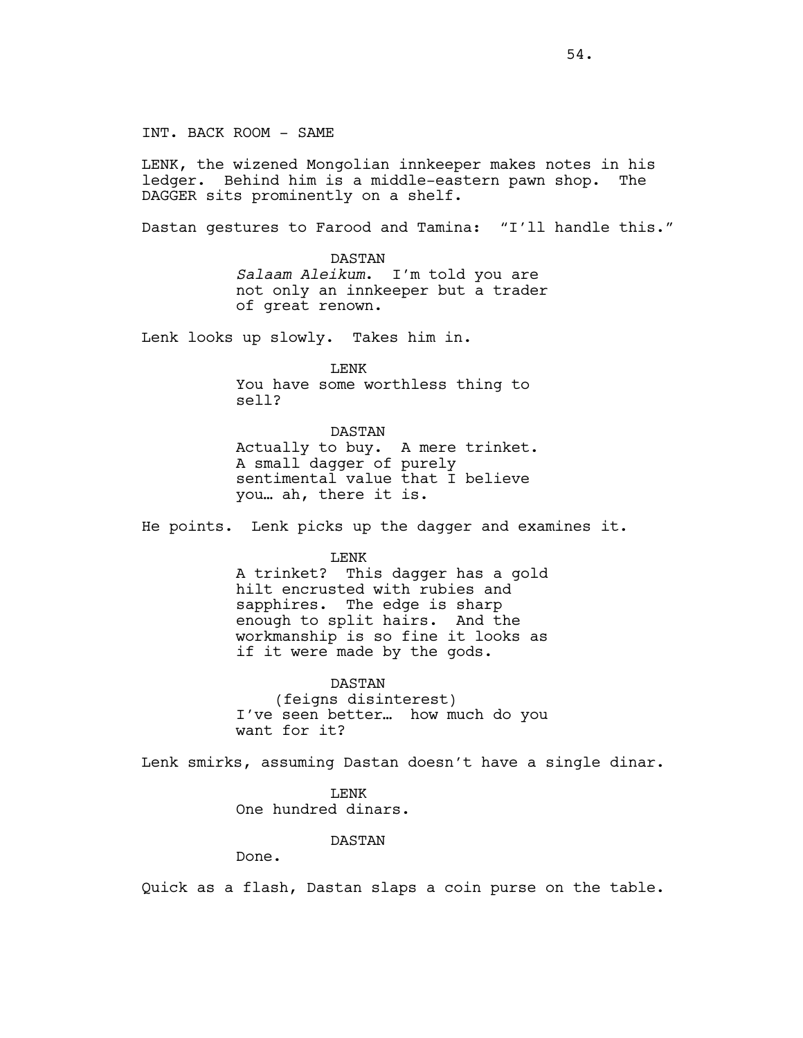INT. BACK ROOM - SAME

LENK, the wizened Mongolian innkeeper makes notes in his ledger. Behind him is a middle-eastern pawn shop. The DAGGER sits prominently on a shelf.

Dastan gestures to Farood and Tamina: "I'll handle this."

DASTAN
*Salaam Aleikum*. I'm told you are not only an innkeeper but a trader of great renown.

Lenk looks up slowly. Takes him in.

LENK
You have some worthless thing to sell?

DASTAN
Actually to buy. A mere trinket. A small dagger of purely sentimental value that I believe you… ah, there it is.

He points. Lenk picks up the dagger and examines it.

LENK
A trinket? This dagger has a gold hilt encrusted with rubies and sapphires. The edge is sharp enough to split hairs. And the workmanship is so fine it looks as if it were made by the gods.

DASTAN
(feigns disinterest)
I've seen better… how much do you want for it?

Lenk smirks, assuming Dastan doesn't have a single dinar.

LENK
One hundred dinars.

DASTAN
Done.

Quick as a flash, Dastan slaps a coin purse on the table.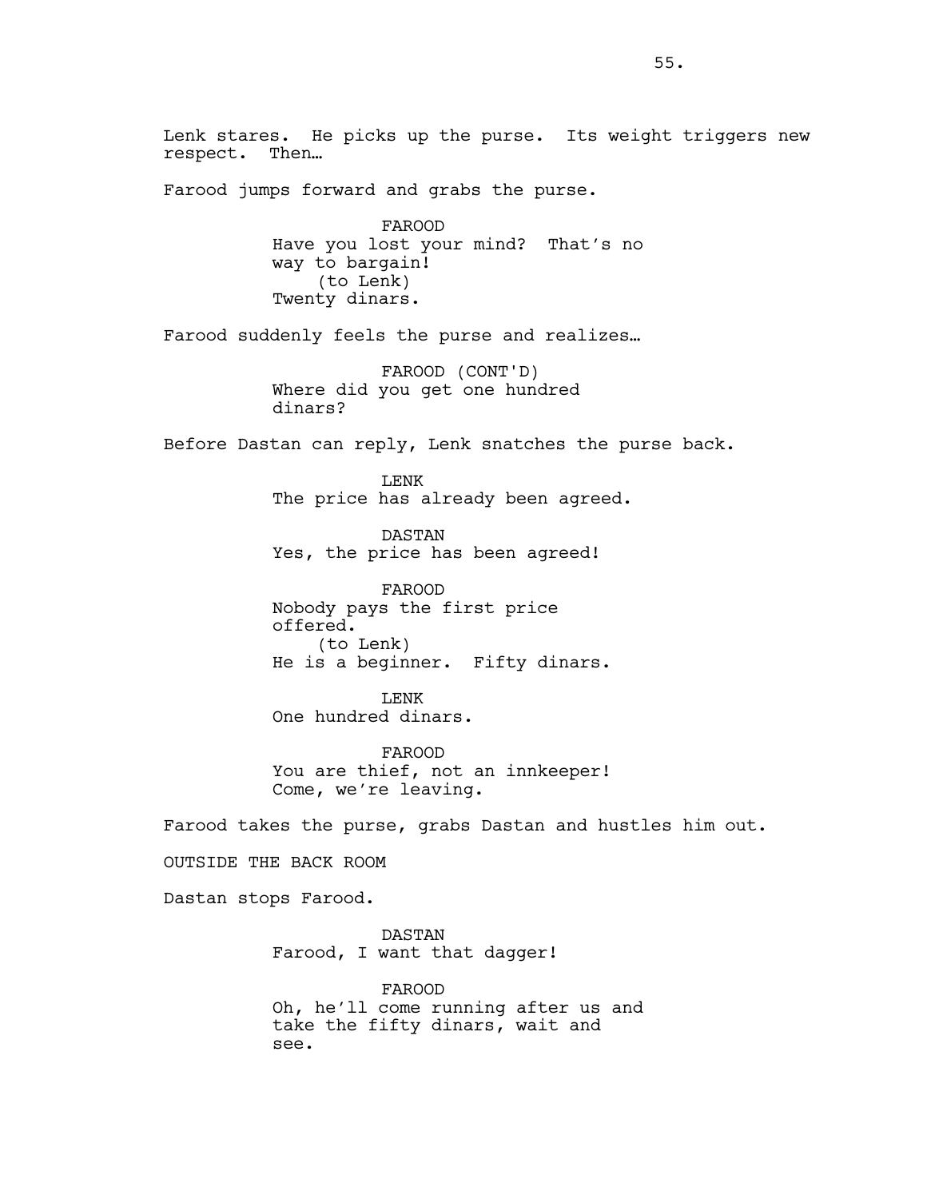Lenk stares. He picks up the purse. Its weight triggers new respect. Then…

Farood jumps forward and grabs the purse.

FAROOD
Have you lost your mind? That's no way to bargain!
(to Lenk)
Twenty dinars.

Farood suddenly feels the purse and realizes…

FAROOD (CONT'D)
Where did you get one hundred dinars?

Before Dastan can reply, Lenk snatches the purse back.

LENK
The price has already been agreed.

DASTAN
Yes, the price has been agreed!

FAROOD
Nobody pays the first price offered.
(to Lenk)
He is a beginner. Fifty dinars.

LENK
One hundred dinars.

FAROOD
You are thief, not an innkeeper! Come, we're leaving.

Farood takes the purse, grabs Dastan and hustles him out.

OUTSIDE THE BACK ROOM

Dastan stops Farood.

DASTAN
Farood, I want that dagger!

FAROOD
Oh, he'll come running after us and take the fifty dinars, wait and see.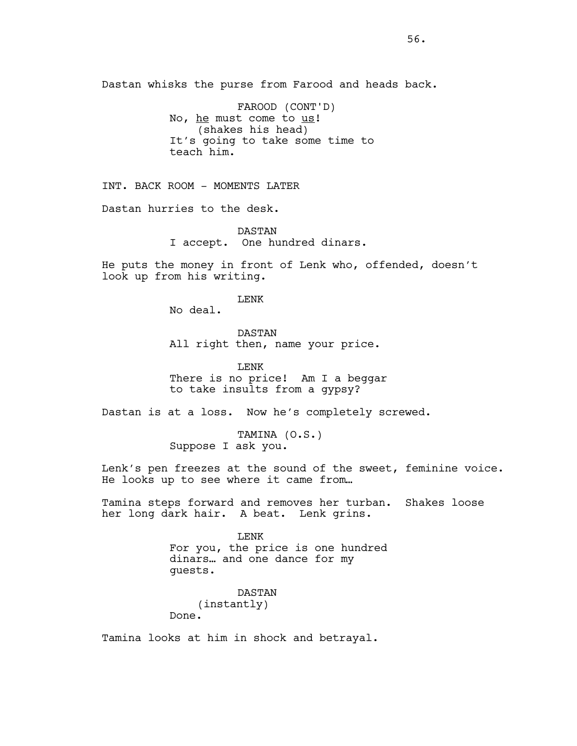Dastan whisks the purse from Farood and heads back.

FAROOD (CONT'D)
No, _he_ must come to _us_!
(shakes his head)
It's going to take some time to teach him.

INT. BACK ROOM - MOMENTS LATER

Dastan hurries to the desk.

DASTAN
I accept. One hundred dinars.

He puts the money in front of Lenk who, offended, doesn't look up from his writing.

LENK
No deal.

DASTAN
All right then, name your price.

LENK
There is no price! Am I a beggar to take insults from a gypsy?

Dastan is at a loss. Now he's completely screwed.

TAMINA (O.S.)
Suppose I ask you.

Lenk's pen freezes at the sound of the sweet, feminine voice. He looks up to see where it came from…

Tamina steps forward and removes her turban. Shakes loose her long dark hair. A beat. Lenk grins.

LENK
For you, the price is one hundred dinars… and one dance for my guests.

DASTAN
(instantly)
Done.

Tamina looks at him in shock and betrayal.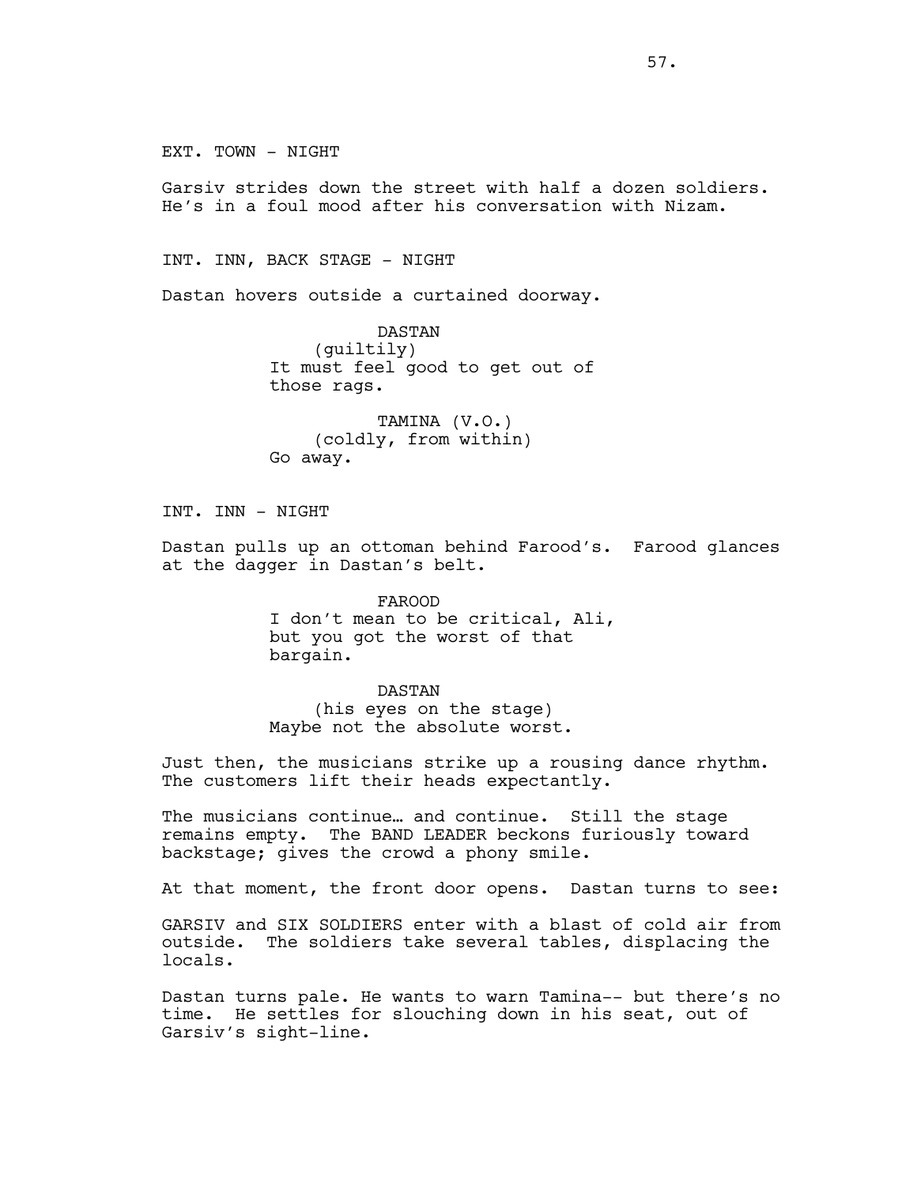EXT. TOWN - NIGHT

Garsiv strides down the street with half a dozen soldiers. He's in a foul mood after his conversation with Nizam.

INT. INN, BACK STAGE - NIGHT

Dastan hovers outside a curtained doorway.

DASTAN
(guiltily)
It must feel good to get out of those rags.

TAMINA (V.O.)
(coldly, from within)
Go away.

INT. INN - NIGHT

Dastan pulls up an ottoman behind Farood's. Farood glances at the dagger in Dastan's belt.

FAROOD
I don't mean to be critical, Ali, but you got the worst of that bargain.

DASTAN
(his eyes on the stage)
Maybe not the absolute worst.

Just then, the musicians strike up a rousing dance rhythm. The customers lift their heads expectantly.

The musicians continue… and continue. Still the stage remains empty. The BAND LEADER beckons furiously toward backstage; gives the crowd a phony smile.

At that moment, the front door opens. Dastan turns to see:

GARSIV and SIX SOLDIERS enter with a blast of cold air from outside. The soldiers take several tables, displacing the locals.

Dastan turns pale. He wants to warn Tamina-- but there's no time. He settles for slouching down in his seat, out of Garsiv's sight-line.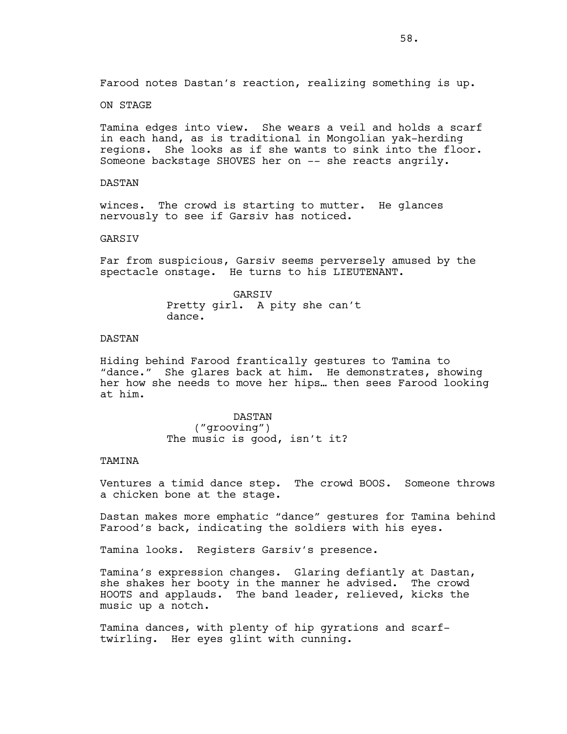Farood notes Dastan's reaction, realizing something is up.

ON STAGE

Tamina edges into view. She wears a veil and holds a scarf in each hand, as is traditional in Mongolian yak-herding regions. She looks as if she wants to sink into the floor. Someone backstage SHOVES her on -- she reacts angrily.

DASTAN

winces. The crowd is starting to mutter. He glances nervously to see if Garsiv has noticed.

GARSIV

Far from suspicious, Garsiv seems perversely amused by the spectacle onstage. He turns to his LIEUTENANT.

GARSIV
Pretty girl. A pity she can't dance.

DASTAN

Hiding behind Farood frantically gestures to Tamina to "dance." She glares back at him. He demonstrates, showing her how she needs to move her hips… then sees Farood looking at him.

DASTAN
("grooving")
The music is good, isn't it?

TAMINA

Ventures a timid dance step. The crowd BOOS. Someone throws a chicken bone at the stage.

Dastan makes more emphatic "dance" gestures for Tamina behind Farood's back, indicating the soldiers with his eyes.

Tamina looks. Registers Garsiv's presence.

Tamina's expression changes. Glaring defiantly at Dastan, she shakes her booty in the manner he advised. The crowd HOOTS and applauds. The band leader, relieved, kicks the music up a notch.

Tamina dances, with plenty of hip gyrations and scarf-twirling. Her eyes glint with cunning.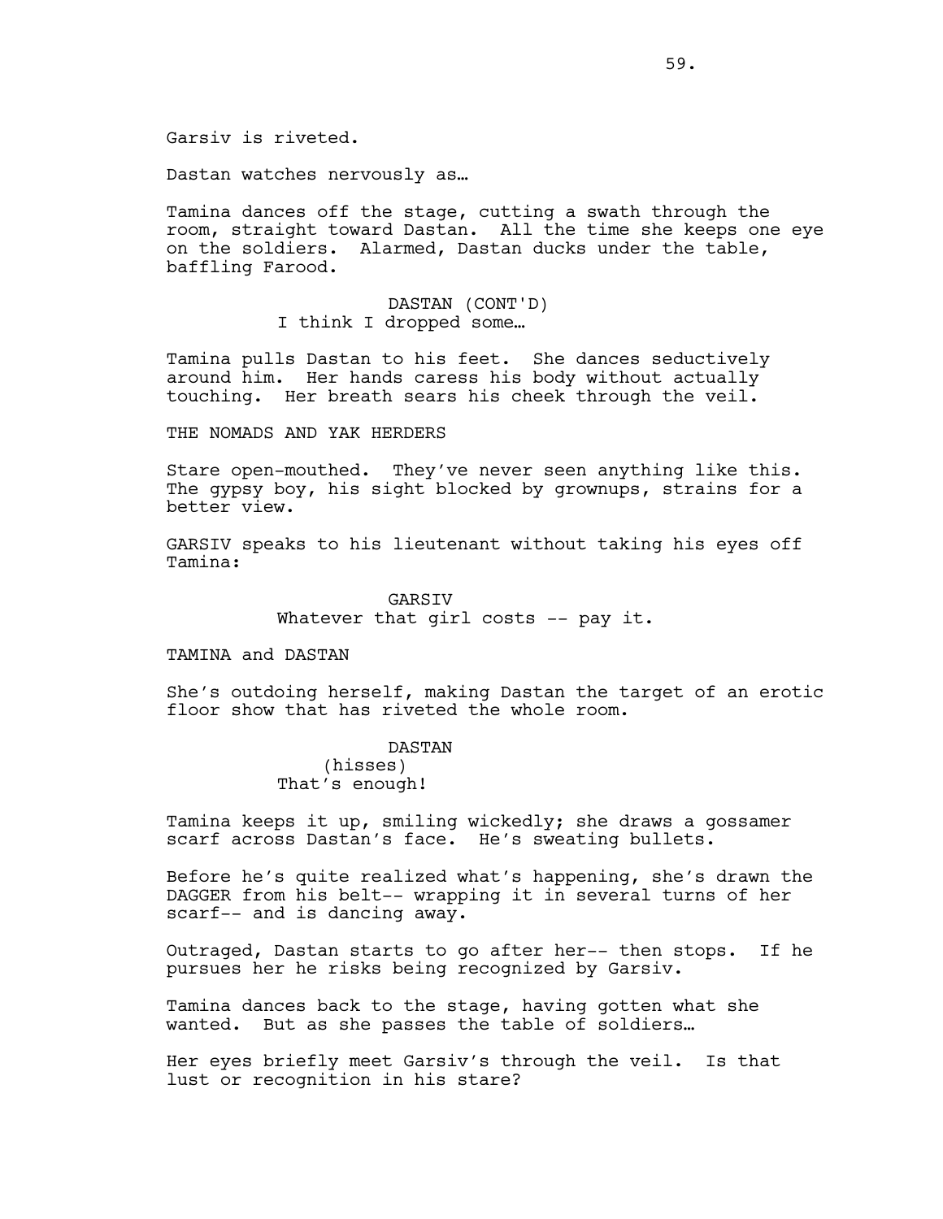Garsiv is riveted.

Dastan watches nervously as…

Tamina dances off the stage, cutting a swath through the room, straight toward Dastan. All the time she keeps one eye on the soldiers. Alarmed, Dastan ducks under the table, baffling Farood.

DASTAN (CONT'D)
I think I dropped some…

Tamina pulls Dastan to his feet. She dances seductively around him. Her hands caress his body without actually touching. Her breath sears his cheek through the veil.

THE NOMADS AND YAK HERDERS

Stare open-mouthed. They've never seen anything like this. The gypsy boy, his sight blocked by grownups, strains for a better view.

GARSIV speaks to his lieutenant without taking his eyes off Tamina:

GARSIV
Whatever that girl costs -- pay it.

TAMINA and DASTAN

She's outdoing herself, making Dastan the target of an erotic floor show that has riveted the whole room.

DASTAN
(hisses)
That's enough!

Tamina keeps it up, smiling wickedly; she draws a gossamer scarf across Dastan's face. He's sweating bullets.

Before he's quite realized what's happening, she's drawn the DAGGER from his belt-- wrapping it in several turns of her scarf-- and is dancing away.

Outraged, Dastan starts to go after her-- then stops. If he pursues her he risks being recognized by Garsiv.

Tamina dances back to the stage, having gotten what she wanted. But as she passes the table of soldiers…

Her eyes briefly meet Garsiv's through the veil. Is that lust or recognition in his stare?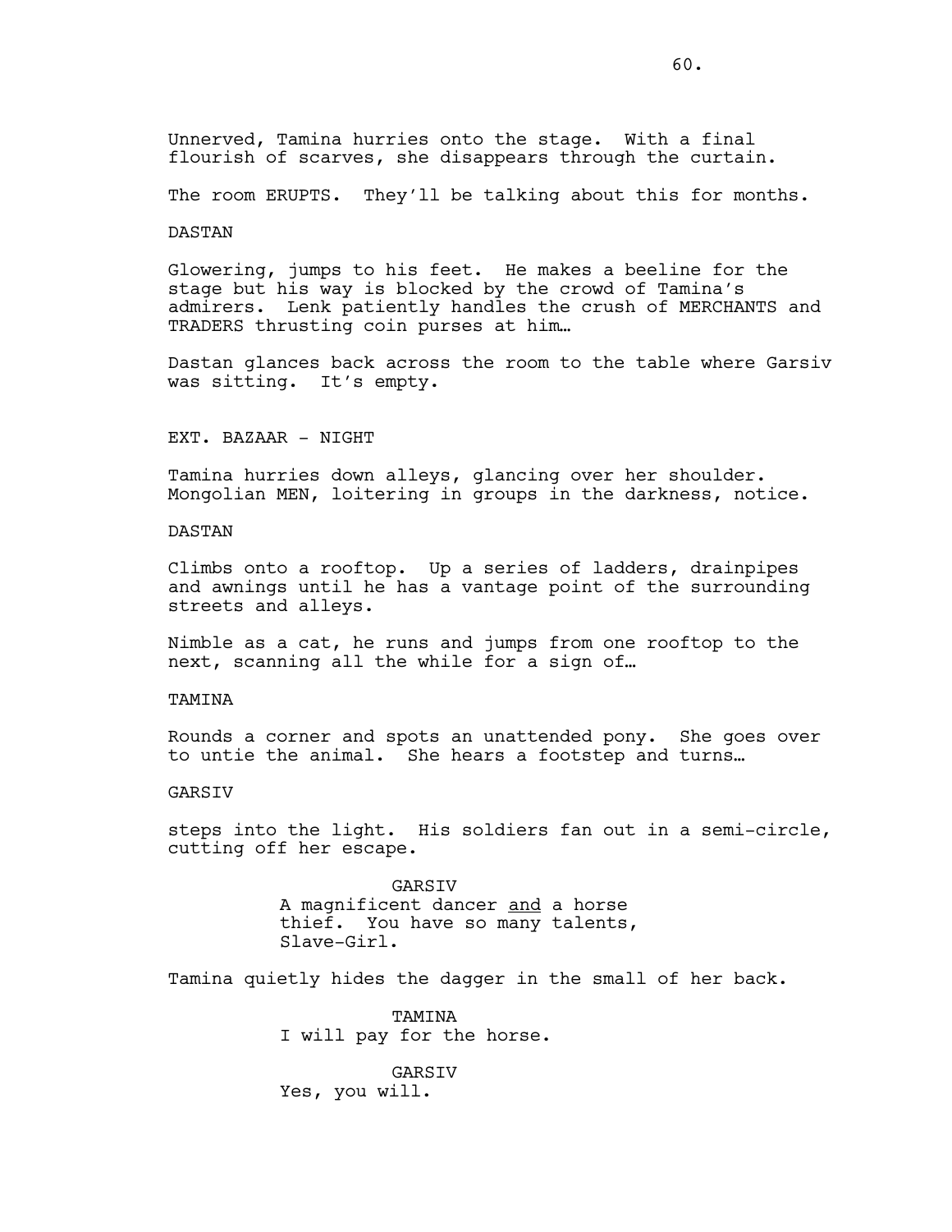Unnerved, Tamina hurries onto the stage. With a final flourish of scarves, she disappears through the curtain.

The room ERUPTS. They'll be talking about this for months.

DASTAN

Glowering, jumps to his feet. He makes a beeline for the stage but his way is blocked by the crowd of Tamina's admirers. Lenk patiently handles the crush of MERCHANTS and TRADERS thrusting coin purses at him…

Dastan glances back across the room to the table where Garsiv was sitting. It's empty.

EXT. BAZAAR - NIGHT

Tamina hurries down alleys, glancing over her shoulder. Mongolian MEN, loitering in groups in the darkness, notice.

DASTAN

Climbs onto a rooftop. Up a series of ladders, drainpipes and awnings until he has a vantage point of the surrounding streets and alleys.

Nimble as a cat, he runs and jumps from one rooftop to the next, scanning all the while for a sign of…

TAMINA

Rounds a corner and spots an unattended pony. She goes over to untie the animal. She hears a footstep and turns…

GARSIV

steps into the light. His soldiers fan out in a semi-circle, cutting off her escape.

GARSIV
A magnificent dancer <u>and</u> a horse thief. You have so many talents, Slave-Girl.

Tamina quietly hides the dagger in the small of her back.

TAMINA
I will pay for the horse.

GARSIV
Yes, you will.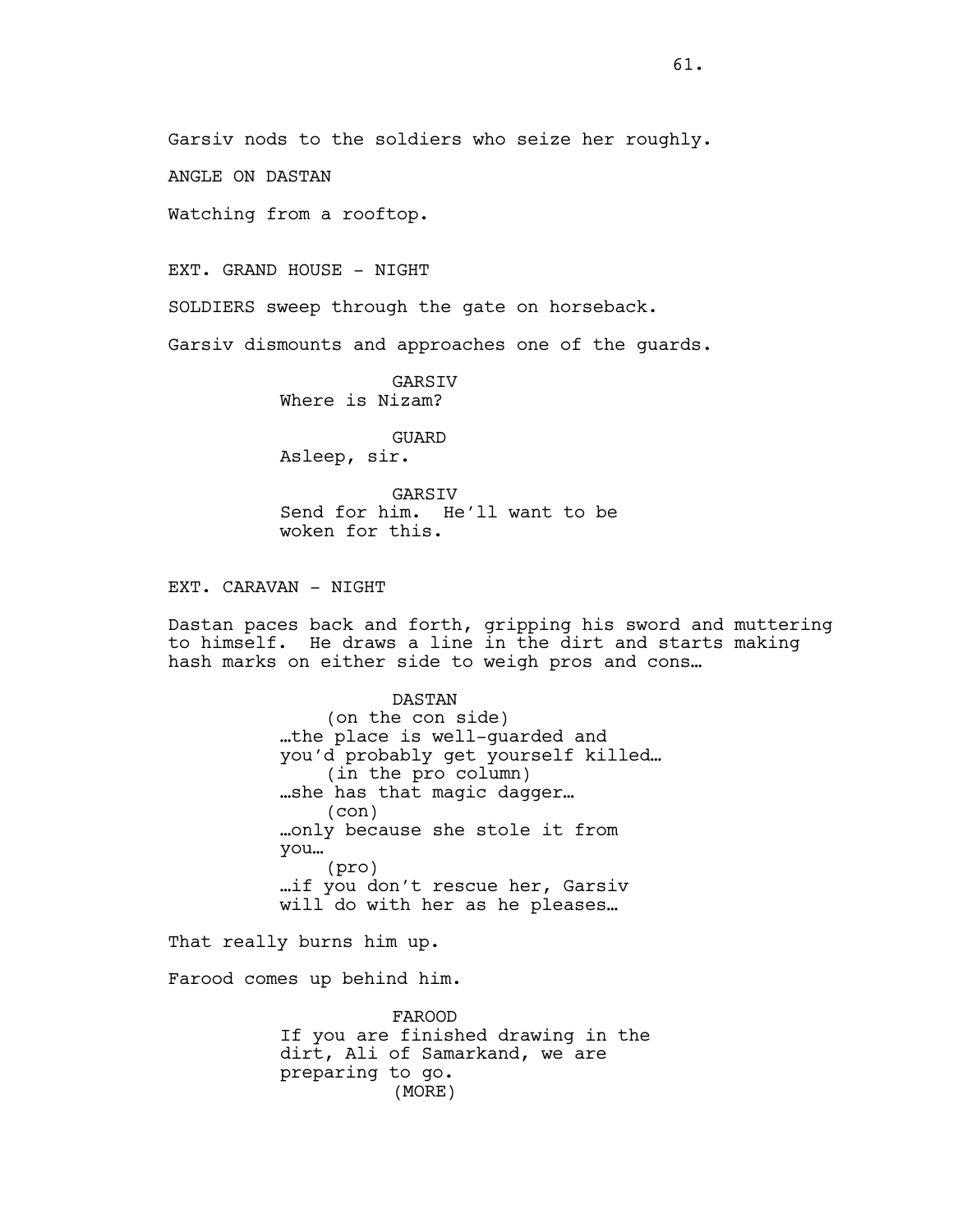Garsiv nods to the soldiers who seize her roughly.

ANGLE ON DASTAN

Watching from a rooftop.

EXT. GRAND HOUSE - NIGHT

SOLDIERS sweep through the gate on horseback.

Garsiv dismounts and approaches one of the guards.

GARSIV
Where is Nizam?

GUARD
Asleep, sir.

GARSIV
Send for him. He'll want to be woken for this.

EXT. CARAVAN - NIGHT

Dastan paces back and forth, gripping his sword and muttering to himself. He draws a line in the dirt and starts making hash marks on either side to weigh pros and cons…

DASTAN
(on the con side)
…the place is well-guarded and you'd probably get yourself killed…
(in the pro column)
…she has that magic dagger…
(con)
…only because she stole it from you…
(pro)
…if you don't rescue her, Garsiv will do with her as he pleases…

That really burns him up.

Farood comes up behind him.

FAROOD
If you are finished drawing in the dirt, Ali of Samarkand, we are preparing to go.
(MORE)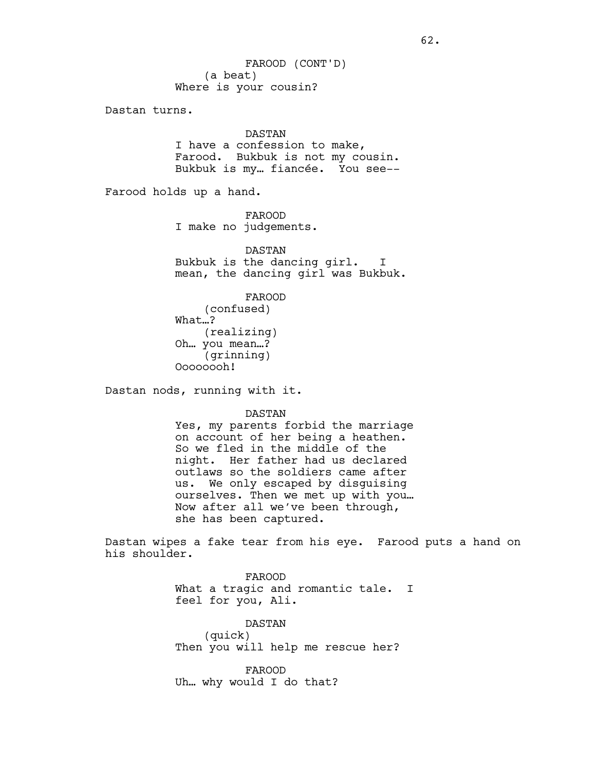FAROOD (CONT'D)
(a beat)
Where is your cousin?

Dastan turns.

DASTAN
I have a confession to make, Farood. Bukbuk is not my cousin. Bukbuk is my… fiancée. You see--

Farood holds up a hand.

FAROOD
I make no judgements.

DASTAN
Bukbuk is the dancing girl. I mean, the dancing girl was Bukbuk.

FAROOD
(confused)
What…?
(realizing)
Oh… you mean…?
(grinning)
Oooooooh!

Dastan nods, running with it.

DASTAN
Yes, my parents forbid the marriage on account of her being a heathen. So we fled in the middle of the night. Her father had us declared outlaws so the soldiers came after us. We only escaped by disguising ourselves. Then we met up with you… Now after all we've been through, she has been captured.

Dastan wipes a fake tear from his eye. Farood puts a hand on his shoulder.

FAROOD
What a tragic and romantic tale. I feel for you, Ali.

DASTAN
(quick)
Then you will help me rescue her?

FAROOD
Uh… why would I do that?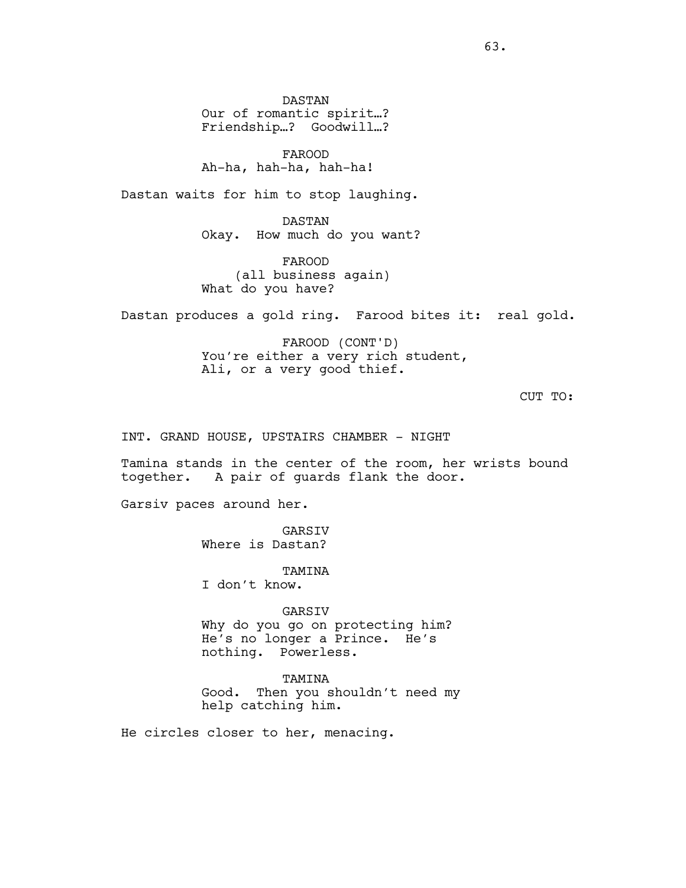DASTAN
Our of romantic spirit…?
Friendship…? Goodwill…?

FAROOD
Ah-ha, hah-ha, hah-ha!

Dastan waits for him to stop laughing.

DASTAN
Okay. How much do you want?

FAROOD
(all business again)
What do you have?

Dastan produces a gold ring. Farood bites it: real gold.

FAROOD (CONT'D)
You're either a very rich student,
Ali, or a very good thief.

CUT TO:

INT. GRAND HOUSE, UPSTAIRS CHAMBER - NIGHT

Tamina stands in the center of the room, her wrists bound together. A pair of guards flank the door.

Garsiv paces around her.

GARSIV
Where is Dastan?

TAMINA
I don't know.

GARSIV
Why do you go on protecting him?
He's no longer a Prince. He's
nothing. Powerless.

TAMINA
Good. Then you shouldn't need my
help catching him.

He circles closer to her, menacing.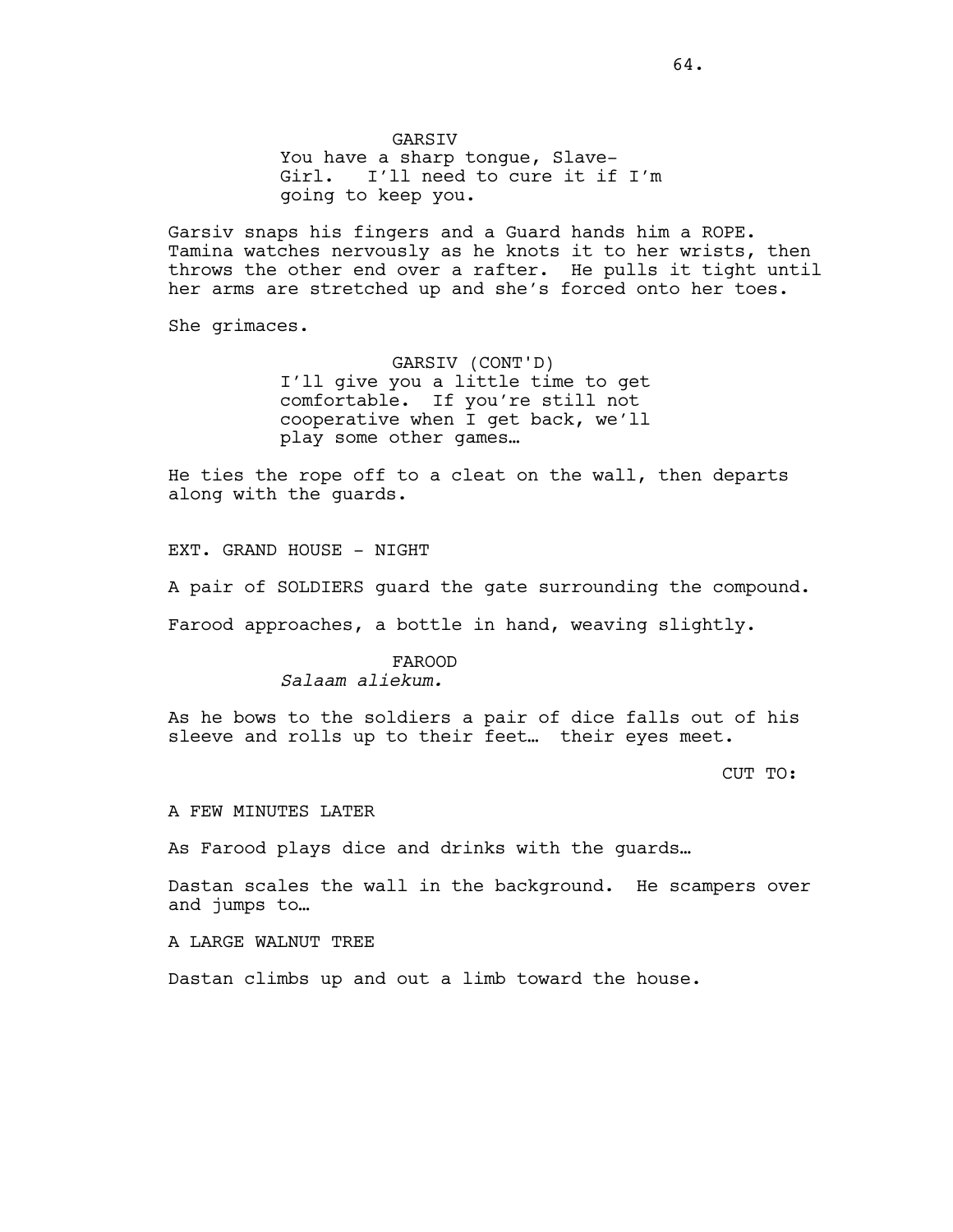GARSIV
You have a sharp tongue, Slave-Girl. I'll need to cure it if I'm going to keep you.

Garsiv snaps his fingers and a Guard hands him a ROPE. Tamina watches nervously as he knots it to her wrists, then throws the other end over a rafter. He pulls it tight until her arms are stretched up and she's forced onto her toes.

She grimaces.

GARSIV (CONT'D)
I'll give you a little time to get comfortable. If you're still not cooperative when I get back, we'll play some other games…

He ties the rope off to a cleat on the wall, then departs along with the guards.

EXT. GRAND HOUSE - NIGHT

A pair of SOLDIERS guard the gate surrounding the compound.

Farood approaches, a bottle in hand, weaving slightly.

FAROOD
*Salaam aliekum.*

As he bows to the soldiers a pair of dice falls out of his sleeve and rolls up to their feet… their eyes meet.

CUT TO:

A FEW MINUTES LATER

As Farood plays dice and drinks with the guards…

Dastan scales the wall in the background. He scampers over and jumps to…

A LARGE WALNUT TREE

Dastan climbs up and out a limb toward the house.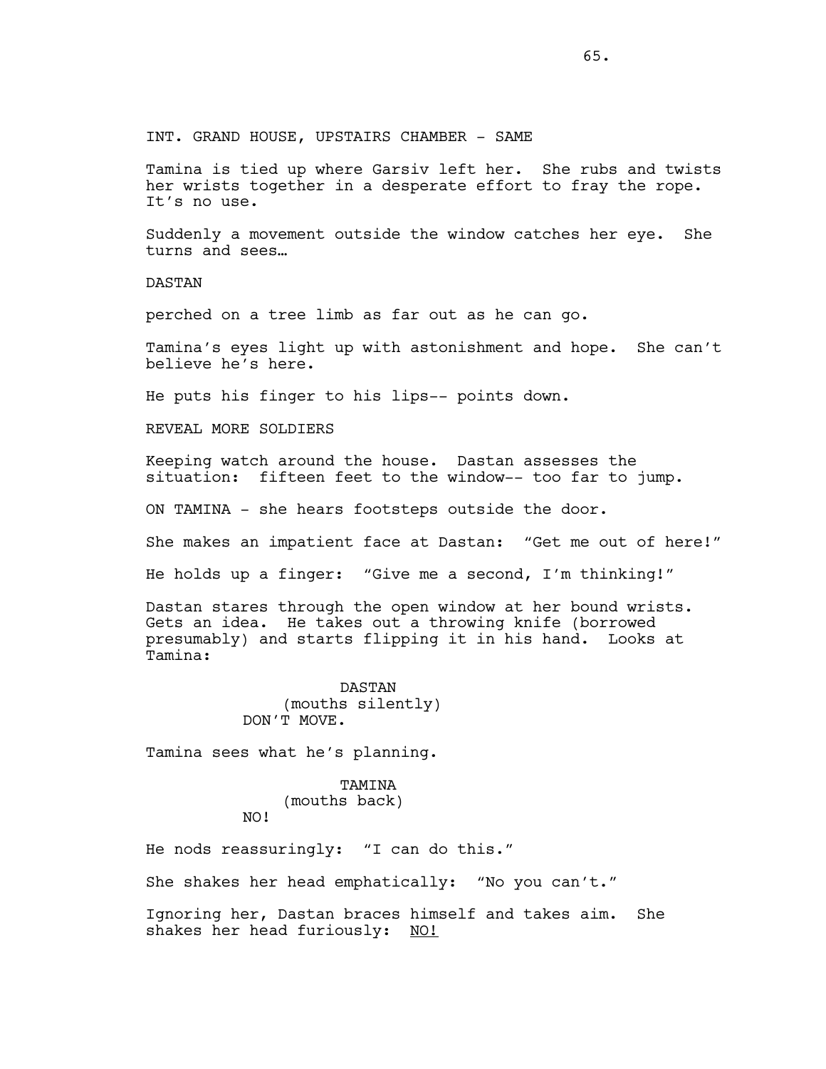INT. GRAND HOUSE, UPSTAIRS CHAMBER - SAME

Tamina is tied up where Garsiv left her. She rubs and twists her wrists together in a desperate effort to fray the rope. It's no use.

Suddenly a movement outside the window catches her eye. She turns and sees…

DASTAN

perched on a tree limb as far out as he can go.

Tamina's eyes light up with astonishment and hope. She can't believe he's here.

He puts his finger to his lips-- points down.

REVEAL MORE SOLDIERS

Keeping watch around the house. Dastan assesses the situation: fifteen feet to the window-- too far to jump.

ON TAMINA - she hears footsteps outside the door.

She makes an impatient face at Dastan: "Get me out of here!"

He holds up a finger: "Give me a second, I'm thinking!"

Dastan stares through the open window at her bound wrists. Gets an idea. He takes out a throwing knife (borrowed presumably) and starts flipping it in his hand. Looks at Tamina:

DASTAN
(mouths silently)
DON'T MOVE.

Tamina sees what he's planning.

TAMINA
(mouths back)
NO!

He nods reassuringly: "I can do this."

She shakes her head emphatically: "No you can't."

Ignoring her, Dastan braces himself and takes aim. She shakes her head furiously: <u>NO!</u>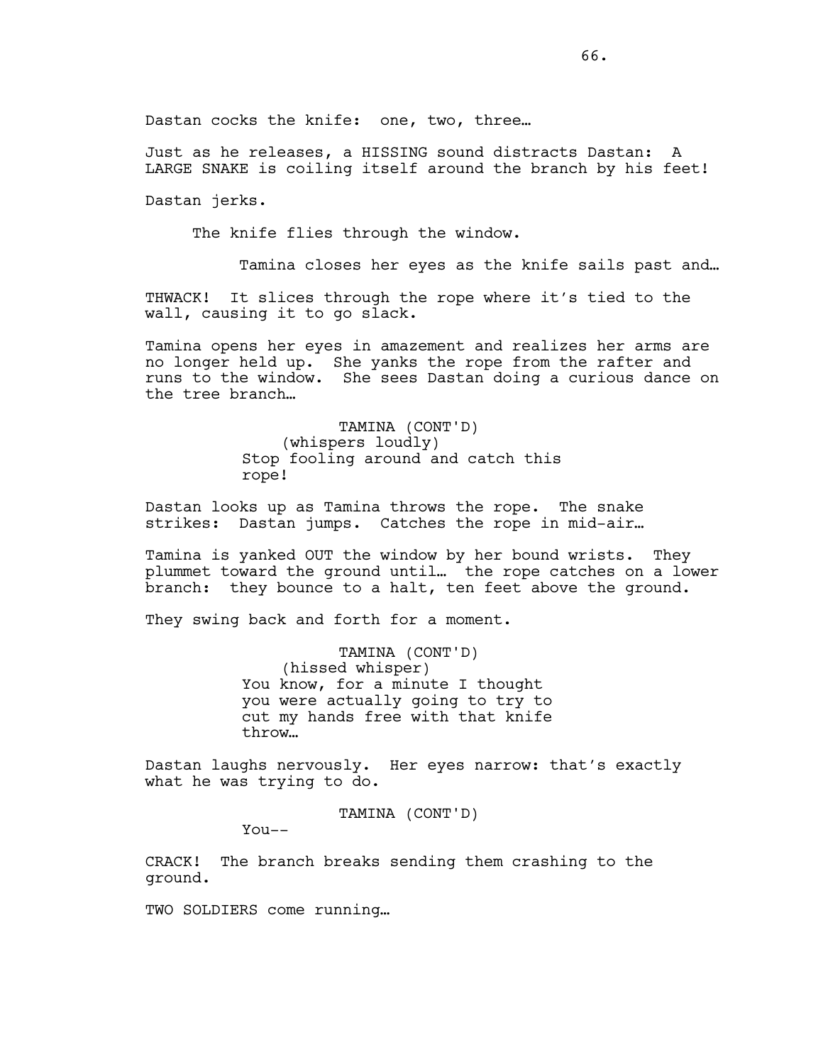Dastan cocks the knife: one, two, three…

Just as he releases, a HISSING sound distracts Dastan: A LARGE SNAKE is coiling itself around the branch by his feet!

Dastan jerks.

The knife flies through the window.

Tamina closes her eyes as the knife sails past and…

THWACK! It slices through the rope where it's tied to the wall, causing it to go slack.

Tamina opens her eyes in amazement and realizes her arms are no longer held up. She yanks the rope from the rafter and runs to the window. She sees Dastan doing a curious dance on the tree branch…

TAMINA (CONT'D)
(whispers loudly)
Stop fooling around and catch this rope!

Dastan looks up as Tamina throws the rope. The snake strikes: Dastan jumps. Catches the rope in mid-air…

Tamina is yanked OUT the window by her bound wrists. They plummet toward the ground until… the rope catches on a lower branch: they bounce to a halt, ten feet above the ground.

They swing back and forth for a moment.

TAMINA (CONT'D)
(hissed whisper)
You know, for a minute I thought you were actually going to try to cut my hands free with that knife throw…

Dastan laughs nervously. Her eyes narrow: that's exactly what he was trying to do.

TAMINA (CONT'D)
You--

CRACK! The branch breaks sending them crashing to the ground.

TWO SOLDIERS come running…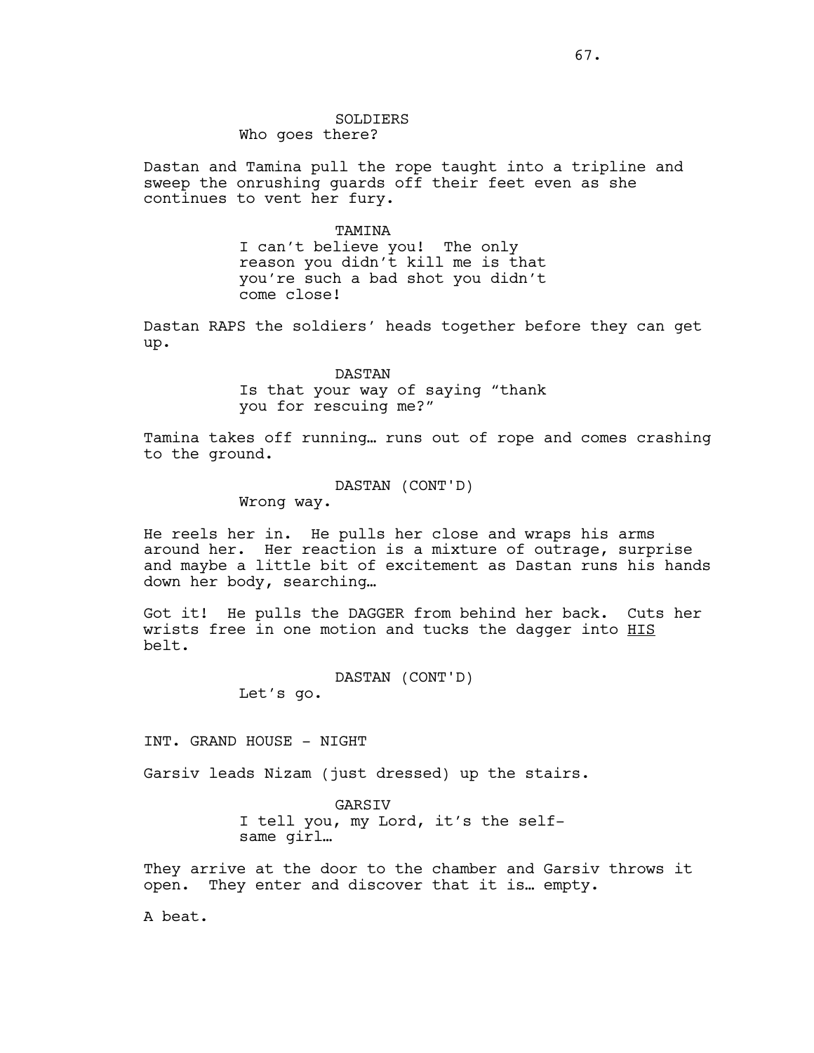SOLDIERS
Who goes there?

Dastan and Tamina pull the rope taught into a tripline and sweep the onrushing guards off their feet even as she continues to vent her fury.

TAMINA
I can't believe you! The only reason you didn't kill me is that you're such a bad shot you didn't come close!

Dastan RAPS the soldiers' heads together before they can get up.

DASTAN
Is that your way of saying "thank you for rescuing me?"

Tamina takes off running… runs out of rope and comes crashing to the ground.

DASTAN (CONT'D)
Wrong way.

He reels her in. He pulls her close and wraps his arms around her. Her reaction is a mixture of outrage, surprise and maybe a little bit of excitement as Dastan runs his hands down her body, searching…

Got it! He pulls the DAGGER from behind her back. Cuts her wrists free in one motion and tucks the dagger into <u>HIS</u> belt.

DASTAN (CONT'D)
Let's go.

INT. GRAND HOUSE - NIGHT

Garsiv leads Nizam (just dressed) up the stairs.

GARSIV
I tell you, my Lord, it's the self-same girl…

They arrive at the door to the chamber and Garsiv throws it open. They enter and discover that it is… empty.

A beat.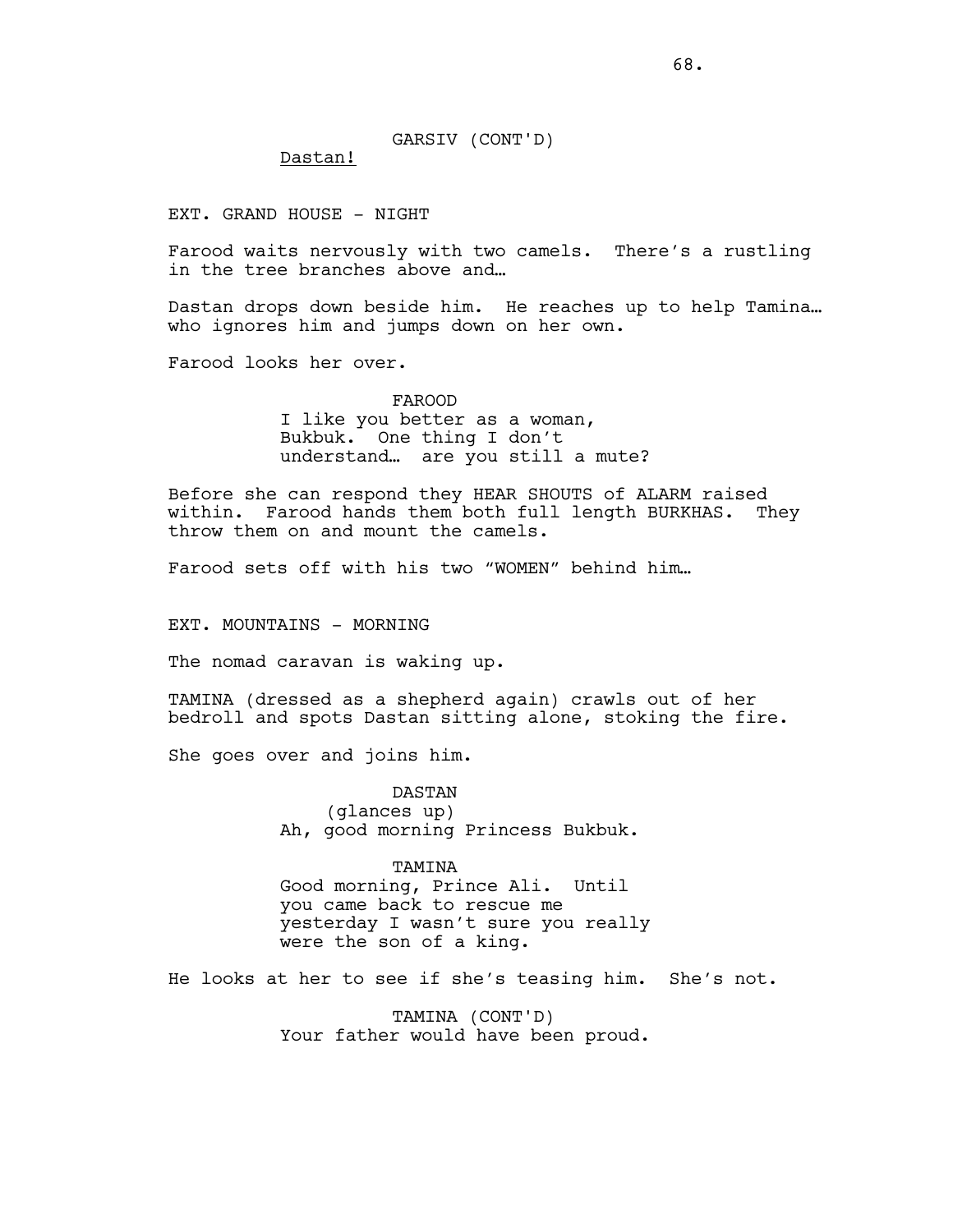GARSIV (CONT'D)
Dastan!

EXT. GRAND HOUSE - NIGHT

Farood waits nervously with two camels. There's a rustling in the tree branches above and…

Dastan drops down beside him. He reaches up to help Tamina… who ignores him and jumps down on her own.

Farood looks her over.

FAROOD
I like you better as a woman, Bukbuk. One thing I don't understand… are you still a mute?

Before she can respond they HEAR SHOUTS of ALARM raised within. Farood hands them both full length BURKHAS. They throw them on and mount the camels.

Farood sets off with his two "WOMEN" behind him…

EXT. MOUNTAINS - MORNING

The nomad caravan is waking up.

TAMINA (dressed as a shepherd again) crawls out of her bedroll and spots Dastan sitting alone, stoking the fire.

She goes over and joins him.

DASTAN
(glances up)
Ah, good morning Princess Bukbuk.

TAMINA
Good morning, Prince Ali. Until you came back to rescue me yesterday I wasn't sure you really were the son of a king.

He looks at her to see if she's teasing him. She's not.

TAMINA (CONT'D)
Your father would have been proud.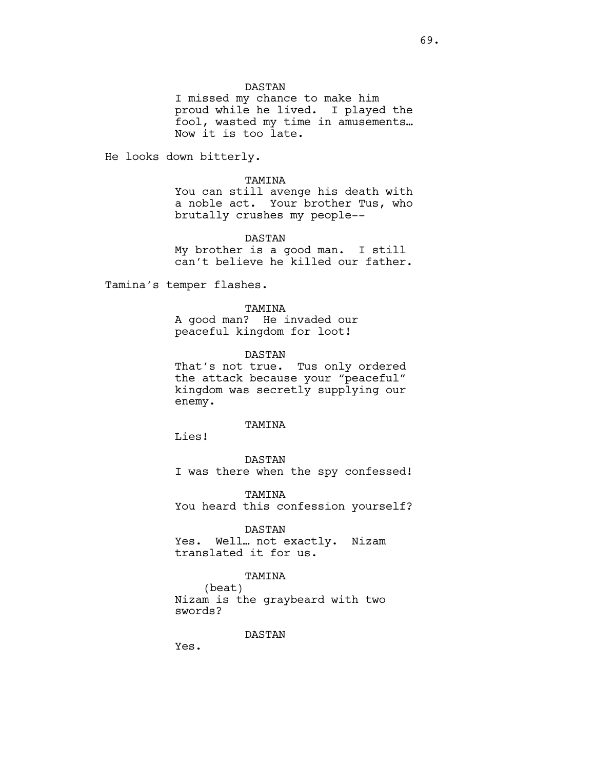DASTAN
I missed my chance to make him proud while he lived. I played the fool, wasted my time in amusements… Now it is too late.

He looks down bitterly.

TAMINA
You can still avenge his death with a noble act. Your brother Tus, who brutally crushes my people--

DASTAN
My brother is a good man. I still can't believe he killed our father.

Tamina's temper flashes.

TAMINA
A good man? He invaded our peaceful kingdom for loot!

DASTAN
That's not true. Tus only ordered the attack because your "peaceful" kingdom was secretly supplying our enemy.

TAMINA
Lies!

DASTAN
I was there when the spy confessed!

TAMINA
You heard this confession yourself?

DASTAN
Yes. Well… not exactly. Nizam translated it for us.

TAMINA
(beat)
Nizam is the graybeard with two swords?

DASTAN
Yes.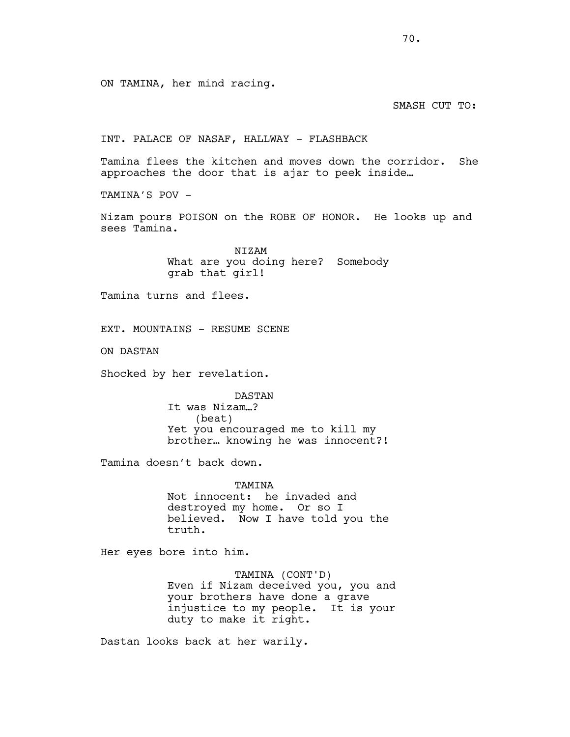ON TAMINA, her mind racing.

SMASH CUT TO:

INT. PALACE OF NASAF, HALLWAY - FLASHBACK

Tamina flees the kitchen and moves down the corridor. She approaches the door that is ajar to peek inside…

TAMINA'S POV -

Nizam pours POISON on the ROBE OF HONOR. He looks up and sees Tamina.

NIZAM
What are you doing here? Somebody grab that girl!

Tamina turns and flees.

EXT. MOUNTAINS - RESUME SCENE

ON DASTAN

Shocked by her revelation.

DASTAN
It was Nizam…?
(beat)
Yet you encouraged me to kill my brother… knowing he was innocent?!

Tamina doesn't back down.

TAMINA
Not innocent: he invaded and destroyed my home. Or so I believed. Now I have told you the truth.

Her eyes bore into him.

TAMINA (CONT'D)
Even if Nizam deceived you, you and your brothers have done a grave injustice to my people. It is your duty to make it right.

Dastan looks back at her warily.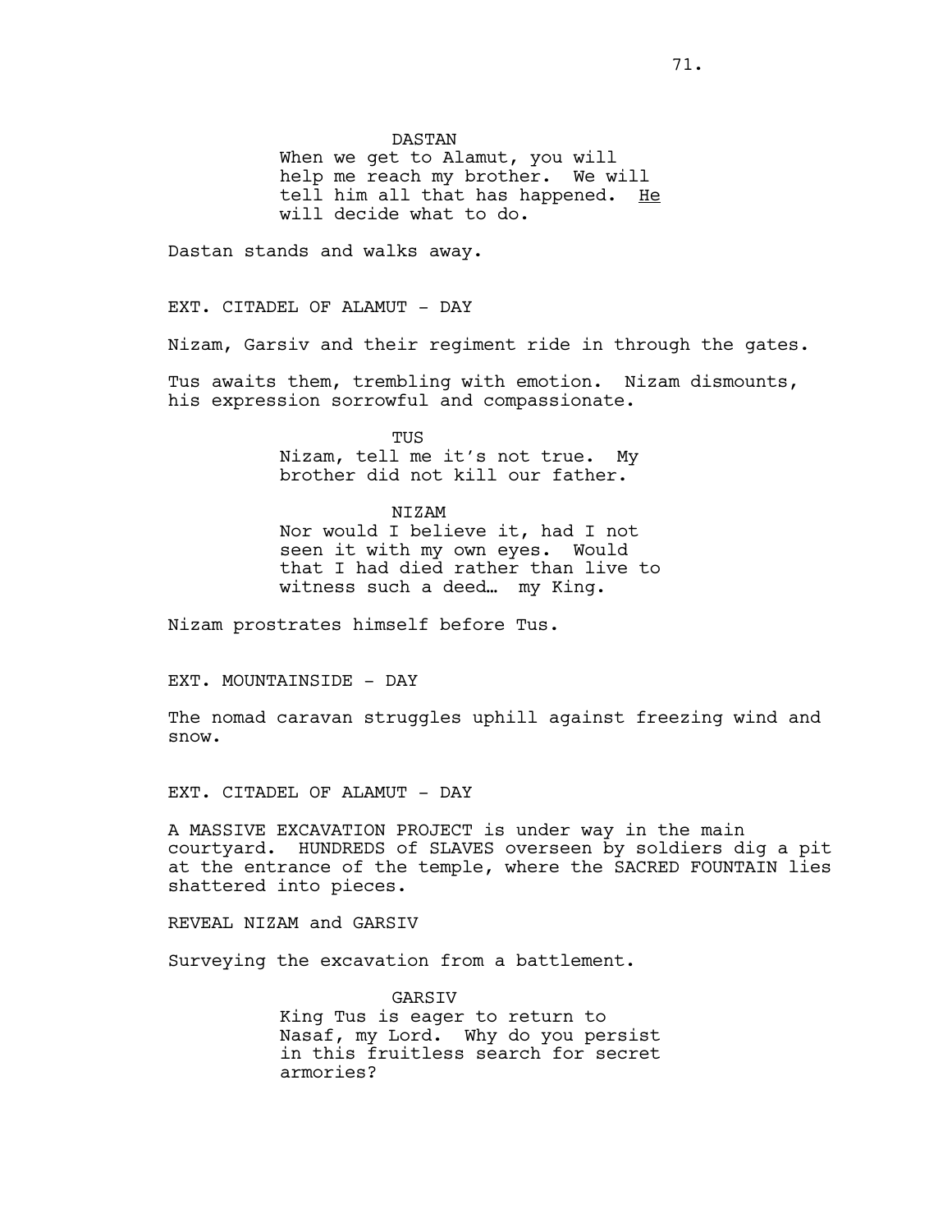DASTAN
When we get to Alamut, you will help me reach my brother. We will tell him all that has happened. _He_ will decide what to do.

Dastan stands and walks away.

EXT. CITADEL OF ALAMUT - DAY

Nizam, Garsiv and their regiment ride in through the gates.

Tus awaits them, trembling with emotion. Nizam dismounts, his expression sorrowful and compassionate.

TUS
Nizam, tell me it's not true. My brother did not kill our father.

NIZAM
Nor would I believe it, had I not seen it with my own eyes. Would that I had died rather than live to witness such a deed… my King.

Nizam prostrates himself before Tus.

EXT. MOUNTAINSIDE - DAY

The nomad caravan struggles uphill against freezing wind and snow.

EXT. CITADEL OF ALAMUT - DAY

A MASSIVE EXCAVATION PROJECT is under way in the main courtyard. HUNDREDS of SLAVES overseen by soldiers dig a pit at the entrance of the temple, where the SACRED FOUNTAIN lies shattered into pieces.

REVEAL NIZAM and GARSIV

Surveying the excavation from a battlement.

GARSIV
King Tus is eager to return to Nasaf, my Lord. Why do you persist in this fruitless search for secret armories?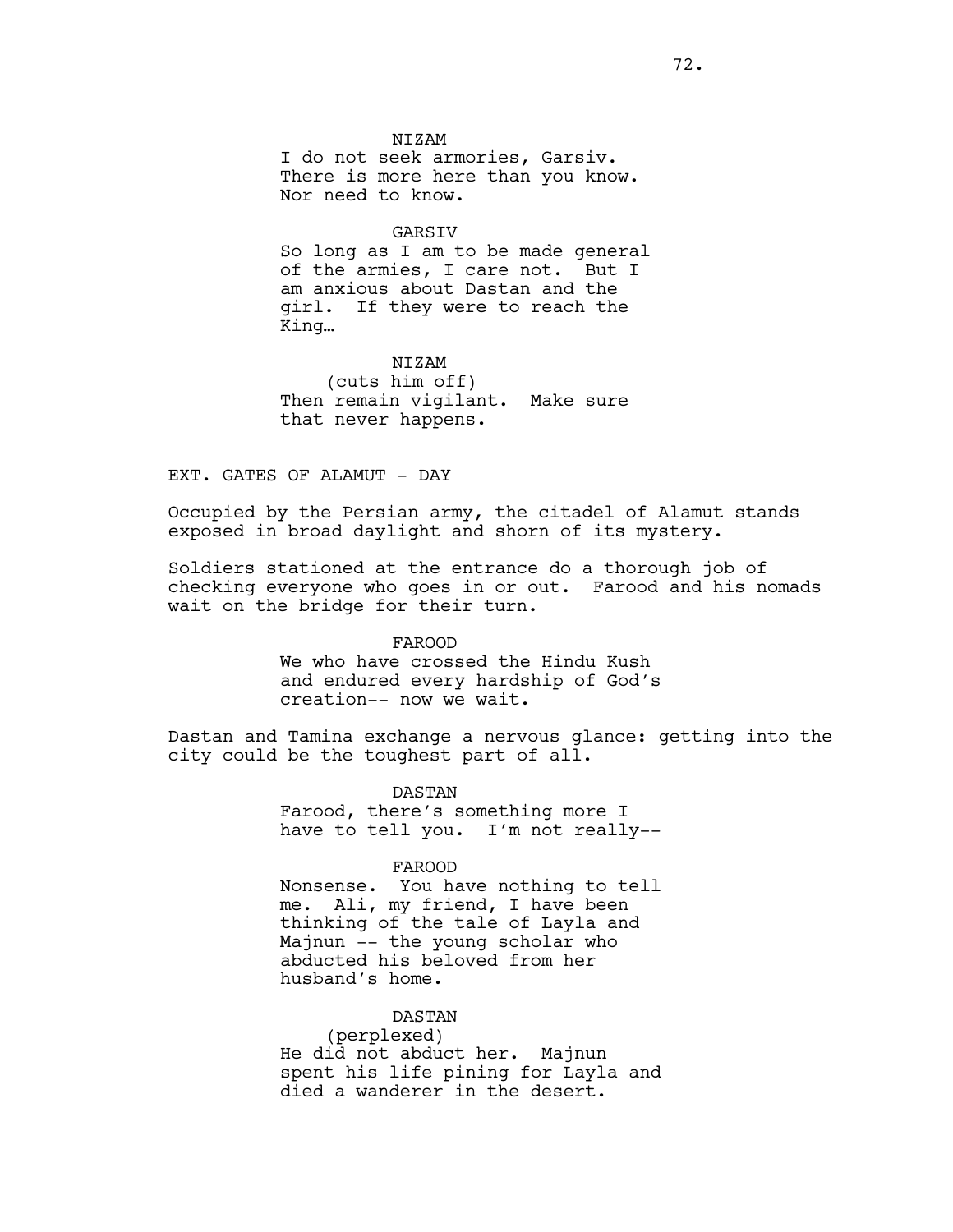NIZAM
I do not seek armories, Garsiv. There is more here than you know. Nor need to know.

GARSIV
So long as I am to be made general of the armies, I care not. But I am anxious about Dastan and the girl. If they were to reach the King…

NIZAM
(cuts him off)
Then remain vigilant. Make sure that never happens.

EXT. GATES OF ALAMUT - DAY

Occupied by the Persian army, the citadel of Alamut stands exposed in broad daylight and shorn of its mystery.

Soldiers stationed at the entrance do a thorough job of checking everyone who goes in or out. Farood and his nomads wait on the bridge for their turn.

FAROOD
We who have crossed the Hindu Kush and endured every hardship of God's creation-- now we wait.

Dastan and Tamina exchange a nervous glance: getting into the city could be the toughest part of all.

DASTAN
Farood, there's something more I have to tell you. I'm not really--

FAROOD
Nonsense. You have nothing to tell me. Ali, my friend, I have been thinking of the tale of Layla and Majnun -- the young scholar who abducted his beloved from her husband's home.

DASTAN
(perplexed)
He did not abduct her. Majnun spent his life pining for Layla and died a wanderer in the desert.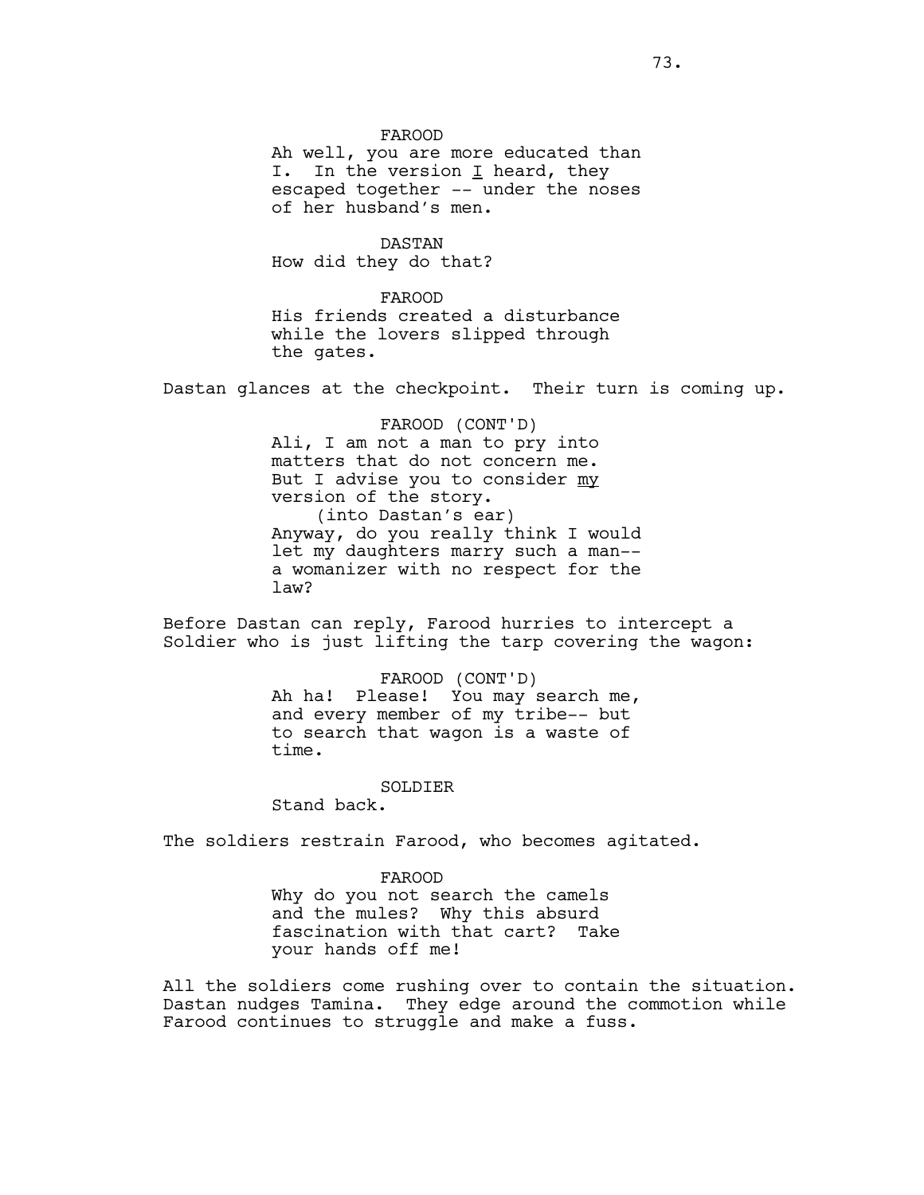FAROOD
Ah well, you are more educated than I. In the version _I_ heard, they escaped together -- under the noses of her husband's men.

DASTAN
How did they do that?

FAROOD
His friends created a disturbance while the lovers slipped through the gates.

Dastan glances at the checkpoint. Their turn is coming up.

FAROOD (CONT'D)
Ali, I am not a man to pry into matters that do not concern me. But I advise you to consider _my_ version of the story.
(into Dastan's ear)
Anyway, do you really think I would let my daughters marry such a man-- a womanizer with no respect for the law?

Before Dastan can reply, Farood hurries to intercept a Soldier who is just lifting the tarp covering the wagon:

FAROOD (CONT'D)
Ah ha! Please! You may search me, and every member of my tribe-- but to search that wagon is a waste of time.

SOLDIER
Stand back.

The soldiers restrain Farood, who becomes agitated.

FAROOD
Why do you not search the camels and the mules? Why this absurd fascination with that cart? Take your hands off me!

All the soldiers come rushing over to contain the situation. Dastan nudges Tamina. They edge around the commotion while Farood continues to struggle and make a fuss.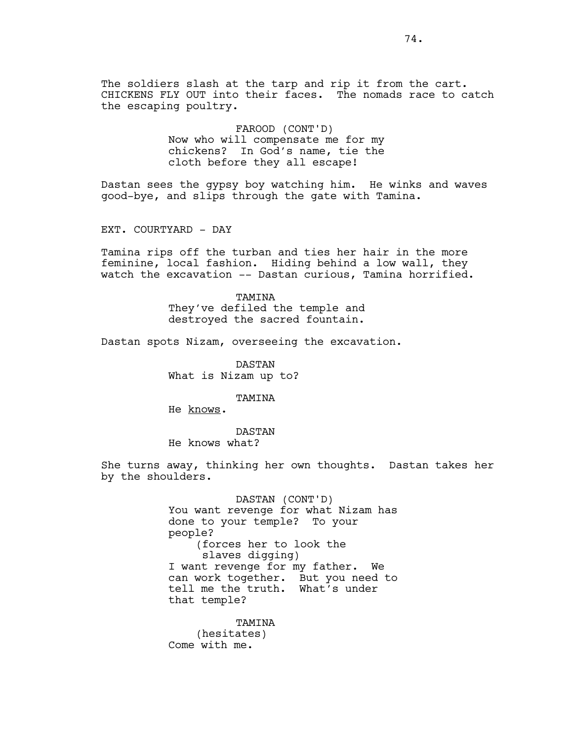The soldiers slash at the tarp and rip it from the cart. CHICKENS FLY OUT into their faces. The nomads race to catch the escaping poultry.

FAROOD (CONT'D)
Now who will compensate me for my chickens? In God's name, tie the cloth before they all escape!

Dastan sees the gypsy boy watching him. He winks and waves good-bye, and slips through the gate with Tamina.

EXT. COURTYARD - DAY

Tamina rips off the turban and ties her hair in the more feminine, local fashion. Hiding behind a low wall, they watch the excavation -- Dastan curious, Tamina horrified.

TAMINA
They've defiled the temple and destroyed the sacred fountain.

Dastan spots Nizam, overseeing the excavation.

DASTAN
What is Nizam up to?

TAMINA
He knows.

DASTAN
He knows what?

She turns away, thinking her own thoughts. Dastan takes her by the shoulders.

DASTAN (CONT'D)
You want revenge for what Nizam has done to your temple? To your people?
(forces her to look the slaves digging)
I want revenge for my father. We can work together. But you need to tell me the truth. What's under that temple?

TAMINA
(hesitates)
Come with me.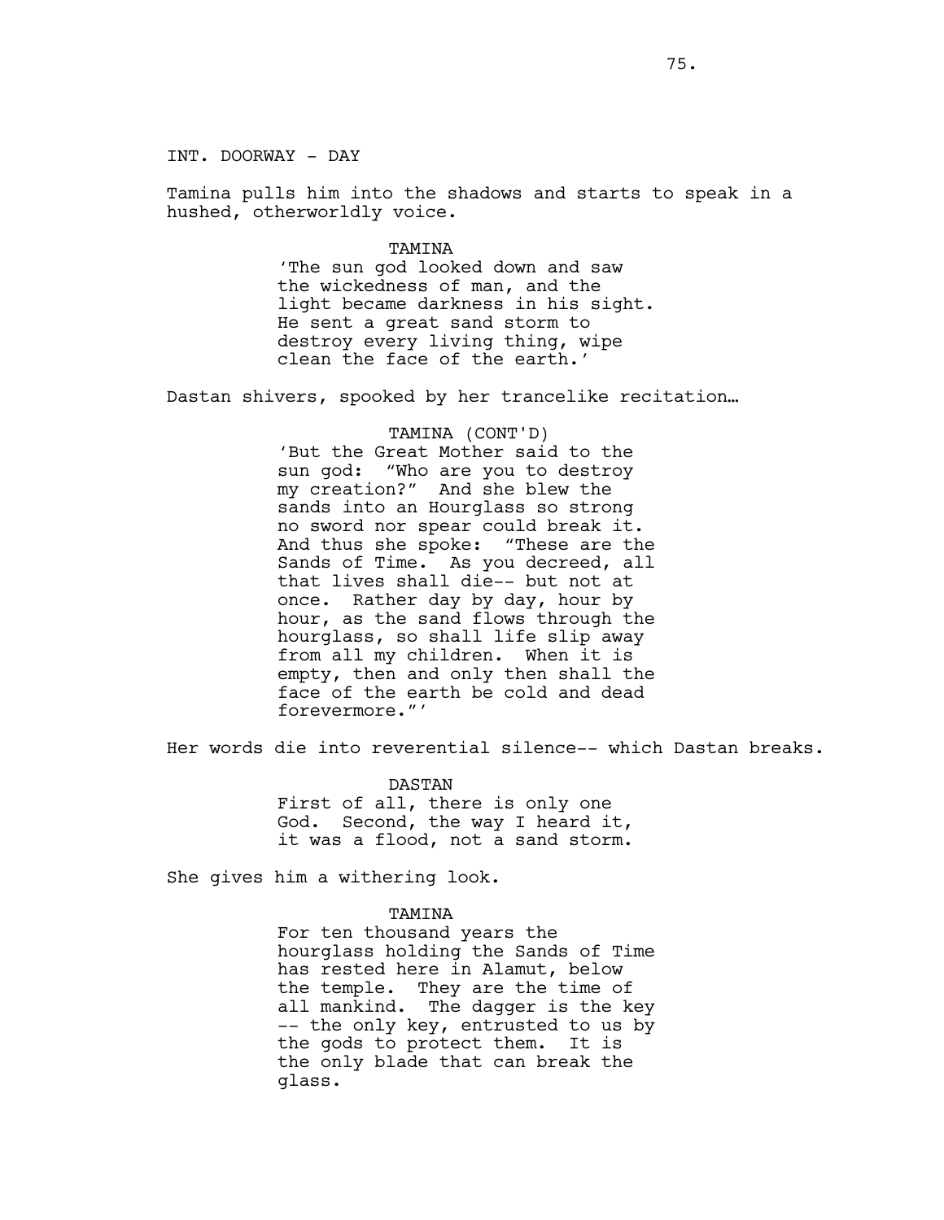INT. DOORWAY - DAY

Tamina pulls him into the shadows and starts to speak in a hushed, otherworldly voice.

TAMINA
'The sun god looked down and saw the wickedness of man, and the light became darkness in his sight. He sent a great sand storm to destroy every living thing, wipe clean the face of the earth.'

Dastan shivers, spooked by her trancelike recitation…

TAMINA (CONT'D)
'But the Great Mother said to the sun god: "Who are you to destroy my creation?" And she blew the sands into an Hourglass so strong no sword nor spear could break it. And thus she spoke: "These are the Sands of Time. As you decreed, all that lives shall die-- but not at once. Rather day by day, hour by hour, as the sand flows through the hourglass, so shall life slip away from all my children. When it is empty, then and only then shall the face of the earth be cold and dead forevermore."'

Her words die into reverential silence-- which Dastan breaks.

DASTAN
First of all, there is only one God. Second, the way I heard it, it was a flood, not a sand storm.

She gives him a withering look.

TAMINA
For ten thousand years the hourglass holding the Sands of Time has rested here in Alamut, below the temple. They are the time of all mankind. The dagger is the key -- the only key, entrusted to us by the gods to protect them. It is the only blade that can break the glass.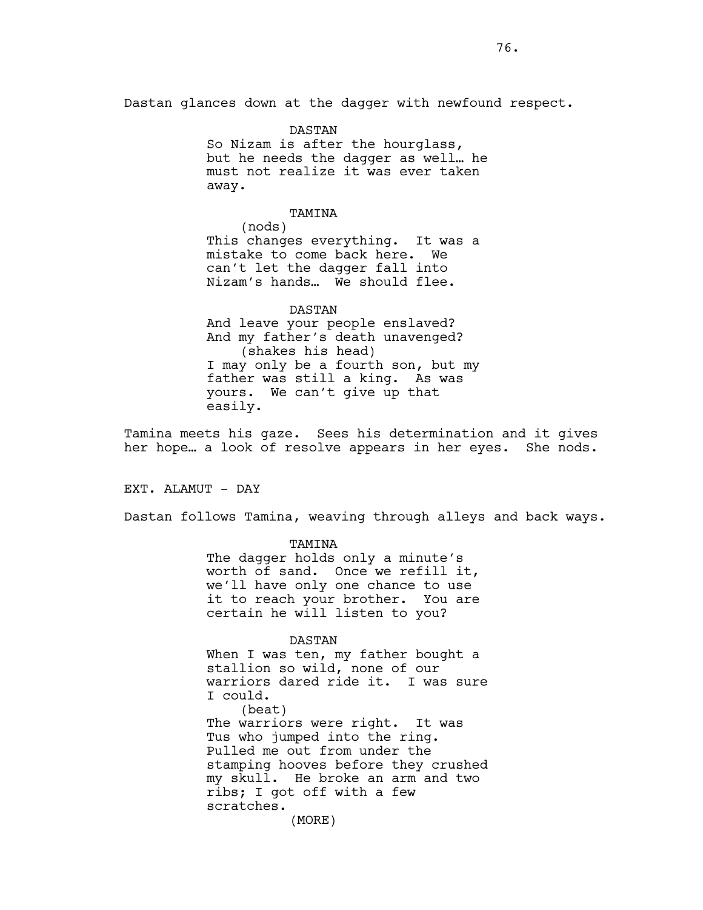Dastan glances down at the dagger with newfound respect.

DASTAN
So Nizam is after the hourglass, but he needs the dagger as well… he must not realize it was ever taken away.

TAMINA
(nods)
This changes everything. It was a mistake to come back here. We can't let the dagger fall into Nizam's hands… We should flee.

DASTAN
And leave your people enslaved? And my father's death unavenged?
(shakes his head)
I may only be a fourth son, but my father was still a king. As was yours. We can't give up that easily.

Tamina meets his gaze. Sees his determination and it gives her hope… a look of resolve appears in her eyes. She nods.

EXT. ALAMUT - DAY

Dastan follows Tamina, weaving through alleys and back ways.

TAMINA
The dagger holds only a minute's worth of sand. Once we refill it, we'll have only one chance to use it to reach your brother. You are certain he will listen to you?

DASTAN
When I was ten, my father bought a stallion so wild, none of our warriors dared ride it. I was sure I could.
(beat)
The warriors were right. It was Tus who jumped into the ring. Pulled me out from under the stamping hooves before they crushed my skull. He broke an arm and two ribs; I got off with a few scratches.
(MORE)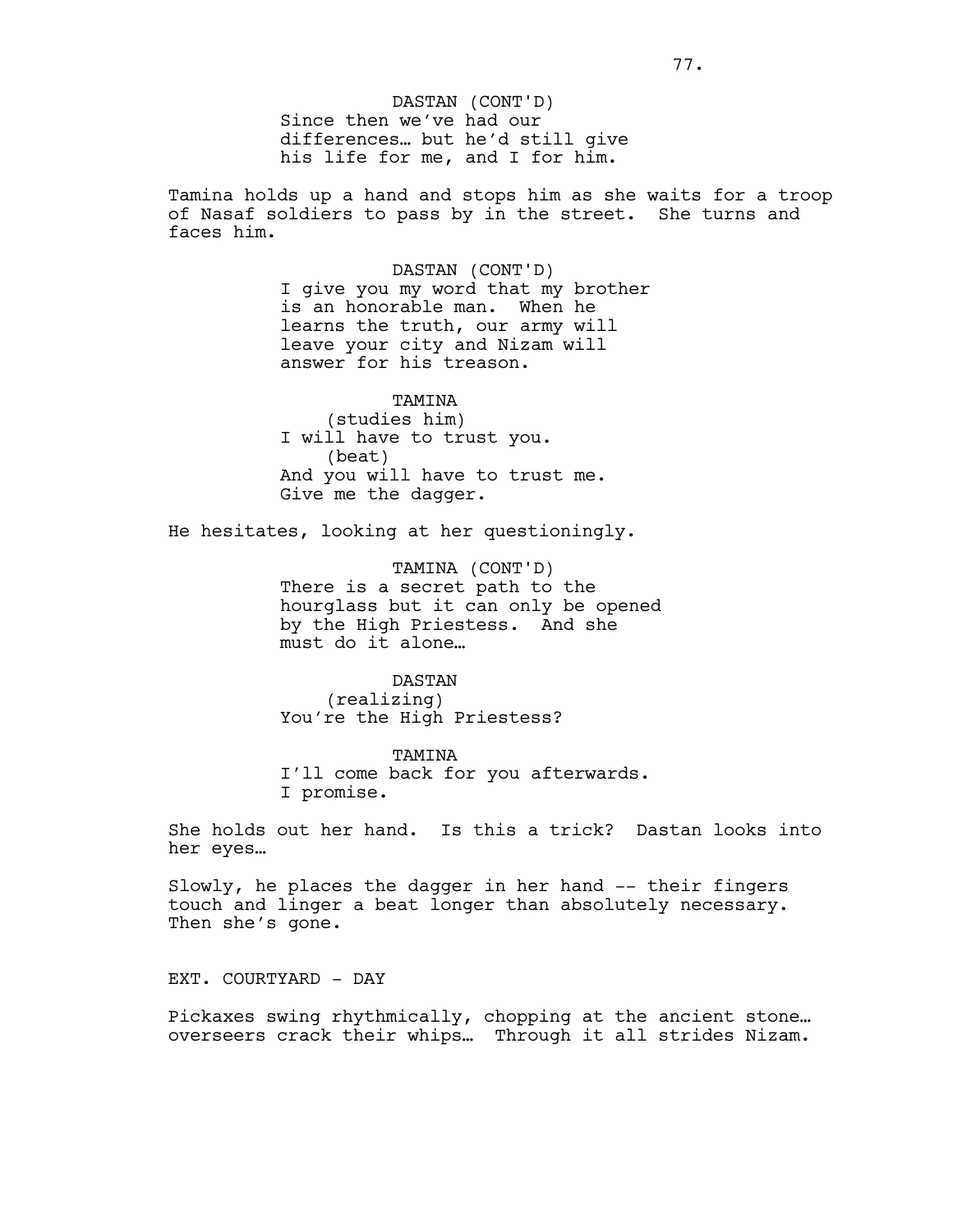DASTAN (CONT'D)
Since then we've had our differences… but he'd still give his life for me, and I for him.

Tamina holds up a hand and stops him as she waits for a troop of Nasaf soldiers to pass by in the street. She turns and faces him.

DASTAN (CONT'D)
I give you my word that my brother is an honorable man. When he learns the truth, our army will leave your city and Nizam will answer for his treason.

TAMINA
(studies him)
I will have to trust you.
(beat)
And you will have to trust me. Give me the dagger.

He hesitates, looking at her questioningly.

TAMINA (CONT'D)
There is a secret path to the hourglass but it can only be opened by the High Priestess. And she must do it alone…

DASTAN
(realizing)
You're the High Priestess?

TAMINA
I'll come back for you afterwards. I promise.

She holds out her hand. Is this a trick? Dastan looks into her eyes…

Slowly, he places the dagger in her hand -- their fingers touch and linger a beat longer than absolutely necessary. Then she's gone.

EXT. COURTYARD - DAY

Pickaxes swing rhythmically, chopping at the ancient stone… overseers crack their whips… Through it all strides Nizam.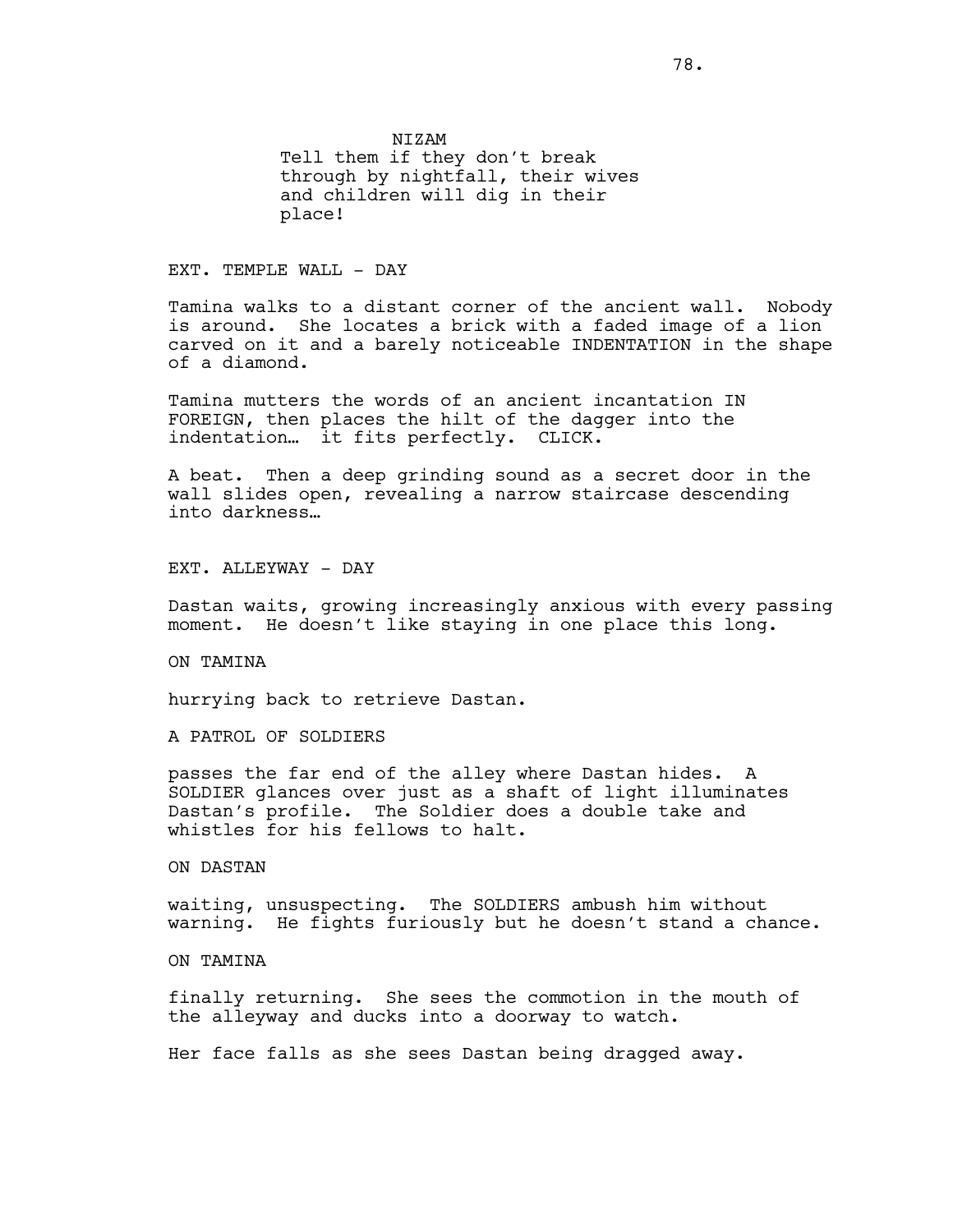NIZAM

Tell them if they don't break through by nightfall, their wives and children will dig in their place!

EXT. TEMPLE WALL - DAY

Tamina walks to a distant corner of the ancient wall. Nobody is around. She locates a brick with a faded image of a lion carved on it and a barely noticeable INDENTATION in the shape of a diamond.

Tamina mutters the words of an ancient incantation IN FOREIGN, then places the hilt of the dagger into the indentation… it fits perfectly. CLICK.

A beat. Then a deep grinding sound as a secret door in the wall slides open, revealing a narrow staircase descending into darkness…

EXT. ALLEYWAY - DAY

Dastan waits, growing increasingly anxious with every passing moment. He doesn't like staying in one place this long.

ON TAMINA

hurrying back to retrieve Dastan.

A PATROL OF SOLDIERS

passes the far end of the alley where Dastan hides. A SOLDIER glances over just as a shaft of light illuminates Dastan's profile. The Soldier does a double take and whistles for his fellows to halt.

ON DASTAN

waiting, unsuspecting. The SOLDIERS ambush him without warning. He fights furiously but he doesn't stand a chance.

ON TAMINA

finally returning. She sees the commotion in the mouth of the alleyway and ducks into a doorway to watch.

Her face falls as she sees Dastan being dragged away.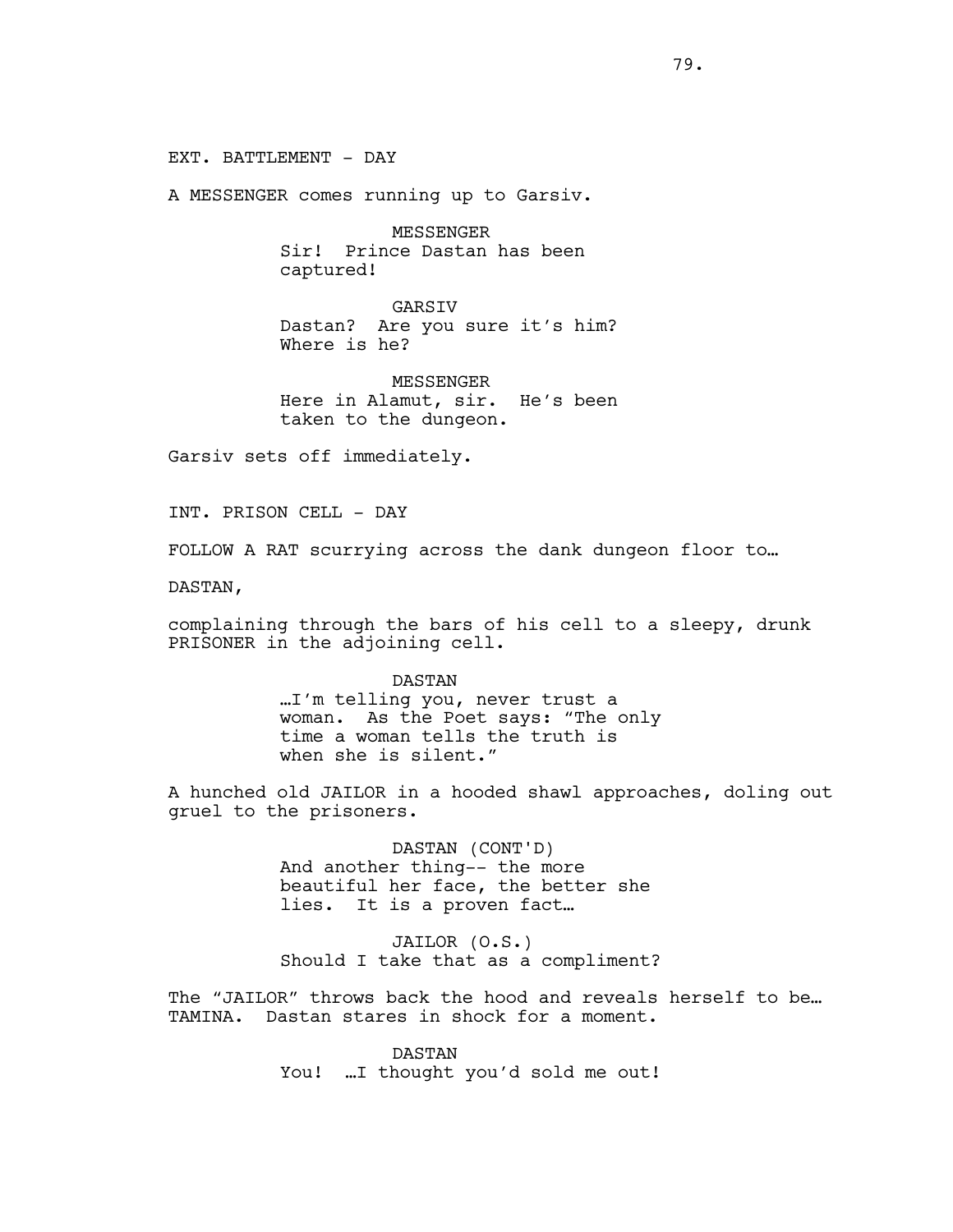EXT. BATTLEMENT - DAY

A MESSENGER comes running up to Garsiv.

MESSENGER
Sir! Prince Dastan has been captured!

GARSIV
Dastan? Are you sure it's him? Where is he?

MESSENGER
Here in Alamut, sir. He's been taken to the dungeon.

Garsiv sets off immediately.

INT. PRISON CELL - DAY

FOLLOW A RAT scurrying across the dank dungeon floor to…

DASTAN,

complaining through the bars of his cell to a sleepy, drunk PRISONER in the adjoining cell.

DASTAN
…I'm telling you, never trust a woman. As the Poet says: "The only time a woman tells the truth is when she is silent."

A hunched old JAILOR in a hooded shawl approaches, doling out gruel to the prisoners.

DASTAN (CONT'D)
And another thing-- the more beautiful her face, the better she lies. It is a proven fact…

JAILOR (O.S.)
Should I take that as a compliment?

The "JAILOR" throws back the hood and reveals herself to be… TAMINA. Dastan stares in shock for a moment.

DASTAN
You! …I thought you'd sold me out!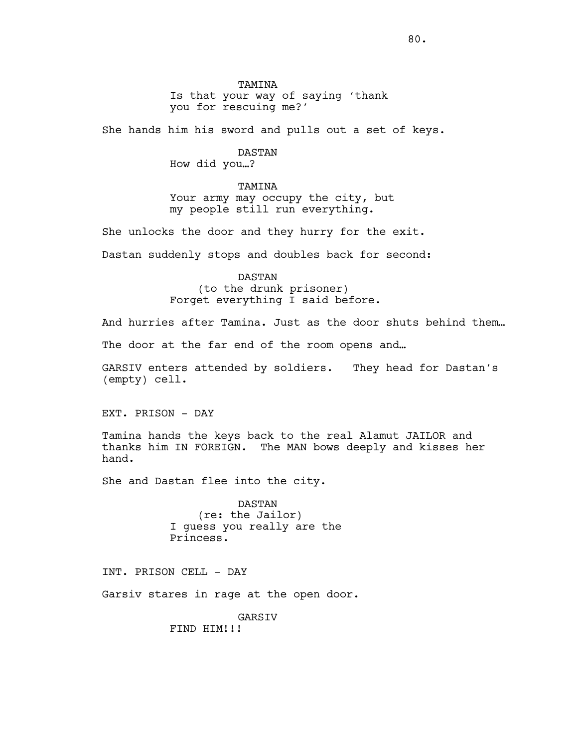TAMINA
Is that your way of saying 'thank you for rescuing me?'

She hands him his sword and pulls out a set of keys.

DASTAN
How did you…?

TAMINA
Your army may occupy the city, but my people still run everything.

She unlocks the door and they hurry for the exit.

Dastan suddenly stops and doubles back for second:

DASTAN
(to the drunk prisoner)
Forget everything I said before.

And hurries after Tamina. Just as the door shuts behind them…

The door at the far end of the room opens and…

GARSIV enters attended by soldiers. They head for Dastan's (empty) cell.

EXT. PRISON - DAY

Tamina hands the keys back to the real Alamut JAILOR and thanks him IN FOREIGN. The MAN bows deeply and kisses her hand.

She and Dastan flee into the city.

DASTAN
(re: the Jailor)
I guess you really are the Princess.

INT. PRISON CELL - DAY

Garsiv stares in rage at the open door.

GARSIV
FIND HIM!!!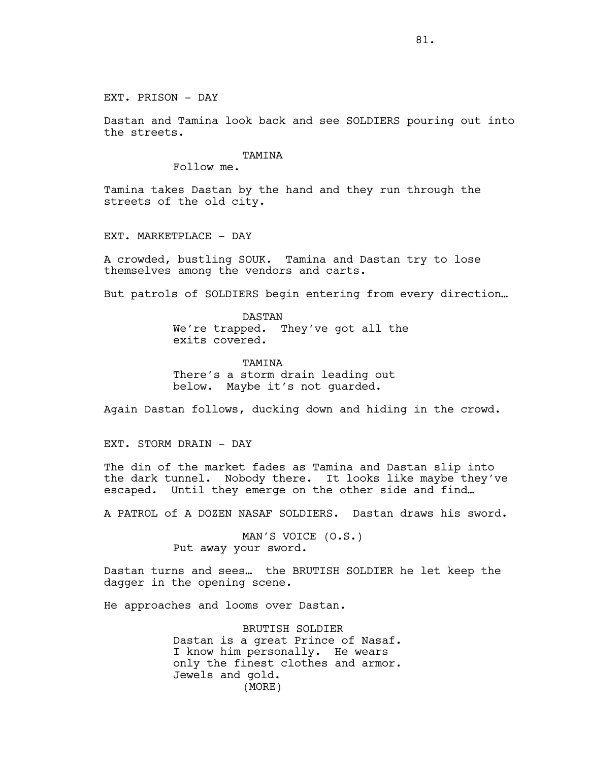EXT. PRISON - DAY

Dastan and Tamina look back and see SOLDIERS pouring out into the streets.

TAMINA
Follow me.

Tamina takes Dastan by the hand and they run through the streets of the old city.

EXT. MARKETPLACE - DAY

A crowded, bustling SOUK. Tamina and Dastan try to lose themselves among the vendors and carts.

But patrols of SOLDIERS begin entering from every direction…

DASTAN
We're trapped. They've got all the exits covered.

TAMINA
There's a storm drain leading out below. Maybe it's not guarded.

Again Dastan follows, ducking down and hiding in the crowd.

EXT. STORM DRAIN - DAY

The din of the market fades as Tamina and Dastan slip into the dark tunnel. Nobody there. It looks like maybe they've escaped. Until they emerge on the other side and find…

A PATROL of A DOZEN NASAF SOLDIERS. Dastan draws his sword.

MAN'S VOICE (O.S.)
Put away your sword.

Dastan turns and sees… the BRUTISH SOLDIER he let keep the dagger in the opening scene.

He approaches and looms over Dastan.

BRUTISH SOLDIER
Dastan is a great Prince of Nasaf. I know him personally. He wears only the finest clothes and armor. Jewels and gold.
(MORE)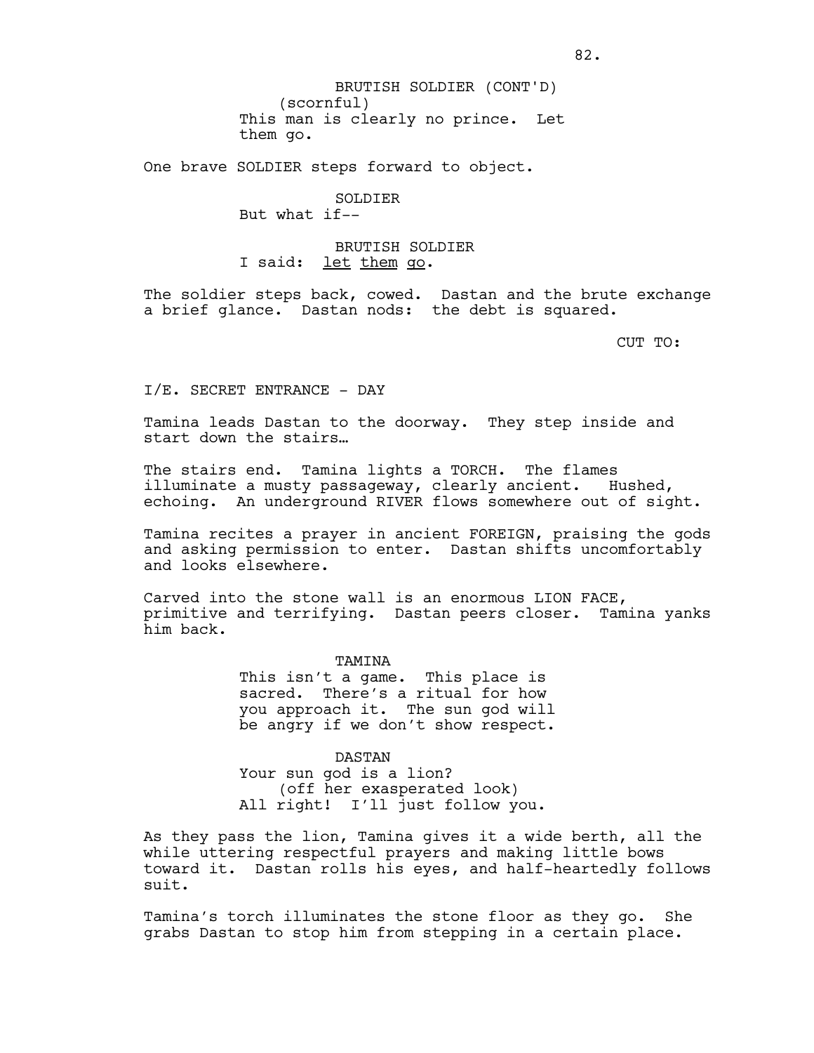BRUTISH SOLDIER (CONT'D)
(scornful)
This man is clearly no prince. Let them go.

One brave SOLDIER steps forward to object.

SOLDIER
But what if--

BRUTISH SOLDIER
I said: let them go.

The soldier steps back, cowed. Dastan and the brute exchange a brief glance. Dastan nods: the debt is squared.

CUT TO:

I/E. SECRET ENTRANCE - DAY

Tamina leads Dastan to the doorway. They step inside and start down the stairs…

The stairs end. Tamina lights a TORCH. The flames illuminate a musty passageway, clearly ancient. Hushed, echoing. An underground RIVER flows somewhere out of sight.

Tamina recites a prayer in ancient FOREIGN, praising the gods and asking permission to enter. Dastan shifts uncomfortably and looks elsewhere.

Carved into the stone wall is an enormous LION FACE, primitive and terrifying. Dastan peers closer. Tamina yanks him back.

TAMINA
This isn't a game. This place is sacred. There's a ritual for how you approach it. The sun god will be angry if we don't show respect.

DASTAN
Your sun god is a lion?
(off her exasperated look)
All right! I'll just follow you.

As they pass the lion, Tamina gives it a wide berth, all the while uttering respectful prayers and making little bows toward it. Dastan rolls his eyes, and half-heartedly follows suit.

Tamina's torch illuminates the stone floor as they go. She grabs Dastan to stop him from stepping in a certain place.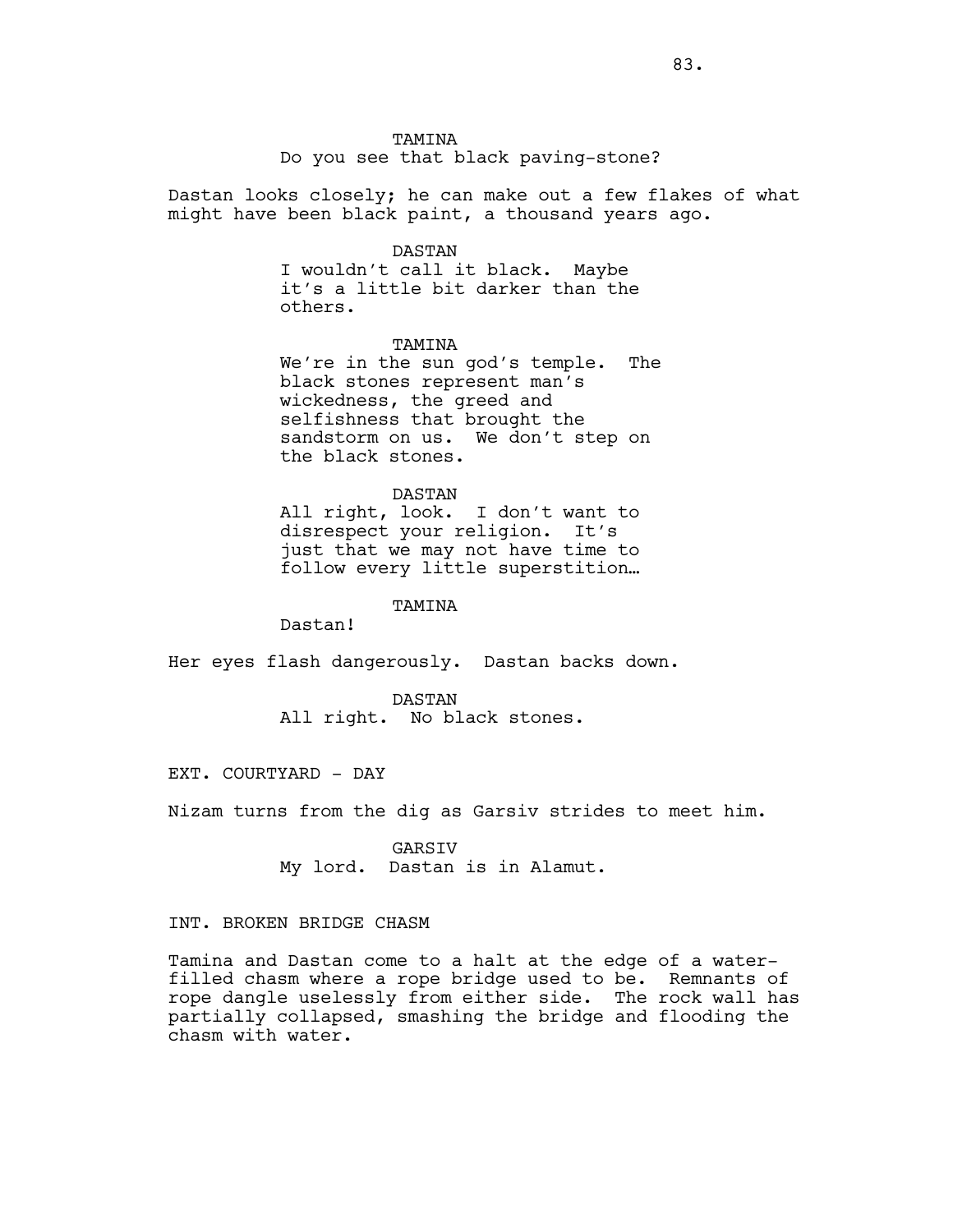TAMINA

Do you see that black paving-stone?

Dastan looks closely; he can make out a few flakes of what might have been black paint, a thousand years ago.

DASTAN

I wouldn't call it black. Maybe it's a little bit darker than the others.

TAMINA

We're in the sun god's temple. The black stones represent man's wickedness, the greed and selfishness that brought the sandstorm on us. We don't step on the black stones.

DASTAN

All right, look. I don't want to disrespect your religion. It's just that we may not have time to follow every little superstition…

TAMINA

Dastan!

Her eyes flash dangerously. Dastan backs down.

DASTAN

All right. No black stones.

EXT. COURTYARD - DAY

Nizam turns from the dig as Garsiv strides to meet him.

GARSIV

My lord. Dastan is in Alamut.

INT. BROKEN BRIDGE CHASM

Tamina and Dastan come to a halt at the edge of a water-filled chasm where a rope bridge used to be. Remnants of rope dangle uselessly from either side. The rock wall has partially collapsed, smashing the bridge and flooding the chasm with water.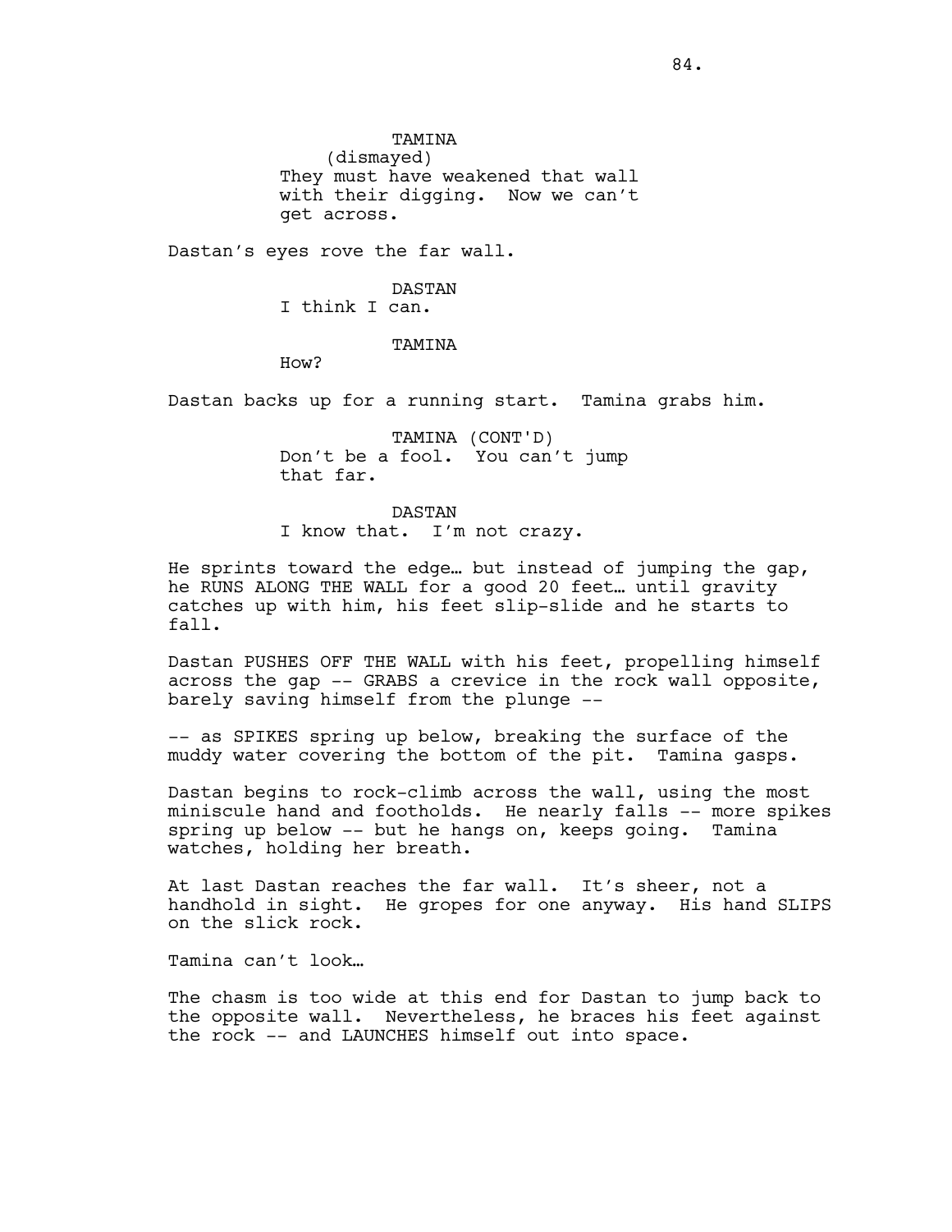TAMINA
(dismayed)
They must have weakened that wall with their digging. Now we can't get across.

Dastan's eyes rove the far wall.

DASTAN
I think I can.

TAMINA
How?

Dastan backs up for a running start. Tamina grabs him.

TAMINA (CONT'D)
Don't be a fool. You can't jump that far.

DASTAN
I know that. I'm not crazy.

He sprints toward the edge… but instead of jumping the gap, he RUNS ALONG THE WALL for a good 20 feet… until gravity catches up with him, his feet slip-slide and he starts to fall.

Dastan PUSHES OFF THE WALL with his feet, propelling himself across the gap -- GRABS a crevice in the rock wall opposite, barely saving himself from the plunge --

-- as SPIKES spring up below, breaking the surface of the muddy water covering the bottom of the pit. Tamina gasps.

Dastan begins to rock-climb across the wall, using the most miniscule hand and footholds. He nearly falls -- more spikes spring up below -- but he hangs on, keeps going. Tamina watches, holding her breath.

At last Dastan reaches the far wall. It's sheer, not a handhold in sight. He gropes for one anyway. His hand SLIPS on the slick rock.

Tamina can't look…

The chasm is too wide at this end for Dastan to jump back to the opposite wall. Nevertheless, he braces his feet against the rock -- and LAUNCHES himself out into space.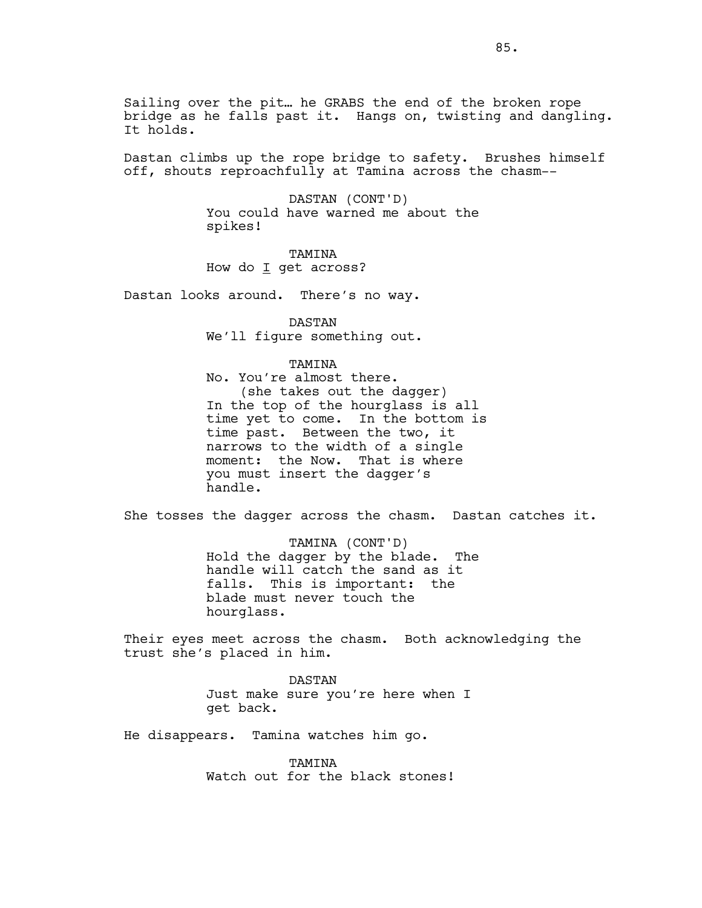Sailing over the pit… he GRABS the end of the broken rope bridge as he falls past it. Hangs on, twisting and dangling. It holds.

Dastan climbs up the rope bridge to safety. Brushes himself off, shouts reproachfully at Tamina across the chasm--

DASTAN (CONT'D)
You could have warned me about the spikes!

TAMINA
How do I get across?

Dastan looks around. There's no way.

DASTAN
We'll figure something out.

TAMINA
No. You're almost there.
(she takes out the dagger)
In the top of the hourglass is all time yet to come. In the bottom is time past. Between the two, it narrows to the width of a single moment: the Now. That is where you must insert the dagger's handle.

She tosses the dagger across the chasm. Dastan catches it.

TAMINA (CONT'D)
Hold the dagger by the blade. The handle will catch the sand as it falls. This is important: the blade must never touch the hourglass.

Their eyes meet across the chasm. Both acknowledging the trust she's placed in him.

DASTAN
Just make sure you're here when I get back.

He disappears. Tamina watches him go.

TAMINA
Watch out for the black stones!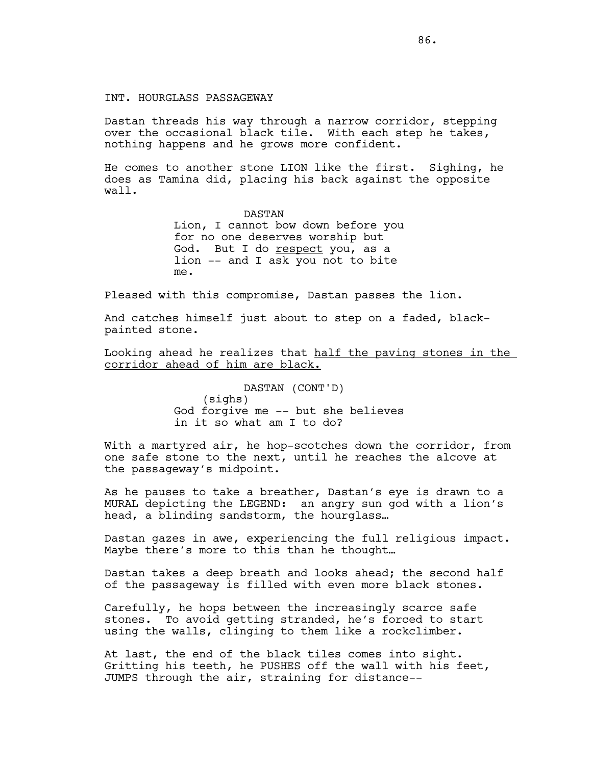INT. HOURGLASS PASSAGEWAY

Dastan threads his way through a narrow corridor, stepping over the occasional black tile. With each step he takes, nothing happens and he grows more confident.

He comes to another stone LION like the first. Sighing, he does as Tamina did, placing his back against the opposite wall.

DASTAN
Lion, I cannot bow down before you for no one deserves worship but God. But I do <u>respect</u> you, as a lion -- and I ask you not to bite me.

Pleased with this compromise, Dastan passes the lion.

And catches himself just about to step on a faded, black-painted stone.

Looking ahead he realizes that <u>half the paving stones in the corridor ahead of him are black.</u>

DASTAN (CONT'D)
(sighs)
God forgive me -- but she believes in it so what am I to do?

With a martyred air, he hop-scotches down the corridor, from one safe stone to the next, until he reaches the alcove at the passageway's midpoint.

As he pauses to take a breather, Dastan's eye is drawn to a MURAL depicting the LEGEND: an angry sun god with a lion's head, a blinding sandstorm, the hourglass…

Dastan gazes in awe, experiencing the full religious impact. Maybe there's more to this than he thought…

Dastan takes a deep breath and looks ahead; the second half of the passageway is filled with even more black stones.

Carefully, he hops between the increasingly scarce safe stones. To avoid getting stranded, he's forced to start using the walls, clinging to them like a rockclimber.

At last, the end of the black tiles comes into sight. Gritting his teeth, he PUSHES off the wall with his feet, JUMPS through the air, straining for distance--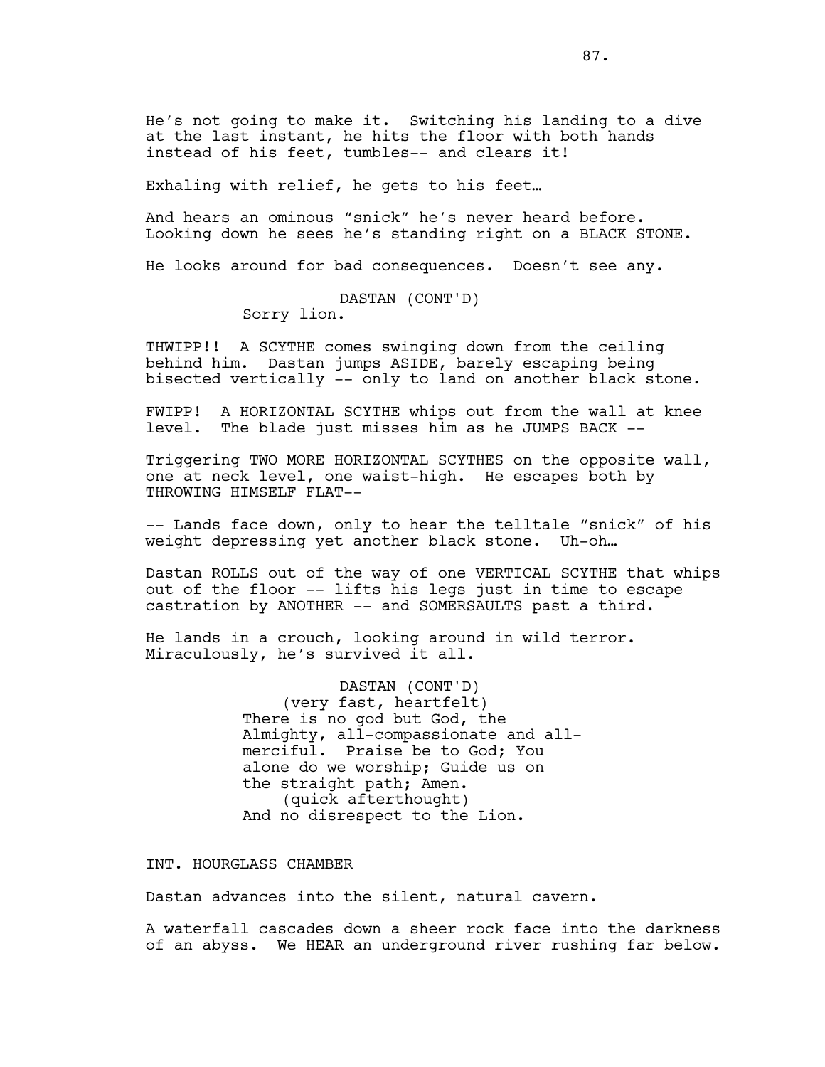He's not going to make it. Switching his landing to a dive at the last instant, he hits the floor with both hands instead of his feet, tumbles-- and clears it!

Exhaling with relief, he gets to his feet…

And hears an ominous "snick" he's never heard before. Looking down he sees he's standing right on a BLACK STONE.

He looks around for bad consequences. Doesn't see any.

DASTAN (CONT'D)
Sorry lion.

THWIPP!! A SCYTHE comes swinging down from the ceiling behind him. Dastan jumps ASIDE, barely escaping being bisected vertically -- only to land on another black stone.

FWIPP! A HORIZONTAL SCYTHE whips out from the wall at knee level. The blade just misses him as he JUMPS BACK --

Triggering TWO MORE HORIZONTAL SCYTHES on the opposite wall, one at neck level, one waist-high. He escapes both by THROWING HIMSELF FLAT--

-- Lands face down, only to hear the telltale "snick" of his weight depressing yet another black stone. Uh-oh…

Dastan ROLLS out of the way of one VERTICAL SCYTHE that whips out of the floor -- lifts his legs just in time to escape castration by ANOTHER -- and SOMERSAULTS past a third.

He lands in a crouch, looking around in wild terror. Miraculously, he's survived it all.

DASTAN (CONT'D)
(very fast, heartfelt)
There is no god but God, the Almighty, all-compassionate and all-merciful. Praise be to God; You alone do we worship; Guide us on the straight path; Amen.
(quick afterthought)
And no disrespect to the Lion.

INT. HOURGLASS CHAMBER

Dastan advances into the silent, natural cavern.

A waterfall cascades down a sheer rock face into the darkness of an abyss. We HEAR an underground river rushing far below.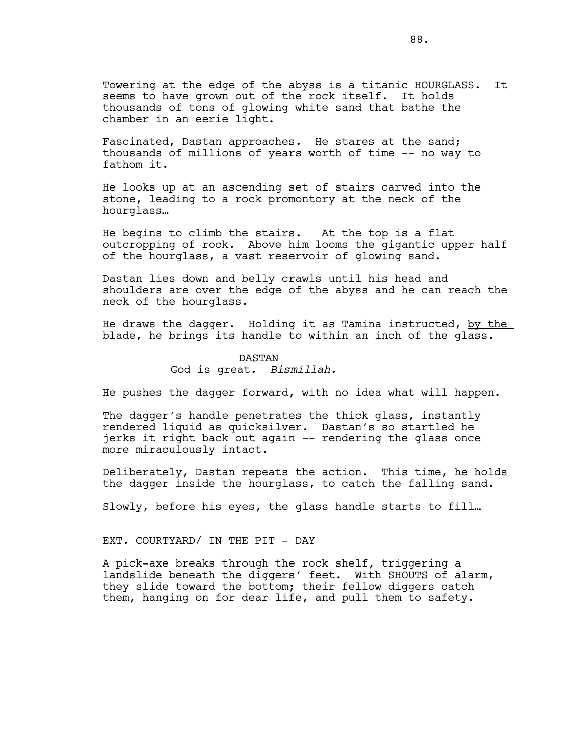Towering at the edge of the abyss is a titanic HOURGLASS. It seems to have grown out of the rock itself. It holds thousands of tons of glowing white sand that bathe the chamber in an eerie light.

Fascinated, Dastan approaches. He stares at the sand; thousands of millions of years worth of time -- no way to fathom it.

He looks up at an ascending set of stairs carved into the stone, leading to a rock promontory at the neck of the hourglass…

He begins to climb the stairs. At the top is a flat outcropping of rock. Above him looms the gigantic upper half of the hourglass, a vast reservoir of glowing sand.

Dastan lies down and belly crawls until his head and shoulders are over the edge of the abyss and he can reach the neck of the hourglass.

He draws the dagger. Holding it as Tamina instructed, <u>by the blade</u>, he brings its handle to within an inch of the glass.

DASTAN
God is great. *Bismillah.*

He pushes the dagger forward, with no idea what will happen.

The dagger's handle <u>penetrates</u> the thick glass, instantly rendered liquid as quicksilver. Dastan's so startled he jerks it right back out again -- rendering the glass once more miraculously intact.

Deliberately, Dastan repeats the action. This time, he holds the dagger inside the hourglass, to catch the falling sand.

Slowly, before his eyes, the glass handle starts to fill…

EXT. COURTYARD/ IN THE PIT - DAY

A pick-axe breaks through the rock shelf, triggering a landslide beneath the diggers' feet. With SHOUTS of alarm, they slide toward the bottom; their fellow diggers catch them, hanging on for dear life, and pull them to safety.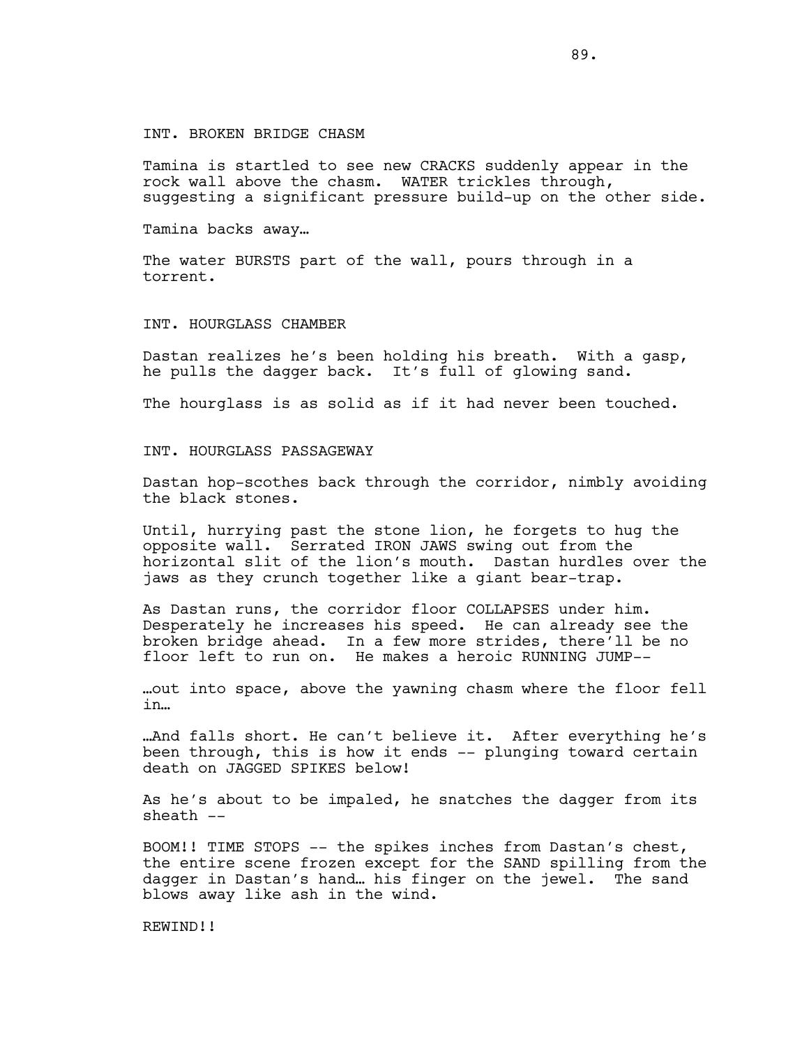INT. BROKEN BRIDGE CHASM

Tamina is startled to see new CRACKS suddenly appear in the rock wall above the chasm. WATER trickles through, suggesting a significant pressure build-up on the other side.

Tamina backs away…

The water BURSTS part of the wall, pours through in a torrent.

INT. HOURGLASS CHAMBER

Dastan realizes he's been holding his breath. With a gasp, he pulls the dagger back. It's full of glowing sand.

The hourglass is as solid as if it had never been touched.

INT. HOURGLASS PASSAGEWAY

Dastan hop-scothes back through the corridor, nimbly avoiding the black stones.

Until, hurrying past the stone lion, he forgets to hug the opposite wall. Serrated IRON JAWS swing out from the horizontal slit of the lion's mouth. Dastan hurdles over the jaws as they crunch together like a giant bear-trap.

As Dastan runs, the corridor floor COLLAPSES under him. Desperately he increases his speed. He can already see the broken bridge ahead. In a few more strides, there'll be no floor left to run on. He makes a heroic RUNNING JUMP--

…out into space, above the yawning chasm where the floor fell in…

…And falls short. He can't believe it. After everything he's been through, this is how it ends -- plunging toward certain death on JAGGED SPIKES below!

As he's about to be impaled, he snatches the dagger from its sheath --

BOOM!! TIME STOPS -- the spikes inches from Dastan's chest, the entire scene frozen except for the SAND spilling from the dagger in Dastan's hand… his finger on the jewel. The sand blows away like ash in the wind.

REWIND!!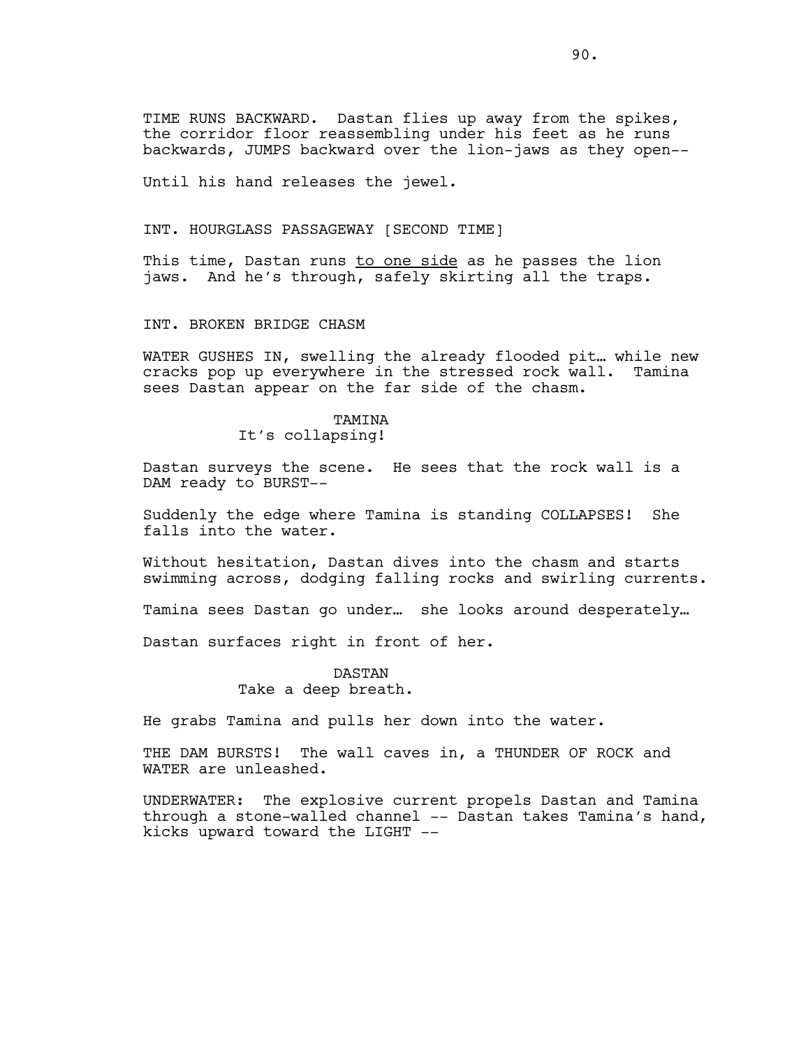TIME RUNS BACKWARD. Dastan flies up away from the spikes, the corridor floor reassembling under his feet as he runs backwards, JUMPS backward over the lion-jaws as they open--

Until his hand releases the jewel.

INT. HOURGLASS PASSAGEWAY [SECOND TIME]

This time, Dastan runs <u>to one side</u> as he passes the lion jaws. And he's through, safely skirting all the traps.

INT. BROKEN BRIDGE CHASM

WATER GUSHES IN, swelling the already flooded pit… while new cracks pop up everywhere in the stressed rock wall. Tamina sees Dastan appear on the far side of the chasm.

TAMINA
It's collapsing!

Dastan surveys the scene. He sees that the rock wall is a DAM ready to BURST--

Suddenly the edge where Tamina is standing COLLAPSES! She falls into the water.

Without hesitation, Dastan dives into the chasm and starts swimming across, dodging falling rocks and swirling currents.

Tamina sees Dastan go under… she looks around desperately…

Dastan surfaces right in front of her.

DASTAN
Take a deep breath.

He grabs Tamina and pulls her down into the water.

THE DAM BURSTS! The wall caves in, a THUNDER OF ROCK and WATER are unleashed.

UNDERWATER: The explosive current propels Dastan and Tamina through a stone-walled channel -- Dastan takes Tamina's hand, kicks upward toward the LIGHT --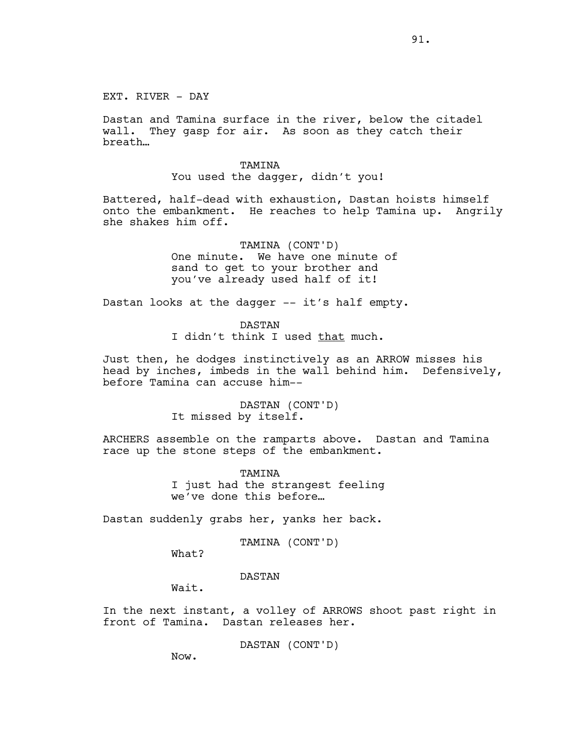EXT. RIVER - DAY

Dastan and Tamina surface in the river, below the citadel wall. They gasp for air. As soon as they catch their breath…

TAMINA
You used the dagger, didn't you!

Battered, half-dead with exhaustion, Dastan hoists himself onto the embankment. He reaches to help Tamina up. Angrily she shakes him off.

TAMINA (CONT'D)
One minute. We have one minute of sand to get to your brother and you've already used half of it!

Dastan looks at the dagger -- it's half empty.

DASTAN
I didn't think I used _that_ much.

Just then, he dodges instinctively as an ARROW misses his head by inches, imbeds in the wall behind him. Defensively, before Tamina can accuse him--

DASTAN (CONT'D)
It missed by itself.

ARCHERS assemble on the ramparts above. Dastan and Tamina race up the stone steps of the embankment.

TAMINA
I just had the strangest feeling we've done this before…

Dastan suddenly grabs her, yanks her back.

TAMINA (CONT'D)
What?

DASTAN
Wait.

In the next instant, a volley of ARROWS shoot past right in front of Tamina. Dastan releases her.

DASTAN (CONT'D)
Now.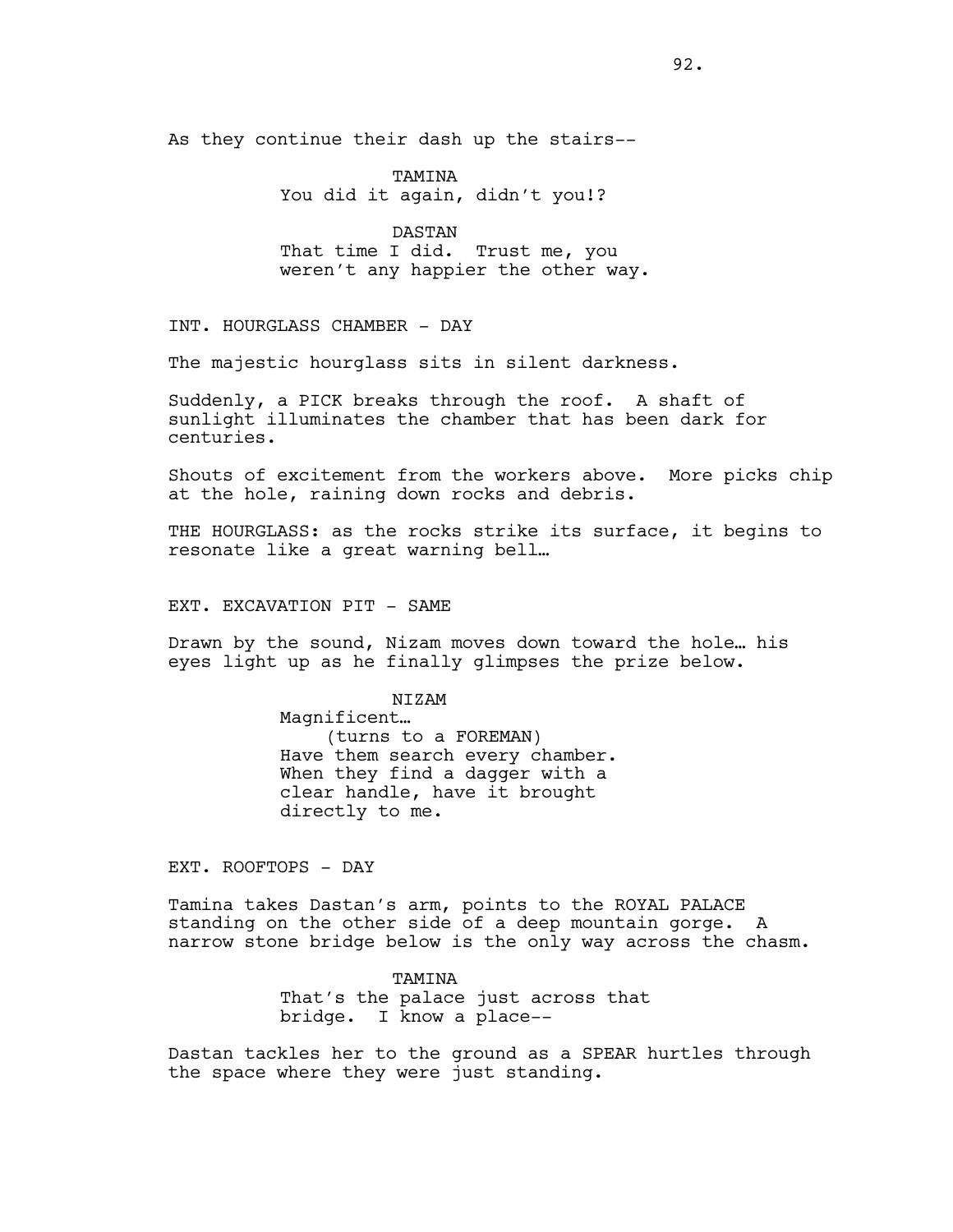As they continue their dash up the stairs--

TAMINA
You did it again, didn't you!?

DASTAN
That time I did. Trust me, you weren't any happier the other way.

INT. HOURGLASS CHAMBER - DAY

The majestic hourglass sits in silent darkness.

Suddenly, a PICK breaks through the roof. A shaft of sunlight illuminates the chamber that has been dark for centuries.

Shouts of excitement from the workers above. More picks chip at the hole, raining down rocks and debris.

THE HOURGLASS: as the rocks strike its surface, it begins to resonate like a great warning bell…

EXT. EXCAVATION PIT - SAME

Drawn by the sound, Nizam moves down toward the hole… his eyes light up as he finally glimpses the prize below.

NIZAM
Magnificent…
(turns to a FOREMAN)
Have them search every chamber. When they find a dagger with a clear handle, have it brought directly to me.

EXT. ROOFTOPS - DAY

Tamina takes Dastan's arm, points to the ROYAL PALACE standing on the other side of a deep mountain gorge. A narrow stone bridge below is the only way across the chasm.

TAMINA
That's the palace just across that bridge. I know a place--

Dastan tackles her to the ground as a SPEAR hurtles through the space where they were just standing.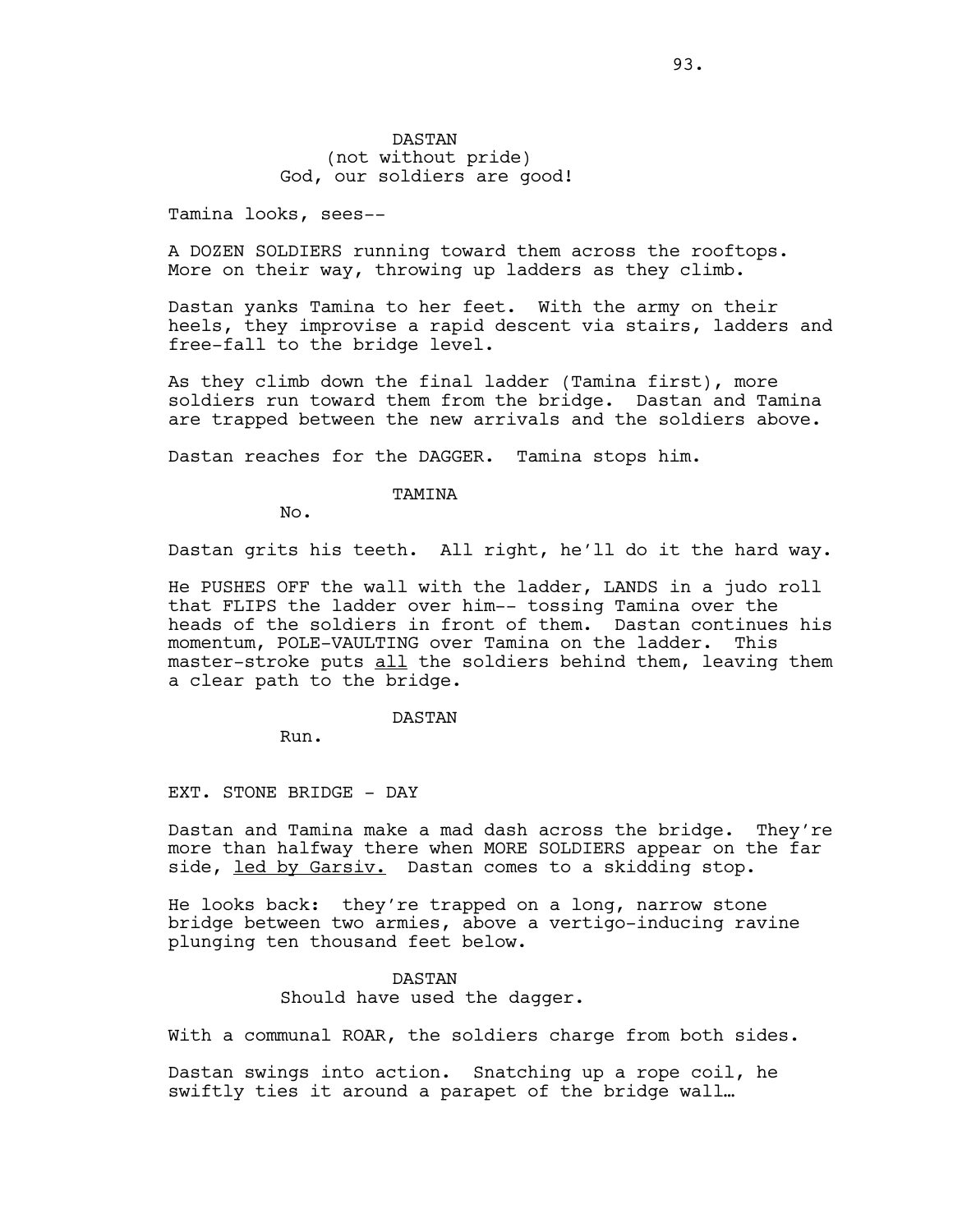DASTAN
(not without pride)
God, our soldiers are good!

Tamina looks, sees--

A DOZEN SOLDIERS running toward them across the rooftops. More on their way, throwing up ladders as they climb.

Dastan yanks Tamina to her feet. With the army on their heels, they improvise a rapid descent via stairs, ladders and free-fall to the bridge level.

As they climb down the final ladder (Tamina first), more soldiers run toward them from the bridge. Dastan and Tamina are trapped between the new arrivals and the soldiers above.

Dastan reaches for the DAGGER. Tamina stops him.

TAMINA
No.

Dastan grits his teeth. All right, he'll do it the hard way.

He PUSHES OFF the wall with the ladder, LANDS in a judo roll that FLIPS the ladder over him-- tossing Tamina over the heads of the soldiers in front of them. Dastan continues his momentum, POLE-VAULTING over Tamina on the ladder. This master-stroke puts <u>all</u> the soldiers behind them, leaving them a clear path to the bridge.

DASTAN
Run.

EXT. STONE BRIDGE - DAY

Dastan and Tamina make a mad dash across the bridge. They're more than halfway there when MORE SOLDIERS appear on the far side, <u>led by Garsiv.</u> Dastan comes to a skidding stop.

He looks back: they're trapped on a long, narrow stone bridge between two armies, above a vertigo-inducing ravine plunging ten thousand feet below.

DASTAN
Should have used the dagger.

With a communal ROAR, the soldiers charge from both sides.

Dastan swings into action. Snatching up a rope coil, he swiftly ties it around a parapet of the bridge wall…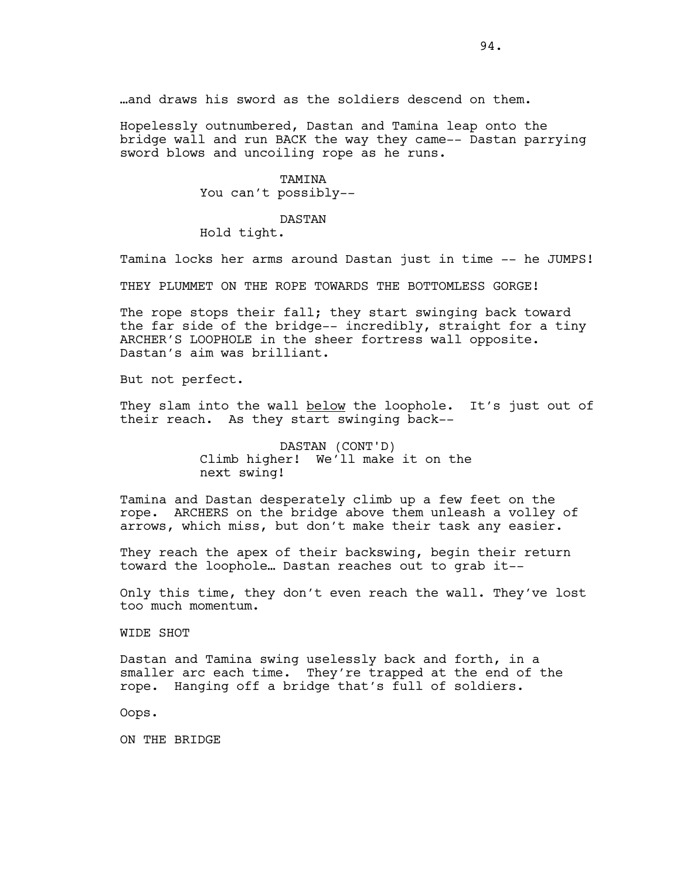…and draws his sword as the soldiers descend on them.

Hopelessly outnumbered, Dastan and Tamina leap onto the bridge wall and run BACK the way they came-- Dastan parrying sword blows and uncoiling rope as he runs.

TAMINA
You can't possibly--

DASTAN
Hold tight.

Tamina locks her arms around Dastan just in time -- he JUMPS!

THEY PLUMMET ON THE ROPE TOWARDS THE BOTTOMLESS GORGE!

The rope stops their fall; they start swinging back toward the far side of the bridge-- incredibly, straight for a tiny ARCHER'S LOOPHOLE in the sheer fortress wall opposite. Dastan's aim was brilliant.

But not perfect.

They slam into the wall <u>below</u> the loophole. It's just out of their reach. As they start swinging back--

DASTAN (CONT'D)
Climb higher! We'll make it on the next swing!

Tamina and Dastan desperately climb up a few feet on the rope. ARCHERS on the bridge above them unleash a volley of arrows, which miss, but don't make their task any easier.

They reach the apex of their backswing, begin their return toward the loophole… Dastan reaches out to grab it--

Only this time, they don't even reach the wall. They've lost too much momentum.

WIDE SHOT

Dastan and Tamina swing uselessly back and forth, in a smaller arc each time. They're trapped at the end of the rope. Hanging off a bridge that's full of soldiers.

Oops.

ON THE BRIDGE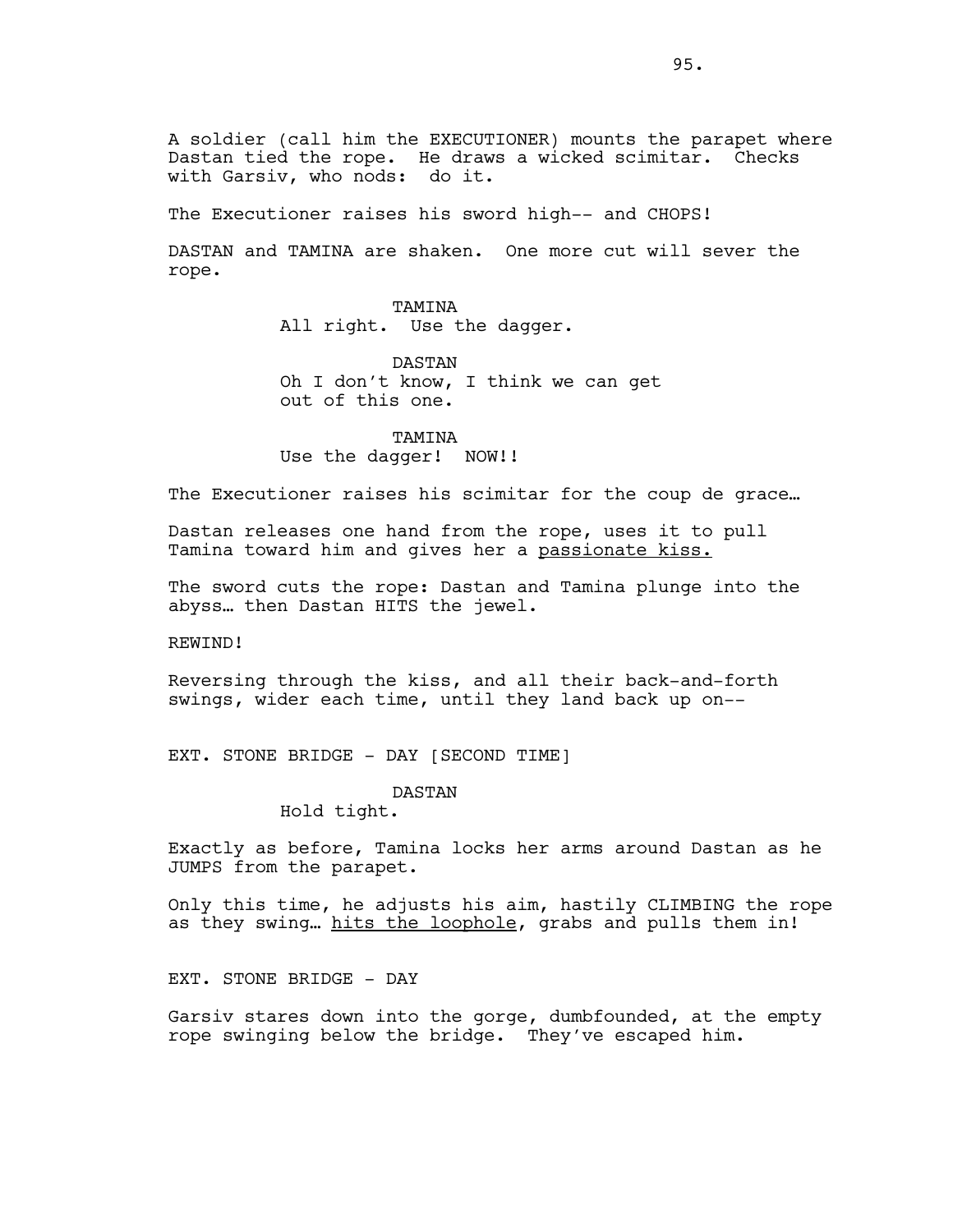A soldier (call him the EXECUTIONER) mounts the parapet where Dastan tied the rope. He draws a wicked scimitar. Checks with Garsiv, who nods: do it.

The Executioner raises his sword high-- and CHOPS!

DASTAN and TAMINA are shaken. One more cut will sever the rope.

TAMINA
All right. Use the dagger.

DASTAN
Oh I don't know, I think we can get out of this one.

TAMINA
Use the dagger! NOW!!

The Executioner raises his scimitar for the coup de grace…

Dastan releases one hand from the rope, uses it to pull Tamina toward him and gives her a <u>passionate kiss.</u>

The sword cuts the rope: Dastan and Tamina plunge into the abyss… then Dastan HITS the jewel.

REWIND!

Reversing through the kiss, and all their back-and-forth swings, wider each time, until they land back up on--

EXT. STONE BRIDGE - DAY [SECOND TIME]

DASTAN
Hold tight.

Exactly as before, Tamina locks her arms around Dastan as he JUMPS from the parapet.

Only this time, he adjusts his aim, hastily CLIMBING the rope as they swing… <u>hits the loophole</u>, grabs and pulls them in!

EXT. STONE BRIDGE - DAY

Garsiv stares down into the gorge, dumbfounded, at the empty rope swinging below the bridge. They've escaped him.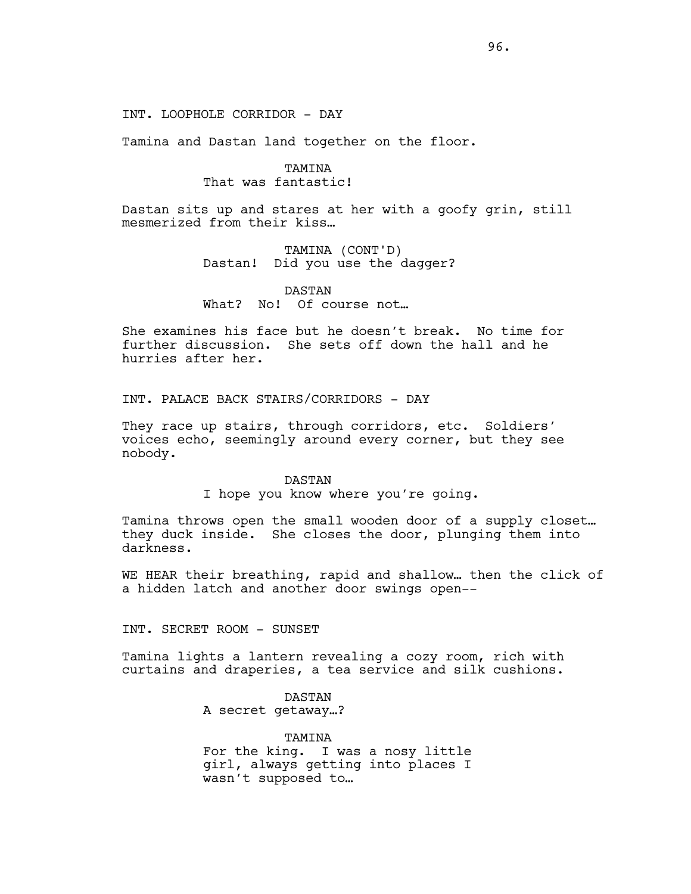INT. LOOPHOLE CORRIDOR - DAY

Tamina and Dastan land together on the floor.

TAMINA
That was fantastic!

Dastan sits up and stares at her with a goofy grin, still mesmerized from their kiss…

TAMINA (CONT'D)
Dastan! Did you use the dagger?

DASTAN
What? No! Of course not…

She examines his face but he doesn't break. No time for further discussion. She sets off down the hall and he hurries after her.

INT. PALACE BACK STAIRS/CORRIDORS - DAY

They race up stairs, through corridors, etc. Soldiers' voices echo, seemingly around every corner, but they see nobody.

DASTAN
I hope you know where you're going.

Tamina throws open the small wooden door of a supply closet… they duck inside. She closes the door, plunging them into darkness.

WE HEAR their breathing, rapid and shallow… then the click of a hidden latch and another door swings open--

INT. SECRET ROOM - SUNSET

Tamina lights a lantern revealing a cozy room, rich with curtains and draperies, a tea service and silk cushions.

DASTAN
A secret getaway…?

TAMINA
For the king. I was a nosy little girl, always getting into places I wasn't supposed to…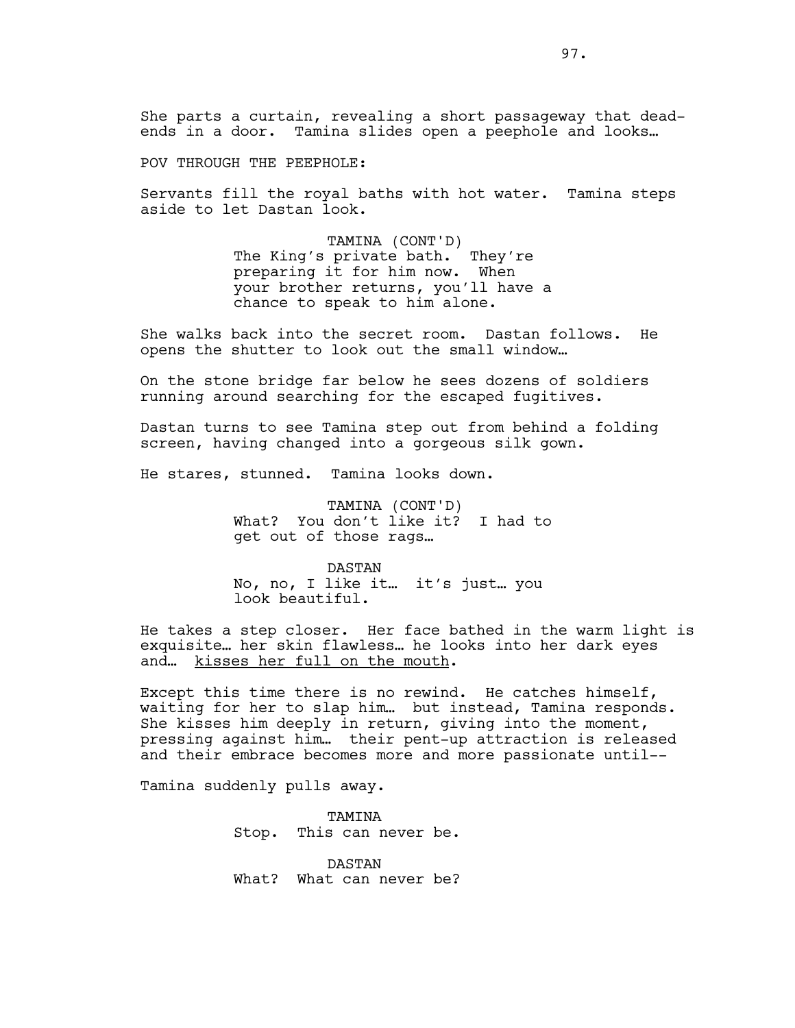She parts a curtain, revealing a short passageway that dead-ends in a door. Tamina slides open a peephole and looks…

POV THROUGH THE PEEPHOLE:

Servants fill the royal baths with hot water. Tamina steps aside to let Dastan look.

TAMINA (CONT'D)
The King's private bath. They're preparing it for him now. When your brother returns, you'll have a chance to speak to him alone.

She walks back into the secret room. Dastan follows. He opens the shutter to look out the small window…

On the stone bridge far below he sees dozens of soldiers running around searching for the escaped fugitives.

Dastan turns to see Tamina step out from behind a folding screen, having changed into a gorgeous silk gown.

He stares, stunned. Tamina looks down.

TAMINA (CONT'D)
What? You don't like it? I had to get out of those rags…

DASTAN
No, no, I like it… it's just… you look beautiful.

He takes a step closer. Her face bathed in the warm light is exquisite… her skin flawless… he looks into her dark eyes and… <u>kisses her full on the mouth</u>.

Except this time there is no rewind. He catches himself, waiting for her to slap him… but instead, Tamina responds. She kisses him deeply in return, giving into the moment, pressing against him… their pent-up attraction is released and their embrace becomes more and more passionate until--

Tamina suddenly pulls away.

TAMINA
Stop. This can never be.

DASTAN
What? What can never be?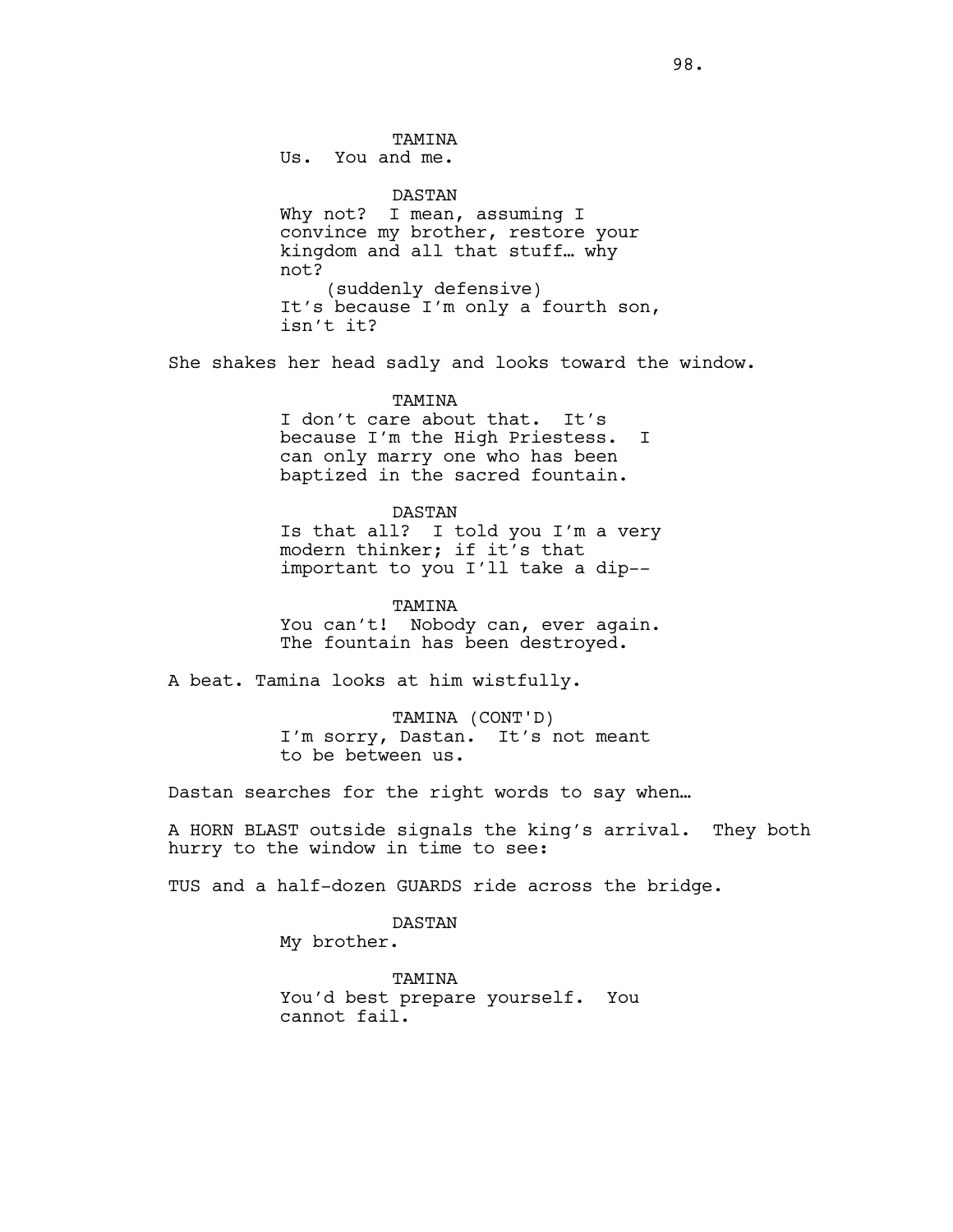TAMINA
Us.  You and me.

DASTAN
Why not?  I mean, assuming I convince my brother, restore your kingdom and all that stuff… why not?
(suddenly defensive)
It's because I'm only a fourth son, isn't it?

She shakes her head sadly and looks toward the window.

TAMINA
I don't care about that.  It's because I'm the High Priestess.  I can only marry one who has been baptized in the sacred fountain.

DASTAN
Is that all?  I told you I'm a very modern thinker; if it's that important to you I'll take a dip--

TAMINA
You can't!  Nobody can, ever again.  The fountain has been destroyed.

A beat. Tamina looks at him wistfully.

TAMINA (CONT'D)
I'm sorry, Dastan.  It's not meant to be between us.

Dastan searches for the right words to say when…

A HORN BLAST outside signals the king's arrival.  They both hurry to the window in time to see:

TUS and a half-dozen GUARDS ride across the bridge.

DASTAN
My brother.

TAMINA
You'd best prepare yourself.  You cannot fail.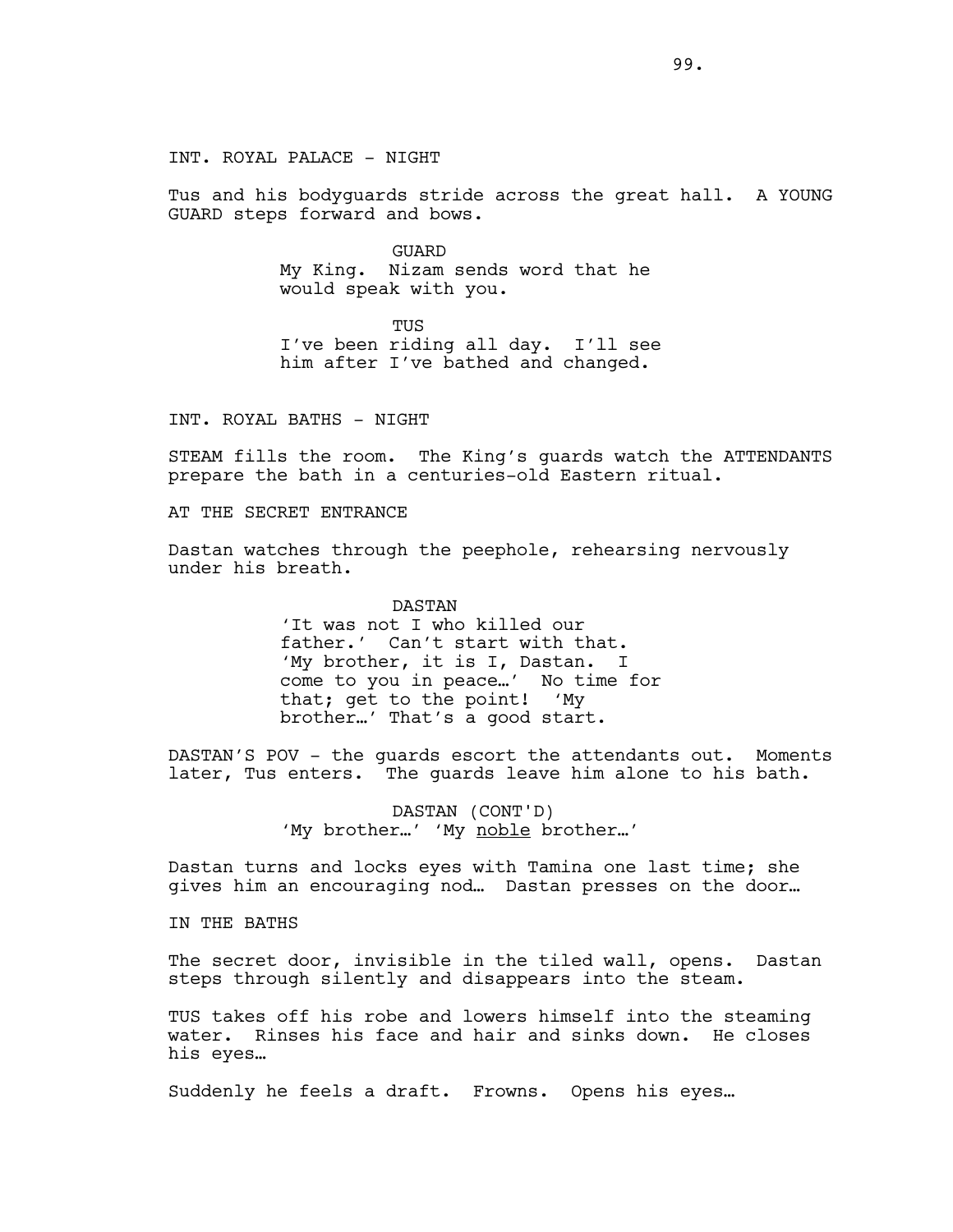INT. ROYAL PALACE - NIGHT

Tus and his bodyguards stride across the great hall. A YOUNG GUARD steps forward and bows.

GUARD
My King. Nizam sends word that he would speak with you.

TUS
I've been riding all day. I'll see him after I've bathed and changed.

INT. ROYAL BATHS - NIGHT

STEAM fills the room. The King's guards watch the ATTENDANTS prepare the bath in a centuries-old Eastern ritual.

AT THE SECRET ENTRANCE

Dastan watches through the peephole, rehearsing nervously under his breath.

DASTAN
'It was not I who killed our father.' Can't start with that. 'My brother, it is I, Dastan. I come to you in peace…' No time for that; get to the point! 'My brother…' That's a good start.

DASTAN'S POV - the guards escort the attendants out. Moments later, Tus enters. The guards leave him alone to his bath.

DASTAN (CONT'D)
'My brother…' 'My <u>noble</u> brother…'

Dastan turns and locks eyes with Tamina one last time; she gives him an encouraging nod… Dastan presses on the door…

IN THE BATHS

The secret door, invisible in the tiled wall, opens. Dastan steps through silently and disappears into the steam.

TUS takes off his robe and lowers himself into the steaming water. Rinses his face and hair and sinks down. He closes his eyes…

Suddenly he feels a draft. Frowns. Opens his eyes…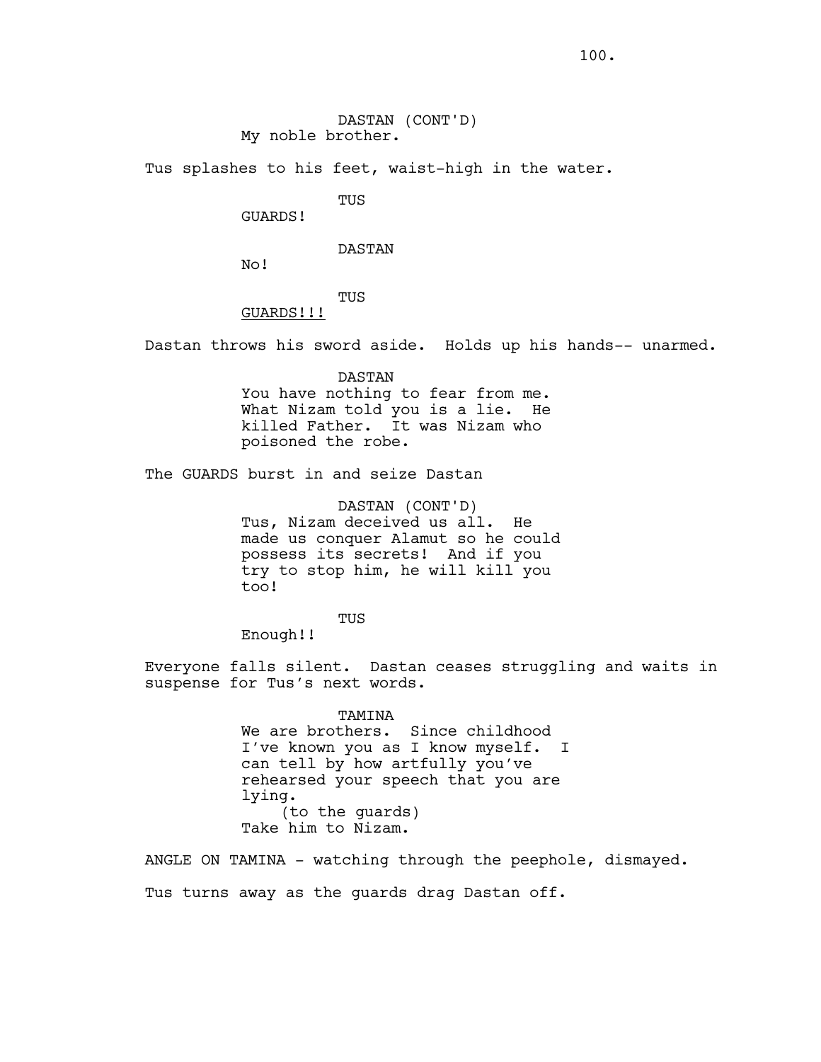DASTAN (CONT'D)
My noble brother.

Tus splashes to his feet, waist-high in the water.

TUS
GUARDS!

DASTAN
No!

TUS
GUARDS!!!

Dastan throws his sword aside. Holds up his hands-- unarmed.

DASTAN
You have nothing to fear from me. What Nizam told you is a lie. He killed Father. It was Nizam who poisoned the robe.

The GUARDS burst in and seize Dastan

DASTAN (CONT'D)
Tus, Nizam deceived us all. He made us conquer Alamut so he could possess its secrets! And if you try to stop him, he will kill you too!

TUS
Enough!!

Everyone falls silent. Dastan ceases struggling and waits in suspense for Tus's next words.

TAMINA
We are brothers. Since childhood I've known you as I know myself. I can tell by how artfully you've rehearsed your speech that you are lying.
(to the guards)
Take him to Nizam.

ANGLE ON TAMINA - watching through the peephole, dismayed.

Tus turns away as the guards drag Dastan off.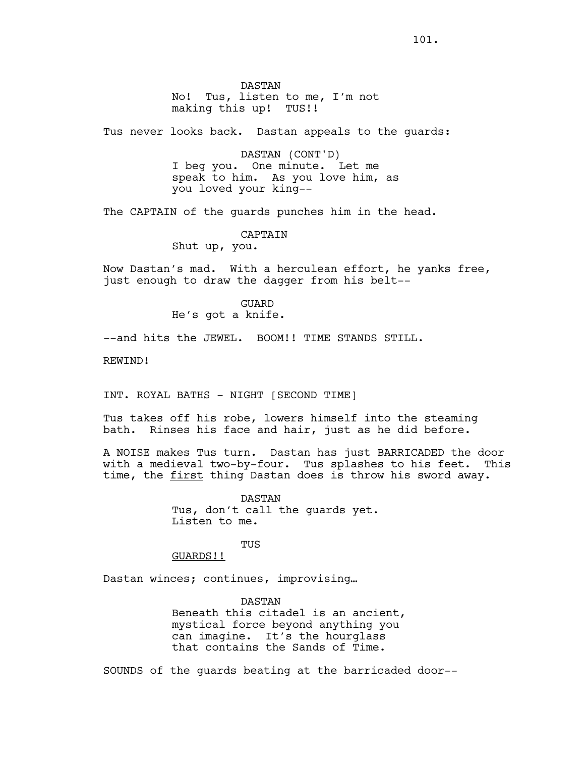DASTAN
No! Tus, listen to me, I'm not making this up! TUS!!

Tus never looks back. Dastan appeals to the guards:

DASTAN (CONT'D)
I beg you. One minute. Let me speak to him. As you love him, as you loved your king--

The CAPTAIN of the guards punches him in the head.

CAPTAIN
Shut up, you.

Now Dastan's mad. With a herculean effort, he yanks free, just enough to draw the dagger from his belt--

GUARD
He's got a knife.

--and hits the JEWEL. BOOM!! TIME STANDS STILL.

REWIND!

INT. ROYAL BATHS - NIGHT [SECOND TIME]

Tus takes off his robe, lowers himself into the steaming bath. Rinses his face and hair, just as he did before.

A NOISE makes Tus turn. Dastan has just BARRICADED the door with a medieval two-by-four. Tus splashes to his feet. This time, the <u>first</u> thing Dastan does is throw his sword away.

DASTAN
Tus, don't call the guards yet. Listen to me.

TUS
<u>GUARDS!!</u>

Dastan winces; continues, improvising…

DASTAN
Beneath this citadel is an ancient, mystical force beyond anything you can imagine. It's the hourglass that contains the Sands of Time.

SOUNDS of the guards beating at the barricaded door--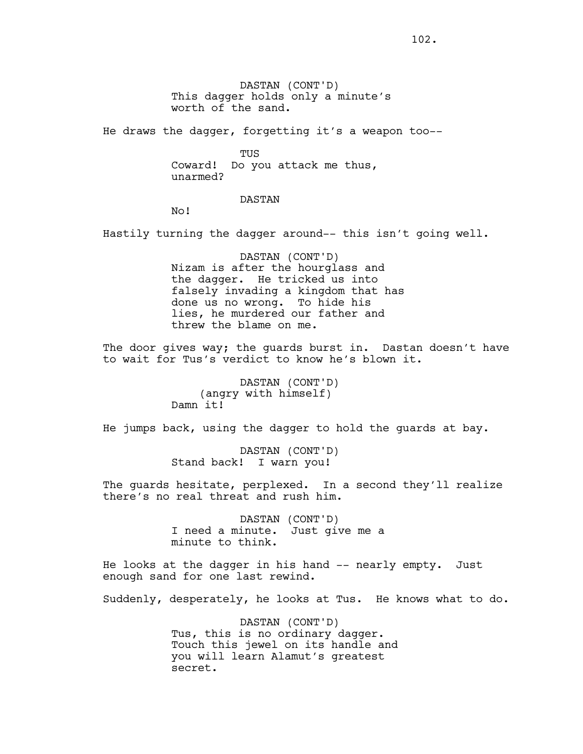DASTAN (CONT'D)
This dagger holds only a minute's worth of the sand.

He draws the dagger, forgetting it's a weapon too--

TUS
Coward! Do you attack me thus, unarmed?

DASTAN
No!

Hastily turning the dagger around-- this isn't going well.

DASTAN (CONT'D)
Nizam is after the hourglass and the dagger. He tricked us into falsely invading a kingdom that has done us no wrong. To hide his lies, he murdered our father and threw the blame on me.

The door gives way; the guards burst in. Dastan doesn't have to wait for Tus's verdict to know he's blown it.

DASTAN (CONT'D)
(angry with himself)
Damn it!

He jumps back, using the dagger to hold the guards at bay.

DASTAN (CONT'D)
Stand back! I warn you!

The guards hesitate, perplexed. In a second they'll realize there's no real threat and rush him.

DASTAN (CONT'D)
I need a minute. Just give me a minute to think.

He looks at the dagger in his hand -- nearly empty. Just enough sand for one last rewind.

Suddenly, desperately, he looks at Tus. He knows what to do.

DASTAN (CONT'D)
Tus, this is no ordinary dagger. Touch this jewel on its handle and you will learn Alamut's greatest secret.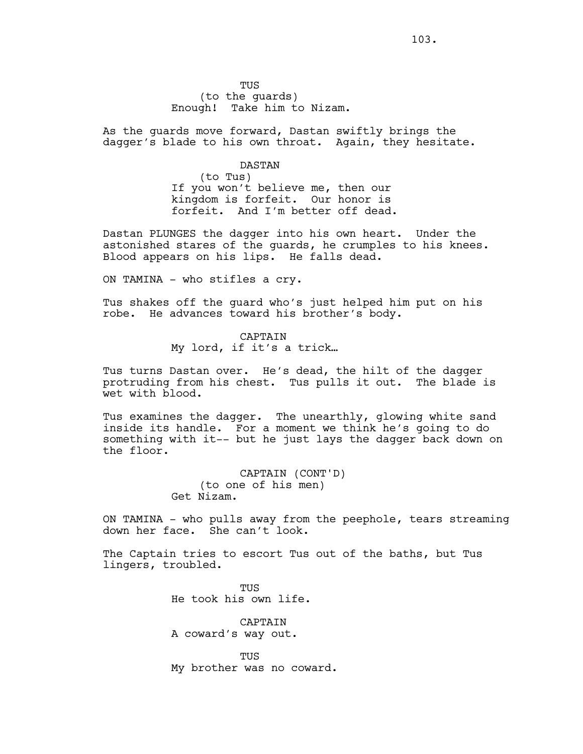TUS
(to the guards)
Enough! Take him to Nizam.

As the guards move forward, Dastan swiftly brings the dagger's blade to his own throat. Again, they hesitate.

DASTAN
(to Tus)
If you won't believe me, then our kingdom is forfeit. Our honor is forfeit. And I'm better off dead.

Dastan PLUNGES the dagger into his own heart. Under the astonished stares of the guards, he crumples to his knees. Blood appears on his lips. He falls dead.

ON TAMINA - who stifles a cry.

Tus shakes off the guard who's just helped him put on his robe. He advances toward his brother's body.

CAPTAIN
My lord, if it's a trick…

Tus turns Dastan over. He's dead, the hilt of the dagger protruding from his chest. Tus pulls it out. The blade is wet with blood.

Tus examines the dagger. The unearthly, glowing white sand inside its handle. For a moment we think he's going to do something with it-- but he just lays the dagger back down on the floor.

CAPTAIN (CONT'D)
(to one of his men)
Get Nizam.

ON TAMINA - who pulls away from the peephole, tears streaming down her face. She can't look.

The Captain tries to escort Tus out of the baths, but Tus lingers, troubled.

TUS
He took his own life.

CAPTAIN
A coward's way out.

TUS
My brother was no coward.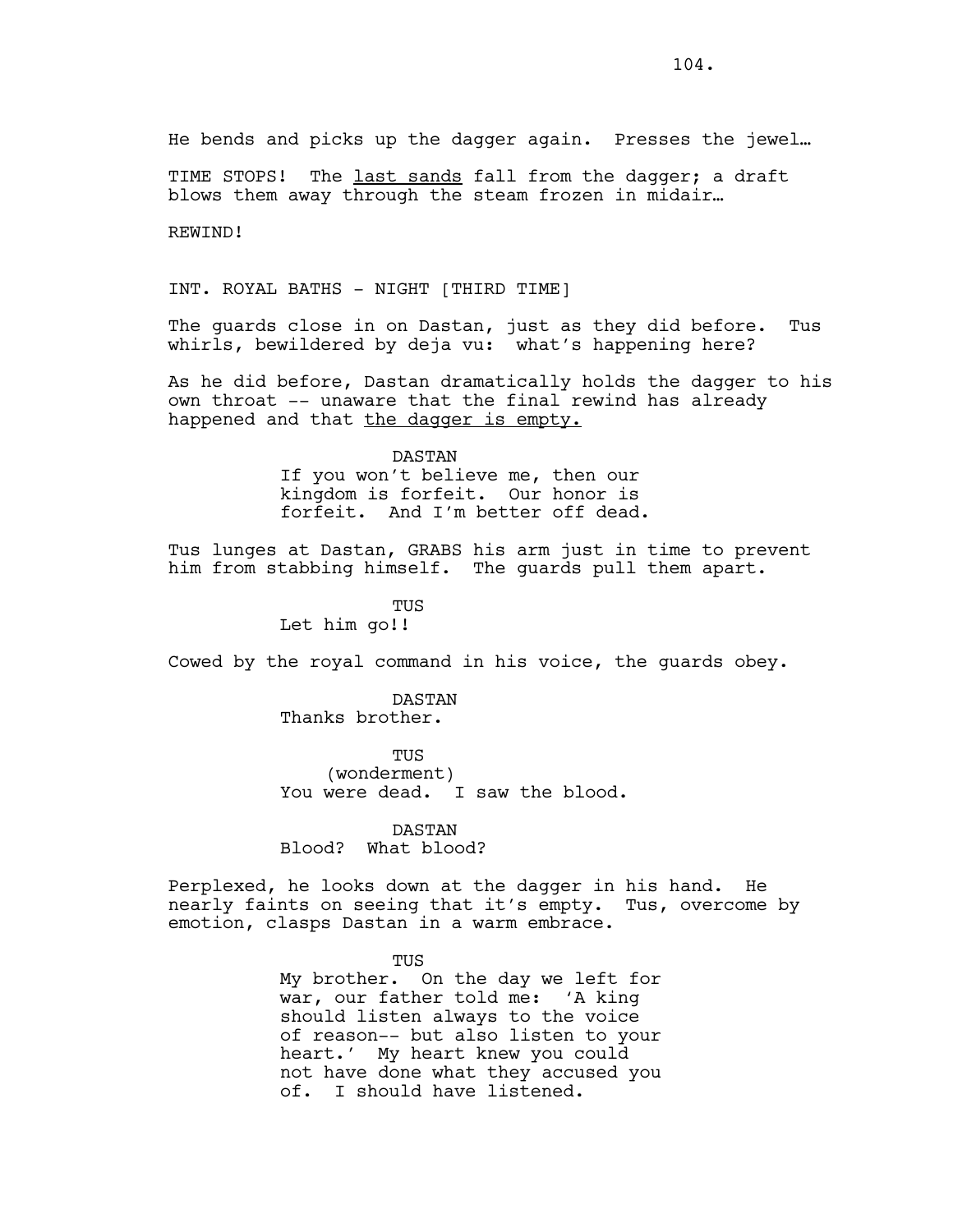He bends and picks up the dagger again. Presses the jewel…

TIME STOPS! The <u>last sands</u> fall from the dagger; a draft blows them away through the steam frozen in midair…

REWIND!

INT. ROYAL BATHS - NIGHT [THIRD TIME]

The guards close in on Dastan, just as they did before. Tus whirls, bewildered by deja vu: what's happening here?

As he did before, Dastan dramatically holds the dagger to his own throat -- unaware that the final rewind has already happened and that <u>the dagger is empty.</u>

DASTAN
If you won't believe me, then our kingdom is forfeit. Our honor is forfeit. And I'm better off dead.

Tus lunges at Dastan, GRABS his arm just in time to prevent him from stabbing himself. The guards pull them apart.

TUS
Let him go!!

Cowed by the royal command in his voice, the guards obey.

DASTAN
Thanks brother.

TUS
(wonderment)
You were dead. I saw the blood.

DASTAN
Blood? What blood?

Perplexed, he looks down at the dagger in his hand. He nearly faints on seeing that it's empty. Tus, overcome by emotion, clasps Dastan in a warm embrace.

TUS
My brother. On the day we left for war, our father told me: 'A king should listen always to the voice of reason-- but also listen to your heart.' My heart knew you could not have done what they accused you of. I should have listened.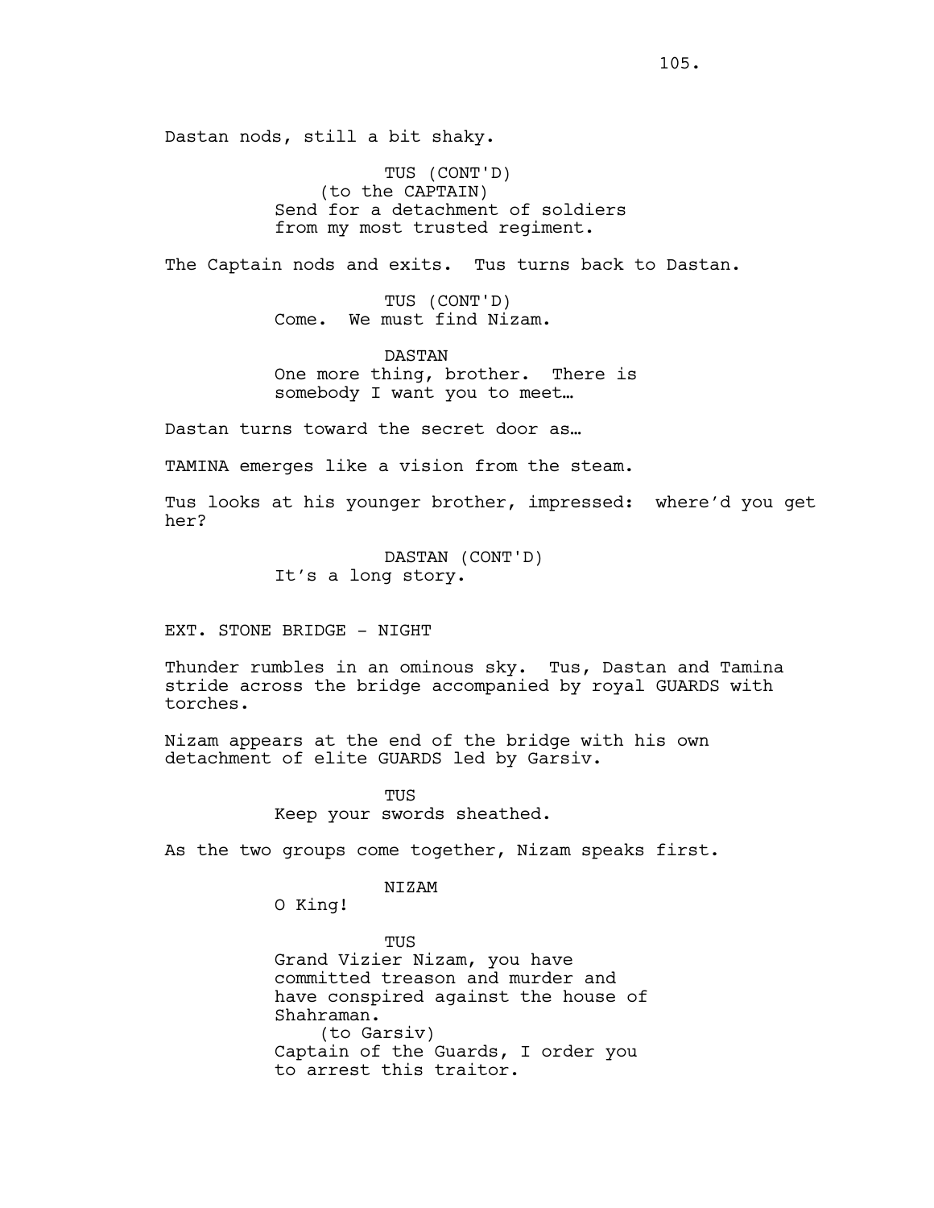Dastan nods, still a bit shaky.

TUS (CONT'D)
(to the CAPTAIN)
Send for a detachment of soldiers from my most trusted regiment.

The Captain nods and exits. Tus turns back to Dastan.

TUS (CONT'D)
Come. We must find Nizam.

DASTAN
One more thing, brother. There is somebody I want you to meet…

Dastan turns toward the secret door as…

TAMINA emerges like a vision from the steam.

Tus looks at his younger brother, impressed: where'd you get her?

DASTAN (CONT'D)
It's a long story.

EXT. STONE BRIDGE - NIGHT

Thunder rumbles in an ominous sky. Tus, Dastan and Tamina stride across the bridge accompanied by royal GUARDS with torches.

Nizam appears at the end of the bridge with his own detachment of elite GUARDS led by Garsiv.

TUS
Keep your swords sheathed.

As the two groups come together, Nizam speaks first.

NIZAM
O King!

TUS
Grand Vizier Nizam, you have committed treason and murder and have conspired against the house of Shahraman.
(to Garsiv)
Captain of the Guards, I order you to arrest this traitor.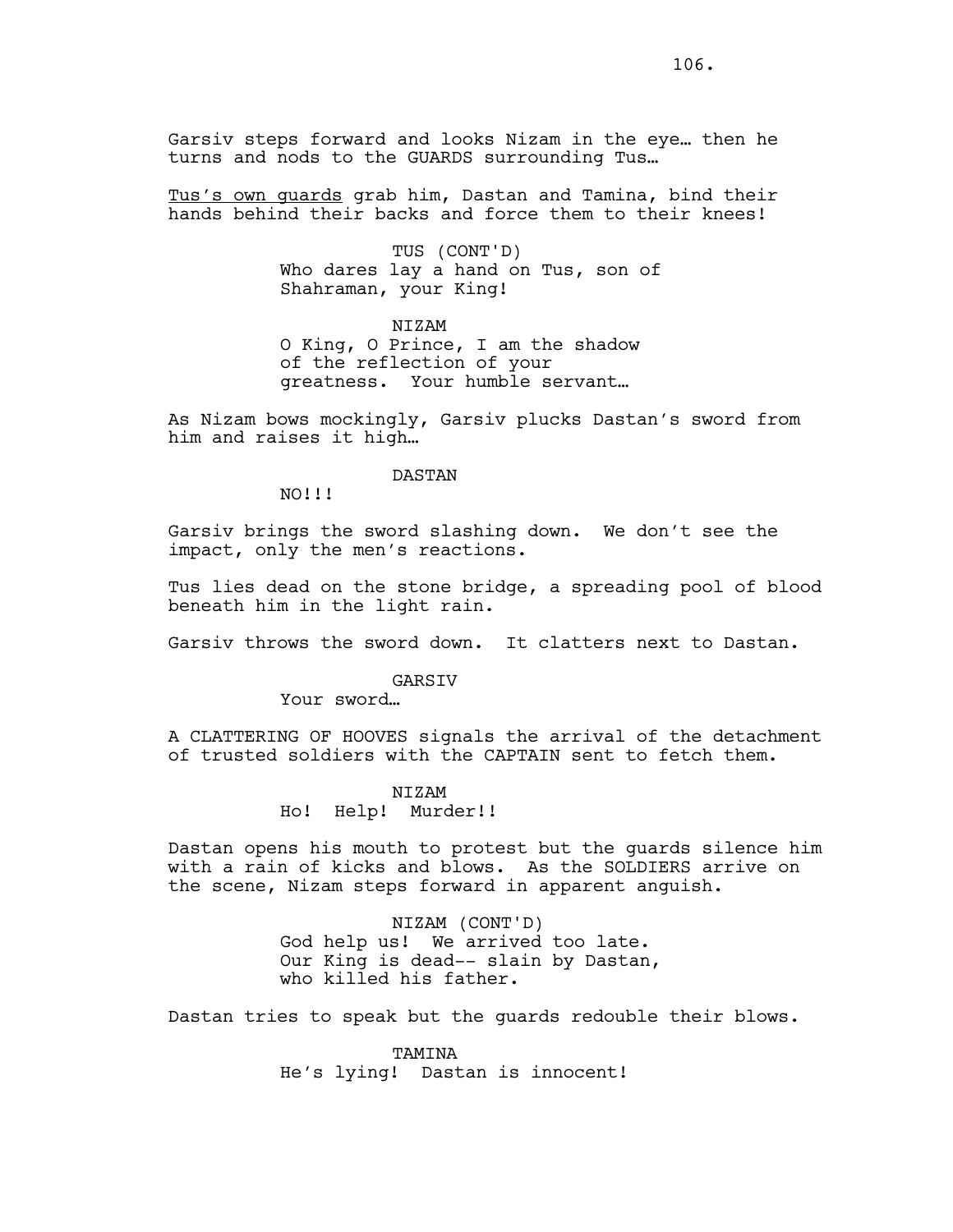Garsiv steps forward and looks Nizam in the eye… then he turns and nods to the GUARDS surrounding Tus…

<u>Tus's own guards</u> grab him, Dastan and Tamina, bind their hands behind their backs and force them to their knees!

TUS (CONT'D)
Who dares lay a hand on Tus, son of Shahraman, your King!

NIZAM
O King, O Prince, I am the shadow of the reflection of your greatness. Your humble servant…

As Nizam bows mockingly, Garsiv plucks Dastan's sword from him and raises it high…

DASTAN
NO!!!

Garsiv brings the sword slashing down. We don't see the impact, only the men's reactions.

Tus lies dead on the stone bridge, a spreading pool of blood beneath him in the light rain.

Garsiv throws the sword down. It clatters next to Dastan.

GARSIV
Your sword…

A CLATTERING OF HOOVES signals the arrival of the detachment of trusted soldiers with the CAPTAIN sent to fetch them.

NIZAM
Ho! Help! Murder!!

Dastan opens his mouth to protest but the guards silence him with a rain of kicks and blows. As the SOLDIERS arrive on the scene, Nizam steps forward in apparent anguish.

NIZAM (CONT'D)
God help us! We arrived too late. Our King is dead-- slain by Dastan, who killed his father.

Dastan tries to speak but the guards redouble their blows.

TAMINA
He's lying! Dastan is innocent!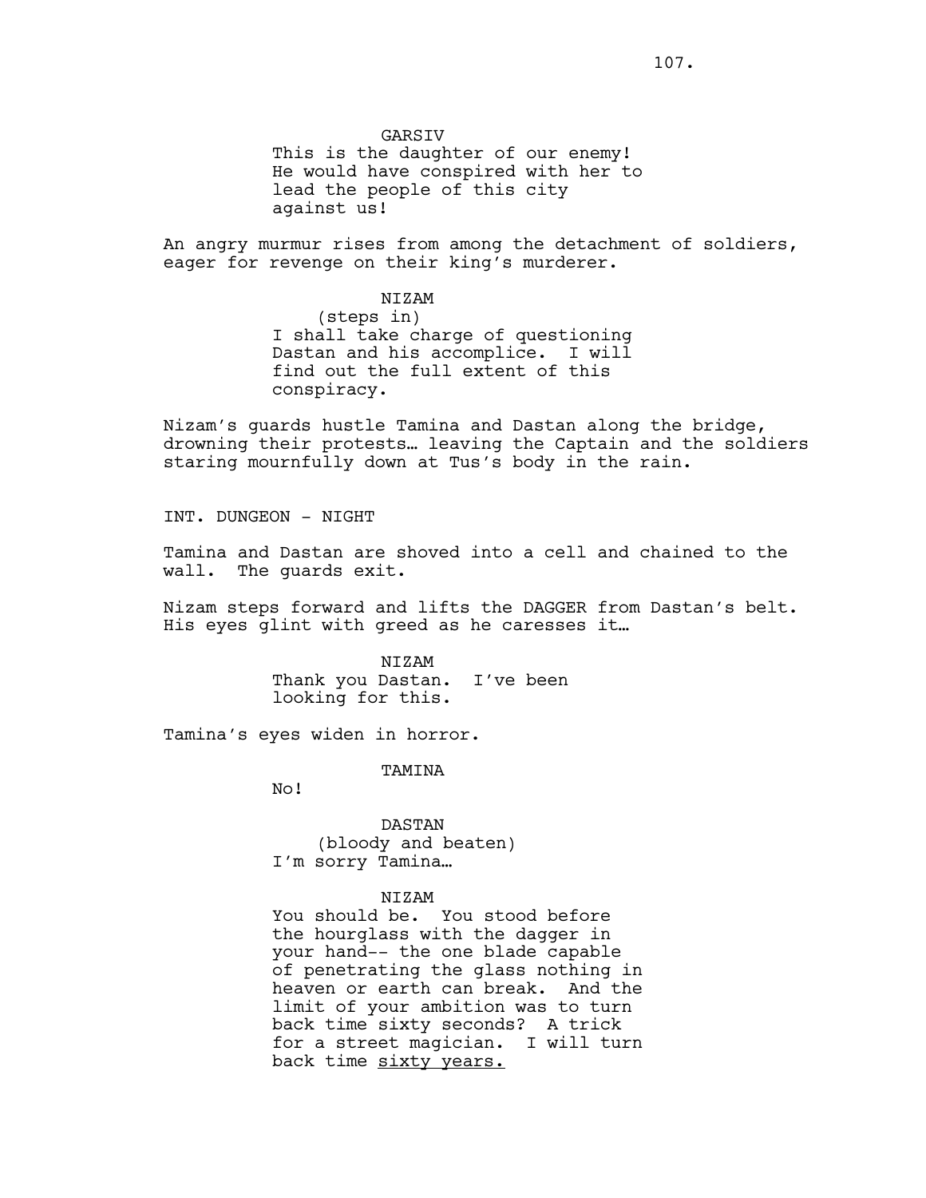GARSIV

This is the daughter of our enemy! He would have conspired with her to lead the people of this city against us!

An angry murmur rises from among the detachment of soldiers, eager for revenge on their king's murderer.

NIZAM

(steps in)

I shall take charge of questioning Dastan and his accomplice. I will find out the full extent of this conspiracy.

Nizam's guards hustle Tamina and Dastan along the bridge, drowning their protests… leaving the Captain and the soldiers staring mournfully down at Tus's body in the rain.

INT. DUNGEON - NIGHT

Tamina and Dastan are shoved into a cell and chained to the wall. The guards exit.

Nizam steps forward and lifts the DAGGER from Dastan's belt. His eyes glint with greed as he caresses it…

NIZAM

Thank you Dastan. I've been looking for this.

Tamina's eyes widen in horror.

TAMINA

No!

DASTAN

(bloody and beaten)

I'm sorry Tamina…

NIZAM

You should be. You stood before the hourglass with the dagger in your hand-- the one blade capable of penetrating the glass nothing in heaven or earth can break. And the limit of your ambition was to turn back time sixty seconds? A trick for a street magician. I will turn back time <u>sixty years.</u>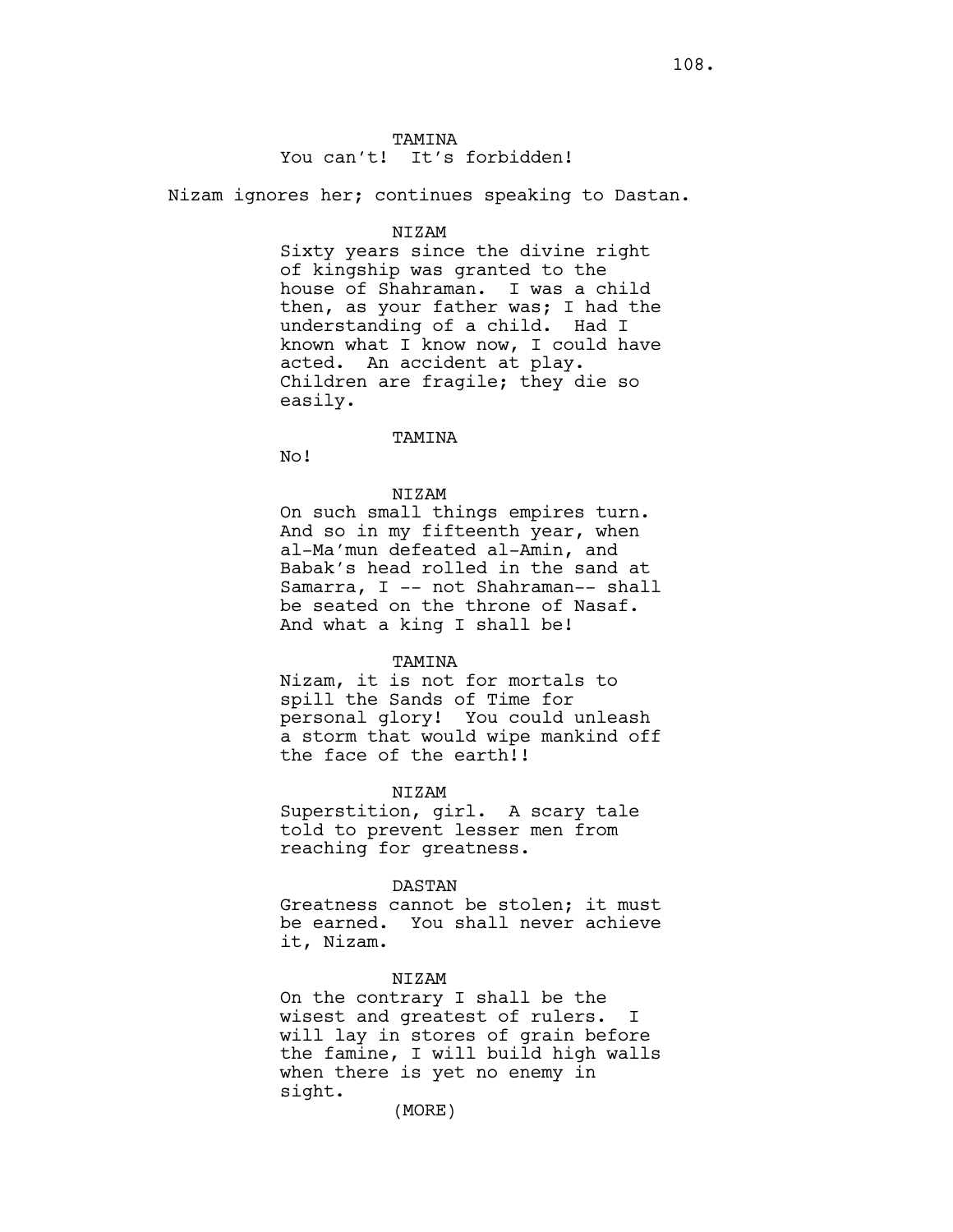TAMINA
You can't! It's forbidden!

Nizam ignores her; continues speaking to Dastan.

NIZAM
Sixty years since the divine right of kingship was granted to the house of Shahraman. I was a child then, as your father was; I had the understanding of a child. Had I known what I know now, I could have acted. An accident at play. Children are fragile; they die so easily.

TAMINA
No!

NIZAM
On such small things empires turn. And so in my fifteenth year, when al-Ma'mun defeated al-Amin, and Babak's head rolled in the sand at Samarra, I -- not Shahraman-- shall be seated on the throne of Nasaf. And what a king I shall be!

TAMINA
Nizam, it is not for mortals to spill the Sands of Time for personal glory! You could unleash a storm that would wipe mankind off the face of the earth!!

NIZAM
Superstition, girl. A scary tale told to prevent lesser men from reaching for greatness.

DASTAN
Greatness cannot be stolen; it must be earned. You shall never achieve it, Nizam.

NIZAM
On the contrary I shall be the wisest and greatest of rulers. I will lay in stores of grain before the famine, I will build high walls when there is yet no enemy in sight.
(MORE)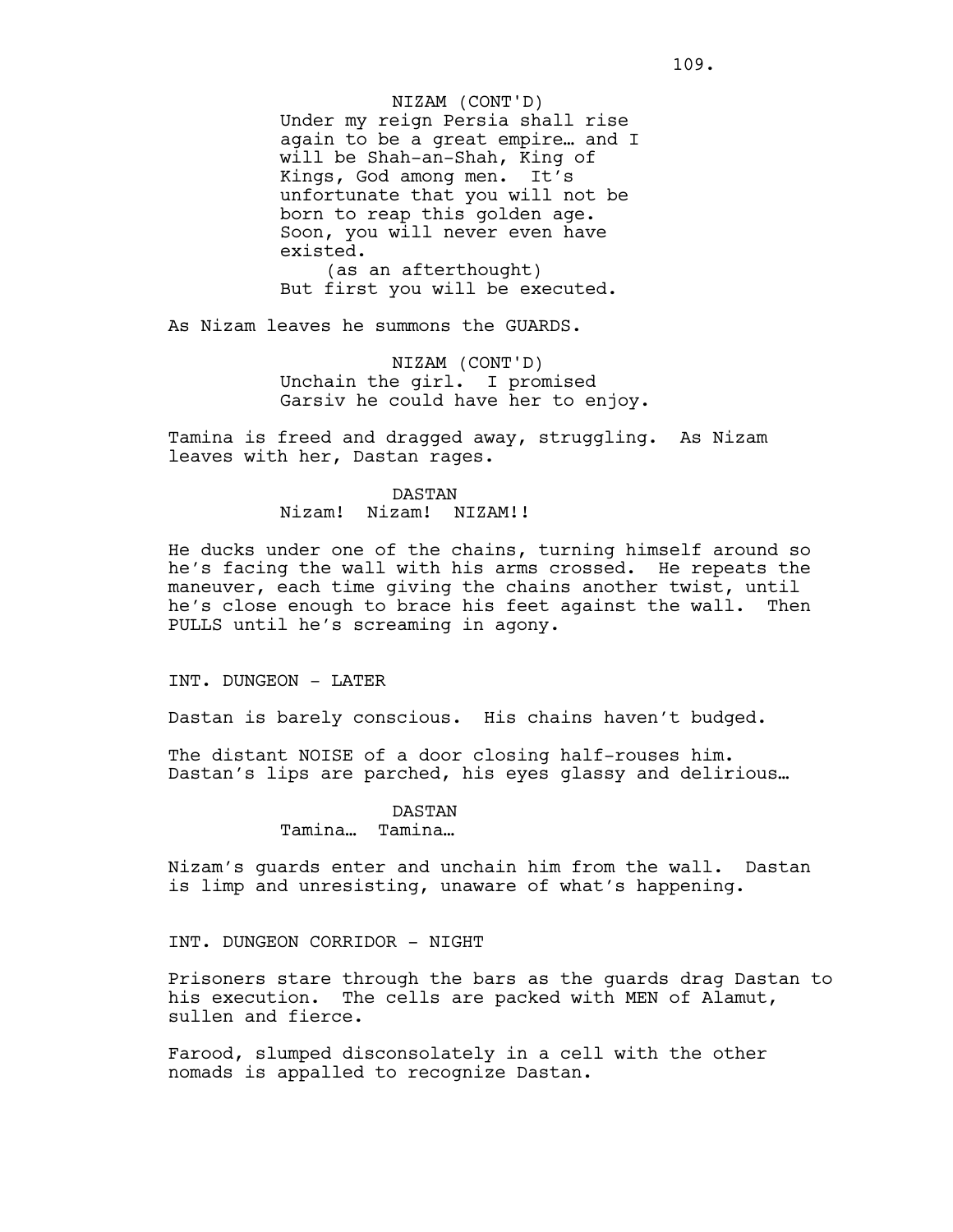NIZAM (CONT'D)
Under my reign Persia shall rise again to be a great empire… and I will be Shah-an-Shah, King of Kings, God among men. It's unfortunate that you will not be born to reap this golden age. Soon, you will never even have existed.
(as an afterthought)
But first you will be executed.

As Nizam leaves he summons the GUARDS.

NIZAM (CONT'D)
Unchain the girl. I promised Garsiv he could have her to enjoy.

Tamina is freed and dragged away, struggling. As Nizam leaves with her, Dastan rages.

DASTAN
Nizam! Nizam! NIZAM!!

He ducks under one of the chains, turning himself around so he's facing the wall with his arms crossed. He repeats the maneuver, each time giving the chains another twist, until he's close enough to brace his feet against the wall. Then PULLS until he's screaming in agony.

INT. DUNGEON - LATER

Dastan is barely conscious. His chains haven't budged.

The distant NOISE of a door closing half-rouses him. Dastan's lips are parched, his eyes glassy and delirious…

DASTAN
Tamina… Tamina…

Nizam's guards enter and unchain him from the wall. Dastan is limp and unresisting, unaware of what's happening.

INT. DUNGEON CORRIDOR - NIGHT

Prisoners stare through the bars as the guards drag Dastan to his execution. The cells are packed with MEN of Alamut, sullen and fierce.

Farood, slumped disconsolately in a cell with the other nomads is appalled to recognize Dastan.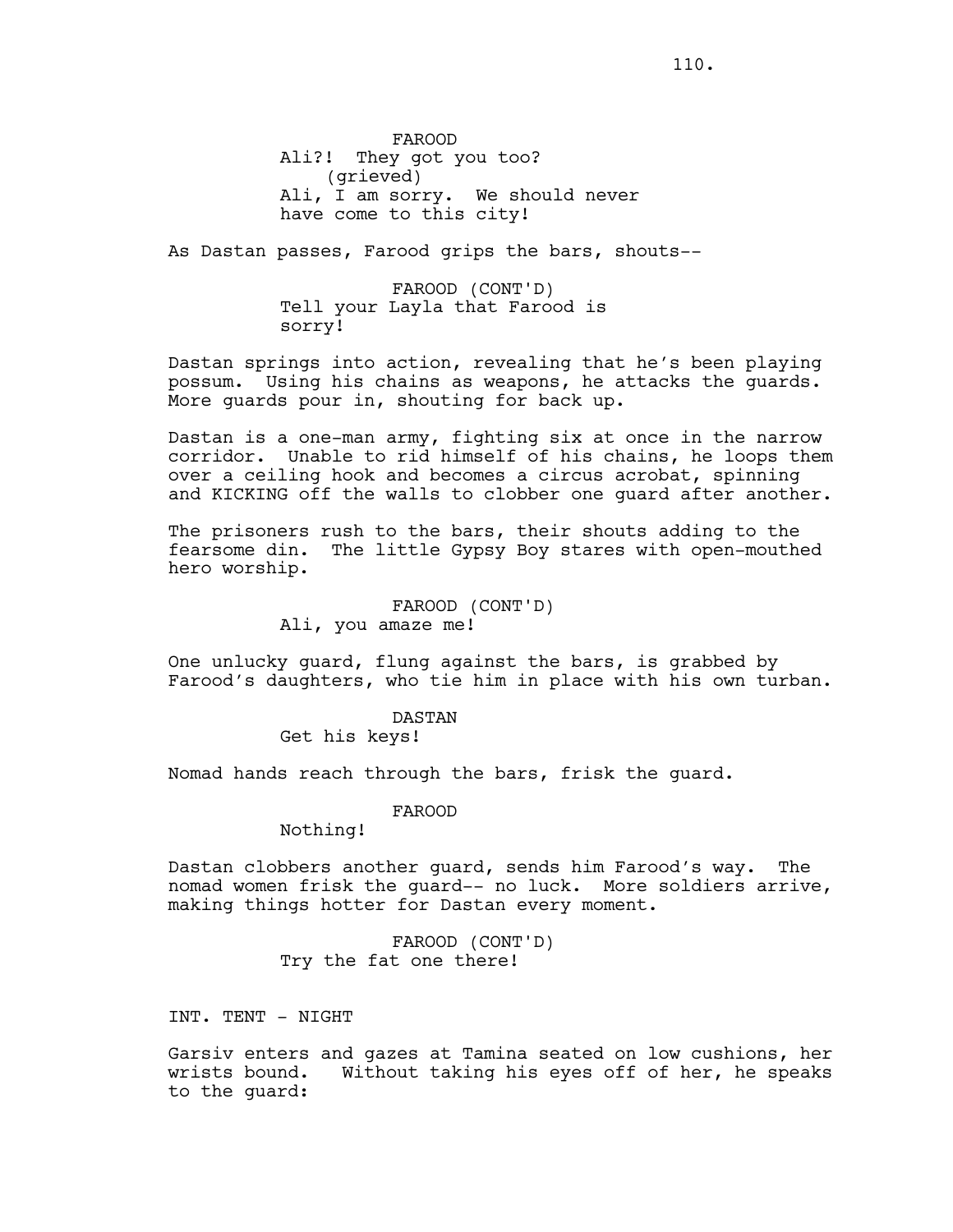FAROOD
Ali?! They got you too?
(grieved)
Ali, I am sorry. We should never have come to this city!

As Dastan passes, Farood grips the bars, shouts--

FAROOD (CONT'D)
Tell your Layla that Farood is sorry!

Dastan springs into action, revealing that he's been playing possum. Using his chains as weapons, he attacks the guards. More guards pour in, shouting for back up.

Dastan is a one-man army, fighting six at once in the narrow corridor. Unable to rid himself of his chains, he loops them over a ceiling hook and becomes a circus acrobat, spinning and KICKING off the walls to clobber one guard after another.

The prisoners rush to the bars, their shouts adding to the fearsome din. The little Gypsy Boy stares with open-mouthed hero worship.

FAROOD (CONT'D)
Ali, you amaze me!

One unlucky guard, flung against the bars, is grabbed by Farood's daughters, who tie him in place with his own turban.

DASTAN
Get his keys!

Nomad hands reach through the bars, frisk the guard.

FAROOD
Nothing!

Dastan clobbers another guard, sends him Farood's way. The nomad women frisk the guard-- no luck. More soldiers arrive, making things hotter for Dastan every moment.

FAROOD (CONT'D)
Try the fat one there!

INT. TENT - NIGHT

Garsiv enters and gazes at Tamina seated on low cushions, her wrists bound. Without taking his eyes off of her, he speaks to the guard: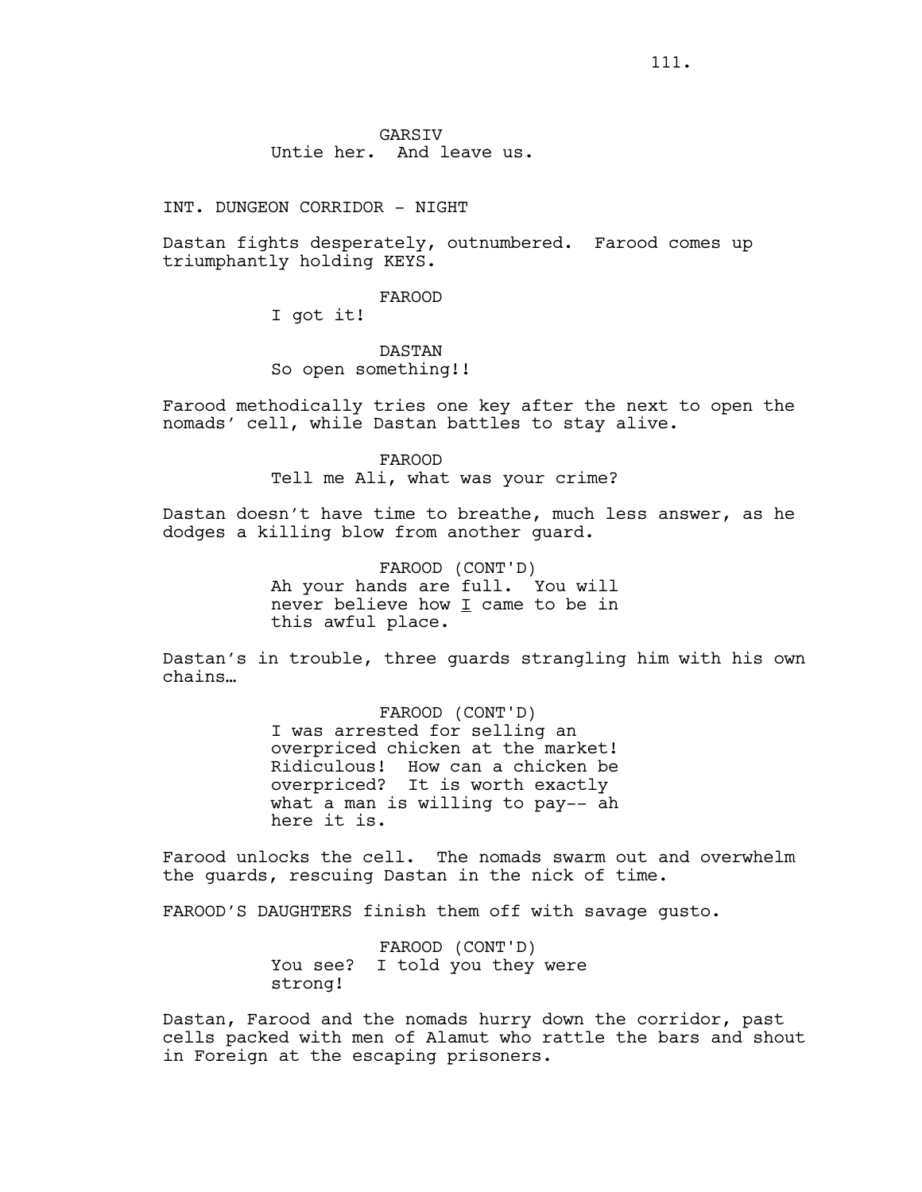GARSIV
Untie her.  And leave us.

INT. DUNGEON CORRIDOR - NIGHT

Dastan fights desperately, outnumbered.  Farood comes up triumphantly holding KEYS.

FAROOD
I got it!

DASTAN
So open something!!

Farood methodically tries one key after the next to open the nomads' cell, while Dastan battles to stay alive.

FAROOD
Tell me Ali, what was your crime?

Dastan doesn't have time to breathe, much less answer, as he dodges a killing blow from another guard.

FAROOD (CONT'D)
Ah your hands are full.  You will never believe how _I_ came to be in this awful place.

Dastan's in trouble, three guards strangling him with his own chains…

FAROOD (CONT'D)
I was arrested for selling an overpriced chicken at the market! Ridiculous!  How can a chicken be overpriced?  It is worth exactly what a man is willing to pay-- ah here it is.

Farood unlocks the cell.  The nomads swarm out and overwhelm the guards, rescuing Dastan in the nick of time.

FAROOD'S DAUGHTERS finish them off with savage gusto.

FAROOD (CONT'D)
You see?  I told you they were strong!

Dastan, Farood and the nomads hurry down the corridor, past cells packed with men of Alamut who rattle the bars and shout in Foreign at the escaping prisoners.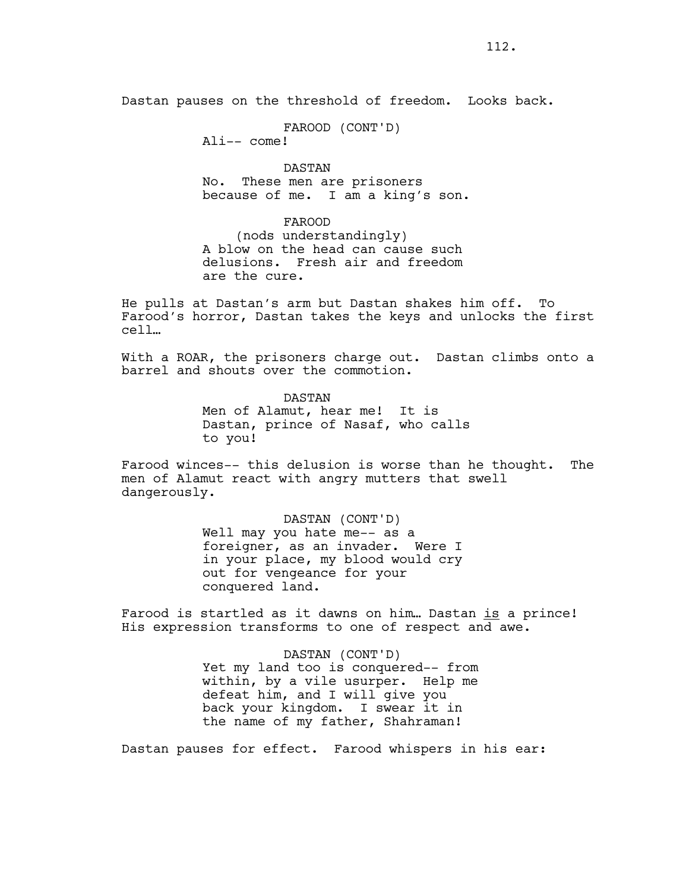Dastan pauses on the threshold of freedom. Looks back.

FAROOD (CONT'D)
Ali-- come!

DASTAN
No. These men are prisoners because of me. I am a king's son.

FAROOD
(nods understandingly)
A blow on the head can cause such delusions. Fresh air and freedom are the cure.

He pulls at Dastan's arm but Dastan shakes him off. To Farood's horror, Dastan takes the keys and unlocks the first cell…

With a ROAR, the prisoners charge out. Dastan climbs onto a barrel and shouts over the commotion.

DASTAN
Men of Alamut, hear me! It is Dastan, prince of Nasaf, who calls to you!

Farood winces-- this delusion is worse than he thought. The men of Alamut react with angry mutters that swell dangerously.

DASTAN (CONT'D)
Well may you hate me-- as a foreigner, as an invader. Were I in your place, my blood would cry out for vengeance for your conquered land.

Farood is startled as it dawns on him… Dastan <u>is</u> a prince! His expression transforms to one of respect and awe.

DASTAN (CONT'D)
Yet my land too is conquered-- from within, by a vile usurper. Help me defeat him, and I will give you back your kingdom. I swear it in the name of my father, Shahraman!

Dastan pauses for effect. Farood whispers in his ear: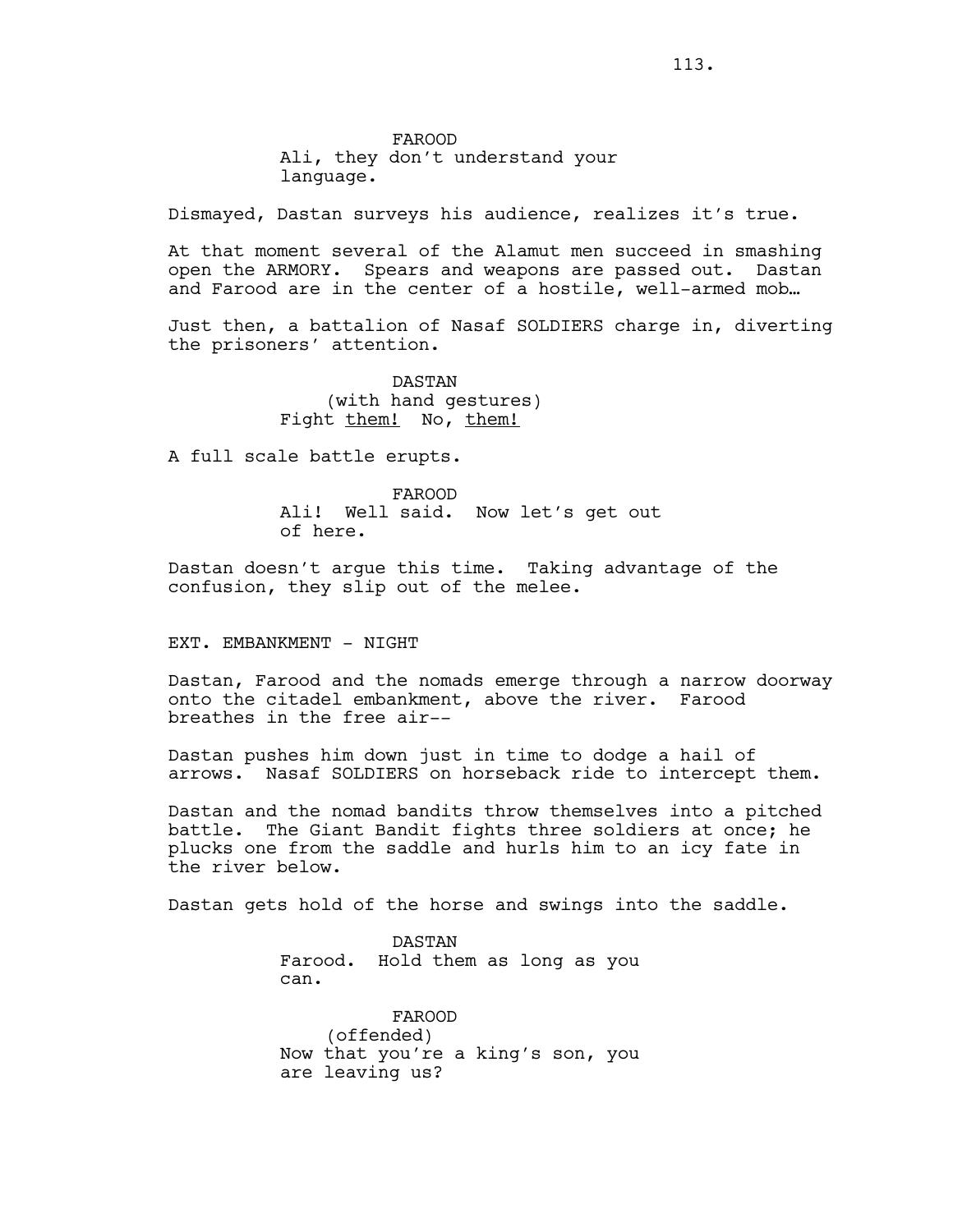FAROOD
Ali, they don't understand your language.

Dismayed, Dastan surveys his audience, realizes it's true.

At that moment several of the Alamut men succeed in smashing open the ARMORY. Spears and weapons are passed out. Dastan and Farood are in the center of a hostile, well-armed mob…

Just then, a battalion of Nasaf SOLDIERS charge in, diverting the prisoners' attention.

DASTAN
(with hand gestures)
Fight <u>them!</u> No, <u>them!</u>

A full scale battle erupts.

FAROOD
Ali! Well said. Now let's get out of here.

Dastan doesn't argue this time. Taking advantage of the confusion, they slip out of the melee.

EXT. EMBANKMENT - NIGHT

Dastan, Farood and the nomads emerge through a narrow doorway onto the citadel embankment, above the river. Farood breathes in the free air--

Dastan pushes him down just in time to dodge a hail of arrows. Nasaf SOLDIERS on horseback ride to intercept them.

Dastan and the nomad bandits throw themselves into a pitched battle. The Giant Bandit fights three soldiers at once; he plucks one from the saddle and hurls him to an icy fate in the river below.

Dastan gets hold of the horse and swings into the saddle.

DASTAN
Farood. Hold them as long as you can.

FAROOD
(offended)
Now that you're a king's son, you are leaving us?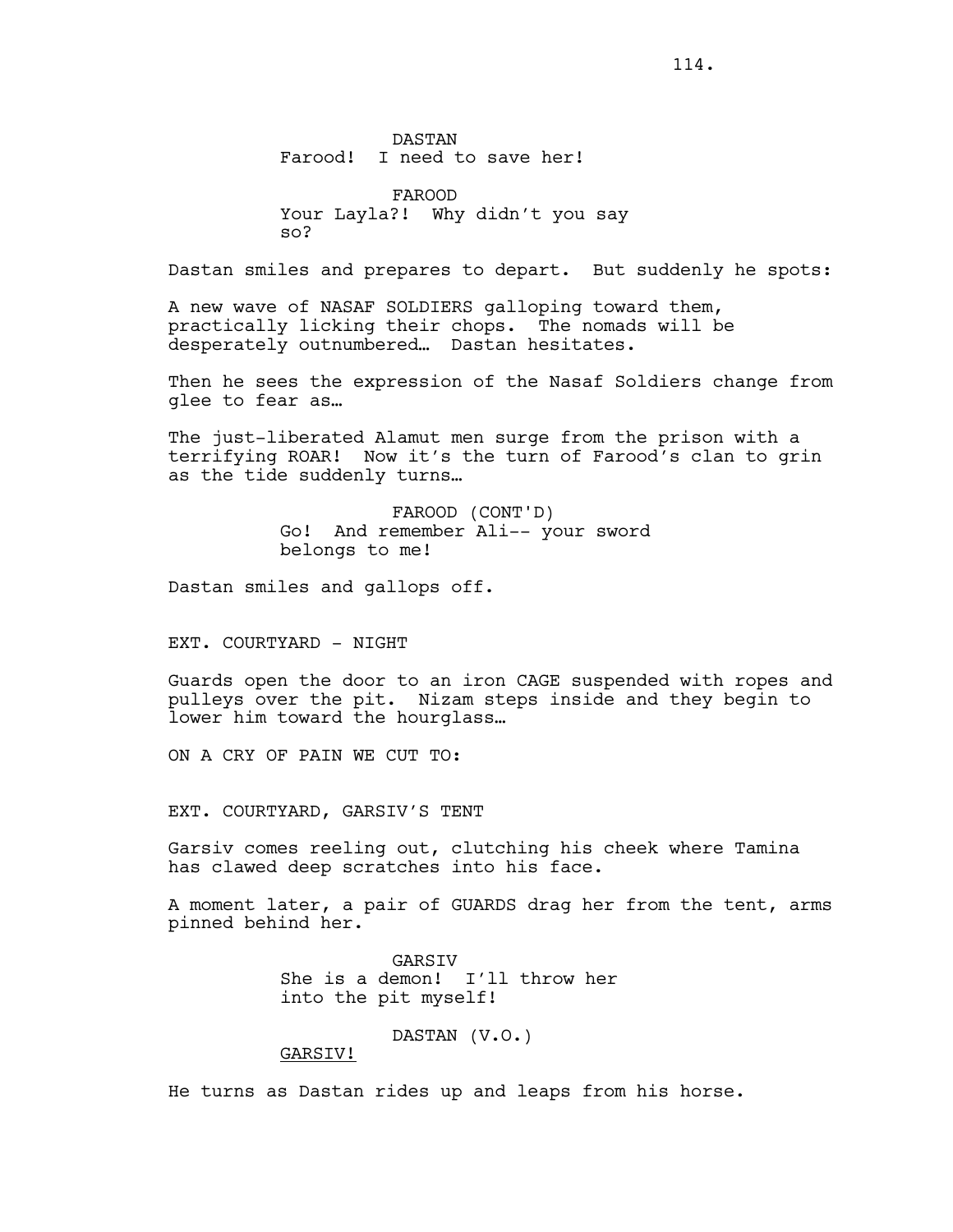DASTAN
Farood! I need to save her!

FAROOD
Your Layla?! Why didn't you say so?

Dastan smiles and prepares to depart. But suddenly he spots:

A new wave of NASAF SOLDIERS galloping toward them, practically licking their chops. The nomads will be desperately outnumbered… Dastan hesitates.

Then he sees the expression of the Nasaf Soldiers change from glee to fear as…

The just-liberated Alamut men surge from the prison with a terrifying ROAR! Now it's the turn of Farood's clan to grin as the tide suddenly turns…

FAROOD (CONT'D)
Go! And remember Ali-- your sword belongs to me!

Dastan smiles and gallops off.

EXT. COURTYARD - NIGHT

Guards open the door to an iron CAGE suspended with ropes and pulleys over the pit. Nizam steps inside and they begin to lower him toward the hourglass…

ON A CRY OF PAIN WE CUT TO:

EXT. COURTYARD, GARSIV'S TENT

Garsiv comes reeling out, clutching his cheek where Tamina has clawed deep scratches into his face.

A moment later, a pair of GUARDS drag her from the tent, arms pinned behind her.

GARSIV
She is a demon! I'll throw her into the pit myself!

DASTAN (V.O.)
<u>GARSIV!</u>

He turns as Dastan rides up and leaps from his horse.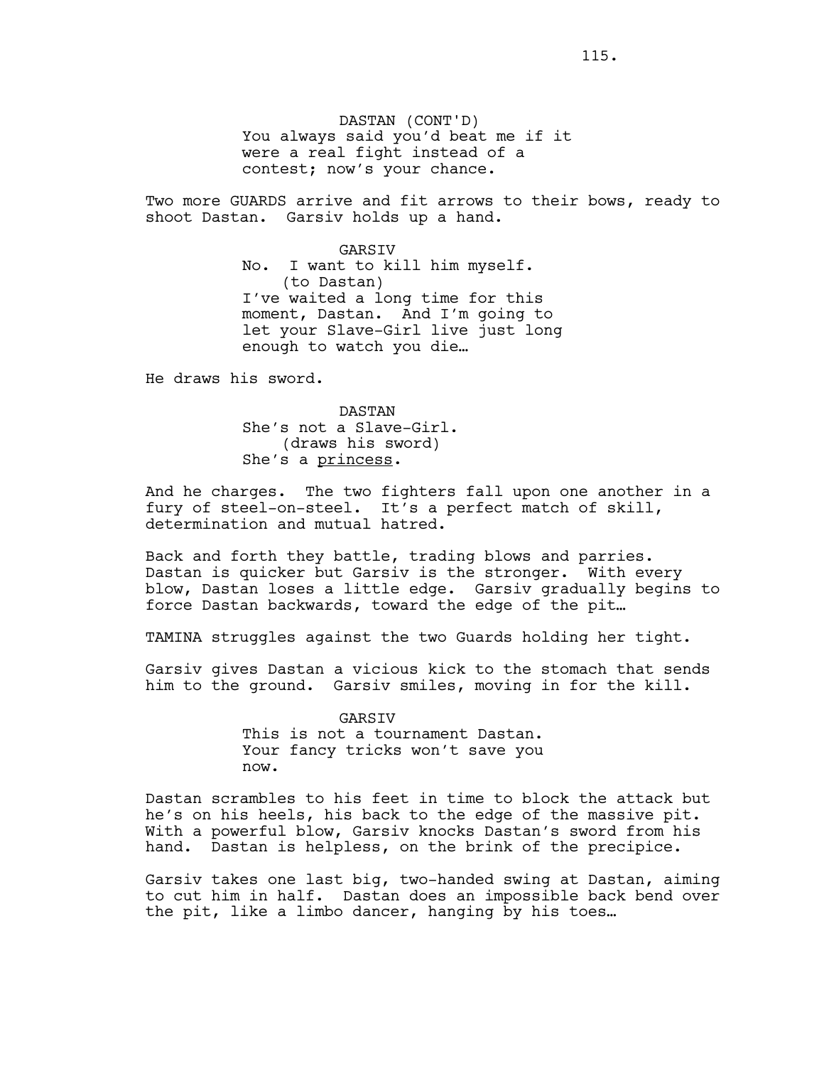DASTAN (CONT'D)
You always said you'd beat me if it were a real fight instead of a contest; now's your chance.

Two more GUARDS arrive and fit arrows to their bows, ready to shoot Dastan. Garsiv holds up a hand.

GARSIV
No. I want to kill him myself.
(to Dastan)
I've waited a long time for this moment, Dastan. And I'm going to let your Slave-Girl live just long enough to watch you die…

He draws his sword.

DASTAN
She's not a Slave-Girl.
(draws his sword)
She's a <u>princess</u>.

And he charges. The two fighters fall upon one another in a fury of steel-on-steel. It's a perfect match of skill, determination and mutual hatred.

Back and forth they battle, trading blows and parries. Dastan is quicker but Garsiv is the stronger. With every blow, Dastan loses a little edge. Garsiv gradually begins to force Dastan backwards, toward the edge of the pit…

TAMINA struggles against the two Guards holding her tight.

Garsiv gives Dastan a vicious kick to the stomach that sends him to the ground. Garsiv smiles, moving in for the kill.

GARSIV
This is not a tournament Dastan. Your fancy tricks won't save you now.

Dastan scrambles to his feet in time to block the attack but he's on his heels, his back to the edge of the massive pit. With a powerful blow, Garsiv knocks Dastan's sword from his hand. Dastan is helpless, on the brink of the precipice.

Garsiv takes one last big, two-handed swing at Dastan, aiming to cut him in half. Dastan does an impossible back bend over the pit, like a limbo dancer, hanging by his toes…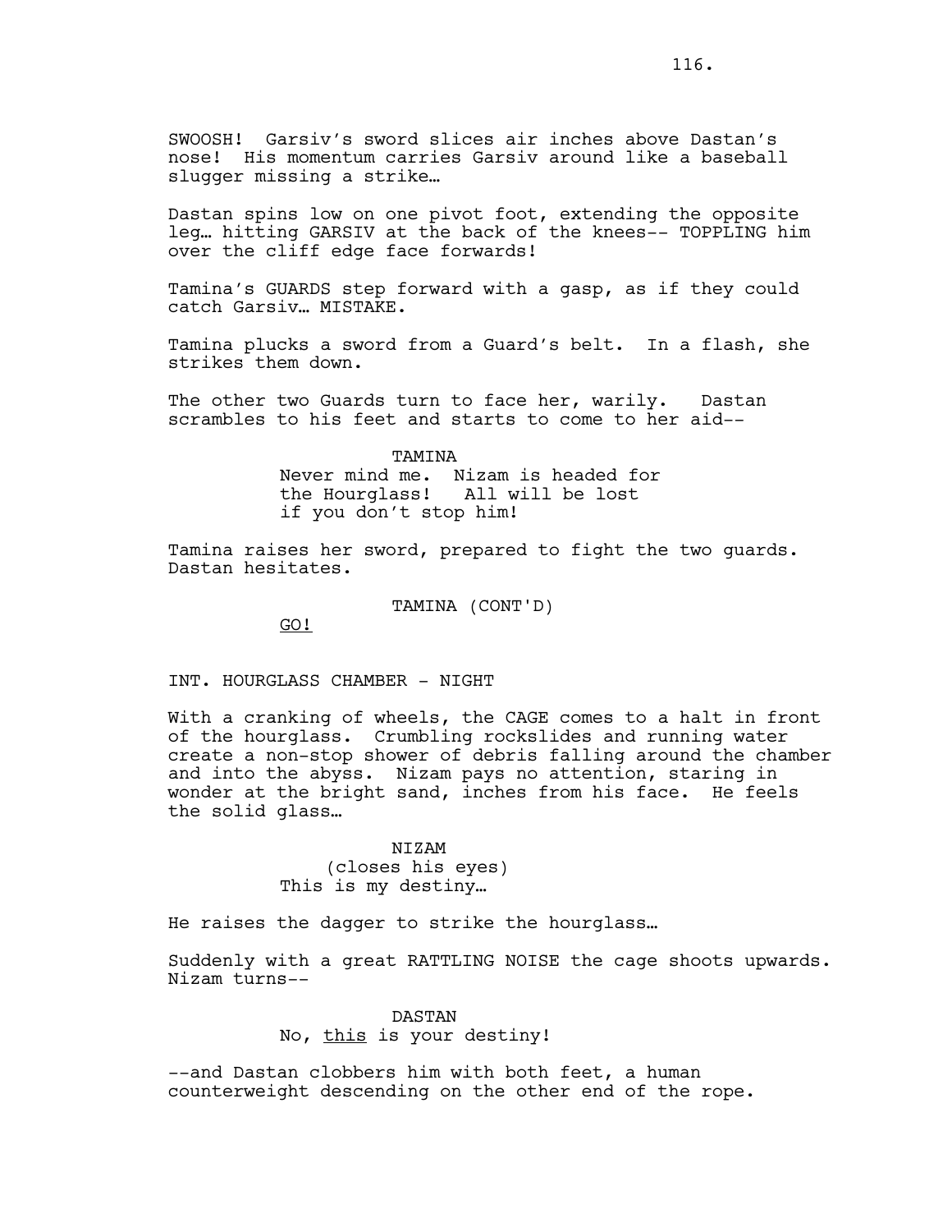SWOOSH! Garsiv's sword slices air inches above Dastan's nose! His momentum carries Garsiv around like a baseball slugger missing a strike…

Dastan spins low on one pivot foot, extending the opposite leg… hitting GARSIV at the back of the knees-- TOPPLING him over the cliff edge face forwards!

Tamina's GUARDS step forward with a gasp, as if they could catch Garsiv… MISTAKE.

Tamina plucks a sword from a Guard's belt. In a flash, she strikes them down.

The other two Guards turn to face her, warily. Dastan scrambles to his feet and starts to come to her aid--

TAMINA
Never mind me. Nizam is headed for the Hourglass! All will be lost if you don't stop him!

Tamina raises her sword, prepared to fight the two guards. Dastan hesitates.

TAMINA (CONT'D)
GO!

INT. HOURGLASS CHAMBER - NIGHT

With a cranking of wheels, the CAGE comes to a halt in front of the hourglass. Crumbling rockslides and running water create a non-stop shower of debris falling around the chamber and into the abyss. Nizam pays no attention, staring in wonder at the bright sand, inches from his face. He feels the solid glass…

NIZAM
(closes his eyes)
This is my destiny…

He raises the dagger to strike the hourglass…

Suddenly with a great RATTLING NOISE the cage shoots upwards. Nizam turns--

DASTAN
No, this is your destiny!

--and Dastan clobbers him with both feet, a human counterweight descending on the other end of the rope.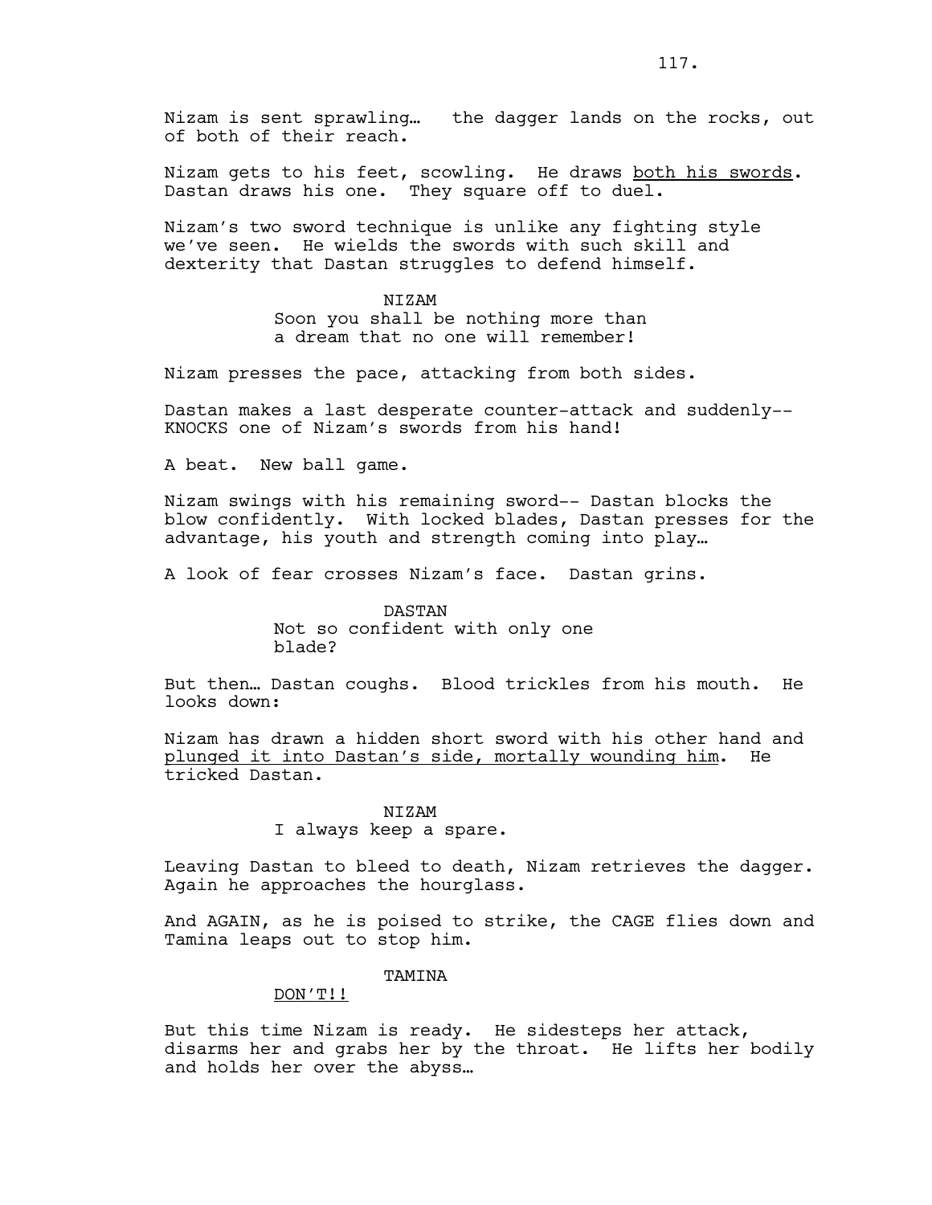Nizam is sent sprawling… the dagger lands on the rocks, out of both of their reach.

Nizam gets to his feet, scowling. He draws <u>both his swords</u>. Dastan draws his one. They square off to duel.

Nizam's two sword technique is unlike any fighting style we've seen. He wields the swords with such skill and dexterity that Dastan struggles to defend himself.

NIZAM
Soon you shall be nothing more than a dream that no one will remember!

Nizam presses the pace, attacking from both sides.

Dastan makes a last desperate counter-attack and suddenly-- KNOCKS one of Nizam's swords from his hand!

A beat. New ball game.

Nizam swings with his remaining sword-- Dastan blocks the blow confidently. With locked blades, Dastan presses for the advantage, his youth and strength coming into play…

A look of fear crosses Nizam's face. Dastan grins.

DASTAN
Not so confident with only one blade?

But then… Dastan coughs. Blood trickles from his mouth. He looks down:

Nizam has drawn a hidden short sword with his other hand and <u>plunged it into Dastan's side, mortally wounding him</u>. He tricked Dastan.

NIZAM
I always keep a spare.

Leaving Dastan to bleed to death, Nizam retrieves the dagger. Again he approaches the hourglass.

And AGAIN, as he is poised to strike, the CAGE flies down and Tamina leaps out to stop him.

TAMINA
<u>DON'T!!</u>

But this time Nizam is ready. He sidesteps her attack, disarms her and grabs her by the throat. He lifts her bodily and holds her over the abyss…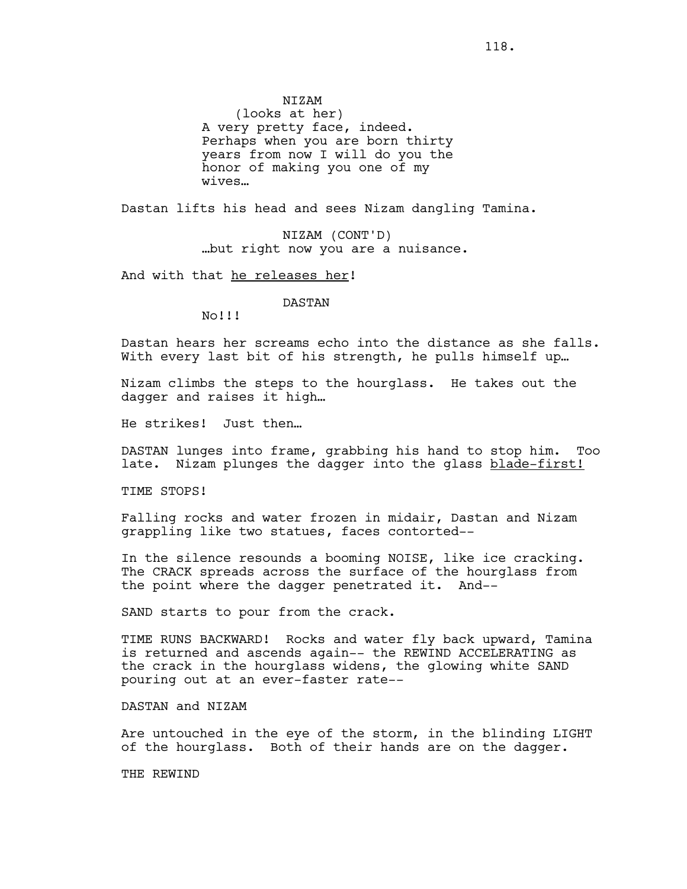NIZAM
(looks at her)
A very pretty face, indeed. Perhaps when you are born thirty years from now I will do you the honor of making you one of my wives…

Dastan lifts his head and sees Nizam dangling Tamina.

NIZAM (CONT'D)
…but right now you are a nuisance.

And with that <u>he releases her</u>!

DASTAN
No!!!

Dastan hears her screams echo into the distance as she falls. With every last bit of his strength, he pulls himself up…

Nizam climbs the steps to the hourglass. He takes out the dagger and raises it high…

He strikes! Just then…

DASTAN lunges into frame, grabbing his hand to stop him. Too late. Nizam plunges the dagger into the glass <u>blade-first!</u>

TIME STOPS!

Falling rocks and water frozen in midair, Dastan and Nizam grappling like two statues, faces contorted--

In the silence resounds a booming NOISE, like ice cracking. The CRACK spreads across the surface of the hourglass from the point where the dagger penetrated it. And--

SAND starts to pour from the crack.

TIME RUNS BACKWARD! Rocks and water fly back upward, Tamina is returned and ascends again-- the REWIND ACCELERATING as the crack in the hourglass widens, the glowing white SAND pouring out at an ever-faster rate--

DASTAN and NIZAM

Are untouched in the eye of the storm, in the blinding LIGHT of the hourglass. Both of their hands are on the dagger.

THE REWIND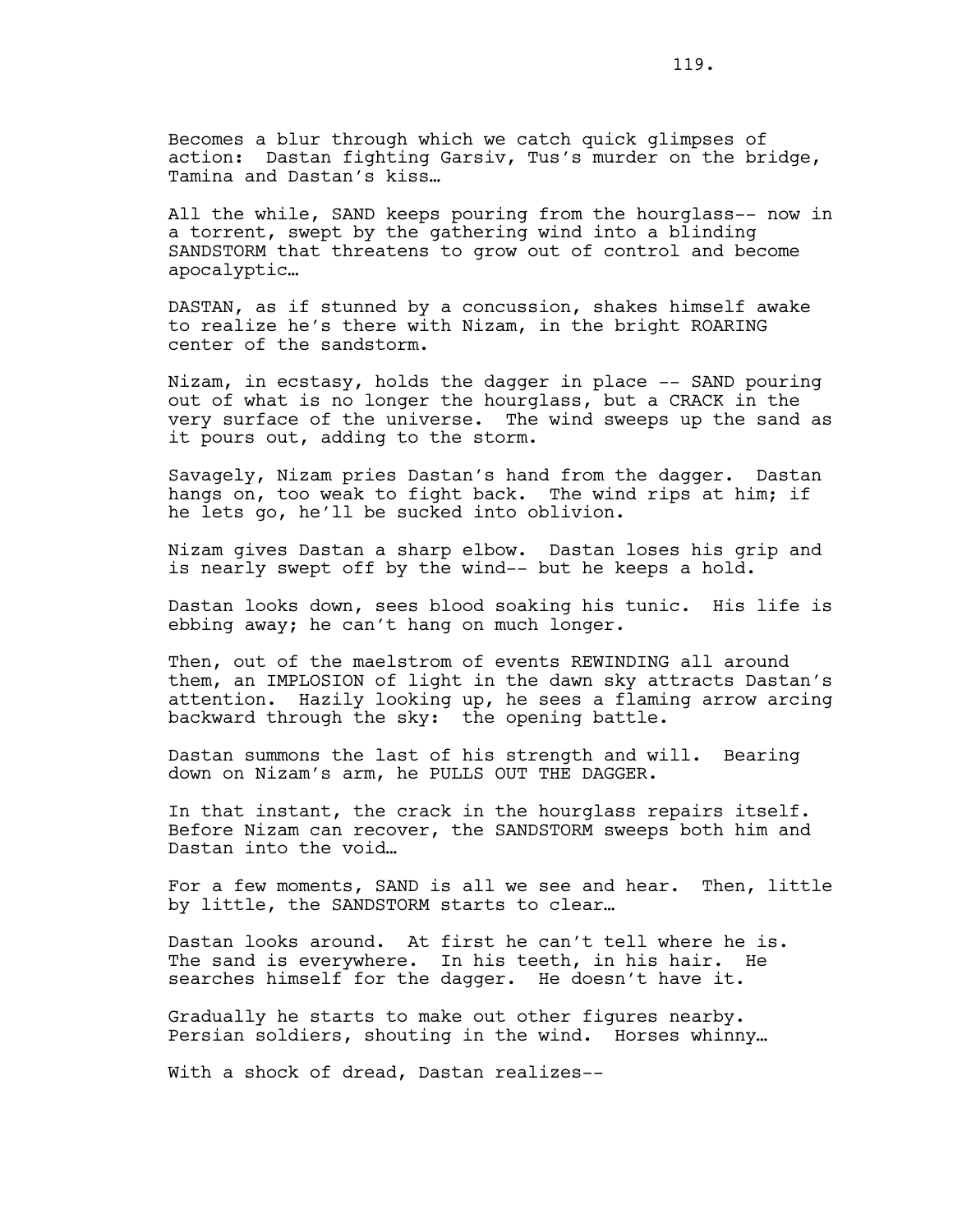Becomes a blur through which we catch quick glimpses of action:  Dastan fighting Garsiv, Tus's murder on the bridge, Tamina and Dastan's kiss…

All the while, SAND keeps pouring from the hourglass-- now in a torrent, swept by the gathering wind into a blinding SANDSTORM that threatens to grow out of control and become apocalyptic…

DASTAN, as if stunned by a concussion, shakes himself awake to realize he's there with Nizam, in the bright ROARING center of the sandstorm.

Nizam, in ecstasy, holds the dagger in place -- SAND pouring out of what is no longer the hourglass, but a CRACK in the very surface of the universe.  The wind sweeps up the sand as it pours out, adding to the storm.

Savagely, Nizam pries Dastan's hand from the dagger.  Dastan hangs on, too weak to fight back.  The wind rips at him; if he lets go, he'll be sucked into oblivion.

Nizam gives Dastan a sharp elbow.  Dastan loses his grip and is nearly swept off by the wind-- but he keeps a hold.

Dastan looks down, sees blood soaking his tunic.  His life is ebbing away; he can't hang on much longer.

Then, out of the maelstrom of events REWINDING all around them, an IMPLOSION of light in the dawn sky attracts Dastan's attention.  Hazily looking up, he sees a flaming arrow arcing backward through the sky:  the opening battle.

Dastan summons the last of his strength and will.  Bearing down on Nizam's arm, he PULLS OUT THE DAGGER.

In that instant, the crack in the hourglass repairs itself. Before Nizam can recover, the SANDSTORM sweeps both him and Dastan into the void…

For a few moments, SAND is all we see and hear.  Then, little by little, the SANDSTORM starts to clear…

Dastan looks around.  At first he can't tell where he is. The sand is everywhere.  In his teeth, in his hair.  He searches himself for the dagger.  He doesn't have it.

Gradually he starts to make out other figures nearby. Persian soldiers, shouting in the wind.  Horses whinny…

With a shock of dread, Dastan realizes--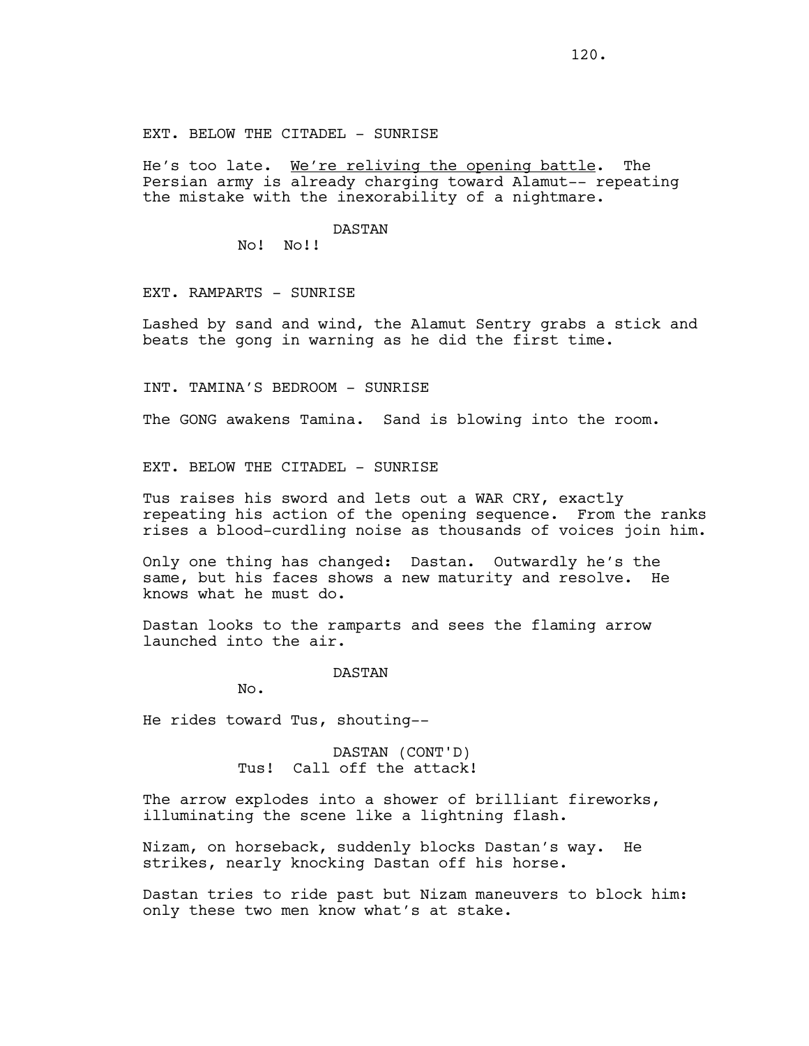EXT. BELOW THE CITADEL - SUNRISE

He's too late. <u>We're reliving the opening battle</u>. The Persian army is already charging toward Alamut-- repeating the mistake with the inexorability of a nightmare.

DASTAN

No! No!!

EXT. RAMPARTS - SUNRISE

Lashed by sand and wind, the Alamut Sentry grabs a stick and beats the gong in warning as he did the first time.

INT. TAMINA'S BEDROOM - SUNRISE

The GONG awakens Tamina. Sand is blowing into the room.

EXT. BELOW THE CITADEL - SUNRISE

Tus raises his sword and lets out a WAR CRY, exactly repeating his action of the opening sequence. From the ranks rises a blood-curdling noise as thousands of voices join him.

Only one thing has changed: Dastan. Outwardly he's the same, but his faces shows a new maturity and resolve. He knows what he must do.

Dastan looks to the ramparts and sees the flaming arrow launched into the air.

DASTAN

No.

He rides toward Tus, shouting--

DASTAN (CONT'D)

Tus! Call off the attack!

The arrow explodes into a shower of brilliant fireworks, illuminating the scene like a lightning flash.

Nizam, on horseback, suddenly blocks Dastan's way. He strikes, nearly knocking Dastan off his horse.

Dastan tries to ride past but Nizam maneuvers to block him: only these two men know what's at stake.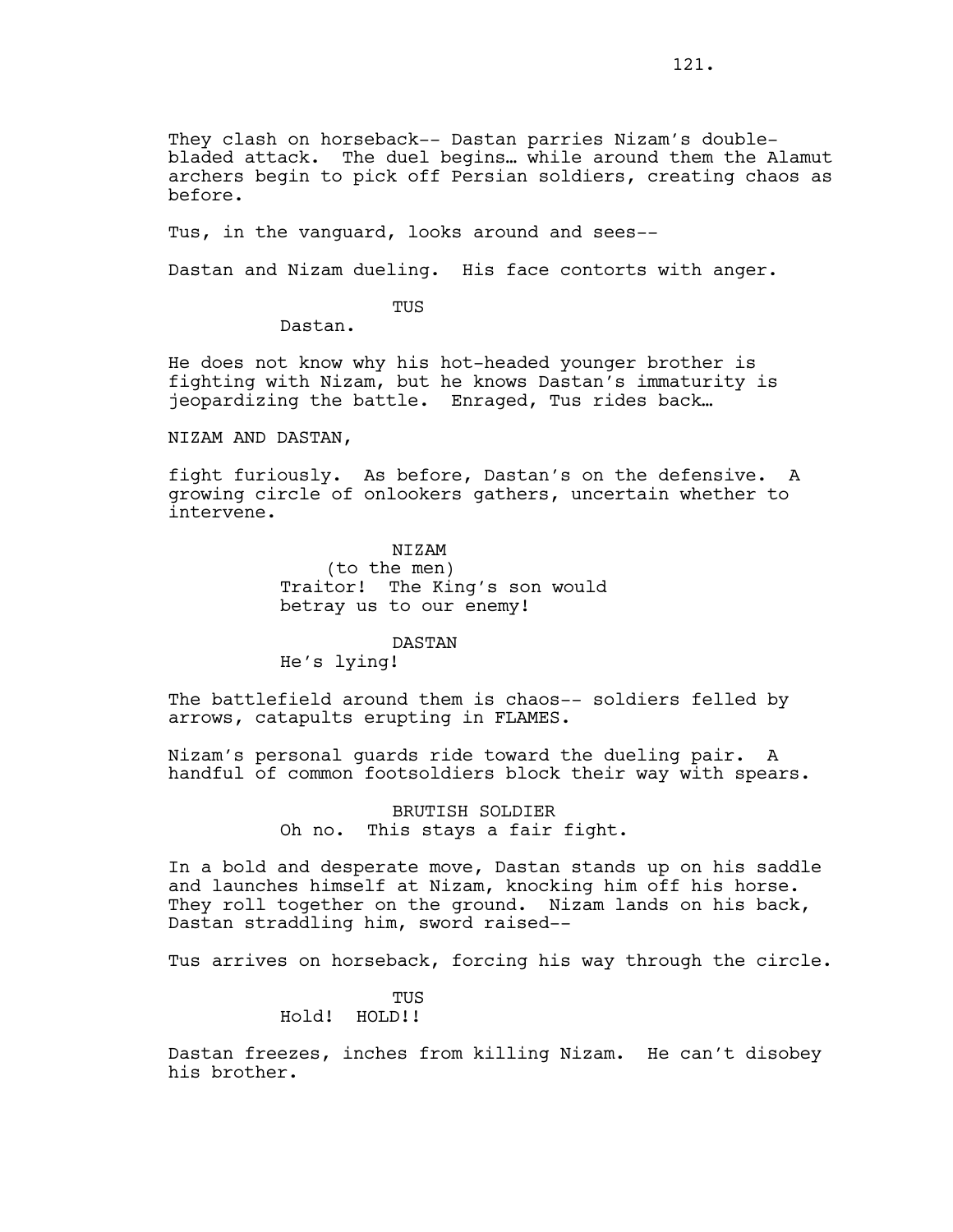They clash on horseback-- Dastan parries Nizam's double-bladed attack. The duel begins… while around them the Alamut archers begin to pick off Persian soldiers, creating chaos as before.

Tus, in the vanguard, looks around and sees--

Dastan and Nizam dueling. His face contorts with anger.

TUS
Dastan.

He does not know why his hot-headed younger brother is fighting with Nizam, but he knows Dastan's immaturity is jeopardizing the battle. Enraged, Tus rides back…

NIZAM AND DASTAN,

fight furiously. As before, Dastan's on the defensive. A growing circle of onlookers gathers, uncertain whether to intervene.

NIZAM
(to the men)
Traitor! The King's son would betray us to our enemy!

DASTAN
He's lying!

The battlefield around them is chaos-- soldiers felled by arrows, catapults erupting in FLAMES.

Nizam's personal guards ride toward the dueling pair. A handful of common footsoldiers block their way with spears.

BRUTISH SOLDIER
Oh no. This stays a fair fight.

In a bold and desperate move, Dastan stands up on his saddle and launches himself at Nizam, knocking him off his horse. They roll together on the ground. Nizam lands on his back, Dastan straddling him, sword raised--

Tus arrives on horseback, forcing his way through the circle.

TUS
Hold! HOLD!!

Dastan freezes, inches from killing Nizam. He can't disobey his brother.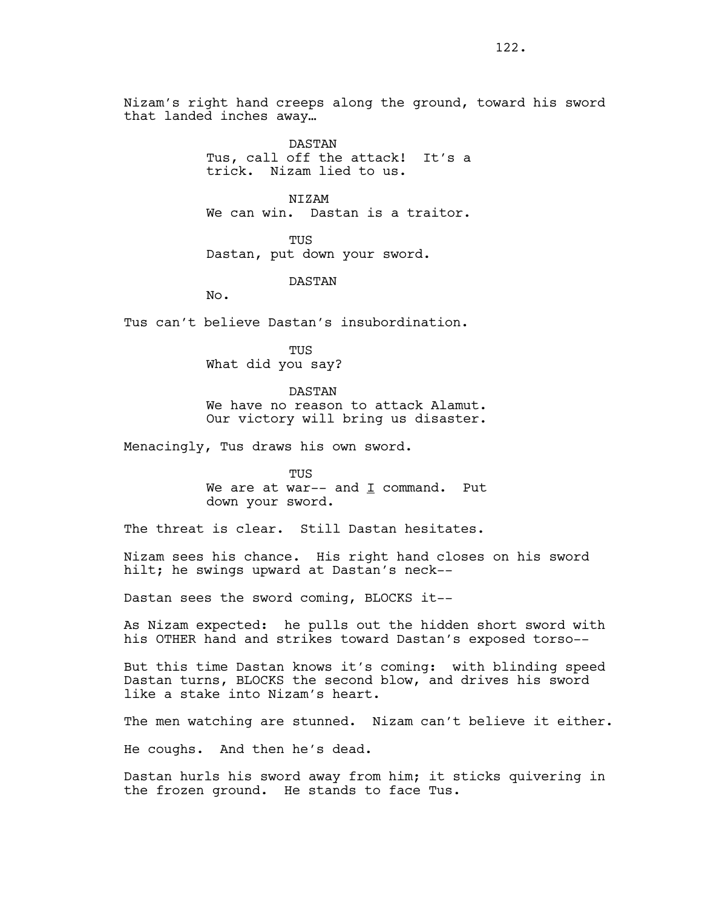Nizam's right hand creeps along the ground, toward his sword that landed inches away…

DASTAN
Tus, call off the attack! It's a trick. Nizam lied to us.

NIZAM
We can win. Dastan is a traitor.

TUS
Dastan, put down your sword.

DASTAN
No.

Tus can't believe Dastan's insubordination.

TUS
What did you say?

DASTAN
We have no reason to attack Alamut. Our victory will bring us disaster.

Menacingly, Tus draws his own sword.

TUS
We are at war-- and I command. Put down your sword.

The threat is clear. Still Dastan hesitates.

Nizam sees his chance. His right hand closes on his sword hilt; he swings upward at Dastan's neck--

Dastan sees the sword coming, BLOCKS it--

As Nizam expected: he pulls out the hidden short sword with his OTHER hand and strikes toward Dastan's exposed torso--

But this time Dastan knows it's coming: with blinding speed Dastan turns, BLOCKS the second blow, and drives his sword like a stake into Nizam's heart.

The men watching are stunned. Nizam can't believe it either.

He coughs. And then he's dead.

Dastan hurls his sword away from him; it sticks quivering in the frozen ground. He stands to face Tus.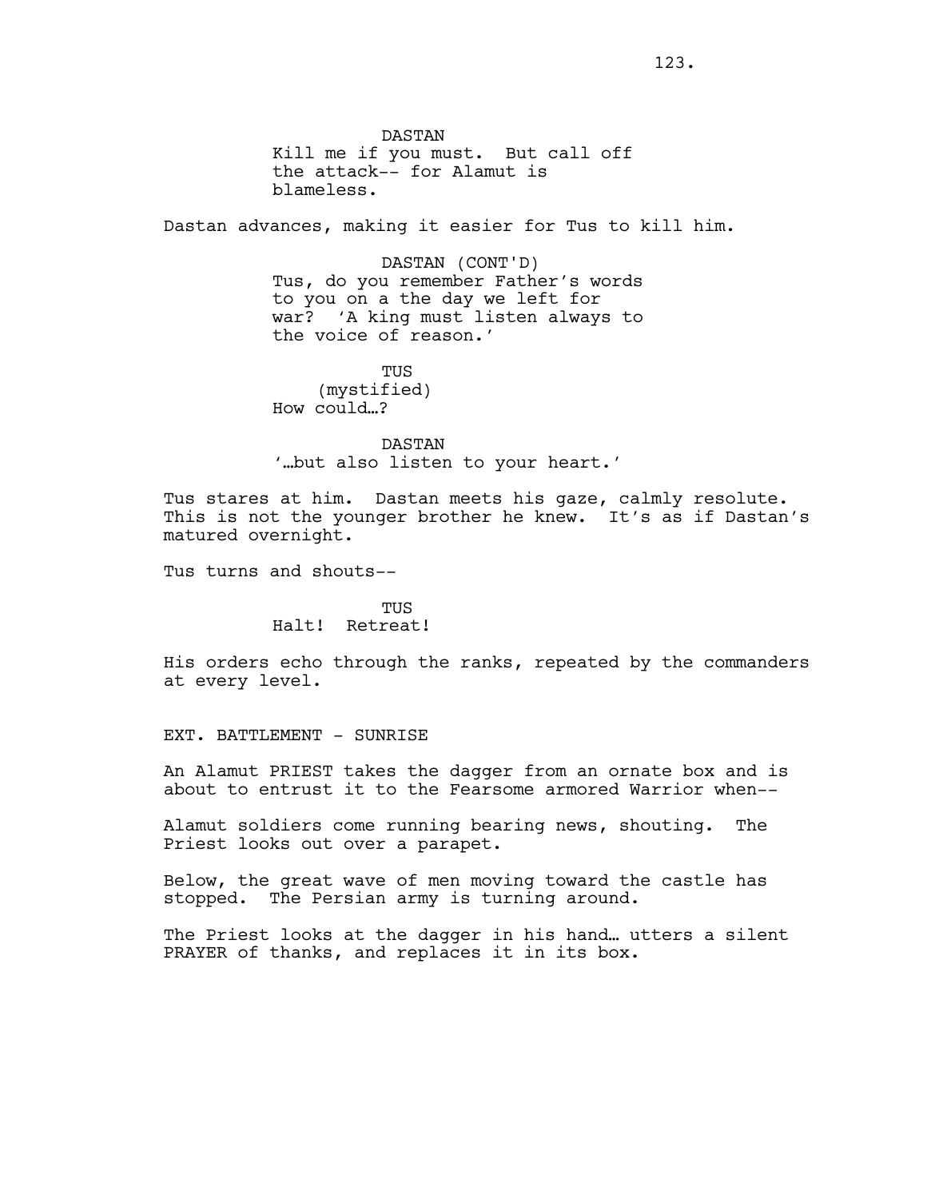DASTAN
Kill me if you must. But call off the attack-- for Alamut is blameless.

Dastan advances, making it easier for Tus to kill him.

DASTAN (CONT'D)
Tus, do you remember Father's words to you on a the day we left for war? 'A king must listen always to the voice of reason.'

TUS
(mystified)
How could…?

DASTAN
'…but also listen to your heart.'

Tus stares at him. Dastan meets his gaze, calmly resolute. This is not the younger brother he knew. It's as if Dastan's matured overnight.

Tus turns and shouts--

TUS
Halt! Retreat!

His orders echo through the ranks, repeated by the commanders at every level.

EXT. BATTLEMENT - SUNRISE

An Alamut PRIEST takes the dagger from an ornate box and is about to entrust it to the Fearsome armored Warrior when--

Alamut soldiers come running bearing news, shouting. The Priest looks out over a parapet.

Below, the great wave of men moving toward the castle has stopped. The Persian army is turning around.

The Priest looks at the dagger in his hand… utters a silent PRAYER of thanks, and replaces it in its box.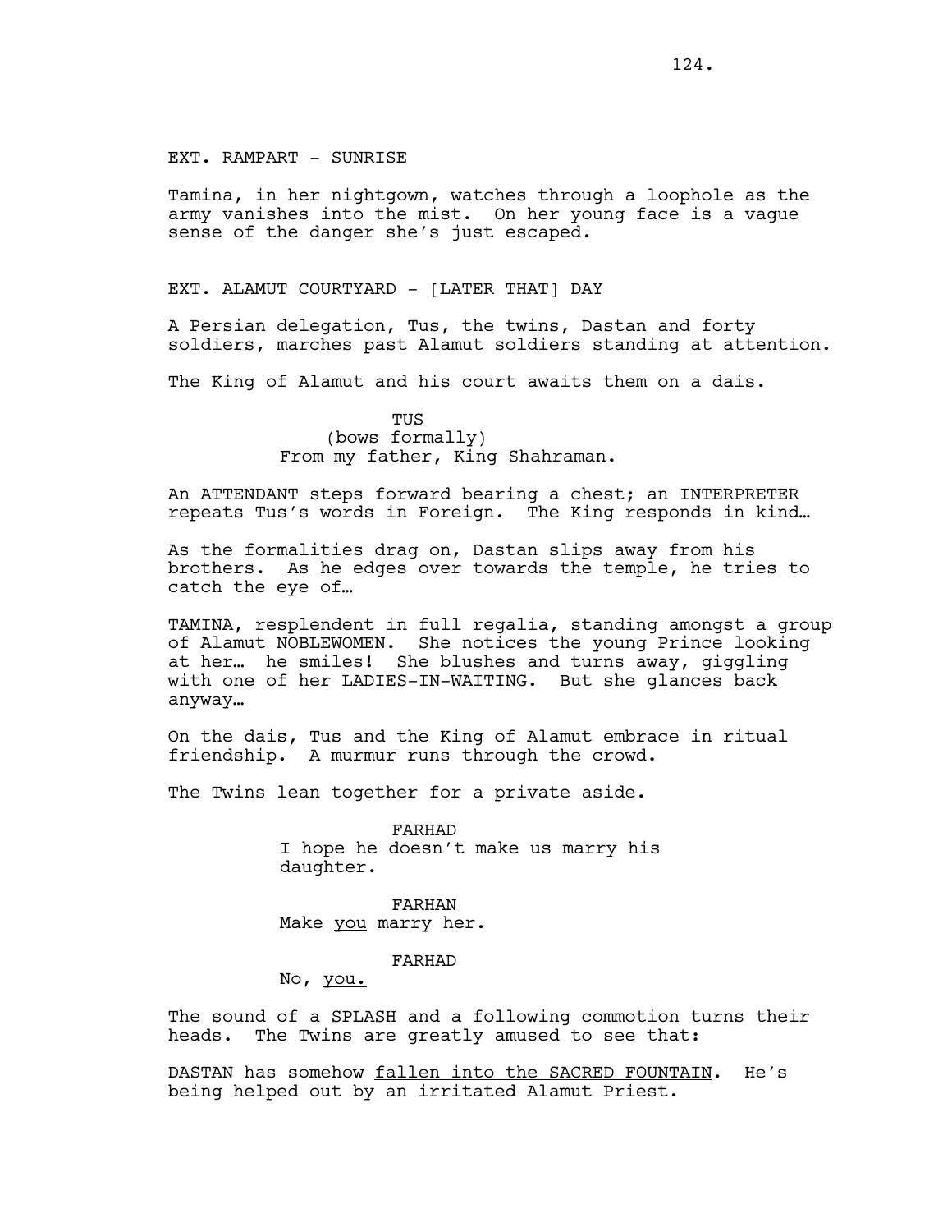EXT. RAMPART - SUNRISE

Tamina, in her nightgown, watches through a loophole as the army vanishes into the mist. On her young face is a vague sense of the danger she's just escaped.

EXT. ALAMUT COURTYARD - [LATER THAT] DAY

A Persian delegation, Tus, the twins, Dastan and forty soldiers, marches past Alamut soldiers standing at attention.

The King of Alamut and his court awaits them on a dais.

TUS
(bows formally)
From my father, King Shahraman.

An ATTENDANT steps forward bearing a chest; an INTERPRETER repeats Tus's words in Foreign. The King responds in kind…

As the formalities drag on, Dastan slips away from his brothers. As he edges over towards the temple, he tries to catch the eye of…

TAMINA, resplendent in full regalia, standing amongst a group of Alamut NOBLEWOMEN. She notices the young Prince looking at her… he smiles! She blushes and turns away, giggling with one of her LADIES-IN-WAITING. But she glances back anyway…

On the dais, Tus and the King of Alamut embrace in ritual friendship. A murmur runs through the crowd.

The Twins lean together for a private aside.

FARHAD
I hope he doesn't make us marry his daughter.

FARHAN
Make <u>you</u> marry her.

FARHAD
No, <u>you.</u>

The sound of a SPLASH and a following commotion turns their heads. The Twins are greatly amused to see that:

DASTAN has somehow <u>fallen into the SACRED FOUNTAIN</u>. He's being helped out by an irritated Alamut Priest.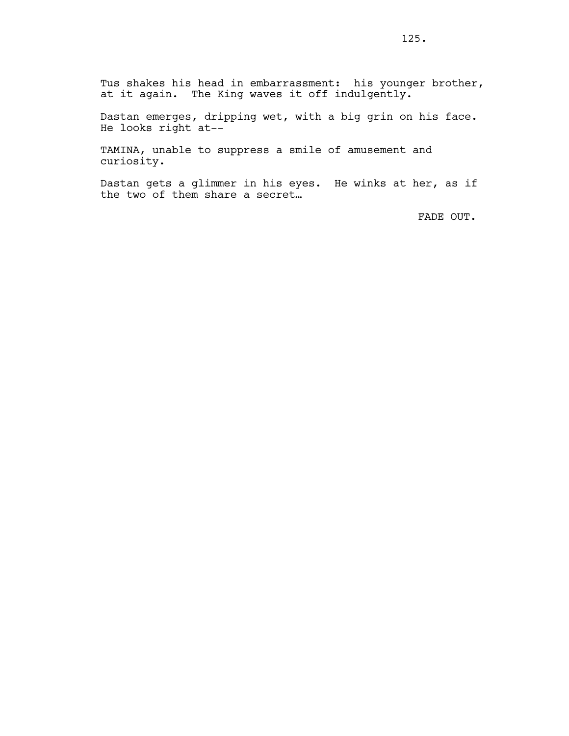Tus shakes his head in embarrassment:  his younger brother, at it again.  The King waves it off indulgently.

Dastan emerges, dripping wet, with a big grin on his face. He looks right at--

TAMINA, unable to suppress a smile of amusement and curiosity.

Dastan gets a glimmer in his eyes.  He winks at her, as if the two of them share a secret…

FADE OUT.